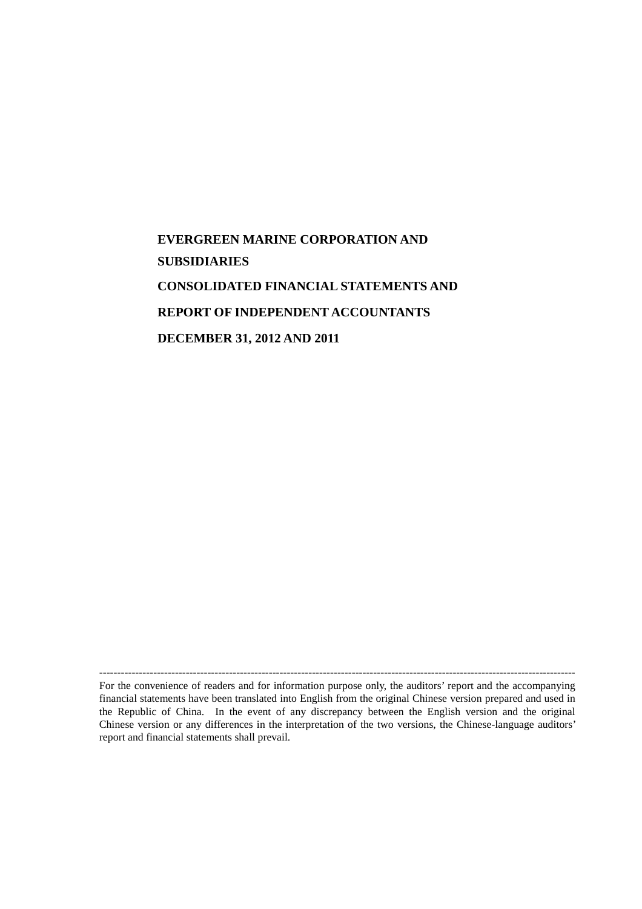# EVERGREEN MARINE CORPORATION AND SUBSIDIARIES

# CONSOLIDATED FINANCIAL STATEMENTS AND REPORT OF INDEPENDENT ACCOUNTANTS

# DECEMBER 31, 2012 AND 2011

---

For the convenience of readers and for information purpose only, the auditors' report and the accompanying financial statements have been translated into English from the original Chinese version prepared and used in the Republic of China. In the event of any discrepancy between the English version and the original Chinese version or any differences in the interpretation of the two versions, the Chinese-language auditors' report and financial statements shall prevail.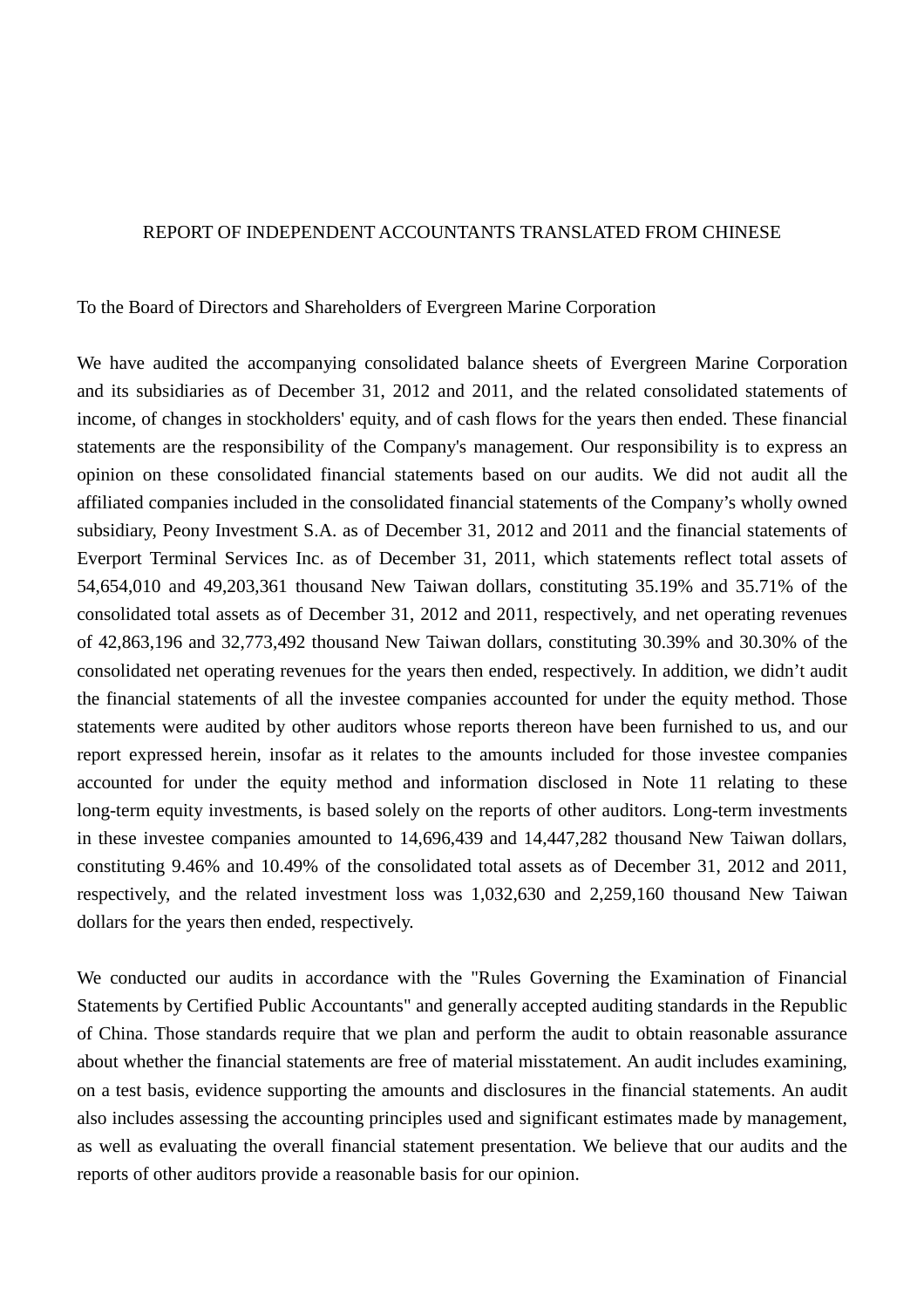# REPORT OF INDEPENDENT ACCOUNTANTS TRANSLATED FROM CHINESE

To the Board of Directors and Shareholders of Evergreen Marine Corporation

We have audited the accompanying consolidated balance sheets of Evergreen Marine Corporation and its subsidiaries as of December 31, 2012 and 2011, and the related consolidated statements of income, of changes in stockholders' equity, and of cash flows for the years then ended. These financial statements are the responsibility of the Company's management. Our responsibility is to express an opinion on these consolidated financial statements based on our audits. We did not audit all the affiliated companies included in the consolidated financial statements of the Company's wholly owned subsidiary, Peony Investment S.A. as of December 31, 2012 and 2011 and the financial statements of Everport Terminal Services Inc. as of December 31, 2011, which statements reflect total assets of 54,654,010 and 49,203,361 thousand New Taiwan dollars, constituting 35.19% and 35.71% of the consolidated total assets as of December 31, 2012 and 2011, respectively, and net operating revenues of 42,863,196 and 32,773,492 thousand New Taiwan dollars, constituting 30.39% and 30.30% of the consolidated net operating revenues for the years then ended, respectively. In addition, we didn't audit the financial statements of all the investee companies accounted for under the equity method. Those statements were audited by other auditors whose reports thereon have been furnished to us, and our report expressed herein, insofar as it relates to the amounts included for those investee companies accounted for under the equity method and information disclosed in Note 11 relating to these long-term equity investments, is based solely on the reports of other auditors. Long-term investments in these investee companies amounted to 14,696,439 and 14,447,282 thousand New Taiwan dollars, constituting 9.46% and 10.49% of the consolidated total assets as of December 31, 2012 and 2011, respectively, and the related investment loss was 1,032,630 and 2,259,160 thousand New Taiwan dollars for the years then ended, respectively.

We conducted our audits in accordance with the "Rules Governing the Examination of Financial Statements by Certified Public Accountants" and generally accepted auditing standards in the Republic of China. Those standards require that we plan and perform the audit to obtain reasonable assurance about whether the financial statements are free of material misstatement. An audit includes examining, on a test basis, evidence supporting the amounts and disclosures in the financial statements. An audit also includes assessing the accounting principles used and significant estimates made by management, as well as evaluating the overall financial statement presentation. We believe that our audits and the reports of other auditors provide a reasonable basis for our opinion.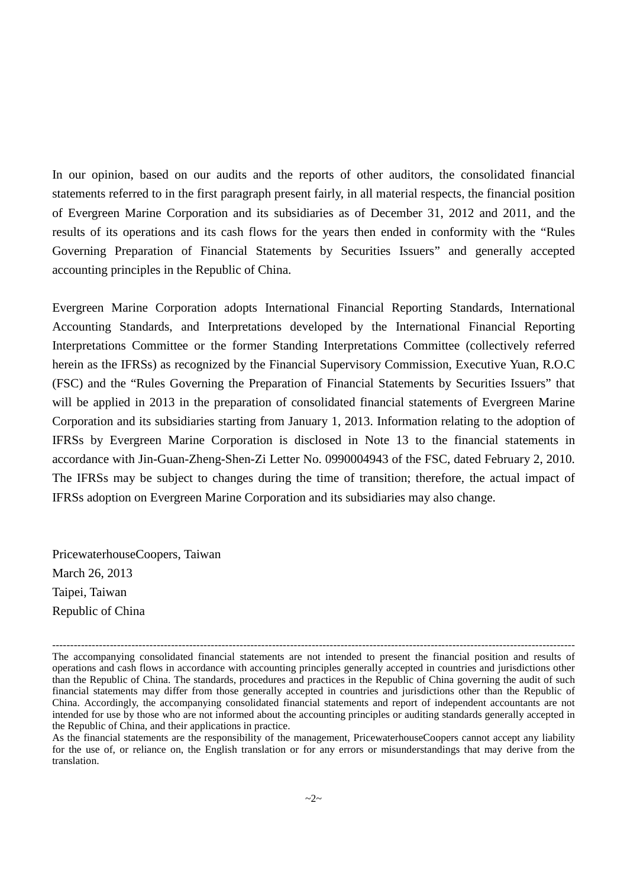In our opinion, based on our audits and the reports of other auditors, the consolidated financial statements referred to in the first paragraph present fairly, in all material respects, the financial position of Evergreen Marine Corporation and its subsidiaries as of December 31, 2012 and 2011, and the results of its operations and its cash flows for the years then ended in conformity with the "Rules Governing Preparation of Financial Statements by Securities Issuers" and generally accepted accounting principles in the Republic of China.

Evergreen Marine Corporation adopts International Financial Reporting Standards, International Accounting Standards, and Interpretations developed by the International Financial Reporting Interpretations Committee or the former Standing Interpretations Committee (collectively referred herein as the IFRSs) as recognized by the Financial Supervisory Commission, Executive Yuan, R.O.C (FSC) and the "Rules Governing the Preparation of Financial Statements by Securities Issuers" that will be applied in 2013 in the preparation of consolidated financial statements of Evergreen Marine Corporation and its subsidiaries starting from January 1, 2013. Information relating to the adoption of IFRSs by Evergreen Marine Corporation is disclosed in Note 13 to the financial statements in accordance with Jin-Guan-Zheng-Shen-Zi Letter No. 0990004943 of the FSC, dated February 2, 2010. The IFRSs may be subject to changes during the time of transition; therefore, the actual impact of IFRSs adoption on Evergreen Marine Corporation and its subsidiaries may also change.

PricewaterhouseCoopers, Taiwan
March 26, 2013
Taipei, Taiwan
Republic of China

---

The accompanying consolidated financial statements are not intended to present the financial position and results of operations and cash flows in accordance with accounting principles generally accepted in countries and jurisdictions other than the Republic of China. The standards, procedures and practices in the Republic of China governing the audit of such financial statements may differ from those generally accepted in countries and jurisdictions other than the Republic of China. Accordingly, the accompanying consolidated financial statements and report of independent accountants are not intended for use by those who are not informed about the accounting principles or auditing standards generally accepted in the Republic of China, and their applications in practice.

As the financial statements are the responsibility of the management, PricewaterhouseCoopers cannot accept any liability for the use of, or reliance on, the English translation or for any errors or misunderstandings that may derive from the translation.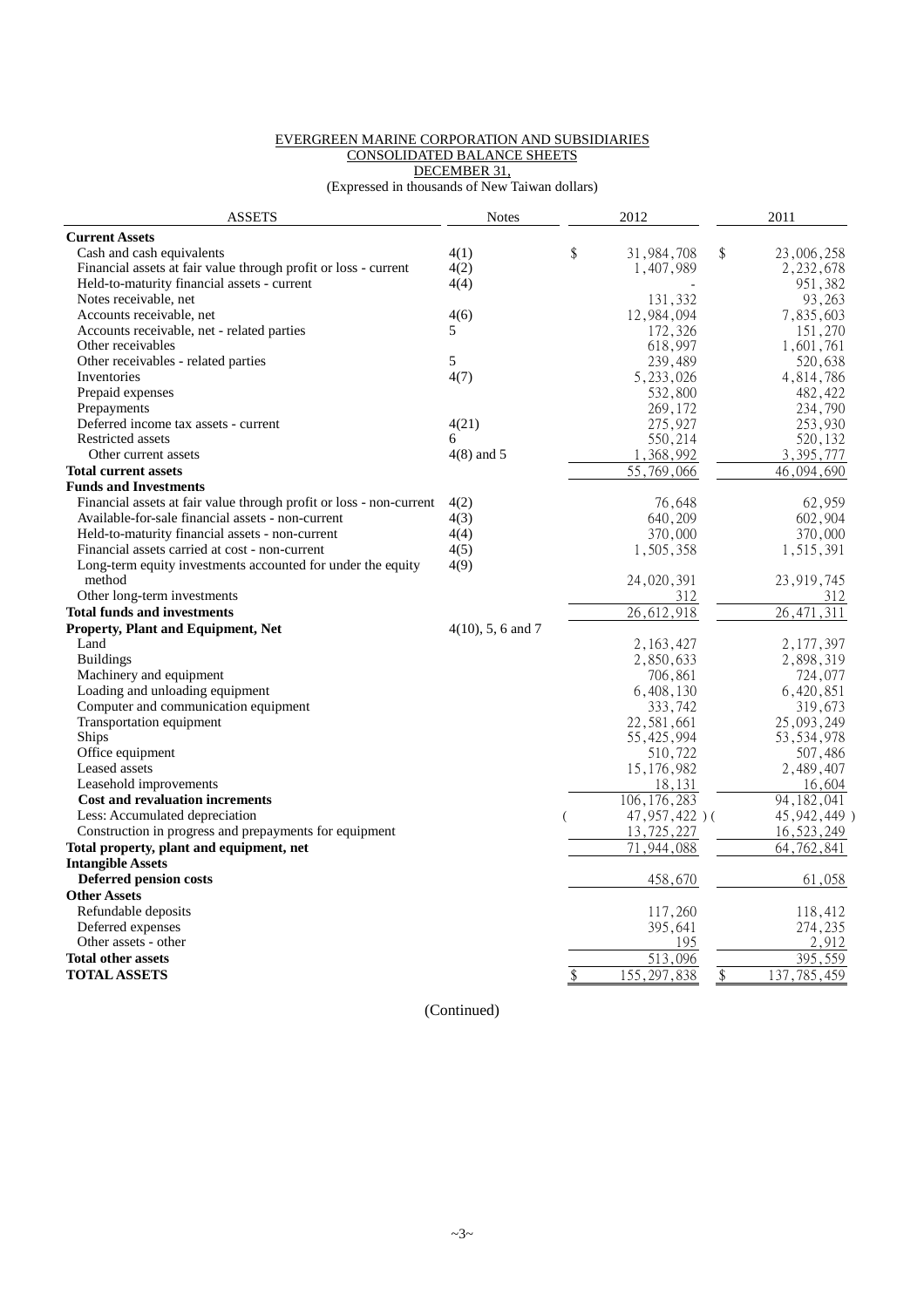EVERGREEN MARINE CORPORATION AND SUBSIDIARIES
CONSOLIDATED BALANCE SHEETS
DECEMBER 31,
(Expressed in thousands of New Taiwan dollars)

| ASSETS | Notes | 2012 | 2011 |
|---|---|---|---|
| **Current Assets** | | | |
| Cash and cash equivalents | 4(1) | $ 31,984,708 | $ 23,006,258 |
| Financial assets at fair value through profit or loss - current | 4(2) | 1,407,989 | 2,232,678 |
| Held-to-maturity financial assets - current | 4(4) | - | 951,382 |
| Notes receivable, net | | 131,332 | 93,263 |
| Accounts receivable, net | 4(6) | 12,984,094 | 7,835,603 |
| Accounts receivable, net - related parties | 5 | 172,326 | 151,270 |
| Other receivables | | 618,997 | 1,601,761 |
| Other receivables - related parties | 5 | 239,489 | 520,638 |
| Inventories | 4(7) | 5,233,026 | 4,814,786 |
| Prepaid expenses | | 532,800 | 482,422 |
| Prepayments | | 269,172 | 234,790 |
| Deferred income tax assets - current | 4(21) | 275,927 | 253,930 |
| Restricted assets | 6 | 550,214 | 520,132 |
| Other current assets | 4(8) and 5 | 1,368,992 | 3,395,777 |
| **Total current assets** | | 55,769,066 | 46,094,690 |
| **Funds and Investments** | | | |
| Financial assets at fair value through profit or loss - non-current | 4(2) | 76,648 | 62,959 |
| Available-for-sale financial assets - non-current | 4(3) | 640,209 | 602,904 |
| Held-to-maturity financial assets - non-current | 4(4) | 370,000 | 370,000 |
| Financial assets carried at cost - non-current | 4(5) | 1,505,358 | 1,515,391 |
| Long-term equity investments accounted for under the equity method | 4(9) | 24,020,391 | 23,919,745 |
| Other long-term investments | | 312 | 312 |
| **Total funds and investments** | | 26,612,918 | 26,471,311 |
| **Property, Plant and Equipment, Net** | 4(10), 5, 6 and 7 | | |
| Land | | 2,163,427 | 2,177,397 |
| Buildings | | 2,850,633 | 2,898,319 |
| Machinery and equipment | | 706,861 | 724,077 |
| Loading and unloading equipment | | 6,408,130 | 6,420,851 |
| Computer and communication equipment | | 333,742 | 319,673 |
| Transportation equipment | | 22,581,661 | 25,093,249 |
| Ships | | 55,425,994 | 53,534,978 |
| Office equipment | | 510,722 | 507,486 |
| Leased assets | | 15,176,982 | 2,489,407 |
| Leasehold improvements | | 18,131 | 16,604 |
| **Cost and revaluation increments** | | 106,176,283 | 94,182,041 |
| Less: Accumulated depreciation | | ( 47,957,422 ) | ( 45,942,449 ) |
| Construction in progress and prepayments for equipment | | 13,725,227 | 16,523,249 |
| **Total property, plant and equipment, net** | | 71,944,088 | 64,762,841 |
| **Intangible Assets** | | | |
| **Deferred pension costs** | | 458,670 | 61,058 |
| **Other Assets** | | | |
| Refundable deposits | | 117,260 | 118,412 |
| Deferred expenses | | 395,641 | 274,235 |
| Other assets - other | | 195 | 2,912 |
| **Total other assets** | | 513,096 | 395,559 |
| **TOTAL ASSETS** | | $ 155,297,838 | $ 137,785,459 |

(Continued)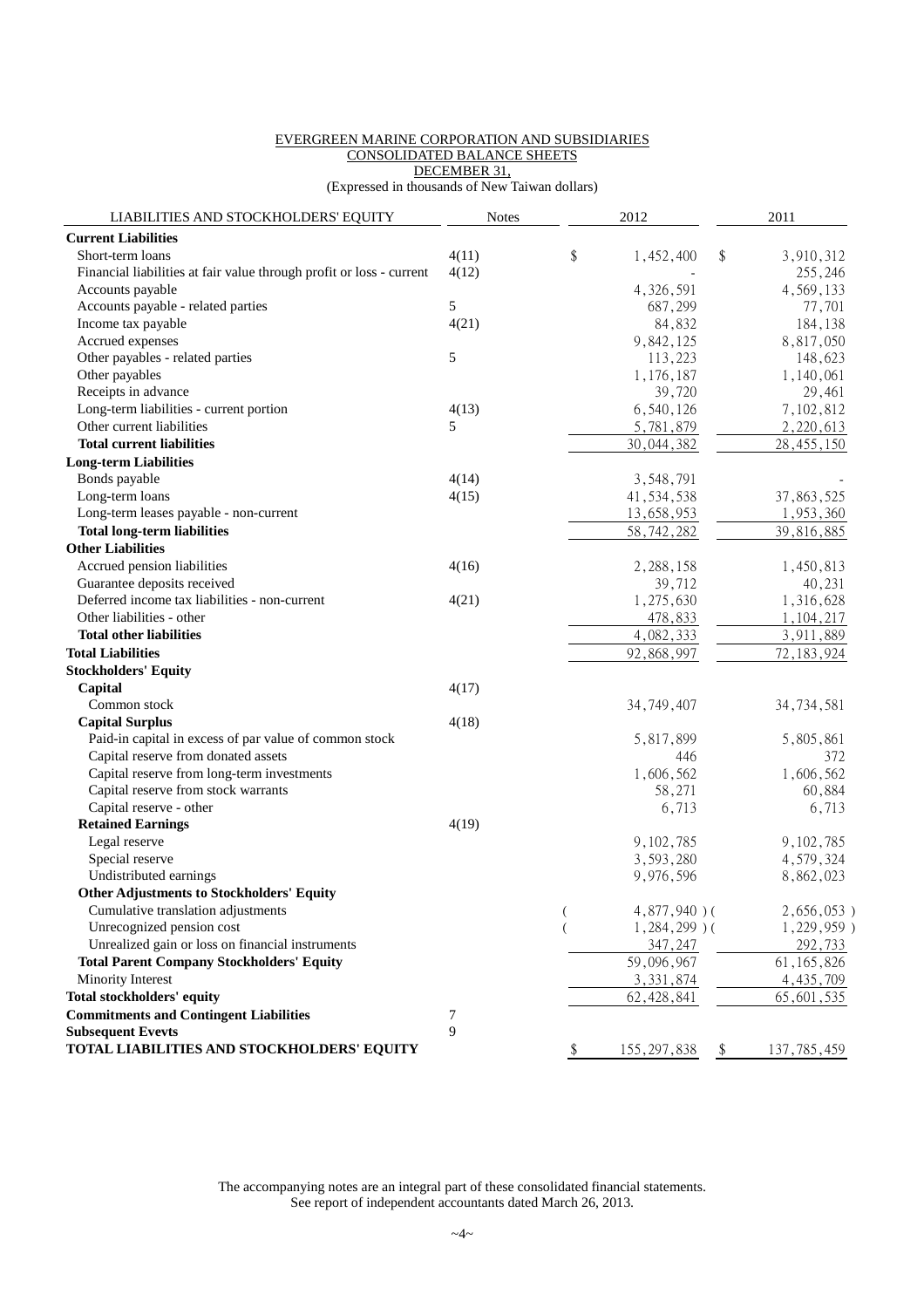EVERGREEN MARINE CORPORATION AND SUBSIDIARIES
CONSOLIDATED BALANCE SHEETS
DECEMBER 31,
(Expressed in thousands of New Taiwan dollars)

| LIABILITIES AND STOCKHOLDERS' EQUITY | Notes | 2012 | 2011 |
|---|---|---|---|
| **Current Liabilities** | | | |
| Short-term loans | 4(11) | $ 1,452,400 | $ 3,910,312 |
| Financial liabilities at fair value through profit or loss - current | 4(12) | - | 255,246 |
| Accounts payable | | 4,326,591 | 4,569,133 |
| Accounts payable - related parties | 5 | 687,299 | 77,701 |
| Income tax payable | 4(21) | 84,832 | 184,138 |
| Accrued expenses | | 9,842,125 | 8,817,050 |
| Other payables - related parties | 5 | 113,223 | 148,623 |
| Other payables | | 1,176,187 | 1,140,061 |
| Receipts in advance | | 39,720 | 29,461 |
| Long-term liabilities - current portion | 4(13) | 6,540,126 | 7,102,812 |
| Other current liabilities | 5 | 5,781,879 | 2,220,613 |
| **Total current liabilities** | | 30,044,382 | 28,455,150 |
| **Long-term Liabilities** | | | |
| Bonds payable | 4(14) | 3,548,791 | - |
| Long-term loans | 4(15) | 41,534,538 | 37,863,525 |
| Long-term leases payable - non-current | | 13,658,953 | 1,953,360 |
| **Total long-term liabilities** | | 58,742,282 | 39,816,885 |
| **Other Liabilities** | | | |
| Accrued pension liabilities | 4(16) | 2,288,158 | 1,450,813 |
| Guarantee deposits received | | 39,712 | 40,231 |
| Deferred income tax liabilities - non-current | 4(21) | 1,275,630 | 1,316,628 |
| Other liabilities - other | | 478,833 | 1,104,217 |
| **Total other liabilities** | | 4,082,333 | 3,911,889 |
| **Total Liabilities** | | 92,868,997 | 72,183,924 |
| **Stockholders' Equity** | | | |
| **Capital** | 4(17) | | |
| Common stock | | 34,749,407 | 34,734,581 |
| **Capital Surplus** | 4(18) | | |
| Paid-in capital in excess of par value of common stock | | 5,817,899 | 5,805,861 |
| Capital reserve from donated assets | | 446 | 372 |
| Capital reserve from long-term investments | | 1,606,562 | 1,606,562 |
| Capital reserve from stock warrants | | 58,271 | 60,884 |
| Capital reserve - other | | 6,713 | 6,713 |
| **Retained Earnings** | 4(19) | | |
| Legal reserve | | 9,102,785 | 9,102,785 |
| Special reserve | | 3,593,280 | 4,579,324 |
| Undistributed earnings | | 9,976,596 | 8,862,023 |
| **Other Adjustments to Stockholders' Equity** | | | |
| Cumulative translation adjustments | | ( 4,877,940 ) | ( 2,656,053 ) |
| Unrecognized pension cost | | ( 1,284,299 ) | ( 1,229,959 ) |
| Unrealized gain or loss on financial instruments | | 347,247 | 292,733 |
| **Total Parent Company Stockholders' Equity** | | 59,096,967 | 61,165,826 |
| Minority Interest | | 3,331,874 | 4,435,709 |
| **Total stockholders' equity** | | 62,428,841 | 65,601,535 |
| **Commitments and Contingent Liabilities** | 7 | | |
| **Subsequent Evevts** | 9 | | |
| **TOTAL LIABILITIES AND STOCKHOLDERS' EQUITY** | | $ 155,297,838 | $ 137,785,459 |

The accompanying notes are an integral part of these consolidated financial statements.
See report of independent accountants dated March 26, 2013.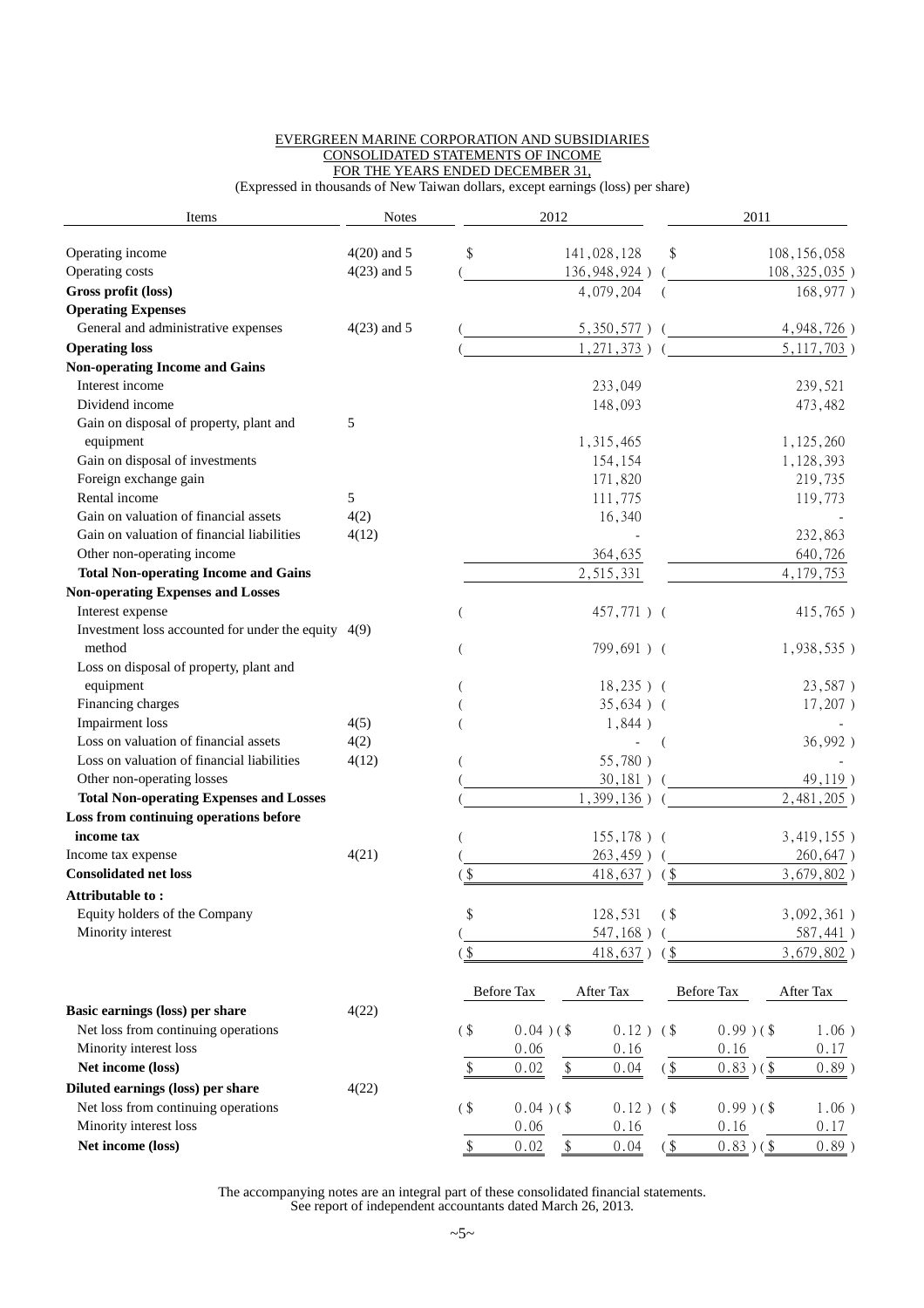EVERGREEN MARINE CORPORATION AND SUBSIDIARIES
CONSOLIDATED STATEMENTS OF INCOME
FOR THE YEARS ENDED DECEMBER 31,
(Expressed in thousands of New Taiwan dollars, except earnings (loss) per share)

| Items | Notes | 2012 | | 2011 | |
|---|---|---|---|---|---|
| Operating income | 4(20) and 5 | | $ 141,028,128 | | $ 108,156,058 |
| Operating costs | 4(23) and 5 | | ( 136,948,924 ) | | ( 108,325,035 ) |
| **Gross profit (loss)** | | | 4,079,204 | | ( 168,977 ) |
| **Operating Expenses** | | | | | |
| General and administrative expenses | 4(23) and 5 | | ( 5,350,577 ) | | ( 4,948,726 ) |
| **Operating loss** | | | ( 1,271,373 ) | | ( 5,117,703 ) |
| **Non-operating Income and Gains** | | | | | |
| Interest income | | | 233,049 | | 239,521 |
| Dividend income | | | 148,093 | | 473,482 |
| Gain on disposal of property, plant and equipment | 5 | | 1,315,465 | | 1,125,260 |
| Gain on disposal of investments | | | 154,154 | | 1,128,393 |
| Foreign exchange gain | | | 171,820 | | 219,735 |
| Rental income | 5 | | 111,775 | | 119,773 |
| Gain on valuation of financial assets | 4(2) | | 16,340 | | - |
| Gain on valuation of financial liabilities | 4(12) | | - | | 232,863 |
| Other non-operating income | | | 364,635 | | 640,726 |
| **Total Non-operating Income and Gains** | | | 2,515,331 | | 4,179,753 |
| **Non-operating Expenses and Losses** | | | | | |
| Interest expense | | | ( 457,771 ) | | ( 415,765 ) |
| Investment loss accounted for under the equity method | 4(9) | | ( 799,691 ) | | ( 1,938,535 ) |
| Loss on disposal of property, plant and equipment | | | ( 18,235 ) | | ( 23,587 ) |
| Financing charges | | | ( 35,634 ) | | ( 17,207 ) |
| Impairment loss | 4(5) | | ( 1,844 ) | | - |
| Loss on valuation of financial assets | 4(2) | | - | | ( 36,992 ) |
| Loss on valuation of financial liabilities | 4(12) | | ( 55,780 ) | | - |
| Other non-operating losses | | | ( 30,181 ) | | ( 49,119 ) |
| **Total Non-operating Expenses and Losses** | | | ( 1,399,136 ) | | ( 2,481,205 ) |
| **Loss from continuing operations before income tax** | | | ( 155,178 ) | | ( 3,419,155 ) |
| Income tax expense | 4(21) | | ( 263,459 ) | | ( 260,647 ) |
| **Consolidated net loss** | | | ($ 418,637 ) | | ($ 3,679,802 ) |
| **Attributable to :** | | | | | |
| Equity holders of the Company | | | $ 128,531 | | ($ 3,092,361 ) |
| Minority interest | | | ( 547,168 ) | | ( 587,441 ) |
| | | | ($ 418,637 ) | | ($ 3,679,802 ) |
| | | Before Tax | After Tax | Before Tax | After Tax |
| **Basic earnings (loss) per share** | 4(22) | | | | |
| Net loss from continuing operations | | ($ 0.04 ) | ($ 0.12 ) | ($ 0.99 ) | ($ 1.06 ) |
| Minority interest loss | | 0.06 | 0.16 | 0.16 | 0.17 |
| **Net income (loss)** | | $ 0.02 | $ 0.04 | ($ 0.83 ) | ($ 0.89 ) |
| **Diluted earnings (loss) per share** | 4(22) | | | | |
| Net loss from continuing operations | | ($ 0.04 ) | ($ 0.12 ) | ($ 0.99 ) | ($ 1.06 ) |
| Minority interest loss | | 0.06 | 0.16 | 0.16 | 0.17 |
| **Net income (loss)** | | $ 0.02 | $ 0.04 | ($ 0.83 ) | ($ 0.89 ) |

The accompanying notes are an integral part of these consolidated financial statements.
See report of independent accountants dated March 26, 2013.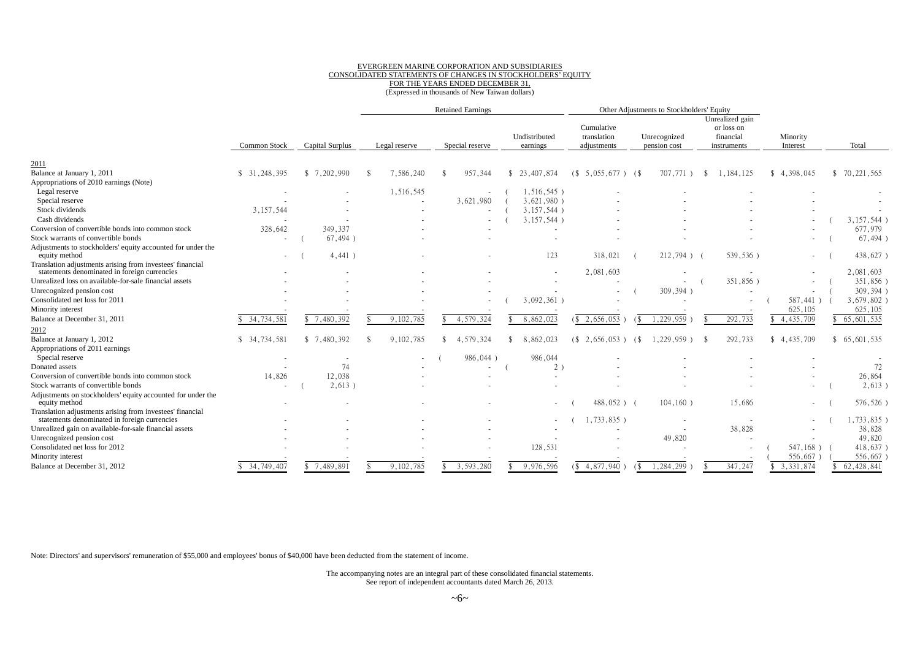EVERGREEN MARINE CORPORATION AND SUBSIDIARIES
CONSOLIDATED STATEMENTS OF CHANGES IN STOCKHOLDERS' EQUITY
FOR THE YEARS ENDED DECEMBER 31,
(Expressed in thousands of New Taiwan dollars)

| | Common Stock | Capital Surplus | Retained Earnings | | | Other Adjustments to Stockholders' Equity | | | Minority Interest | Total |
|---|---|---|---|---|---|---|---|---|---|---|
| | | | Legal reserve | Special reserve | Undistributed earnings | Cumulative translation adjustments | Unrecognized pension cost | Unrealized gain or loss on financial instruments | | |
| **2011** | | | | | | | | | | |
| Balance at January 1, 2011 | $ 31,248,395 | $ 7,202,990 | $ 7,586,240 | $ 957,344 | $ 23,407,874 | ($ 5,055,677 ) | ($ 707,771 ) | $ 1,184,125 | $ 4,398,045 | $ 70,221,565 |
| Appropriations of 2010 earnings (Note) | | | | | | | | | | |
| Legal reserve | - | - | 1,516,545 | - | ( 1,516,545 ) | - | - | - | - | - |
| Special reserve | - | - | - | 3,621,980 | ( 3,621,980 ) | - | - | - | - | - |
| Stock dividends | 3,157,544 | - | - | - | ( 3,157,544 ) | - | - | - | - | - |
| Cash dividends | - | - | - | - | ( 3,157,544 ) | - | - | - | - | ( 3,157,544 ) |
| Conversion of convertible bonds into common stock | 328,642 | 349,337 | - | - | - | - | - | - | - | 677,979 |
| Stock warrants of convertible bonds | - | ( 67,494 ) | - | - | - | - | - | - | - | ( 67,494 ) |
| Adjustments to stockholders' equity accounted for under the equity method | - | ( 4,441 ) | - | - | 123 | 318,021 | ( 212,794 ) | ( 539,536 ) | - | ( 438,627 ) |
| Translation adjustments arising from investees' financial statements denominated in foreign currencies | - | - | - | - | - | 2,081,603 | - | - | - | 2,081,603 |
| Unrealized loss on available-for-sale financial assets | - | - | - | - | - | - | - | ( 351,856 ) | - | ( 351,856 ) |
| Unrecognized pension cost | - | - | - | - | - | - | ( 309,394 ) | - | - | ( 309,394 ) |
| Consolidated net loss for 2011 | - | - | - | - | ( 3,092,361 ) | - | - | - | ( 587,441 ) | ( 3,679,802 ) |
| Minority interest | - | - | - | - | - | - | - | - | 625,105 | 625,105 |
| Balance at December 31, 2011 | $ 34,734,581 | $ 7,480,392 | $ 9,102,785 | $ 4,579,324 | $ 8,862,023 | ($ 2,656,053 ) | ($ 1,229,959 ) | $ 292,733 | $ 4,435,709 | $ 65,601,535 |
| **2012** | | | | | | | | | | |
| Balance at January 1, 2012 | $ 34,734,581 | $ 7,480,392 | $ 9,102,785 | $ 4,579,324 | $ 8,862,023 | ($ 2,656,053 ) | ($ 1,229,959 ) | $ 292,733 | $ 4,435,709 | $ 65,601,535 |
| Appropriations of 2011 earnings | | | | | | | | | | |
| Special reserve | - | - | - | ( 986,044 ) | 986,044 | - | - | - | - | - |
| Donated assets | - | 74 | - | - | ( 2 ) | - | - | - | - | 72 |
| Conversion of convertible bonds into common stock | 14,826 | 12,038 | - | - | - | - | - | - | - | 26,864 |
| Stock warrants of convertible bonds | - | ( 2,613 ) | - | - | - | - | - | - | - | ( 2,613 ) |
| Adjustments on stockholders' equity accounted for under the equity method | - | - | - | - | - | ( 488,052 ) | ( 104,160 ) | 15,686 | - | ( 576,526 ) |
| Translation adjustments arising from investees' financial statements denominated in foreign currencies | - | - | - | - | - | ( 1,733,835 ) | - | - | - | ( 1,733,835 ) |
| Unrealized gain on available-for-sale financial assets | - | - | - | - | - | - | - | 38,828 | - | 38,828 |
| Unrecognized pension cost | - | - | - | - | - | - | 49,820 | - | - | 49,820 |
| Consolidated net loss for 2012 | - | - | - | - | 128,531 | - | - | - | ( 547,168 ) | ( 418,637 ) |
| Minority interest | - | - | - | - | - | - | - | - | ( 556,667 ) | ( 556,667 ) |
| Balance at December 31, 2012 | $ 34,749,407 | $ 7,489,891 | $ 9,102,785 | $ 3,593,280 | $ 9,976,596 | ($ 4,877,940 ) | ($ 1,284,299 ) | $ 347,247 | $ 3,331,874 | $ 62,428,841 |

Note: Directors' and supervisors' remuneration of $55,000 and employees' bonus of $40,000 have been deducted from the statement of income.

The accompanying notes are an integral part of these consolidated financial statements.
See report of independent accountants dated March 26, 2013.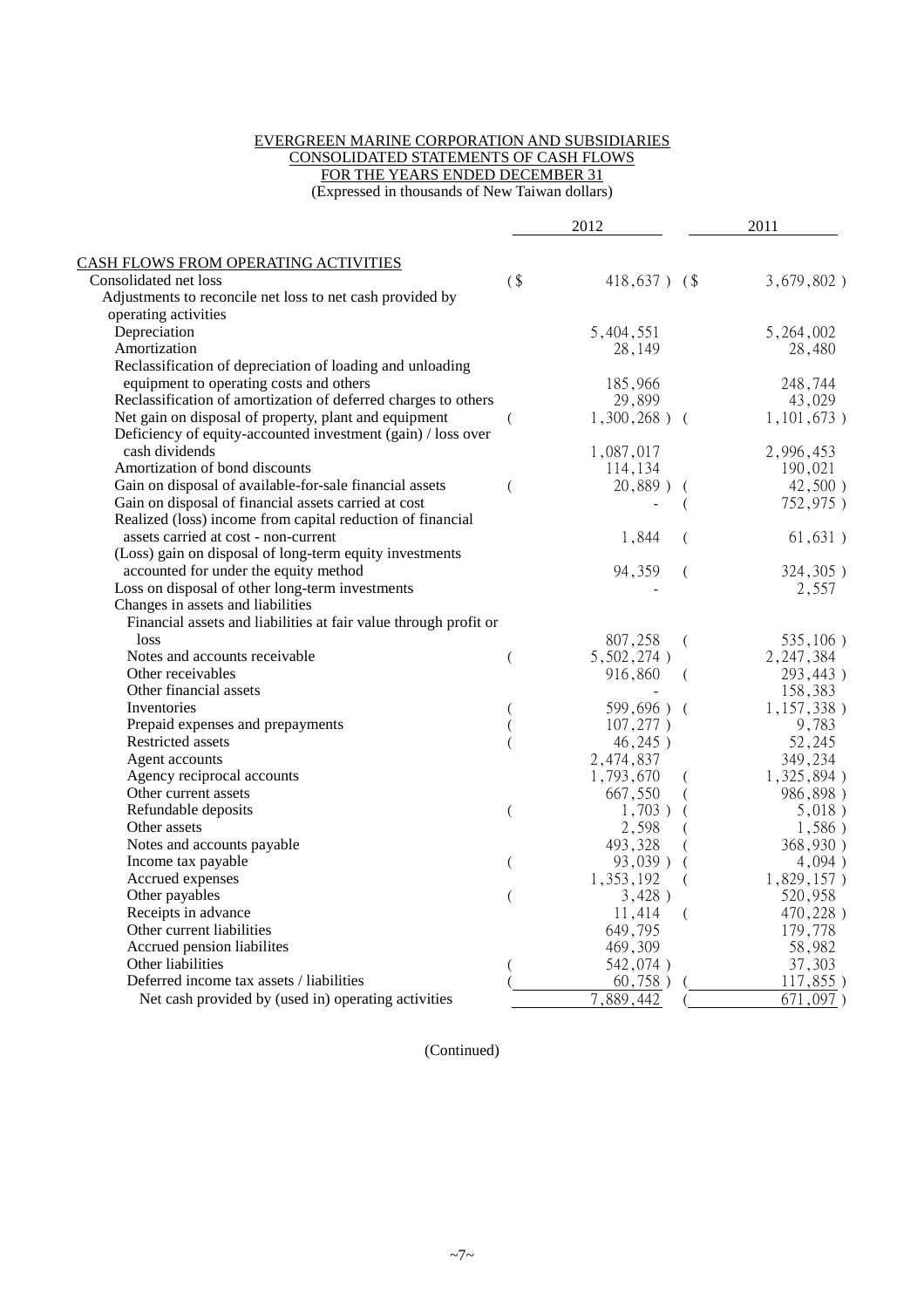EVERGREEN MARINE CORPORATION AND SUBSIDIARIES
CONSOLIDATED STATEMENTS OF CASH FLOWS
FOR THE YEARS ENDED DECEMBER 31
(Expressed in thousands of New Taiwan dollars)

| | 2012 | 2011 |
|---|---|---|
| CASH FLOWS FROM OPERATING ACTIVITIES | | |
| Consolidated net loss | ($ 418,637) | ($ 3,679,802) |
| Adjustments to reconcile net loss to net cash provided by operating activities | | |
| Depreciation | 5,404,551 | 5,264,002 |
| Amortization | 28,149 | 28,480 |
| Reclassification of depreciation of loading and unloading equipment to operating costs and others | 185,966 | 248,744 |
| Reclassification of amortization of deferred charges to others | 29,899 | 43,029 |
| Net gain on disposal of property, plant and equipment | ( 1,300,268) | ( 1,101,673) |
| Deficiency of equity-accounted investment (gain) / loss over cash dividends | 1,087,017 | 2,996,453 |
| Amortization of bond discounts | 114,134 | 190,021 |
| Gain on disposal of available-for-sale financial assets | ( 20,889) | ( 42,500) |
| Gain on disposal of financial assets carried at cost | - | ( 752,975) |
| Realized (loss) income from capital reduction of financial assets carried at cost - non-current | 1,844 | ( 61,631) |
| (Loss) gain on disposal of long-term equity investments accounted for under the equity method | 94,359 | ( 324,305) |
| Loss on disposal of other long-term investments | - | 2,557 |
| Changes in assets and liabilities | | |
| Financial assets and liabilities at fair value through profit or loss | 807,258 | ( 535,106) |
| Notes and accounts receivable | ( 5,502,274) | 2,247,384 |
| Other receivables | 916,860 | ( 293,443) |
| Other financial assets | - | 158,383 |
| Inventories | ( 599,696) | ( 1,157,338) |
| Prepaid expenses and prepayments | ( 107,277) | 9,783 |
| Restricted assets | ( 46,245) | 52,245 |
| Agent accounts | 2,474,837 | 349,234 |
| Agency reciprocal accounts | 1,793,670 | ( 1,325,894) |
| Other current assets | 667,550 | ( 986,898) |
| Refundable deposits | ( 1,703) | ( 5,018) |
| Other assets | 2,598 | ( 1,586) |
| Notes and accounts payable | 493,328 | ( 368,930) |
| Income tax payable | ( 93,039) | ( 4,094) |
| Accrued expenses | 1,353,192 | ( 1,829,157) |
| Other payables | ( 3,428) | 520,958 |
| Receipts in advance | 11,414 | ( 470,228) |
| Other current liabilities | 649,795 | 179,778 |
| Accrued pension liabilites | 469,309 | 58,982 |
| Other liabilities | ( 542,074) | 37,303 |
| Deferred income tax assets / liabilities | ( 60,758) | ( 117,855) |
| Net cash provided by (used in) operating activities | 7,889,442 | ( 671,097) |

(Continued)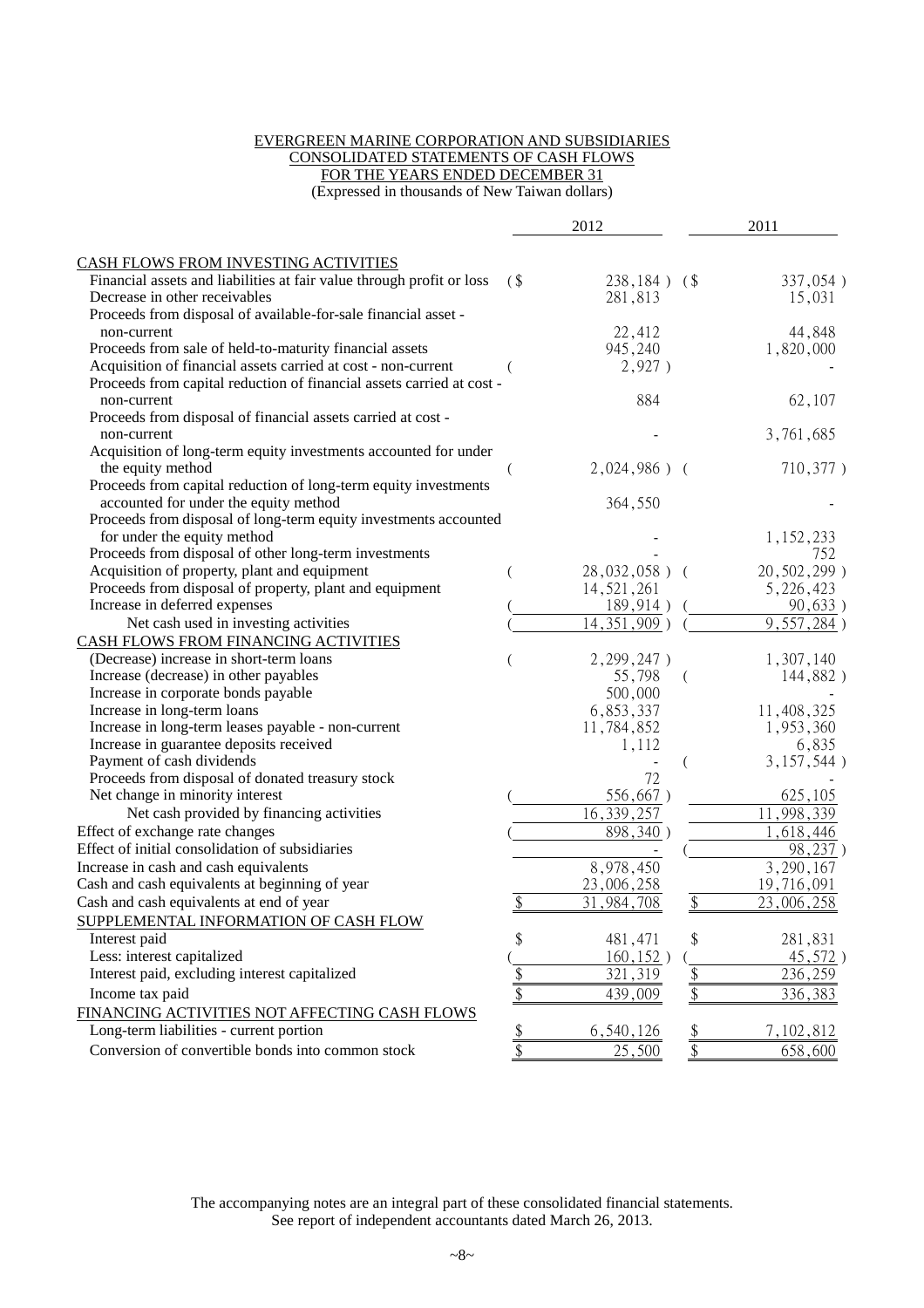EVERGREEN MARINE CORPORATION AND SUBSIDIARIES
CONSOLIDATED STATEMENTS OF CASH FLOWS
FOR THE YEARS ENDED DECEMBER 31
(Expressed in thousands of New Taiwan dollars)

| | 2012 | 2011 |
|---|---|---|
| CASH FLOWS FROM INVESTING ACTIVITIES | | |
| Financial assets and liabilities at fair value through profit or loss | ($ 238,184 ) | ($ 337,054 ) |
| Decrease in other receivables | 281,813 | 15,031 |
| Proceeds from disposal of available-for-sale financial asset - non-current | 22,412 | 44,848 |
| Proceeds from sale of held-to-maturity financial assets | 945,240 | 1,820,000 |
| Acquisition of financial assets carried at cost - non-current | ( 2,927 ) | - |
| Proceeds from capital reduction of financial assets carried at cost - non-current | 884 | 62,107 |
| Proceeds from disposal of financial assets carried at cost - non-current | - | 3,761,685 |
| Acquisition of long-term equity investments accounted for under the equity method | ( 2,024,986 ) | ( 710,377 ) |
| Proceeds from capital reduction of long-term equity investments accounted for under the equity method | 364,550 | - |
| Proceeds from disposal of long-term equity investments accounted for under the equity method | - | 1,152,233 |
| Proceeds from disposal of other long-term investments | - | 752 |
| Acquisition of property, plant and equipment | ( 28,032,058 ) | ( 20,502,299 ) |
| Proceeds from disposal of property, plant and equipment | 14,521,261 | 5,226,423 |
| Increase in deferred expenses | ( 189,914 ) | ( 90,633 ) |
| Net cash used in investing activities | ( 14,351,909 ) | ( 9,557,284 ) |
| CASH FLOWS FROM FINANCING ACTIVITIES | | |
| (Decrease) increase in short-term loans | ( 2,299,247 ) | 1,307,140 |
| Increase (decrease) in other payables | 55,798 | ( 144,882 ) |
| Increase in corporate bonds payable | 500,000 | - |
| Increase in long-term loans | 6,853,337 | 11,408,325 |
| Increase in long-term leases payable - non-current | 11,784,852 | 1,953,360 |
| Increase in guarantee deposits received | 1,112 | 6,835 |
| Payment of cash dividends | - | ( 3,157,544 ) |
| Proceeds from disposal of donated treasury stock | 72 | - |
| Net change in minority interest | ( 556,667 ) | 625,105 |
| Net cash provided by financing activities | 16,339,257 | 11,998,339 |
| Effect of exchange rate changes | ( 898,340 ) | 1,618,446 |
| Effect of initial consolidation of subsidiaries | - | ( 98,237 ) |
| Increase in cash and cash equivalents | 8,978,450 | 3,290,167 |
| Cash and cash equivalents at beginning of year | 23,006,258 | 19,716,091 |
| Cash and cash equivalents at end of year | $ 31,984,708 | $ 23,006,258 |
| SUPPLEMENTAL INFORMATION OF CASH FLOW | | |
| Interest paid | $ 481,471 | $ 281,831 |
| Less: interest capitalized | ( 160,152 ) | ( 45,572 ) |
| Interest paid, excluding interest capitalized | $ 321,319 | $ 236,259 |
| Income tax paid | $ 439,009 | $ 336,383 |
| FINANCING ACTIVITIES NOT AFFECTING CASH FLOWS | | |
| Long-term liabilities - current portion | $ 6,540,126 | $ 7,102,812 |
| Conversion of convertible bonds into common stock | $ 25,500 | $ 658,600 |

The accompanying notes are an integral part of these consolidated financial statements.
See report of independent accountants dated March 26, 2013.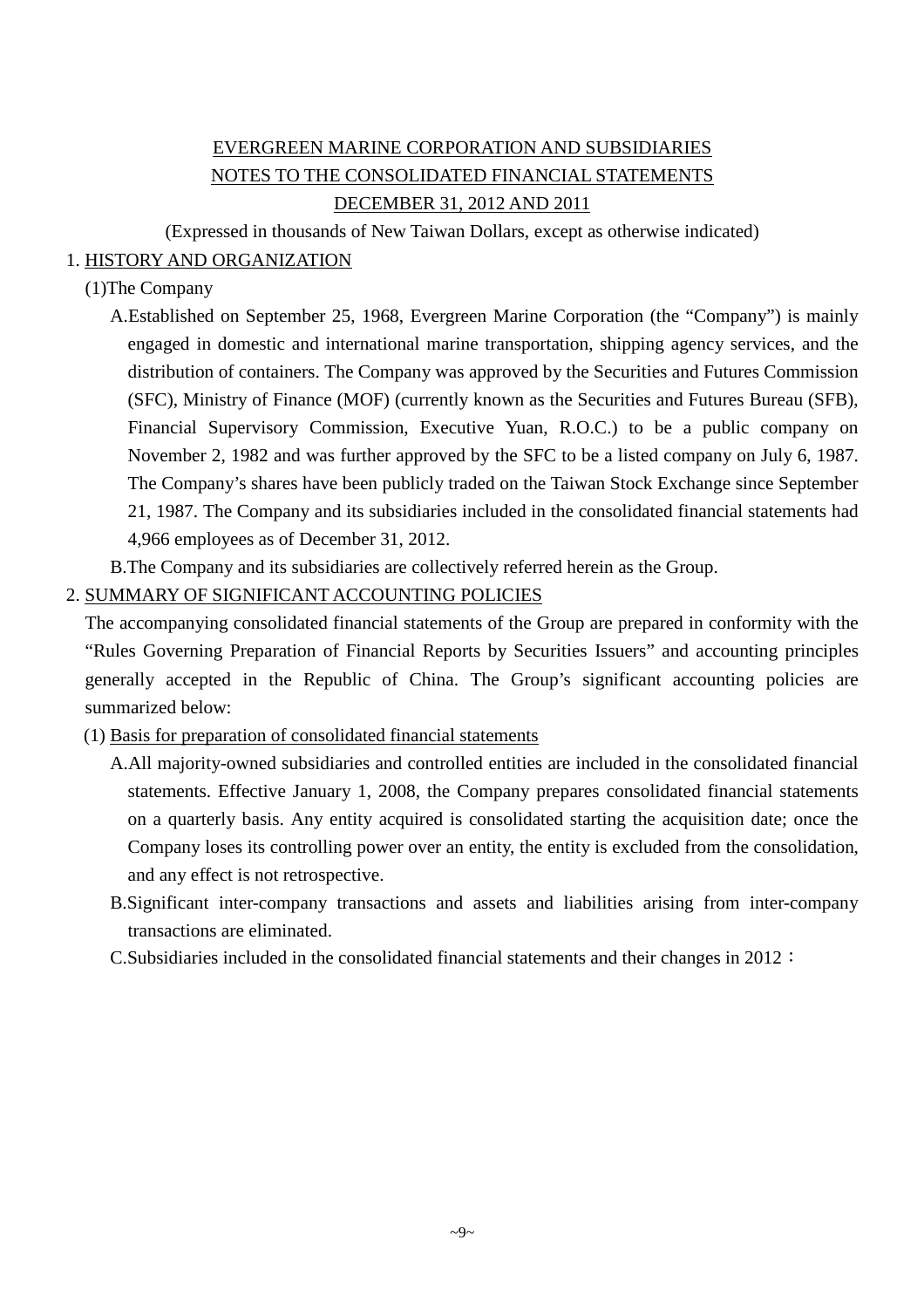# EVERGREEN MARINE CORPORATION AND SUBSIDIARIES
# NOTES TO THE CONSOLIDATED FINANCIAL STATEMENTS
# DECEMBER 31, 2012 AND 2011

(Expressed in thousands of New Taiwan Dollars, except as otherwise indicated)

## 1. HISTORY AND ORGANIZATION

(1)The Company

A.Established on September 25, 1968, Evergreen Marine Corporation (the "Company") is mainly engaged in domestic and international marine transportation, shipping agency services, and the distribution of containers. The Company was approved by the Securities and Futures Commission (SFC), Ministry of Finance (MOF) (currently known as the Securities and Futures Bureau (SFB), Financial Supervisory Commission, Executive Yuan, R.O.C.) to be a public company on November 2, 1982 and was further approved by the SFC to be a listed company on July 6, 1987. The Company's shares have been publicly traded on the Taiwan Stock Exchange since September 21, 1987. The Company and its subsidiaries included in the consolidated financial statements had 4,966 employees as of December 31, 2012.

B.The Company and its subsidiaries are collectively referred herein as the Group.

## 2. SUMMARY OF SIGNIFICANT ACCOUNTING POLICIES

The accompanying consolidated financial statements of the Group are prepared in conformity with the "Rules Governing Preparation of Financial Reports by Securities Issuers" and accounting principles generally accepted in the Republic of China. The Group's significant accounting policies are summarized below:

(1) Basis for preparation of consolidated financial statements

A.All majority-owned subsidiaries and controlled entities are included in the consolidated financial statements. Effective January 1, 2008, the Company prepares consolidated financial statements on a quarterly basis. Any entity acquired is consolidated starting the acquisition date; once the Company loses its controlling power over an entity, the entity is excluded from the consolidation, and any effect is not retrospective.

B.Significant inter-company transactions and assets and liabilities arising from inter-company transactions are eliminated.

C.Subsidiaries included in the consolidated financial statements and their changes in 2012：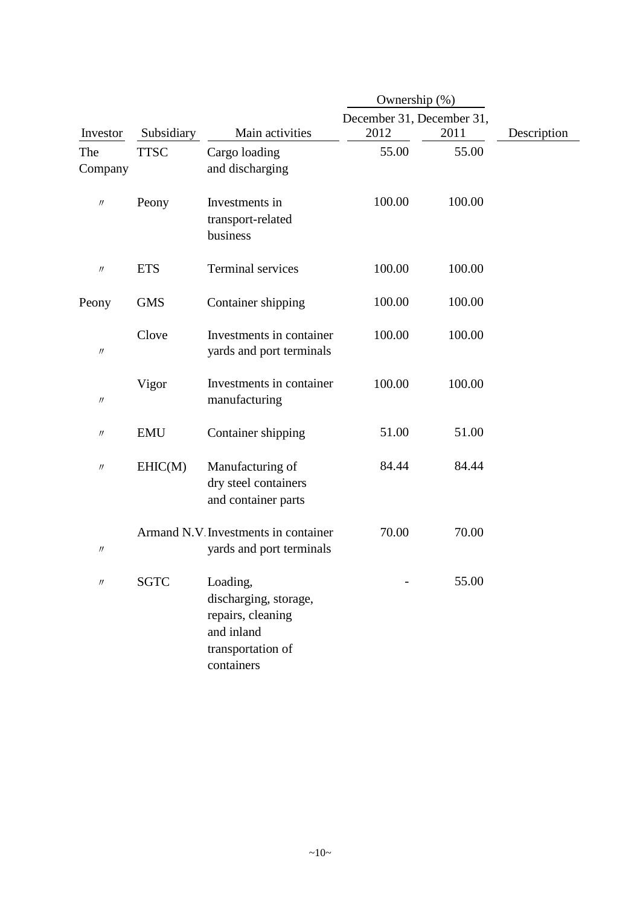| Investor | Subsidiary | Main activities | Ownership (%) December 31, 2012 | Ownership (%) December 31, 2011 | Description |
|---|---|---|---|---|---|
| The Company | TTSC | Cargo loading and discharging | 55.00 | 55.00 | |
| 〃 | Peony | Investments in transport-related business | 100.00 | 100.00 | |
| 〃 | ETS | Terminal services | 100.00 | 100.00 | |
| Peony | GMS | Container shipping | 100.00 | 100.00 | |
| 〃 | Clove | Investments in container yards and port terminals | 100.00 | 100.00 | |
| 〃 | Vigor | Investments in container manufacturing | 100.00 | 100.00 | |
| 〃 | EMU | Container shipping | 51.00 | 51.00 | |
| 〃 | EHIC(M) | Manufacturing of dry steel containers and container parts | 84.44 | 84.44 | |
| 〃 | Armand N.V. | Investments in container yards and port terminals | 70.00 | 70.00 | |
| 〃 | SGTC | Loading, discharging, storage, repairs, cleaning and inland transportation of containers | - | 55.00 | |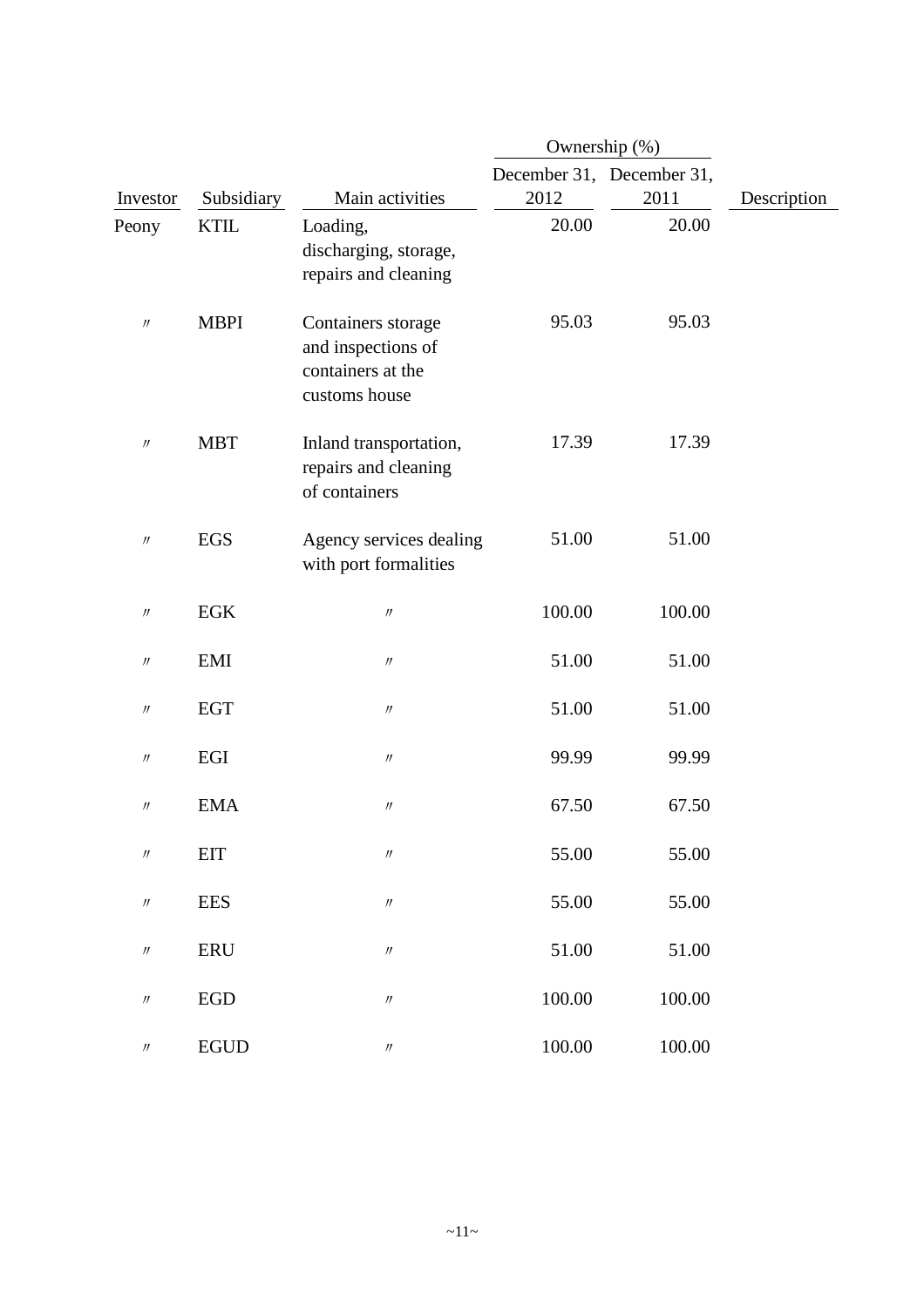| Investor | Subsidiary | Main activities | Ownership (%) December 31, 2012 | Ownership (%) December 31, 2011 | Description |
|---|---|---|---|---|---|
| Peony | KTIL | Loading, discharging, storage, repairs and cleaning | 20.00 | 20.00 | |
| 〃 | MBPI | Containers storage and inspections of containers at the customs house | 95.03 | 95.03 | |
| 〃 | MBT | Inland transportation, repairs and cleaning of containers | 17.39 | 17.39 | |
| 〃 | EGS | Agency services dealing with port formalities | 51.00 | 51.00 | |
| 〃 | EGK | 〃 | 100.00 | 100.00 | |
| 〃 | EMI | 〃 | 51.00 | 51.00 | |
| 〃 | EGT | 〃 | 51.00 | 51.00 | |
| 〃 | EGI | 〃 | 99.99 | 99.99 | |
| 〃 | EMA | 〃 | 67.50 | 67.50 | |
| 〃 | EIT | 〃 | 55.00 | 55.00 | |
| 〃 | EES | 〃 | 55.00 | 55.00 | |
| 〃 | ERU | 〃 | 51.00 | 51.00 | |
| 〃 | EGD | 〃 | 100.00 | 100.00 | |
| 〃 | EGUD | 〃 | 100.00 | 100.00 | |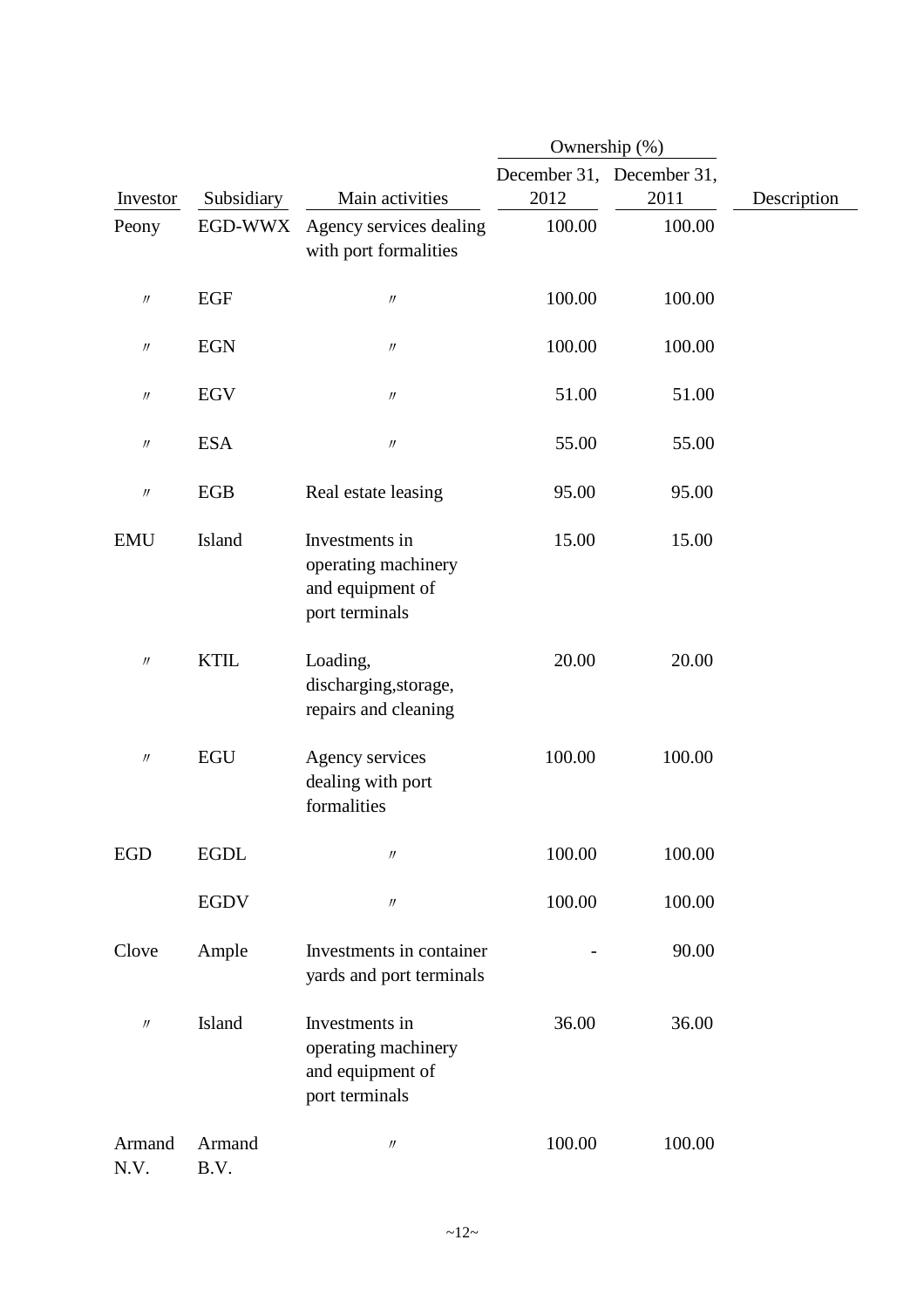| Investor | Subsidiary | Main activities | Ownership (%) December 31, 2012 | Ownership (%) December 31, 2011 | Description |
|---|---|---|---|---|---|
| Peony | EGD-WWX | Agency services dealing with port formalities | 100.00 | 100.00 | |
| 〃 | EGF | 〃 | 100.00 | 100.00 | |
| 〃 | EGN | 〃 | 100.00 | 100.00 | |
| 〃 | EGV | 〃 | 51.00 | 51.00 | |
| 〃 | ESA | 〃 | 55.00 | 55.00 | |
| 〃 | EGB | Real estate leasing | 95.00 | 95.00 | |
| EMU | Island | Investments in operating machinery and equipment of port terminals | 15.00 | 15.00 | |
| 〃 | KTIL | Loading, discharging,storage, repairs and cleaning | 20.00 | 20.00 | |
| 〃 | EGU | Agency services dealing with port formalities | 100.00 | 100.00 | |
| EGD | EGDL | 〃 | 100.00 | 100.00 | |
| | EGDV | 〃 | 100.00 | 100.00 | |
| Clove | Ample | Investments in container yards and port terminals | - | 90.00 | |
| 〃 | Island | Investments in operating machinery and equipment of port terminals | 36.00 | 36.00 | |
| Armand N.V. | Armand B.V. | 〃 | 100.00 | 100.00 | |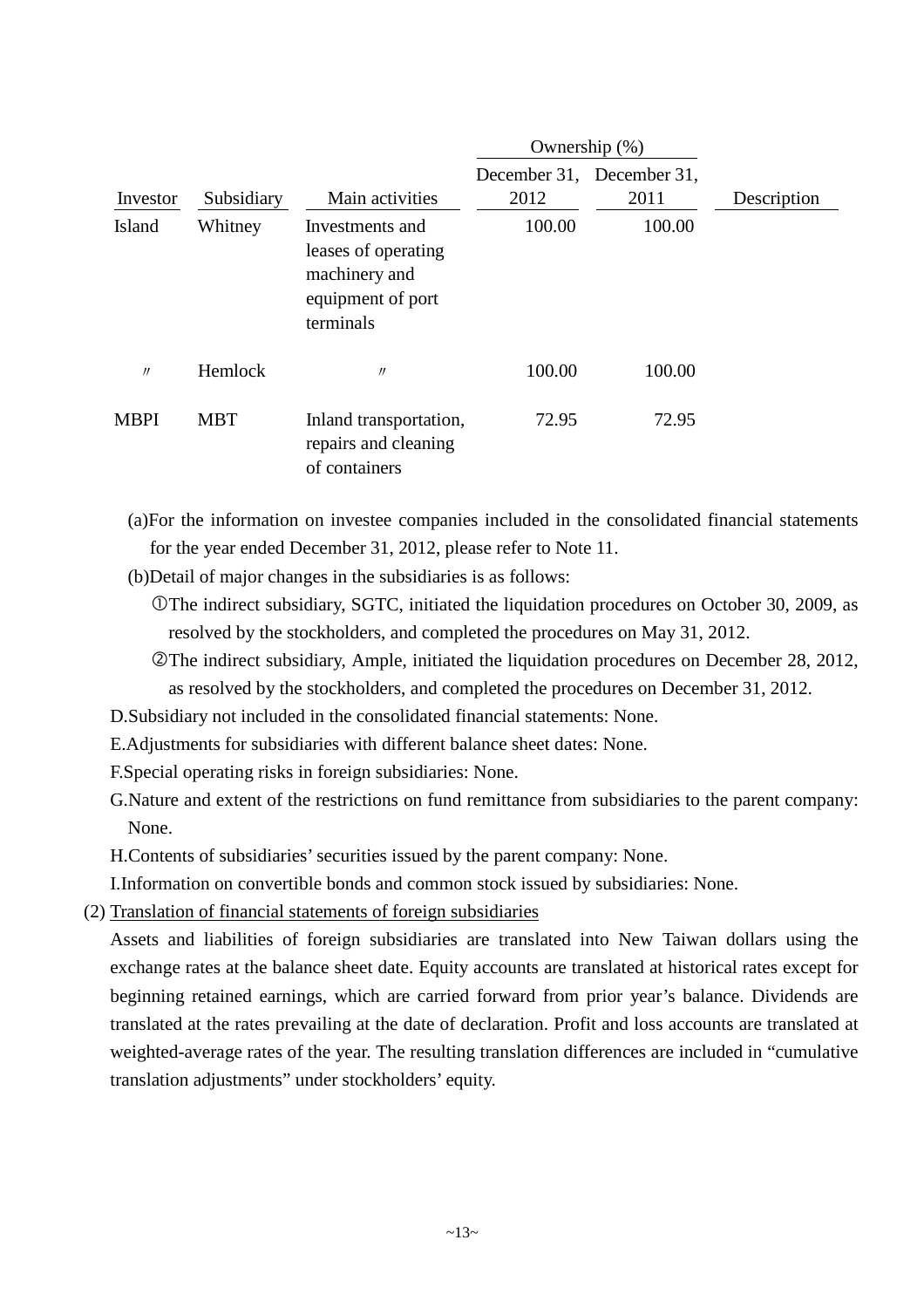| Investor | Subsidiary | Main activities | Ownership (%) December 31, 2012 | Ownership (%) December 31, 2011 | Description |
|---|---|---|---|---|---|
| Island | Whitney | Investments and leases of operating machinery and equipment of port terminals | 100.00 | 100.00 | |
| 〃 | Hemlock | 〃 | 100.00 | 100.00 | |
| MBPI | MBT | Inland transportation, repairs and cleaning of containers | 72.95 | 72.95 | |

(a)For the information on investee companies included in the consolidated financial statements for the year ended December 31, 2012, please refer to Note 11.

(b)Detail of major changes in the subsidiaries is as follows:

①The indirect subsidiary, SGTC, initiated the liquidation procedures on October 30, 2009, as resolved by the stockholders, and completed the procedures on May 31, 2012.

②The indirect subsidiary, Ample, initiated the liquidation procedures on December 28, 2012, as resolved by the stockholders, and completed the procedures on December 31, 2012.

D.Subsidiary not included in the consolidated financial statements: None.

E.Adjustments for subsidiaries with different balance sheet dates: None.

F.Special operating risks in foreign subsidiaries: None.

G.Nature and extent of the restrictions on fund remittance from subsidiaries to the parent company: None.

H.Contents of subsidiaries' securities issued by the parent company: None.

I.Information on convertible bonds and common stock issued by subsidiaries: None.

(2) Translation of financial statements of foreign subsidiaries

Assets and liabilities of foreign subsidiaries are translated into New Taiwan dollars using the exchange rates at the balance sheet date. Equity accounts are translated at historical rates except for beginning retained earnings, which are carried forward from prior year's balance. Dividends are translated at the rates prevailing at the date of declaration. Profit and loss accounts are translated at weighted-average rates of the year. The resulting translation differences are included in "cumulative translation adjustments" under stockholders' equity.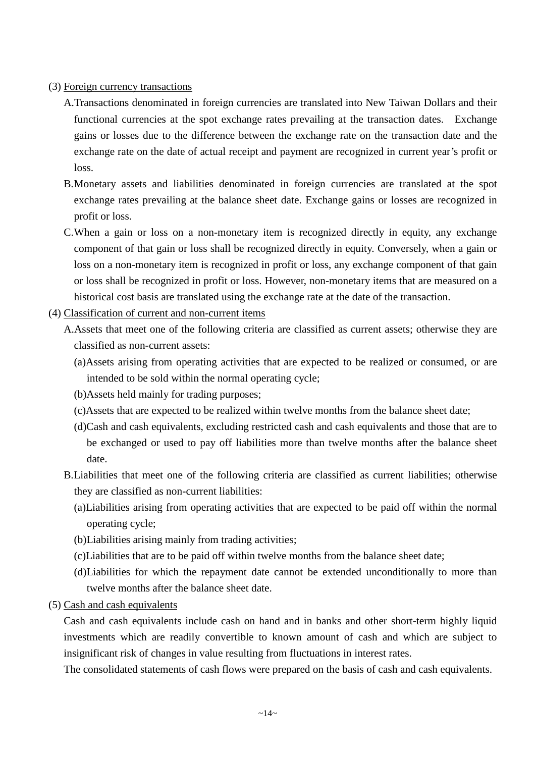(3) Foreign currency transactions

A. Transactions denominated in foreign currencies are translated into New Taiwan Dollars and their functional currencies at the spot exchange rates prevailing at the transaction dates. Exchange gains or losses due to the difference between the exchange rate on the transaction date and the exchange rate on the date of actual receipt and payment are recognized in current year's profit or loss.

B. Monetary assets and liabilities denominated in foreign currencies are translated at the spot exchange rates prevailing at the balance sheet date. Exchange gains or losses are recognized in profit or loss.

C. When a gain or loss on a non-monetary item is recognized directly in equity, any exchange component of that gain or loss shall be recognized directly in equity. Conversely, when a gain or loss on a non-monetary item is recognized in profit or loss, any exchange component of that gain or loss shall be recognized in profit or loss. However, non-monetary items that are measured on a historical cost basis are translated using the exchange rate at the date of the transaction.

(4) Classification of current and non-current items

A. Assets that meet one of the following criteria are classified as current assets; otherwise they are classified as non-current assets:

(a) Assets arising from operating activities that are expected to be realized or consumed, or are intended to be sold within the normal operating cycle;

(b) Assets held mainly for trading purposes;

(c) Assets that are expected to be realized within twelve months from the balance sheet date;

(d) Cash and cash equivalents, excluding restricted cash and cash equivalents and those that are to be exchanged or used to pay off liabilities more than twelve months after the balance sheet date.

B. Liabilities that meet one of the following criteria are classified as current liabilities; otherwise they are classified as non-current liabilities:

(a) Liabilities arising from operating activities that are expected to be paid off within the normal operating cycle;

(b) Liabilities arising mainly from trading activities;

(c) Liabilities that are to be paid off within twelve months from the balance sheet date;

(d) Liabilities for which the repayment date cannot be extended unconditionally to more than twelve months after the balance sheet date.

(5) Cash and cash equivalents

Cash and cash equivalents include cash on hand and in banks and other short-term highly liquid investments which are readily convertible to known amount of cash and which are subject to insignificant risk of changes in value resulting from fluctuations in interest rates.

The consolidated statements of cash flows were prepared on the basis of cash and cash equivalents.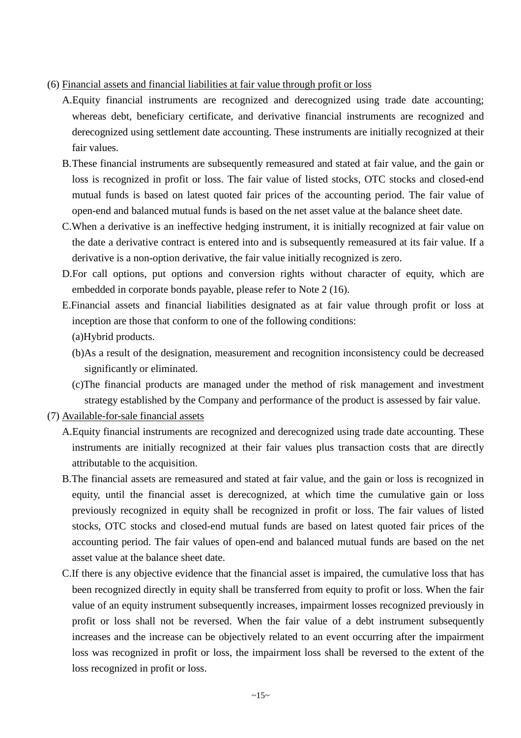(6) Financial assets and financial liabilities at fair value through profit or loss

A. Equity financial instruments are recognized and derecognized using trade date accounting; whereas debt, beneficiary certificate, and derivative financial instruments are recognized and derecognized using settlement date accounting. These instruments are initially recognized at their fair values.

B. These financial instruments are subsequently remeasured and stated at fair value, and the gain or loss is recognized in profit or loss. The fair value of listed stocks, OTC stocks and closed-end mutual funds is based on latest quoted fair prices of the accounting period. The fair value of open-end and balanced mutual funds is based on the net asset value at the balance sheet date.

C. When a derivative is an ineffective hedging instrument, it is initially recognized at fair value on the date a derivative contract is entered into and is subsequently remeasured at its fair value. If a derivative is a non-option derivative, the fair value initially recognized is zero.

D. For call options, put options and conversion rights without character of equity, which are embedded in corporate bonds payable, please refer to Note 2 (16).

E. Financial assets and financial liabilities designated as at fair value through profit or loss at inception are those that conform to one of the following conditions:

(a) Hybrid products.

(b) As a result of the designation, measurement and recognition inconsistency could be decreased significantly or eliminated.

(c) The financial products are managed under the method of risk management and investment strategy established by the Company and performance of the product is assessed by fair value.

(7) Available-for-sale financial assets

A. Equity financial instruments are recognized and derecognized using trade date accounting. These instruments are initially recognized at their fair values plus transaction costs that are directly attributable to the acquisition.

B. The financial assets are remeasured and stated at fair value, and the gain or loss is recognized in equity, until the financial asset is derecognized, at which time the cumulative gain or loss previously recognized in equity shall be recognized in profit or loss. The fair values of listed stocks, OTC stocks and closed-end mutual funds are based on latest quoted fair prices of the accounting period. The fair values of open-end and balanced mutual funds are based on the net asset value at the balance sheet date.

C. If there is any objective evidence that the financial asset is impaired, the cumulative loss that has been recognized directly in equity shall be transferred from equity to profit or loss. When the fair value of an equity instrument subsequently increases, impairment losses recognized previously in profit or loss shall not be reversed. When the fair value of a debt instrument subsequently increases and the increase can be objectively related to an event occurring after the impairment loss was recognized in profit or loss, the impairment loss shall be reversed to the extent of the loss recognized in profit or loss.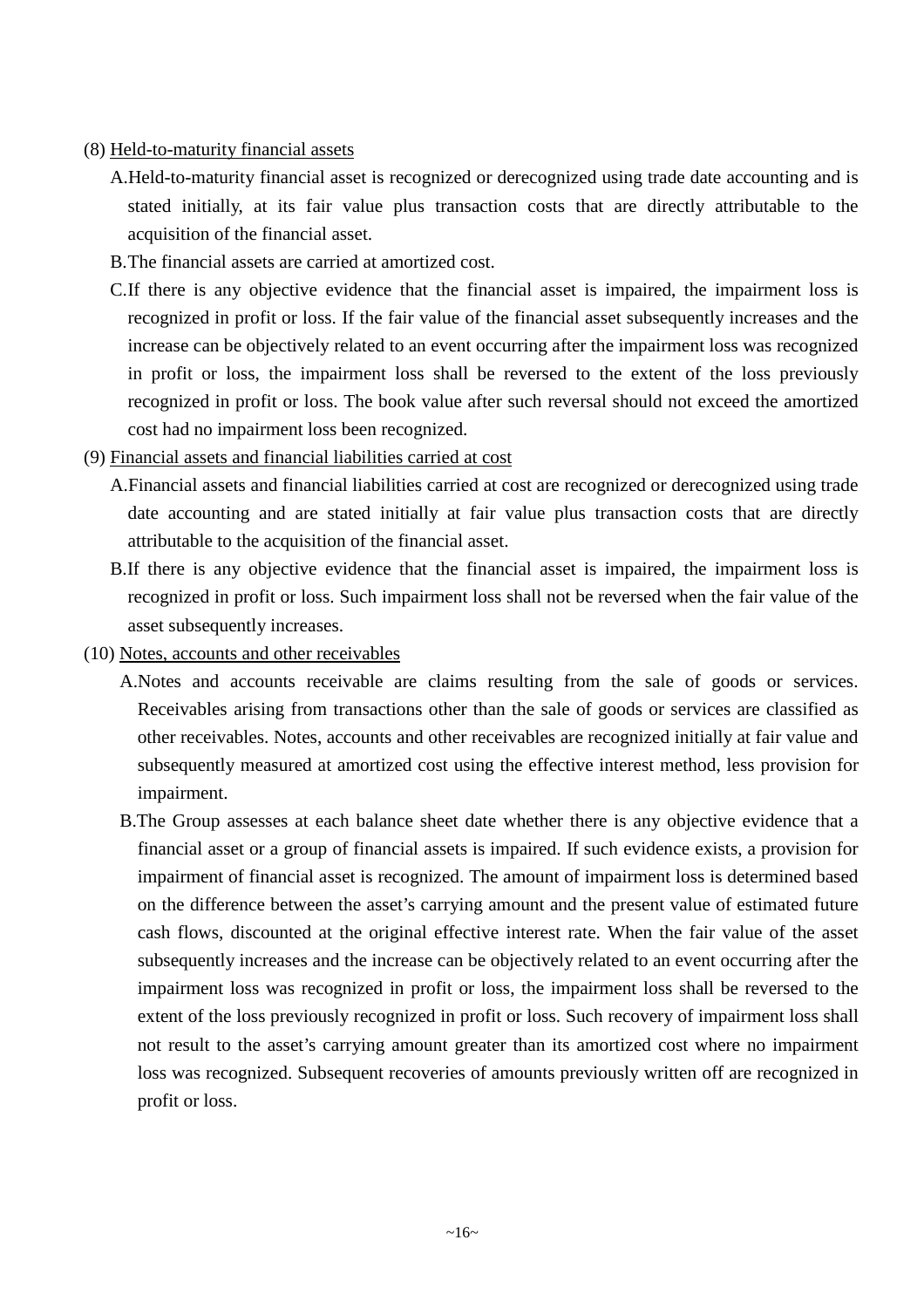(8) Held-to-maturity financial assets

A.Held-to-maturity financial asset is recognized or derecognized using trade date accounting and is stated initially, at its fair value plus transaction costs that are directly attributable to the acquisition of the financial asset.

B.The financial assets are carried at amortized cost.

C.If there is any objective evidence that the financial asset is impaired, the impairment loss is recognized in profit or loss. If the fair value of the financial asset subsequently increases and the increase can be objectively related to an event occurring after the impairment loss was recognized in profit or loss, the impairment loss shall be reversed to the extent of the loss previously recognized in profit or loss. The book value after such reversal should not exceed the amortized cost had no impairment loss been recognized.

(9) Financial assets and financial liabilities carried at cost

A.Financial assets and financial liabilities carried at cost are recognized or derecognized using trade date accounting and are stated initially at fair value plus transaction costs that are directly attributable to the acquisition of the financial asset.

B.If there is any objective evidence that the financial asset is impaired, the impairment loss is recognized in profit or loss. Such impairment loss shall not be reversed when the fair value of the asset subsequently increases.

(10) Notes, accounts and other receivables

A.Notes and accounts receivable are claims resulting from the sale of goods or services. Receivables arising from transactions other than the sale of goods or services are classified as other receivables. Notes, accounts and other receivables are recognized initially at fair value and subsequently measured at amortized cost using the effective interest method, less provision for impairment.

B.The Group assesses at each balance sheet date whether there is any objective evidence that a financial asset or a group of financial assets is impaired. If such evidence exists, a provision for impairment of financial asset is recognized. The amount of impairment loss is determined based on the difference between the asset's carrying amount and the present value of estimated future cash flows, discounted at the original effective interest rate. When the fair value of the asset subsequently increases and the increase can be objectively related to an event occurring after the impairment loss was recognized in profit or loss, the impairment loss shall be reversed to the extent of the loss previously recognized in profit or loss. Such recovery of impairment loss shall not result to the asset's carrying amount greater than its amortized cost where no impairment loss was recognized. Subsequent recoveries of amounts previously written off are recognized in profit or loss.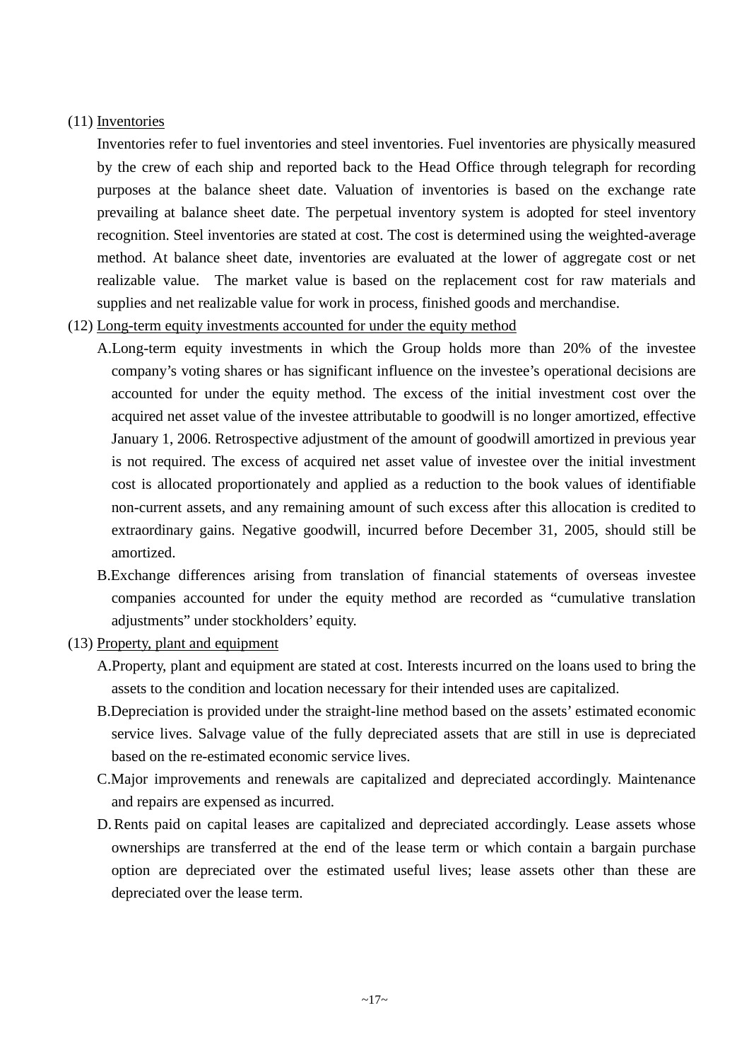(11) Inventories

Inventories refer to fuel inventories and steel inventories. Fuel inventories are physically measured by the crew of each ship and reported back to the Head Office through telegraph for recording purposes at the balance sheet date. Valuation of inventories is based on the exchange rate prevailing at balance sheet date. The perpetual inventory system is adopted for steel inventory recognition. Steel inventories are stated at cost. The cost is determined using the weighted-average method. At balance sheet date, inventories are evaluated at the lower of aggregate cost or net realizable value. The market value is based on the replacement cost for raw materials and supplies and net realizable value for work in process, finished goods and merchandise.

(12) Long-term equity investments accounted for under the equity method

A. Long-term equity investments in which the Group holds more than 20% of the investee company's voting shares or has significant influence on the investee's operational decisions are accounted for under the equity method. The excess of the initial investment cost over the acquired net asset value of the investee attributable to goodwill is no longer amortized, effective January 1, 2006. Retrospective adjustment of the amount of goodwill amortized in previous year is not required. The excess of acquired net asset value of investee over the initial investment cost is allocated proportionately and applied as a reduction to the book values of identifiable non-current assets, and any remaining amount of such excess after this allocation is credited to extraordinary gains. Negative goodwill, incurred before December 31, 2005, should still be amortized.

B. Exchange differences arising from translation of financial statements of overseas investee companies accounted for under the equity method are recorded as "cumulative translation adjustments" under stockholders' equity.

(13) Property, plant and equipment

A. Property, plant and equipment are stated at cost. Interests incurred on the loans used to bring the assets to the condition and location necessary for their intended uses are capitalized.

B. Depreciation is provided under the straight-line method based on the assets' estimated economic service lives. Salvage value of the fully depreciated assets that are still in use is depreciated based on the re-estimated economic service lives.

C. Major improvements and renewals are capitalized and depreciated accordingly. Maintenance and repairs are expensed as incurred.

D. Rents paid on capital leases are capitalized and depreciated accordingly. Lease assets whose ownerships are transferred at the end of the lease term or which contain a bargain purchase option are depreciated over the estimated useful lives; lease assets other than these are depreciated over the lease term.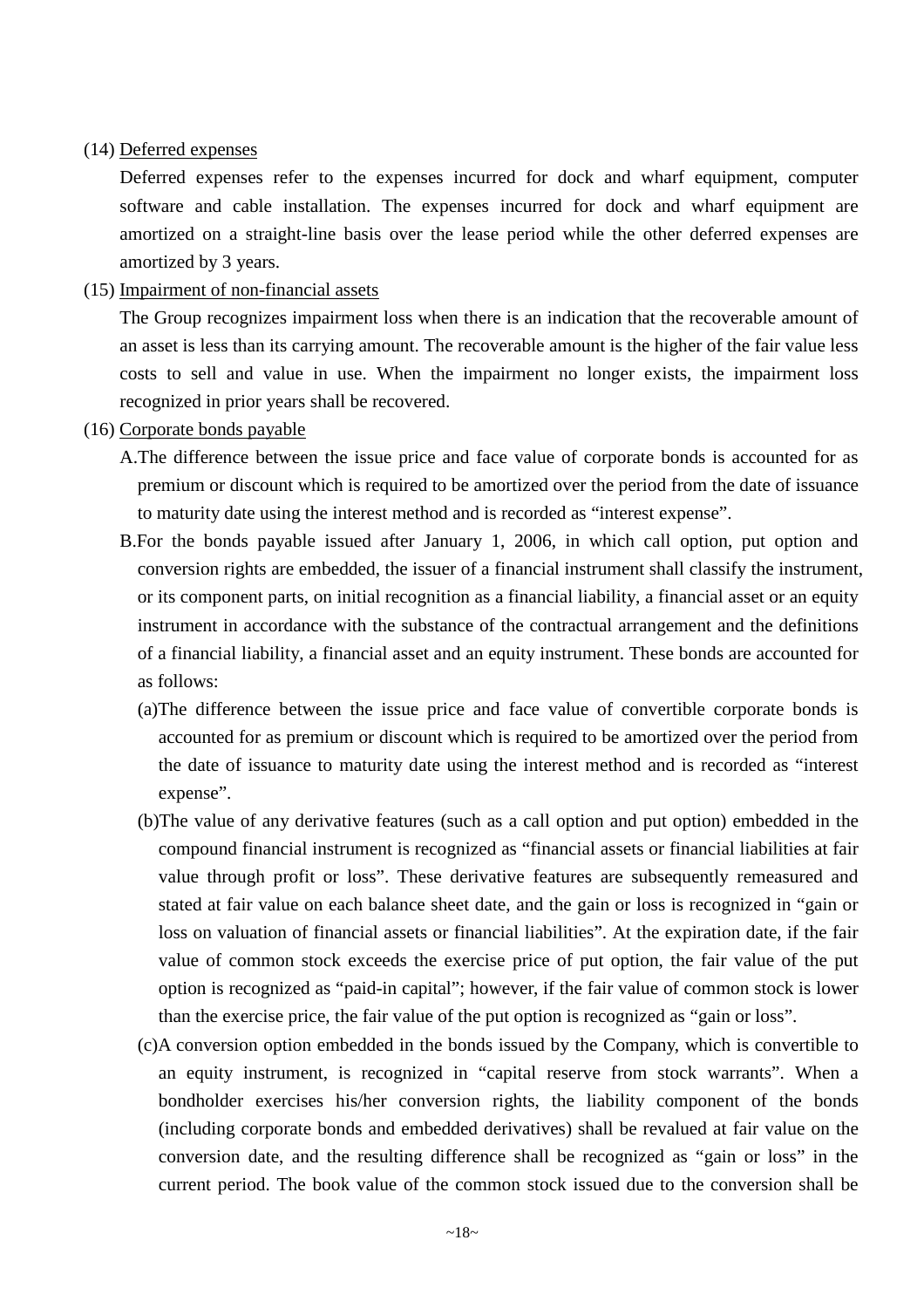(14) Deferred expenses

Deferred expenses refer to the expenses incurred for dock and wharf equipment, computer software and cable installation. The expenses incurred for dock and wharf equipment are amortized on a straight-line basis over the lease period while the other deferred expenses are amortized by 3 years.

(15) Impairment of non-financial assets

The Group recognizes impairment loss when there is an indication that the recoverable amount of an asset is less than its carrying amount. The recoverable amount is the higher of the fair value less costs to sell and value in use. When the impairment no longer exists, the impairment loss recognized in prior years shall be recovered.

(16) Corporate bonds payable

A.The difference between the issue price and face value of corporate bonds is accounted for as premium or discount which is required to be amortized over the period from the date of issuance to maturity date using the interest method and is recorded as "interest expense".

B.For the bonds payable issued after January 1, 2006, in which call option, put option and conversion rights are embedded, the issuer of a financial instrument shall classify the instrument, or its component parts, on initial recognition as a financial liability, a financial asset or an equity instrument in accordance with the substance of the contractual arrangement and the definitions of a financial liability, a financial asset and an equity instrument. These bonds are accounted for as follows:

(a)The difference between the issue price and face value of convertible corporate bonds is accounted for as premium or discount which is required to be amortized over the period from the date of issuance to maturity date using the interest method and is recorded as "interest expense".

(b)The value of any derivative features (such as a call option and put option) embedded in the compound financial instrument is recognized as "financial assets or financial liabilities at fair value through profit or loss". These derivative features are subsequently remeasured and stated at fair value on each balance sheet date, and the gain or loss is recognized in "gain or loss on valuation of financial assets or financial liabilities". At the expiration date, if the fair value of common stock exceeds the exercise price of put option, the fair value of the put option is recognized as "paid-in capital"; however, if the fair value of common stock is lower than the exercise price, the fair value of the put option is recognized as "gain or loss".

(c)A conversion option embedded in the bonds issued by the Company, which is convertible to an equity instrument, is recognized in "capital reserve from stock warrants". When a bondholder exercises his/her conversion rights, the liability component of the bonds (including corporate bonds and embedded derivatives) shall be revalued at fair value on the conversion date, and the resulting difference shall be recognized as "gain or loss" in the current period. The book value of the common stock issued due to the conversion shall be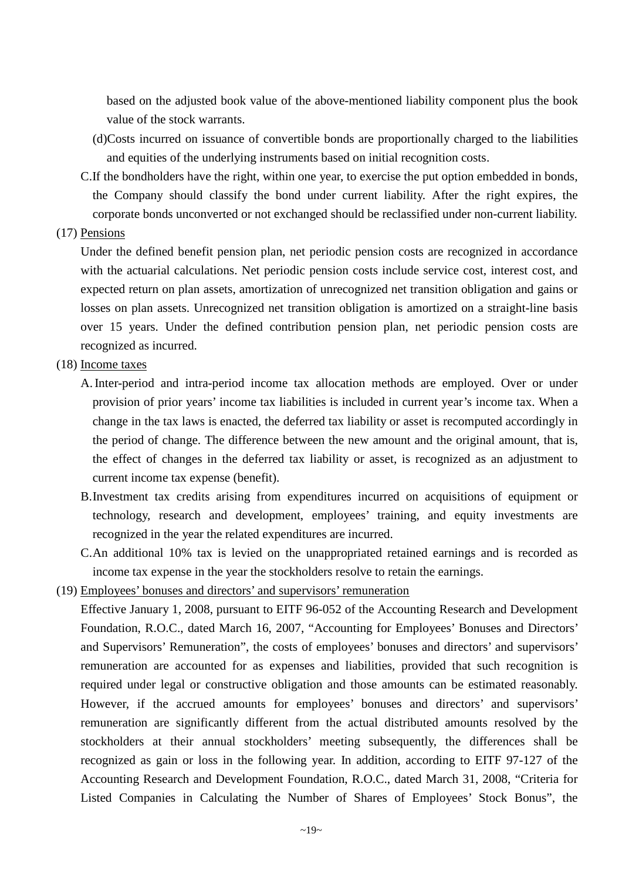based on the adjusted book value of the above-mentioned liability component plus the book value of the stock warrants.

(d)Costs incurred on issuance of convertible bonds are proportionally charged to the liabilities and equities of the underlying instruments based on initial recognition costs.

C.If the bondholders have the right, within one year, to exercise the put option embedded in bonds, the Company should classify the bond under current liability. After the right expires, the corporate bonds unconverted or not exchanged should be reclassified under non-current liability.

(17) Pensions

Under the defined benefit pension plan, net periodic pension costs are recognized in accordance with the actuarial calculations. Net periodic pension costs include service cost, interest cost, and expected return on plan assets, amortization of unrecognized net transition obligation and gains or losses on plan assets. Unrecognized net transition obligation is amortized on a straight-line basis over 15 years. Under the defined contribution pension plan, net periodic pension costs are recognized as incurred.

(18) Income taxes

A. Inter-period and intra-period income tax allocation methods are employed. Over or under provision of prior years' income tax liabilities is included in current year's income tax. When a change in the tax laws is enacted, the deferred tax liability or asset is recomputed accordingly in the period of change. The difference between the new amount and the original amount, that is, the effect of changes in the deferred tax liability or asset, is recognized as an adjustment to current income tax expense (benefit).

B. Investment tax credits arising from expenditures incurred on acquisitions of equipment or technology, research and development, employees' training, and equity investments are recognized in the year the related expenditures are incurred.

C. An additional 10% tax is levied on the unappropriated retained earnings and is recorded as income tax expense in the year the stockholders resolve to retain the earnings.

(19) Employees' bonuses and directors' and supervisors' remuneration

Effective January 1, 2008, pursuant to EITF 96-052 of the Accounting Research and Development Foundation, R.O.C., dated March 16, 2007, "Accounting for Employees' Bonuses and Directors' and Supervisors' Remuneration", the costs of employees' bonuses and directors' and supervisors' remuneration are accounted for as expenses and liabilities, provided that such recognition is required under legal or constructive obligation and those amounts can be estimated reasonably. However, if the accrued amounts for employees' bonuses and directors' and supervisors' remuneration are significantly different from the actual distributed amounts resolved by the stockholders at their annual stockholders' meeting subsequently, the differences shall be recognized as gain or loss in the following year. In addition, according to EITF 97-127 of the Accounting Research and Development Foundation, R.O.C., dated March 31, 2008, "Criteria for Listed Companies in Calculating the Number of Shares of Employees' Stock Bonus", the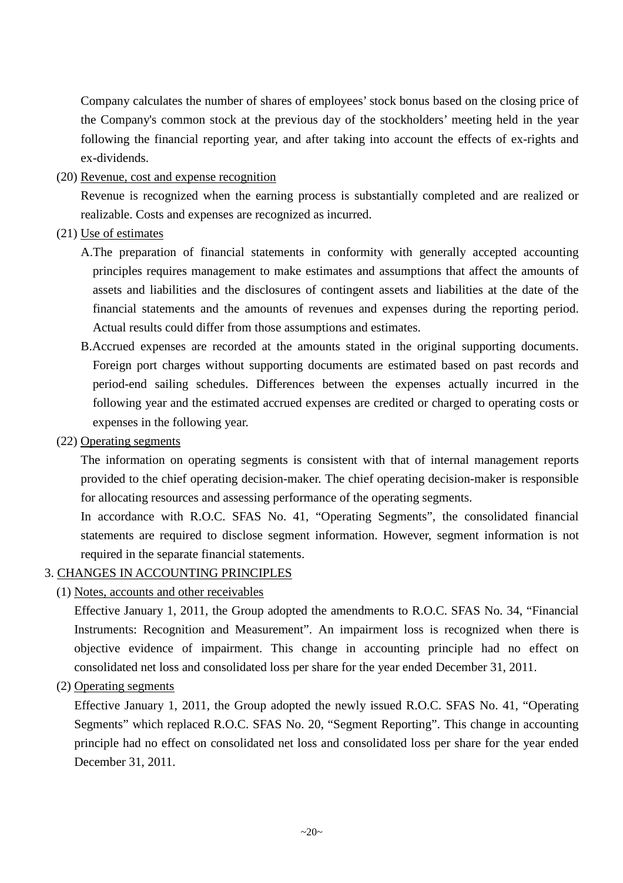Company calculates the number of shares of employees' stock bonus based on the closing price of the Company's common stock at the previous day of the stockholders' meeting held in the year following the financial reporting year, and after taking into account the effects of ex-rights and ex-dividends.

(20) Revenue, cost and expense recognition

Revenue is recognized when the earning process is substantially completed and are realized or realizable. Costs and expenses are recognized as incurred.

(21) Use of estimates

A. The preparation of financial statements in conformity with generally accepted accounting principles requires management to make estimates and assumptions that affect the amounts of assets and liabilities and the disclosures of contingent assets and liabilities at the date of the financial statements and the amounts of revenues and expenses during the reporting period. Actual results could differ from those assumptions and estimates.

B. Accrued expenses are recorded at the amounts stated in the original supporting documents. Foreign port charges without supporting documents are estimated based on past records and period-end sailing schedules. Differences between the expenses actually incurred in the following year and the estimated accrued expenses are credited or charged to operating costs or expenses in the following year.

(22) Operating segments

The information on operating segments is consistent with that of internal management reports provided to the chief operating decision-maker. The chief operating decision-maker is responsible for allocating resources and assessing performance of the operating segments.

In accordance with R.O.C. SFAS No. 41, "Operating Segments", the consolidated financial statements are required to disclose segment information. However, segment information is not required in the separate financial statements.

3. CHANGES IN ACCOUNTING PRINCIPLES

(1) Notes, accounts and other receivables

Effective January 1, 2011, the Group adopted the amendments to R.O.C. SFAS No. 34, "Financial Instruments: Recognition and Measurement". An impairment loss is recognized when there is objective evidence of impairment. This change in accounting principle had no effect on consolidated net loss and consolidated loss per share for the year ended December 31, 2011.

(2) Operating segments

Effective January 1, 2011, the Group adopted the newly issued R.O.C. SFAS No. 41, "Operating Segments" which replaced R.O.C. SFAS No. 20, "Segment Reporting". This change in accounting principle had no effect on consolidated net loss and consolidated loss per share for the year ended December 31, 2011.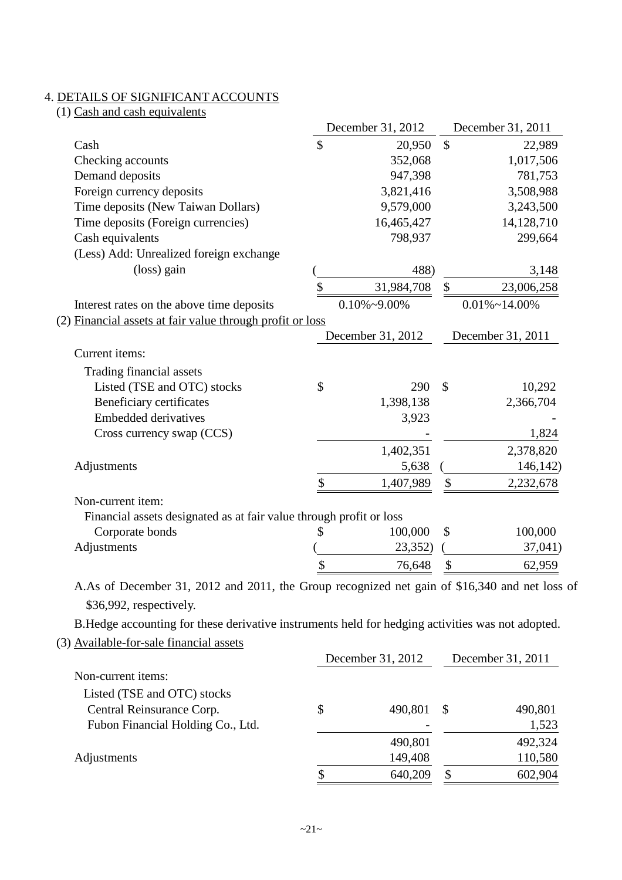## 4. DETAILS OF SIGNIFICANT ACCOUNTS

### (1) Cash and cash equivalents

| | December 31, 2012 | December 31, 2011 |
|---|---|---|
| Cash | $ 20,950 | $ 22,989 |
| Checking accounts | 352,068 | 1,017,506 |
| Demand deposits | 947,398 | 781,753 |
| Foreign currency deposits | 3,821,416 | 3,508,988 |
| Time deposits (New Taiwan Dollars) | 9,579,000 | 3,243,500 |
| Time deposits (Foreign currencies) | 16,465,427 | 14,128,710 |
| Cash equivalents | 798,937 | 299,664 |
| (Less) Add: Unrealized foreign exchange (loss) gain | ( 488) | 3,148 |
| | $ 31,984,708 | $ 23,006,258 |
| Interest rates on the above time deposits | 0.10%~9.00% | 0.01%~14.00% |

### (2) Financial assets at fair value through profit or loss

| | December 31, 2012 | December 31, 2011 |
|---|---|---|
| Current items: | | |
| Trading financial assets | | |
| Listed (TSE and OTC) stocks | $ 290 | $ 10,292 |
| Beneficiary certificates | 1,398,138 | 2,366,704 |
| Embedded derivatives | 3,923 | - |
| Cross currency swap (CCS) | - | 1,824 |
| | 1,402,351 | 2,378,820 |
| Adjustments | 5,638 | ( 146,142) |
| | $ 1,407,989 | $ 2,232,678 |
| Non-current item: | | |
| Financial assets designated as at fair value through profit or loss | | |
| Corporate bonds | $ 100,000 | $ 100,000 |
| Adjustments | ( 23,352) | ( 37,041) |
| | $ 76,648 | $ 62,959 |

A. As of December 31, 2012 and 2011, the Group recognized net gain of $16,340 and net loss of $36,992, respectively.

B. Hedge accounting for these derivative instruments held for hedging activities was not adopted.

### (3) Available-for-sale financial assets

| | December 31, 2012 | December 31, 2011 |
|---|---|---|
| Non-current items: | | |
| Listed (TSE and OTC) stocks | | |
| Central Reinsurance Corp. | $ 490,801 | $ 490,801 |
| Fubon Financial Holding Co., Ltd. | - | 1,523 |
| | 490,801 | 492,324 |
| Adjustments | 149,408 | 110,580 |
| | $ 640,209 | $ 602,904 |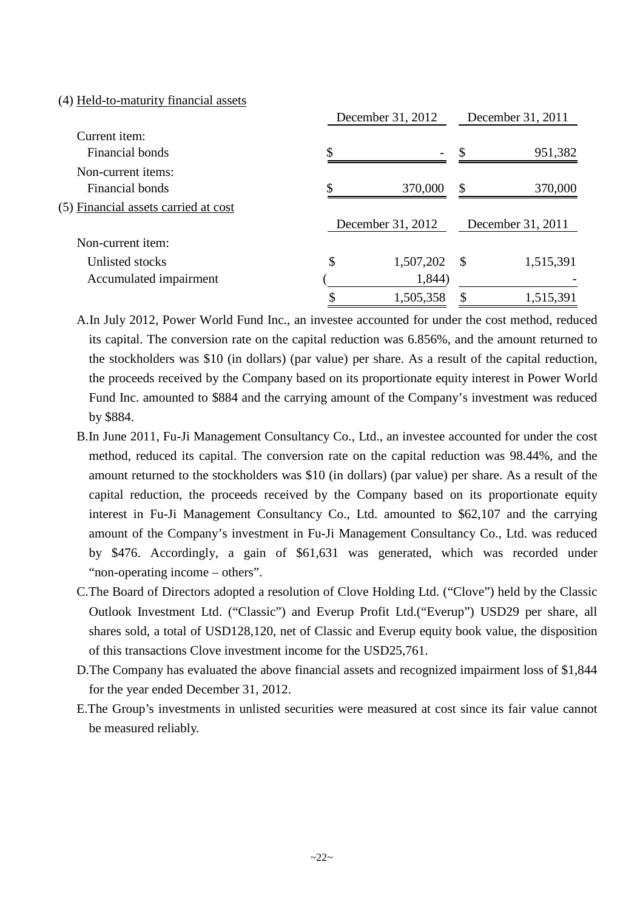(4) Held-to-maturity financial assets

| | December 31, 2012 | December 31, 2011 |
|---|---|---|
| Current item: | | |
| Financial bonds | $ - | $ 951,382 |
| Non-current items: | | |
| Financial bonds | $ 370,000 | $ 370,000 |

(5) Financial assets carried at cost

| | December 31, 2012 | December 31, 2011 |
|---|---|---|
| Non-current item: | | |
| Unlisted stocks | $ 1,507,202 | $ 1,515,391 |
| Accumulated impairment | ( 1,844) | - |
| | $ 1,505,358 | $ 1,515,391 |

A. In July 2012, Power World Fund Inc., an investee accounted for under the cost method, reduced its capital. The conversion rate on the capital reduction was 6.856%, and the amount returned to the stockholders was $10 (in dollars) (par value) per share. As a result of the capital reduction, the proceeds received by the Company based on its proportionate equity interest in Power World Fund Inc. amounted to $884 and the carrying amount of the Company's investment was reduced by $884.

B. In June 2011, Fu-Ji Management Consultancy Co., Ltd., an investee accounted for under the cost method, reduced its capital. The conversion rate on the capital reduction was 98.44%, and the amount returned to the stockholders was $10 (in dollars) (par value) per share. As a result of the capital reduction, the proceeds received by the Company based on its proportionate equity interest in Fu-Ji Management Consultancy Co., Ltd. amounted to $62,107 and the carrying amount of the Company's investment in Fu-Ji Management Consultancy Co., Ltd. was reduced by $476. Accordingly, a gain of $61,631 was generated, which was recorded under "non-operating income – others".

C. The Board of Directors adopted a resolution of Clove Holding Ltd. ("Clove") held by the Classic Outlook Investment Ltd. ("Classic") and Everup Profit Ltd.("Everup") USD29 per share, all shares sold, a total of USD128,120, net of Classic and Everup equity book value, the disposition of this transactions Clove investment income for the USD25,761.

D. The Company has evaluated the above financial assets and recognized impairment loss of $1,844 for the year ended December 31, 2012.

E. The Group's investments in unlisted securities were measured at cost since its fair value cannot be measured reliably.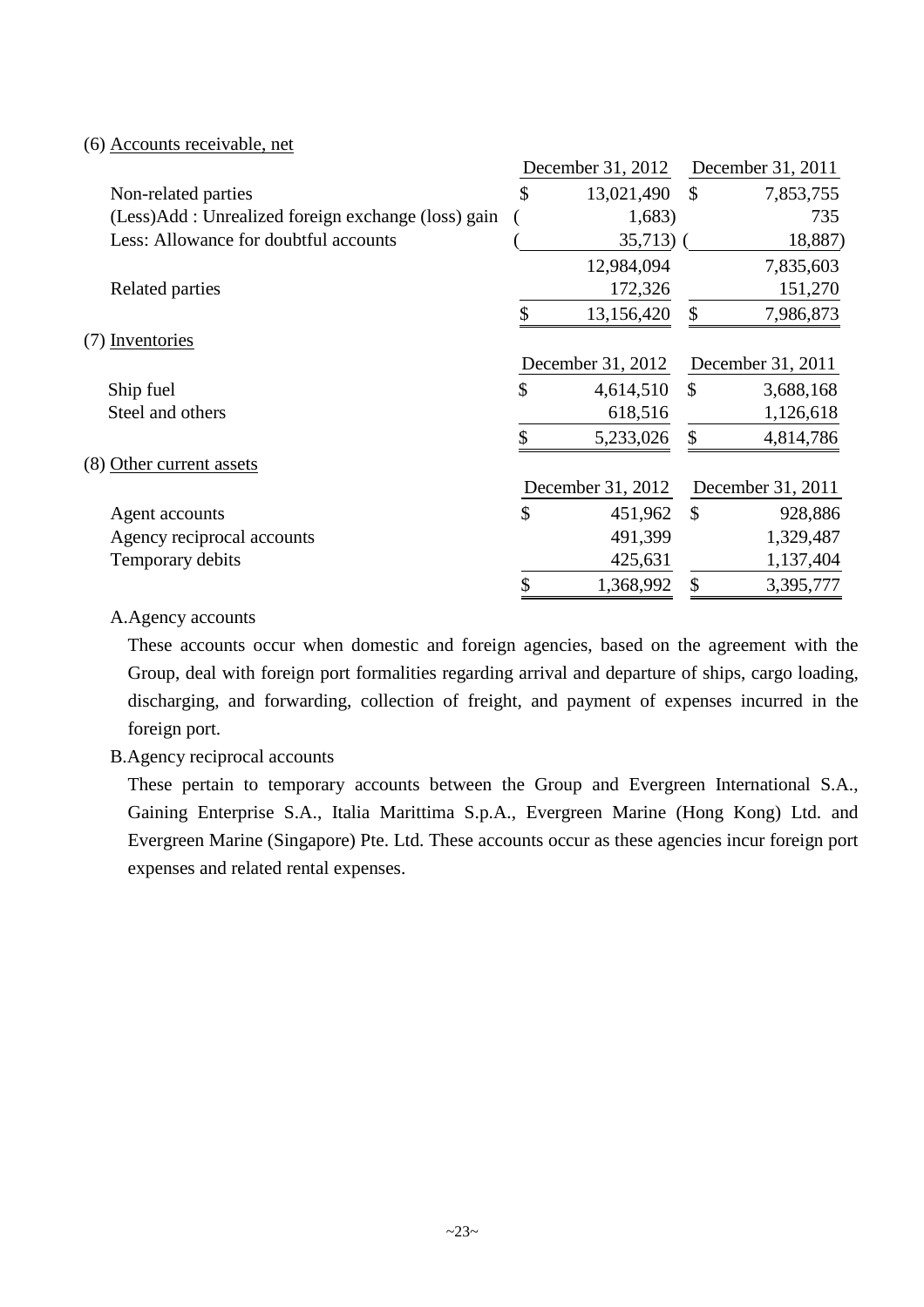(6) Accounts receivable, net

| | December 31, 2012 | December 31, 2011 |
|---|---|---|
| Non-related parties | $ 13,021,490 | $ 7,853,755 |
| (Less)Add : Unrealized foreign exchange (loss) gain | ( 1,683) | 735 |
| Less: Allowance for doubtful accounts | ( 35,713) | ( 18,887) |
| | 12,984,094 | 7,835,603 |
| Related parties | 172,326 | 151,270 |
| | $ 13,156,420 | $ 7,986,873 |

(7) Inventories

| | December 31, 2012 | December 31, 2011 |
|---|---|---|
| Ship fuel | $ 4,614,510 | $ 3,688,168 |
| Steel and others | 618,516 | 1,126,618 |
| | $ 5,233,026 | $ 4,814,786 |

(8) Other current assets

| | December 31, 2012 | December 31, 2011 |
|---|---|---|
| Agent accounts | $ 451,962 | $ 928,886 |
| Agency reciprocal accounts | 491,399 | 1,329,487 |
| Temporary debits | 425,631 | 1,137,404 |
| | $ 1,368,992 | $ 3,395,777 |

A.Agency accounts

These accounts occur when domestic and foreign agencies, based on the agreement with the Group, deal with foreign port formalities regarding arrival and departure of ships, cargo loading, discharging, and forwarding, collection of freight, and payment of expenses incurred in the foreign port.

B.Agency reciprocal accounts

These pertain to temporary accounts between the Group and Evergreen International S.A., Gaining Enterprise S.A., Italia Marittima S.p.A., Evergreen Marine (Hong Kong) Ltd. and Evergreen Marine (Singapore) Pte. Ltd. These accounts occur as these agencies incur foreign port expenses and related rental expenses.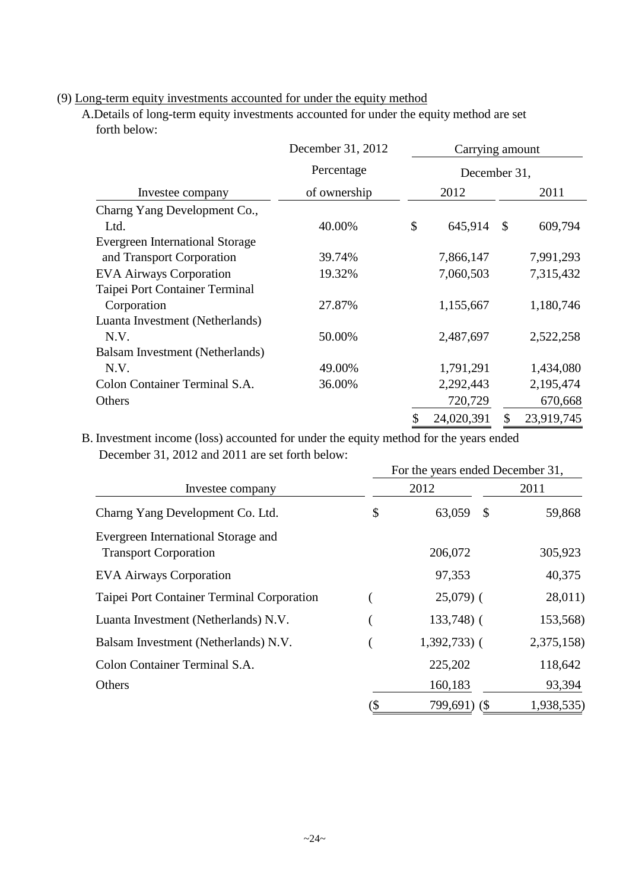(9) Long-term equity investments accounted for under the equity method

A.Details of long-term equity investments accounted for under the equity method are set forth below:

| Investee company | December 31, 2012 Percentage of ownership | Carrying amount December 31, 2012 | Carrying amount December 31, 2011 |
|---|---|---|---|
| Charng Yang Development Co., Ltd. | 40.00% | $ 645,914 | $ 609,794 |
| Evergreen International Storage and Transport Corporation | 39.74% | 7,866,147 | 7,991,293 |
| EVA Airways Corporation | 19.32% | 7,060,503 | 7,315,432 |
| Taipei Port Container Terminal Corporation | 27.87% | 1,155,667 | 1,180,746 |
| Luanta Investment (Netherlands) N.V. | 50.00% | 2,487,697 | 2,522,258 |
| Balsam Investment (Netherlands) N.V. | 49.00% | 1,791,291 | 1,434,080 |
| Colon Container Terminal S.A. | 36.00% | 2,292,443 | 2,195,474 |
| Others | | 720,729 | 670,668 |
| | | $ 24,020,391 | $ 23,919,745 |

B. Investment income (loss) accounted for under the equity method for the years ended December 31, 2012 and 2011 are set forth below:

| Investee company | For the years ended December 31, 2012 | For the years ended December 31, 2011 |
|---|---|---|
| Charng Yang Development Co. Ltd. | $ 63,059 | $ 59,868 |
| Evergreen International Storage and Transport Corporation | 206,072 | 305,923 |
| EVA Airways Corporation | 97,353 | 40,375 |
| Taipei Port Container Terminal Corporation | ( 25,079) | ( 28,011) |
| Luanta Investment (Netherlands) N.V. | ( 133,748) | ( 153,568) |
| Balsam Investment (Netherlands) N.V. | ( 1,392,733) | ( 2,375,158) |
| Colon Container Terminal S.A. | 225,202 | 118,642 |
| Others | 160,183 | 93,394 |
| | ($ 799,691) | ($ 1,938,535) |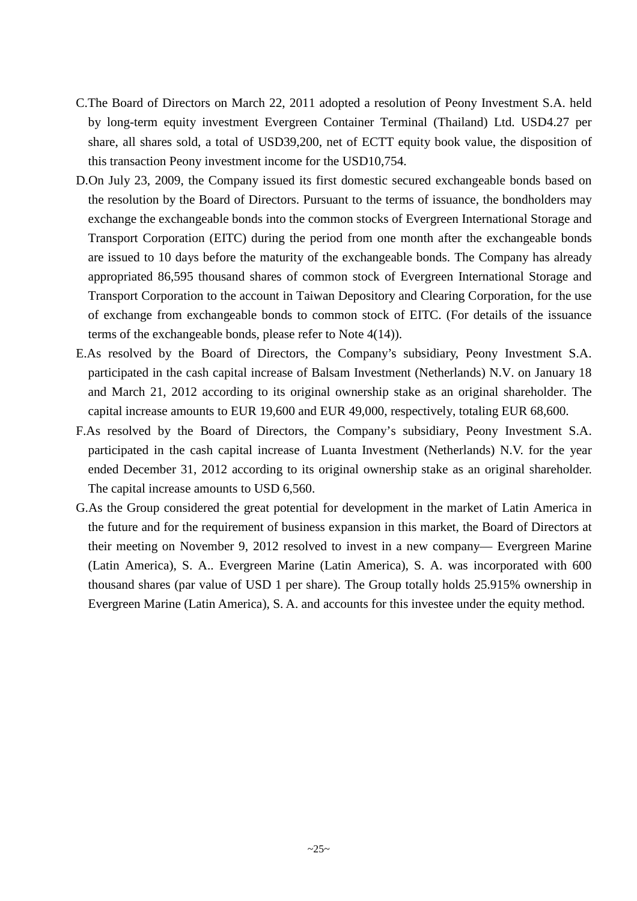C. The Board of Directors on March 22, 2011 adopted a resolution of Peony Investment S.A. held by long-term equity investment Evergreen Container Terminal (Thailand) Ltd. USD4.27 per share, all shares sold, a total of USD39,200, net of ECTT equity book value, the disposition of this transaction Peony investment income for the USD10,754.

D. On July 23, 2009, the Company issued its first domestic secured exchangeable bonds based on the resolution by the Board of Directors. Pursuant to the terms of issuance, the bondholders may exchange the exchangeable bonds into the common stocks of Evergreen International Storage and Transport Corporation (EITC) during the period from one month after the exchangeable bonds are issued to 10 days before the maturity of the exchangeable bonds. The Company has already appropriated 86,595 thousand shares of common stock of Evergreen International Storage and Transport Corporation to the account in Taiwan Depository and Clearing Corporation, for the use of exchange from exchangeable bonds to common stock of EITC. (For details of the issuance terms of the exchangeable bonds, please refer to Note 4(14)).

E. As resolved by the Board of Directors, the Company's subsidiary, Peony Investment S.A. participated in the cash capital increase of Balsam Investment (Netherlands) N.V. on January 18 and March 21, 2012 according to its original ownership stake as an original shareholder. The capital increase amounts to EUR 19,600 and EUR 49,000, respectively, totaling EUR 68,600.

F. As resolved by the Board of Directors, the Company's subsidiary, Peony Investment S.A. participated in the cash capital increase of Luanta Investment (Netherlands) N.V. for the year ended December 31, 2012 according to its original ownership stake as an original shareholder. The capital increase amounts to USD 6,560.

G. As the Group considered the great potential for development in the market of Latin America in the future and for the requirement of business expansion in this market, the Board of Directors at their meeting on November 9, 2012 resolved to invest in a new company— Evergreen Marine (Latin America), S. A.. Evergreen Marine (Latin America), S. A. was incorporated with 600 thousand shares (par value of USD 1 per share). The Group totally holds 25.915% ownership in Evergreen Marine (Latin America), S. A. and accounts for this investee under the equity method.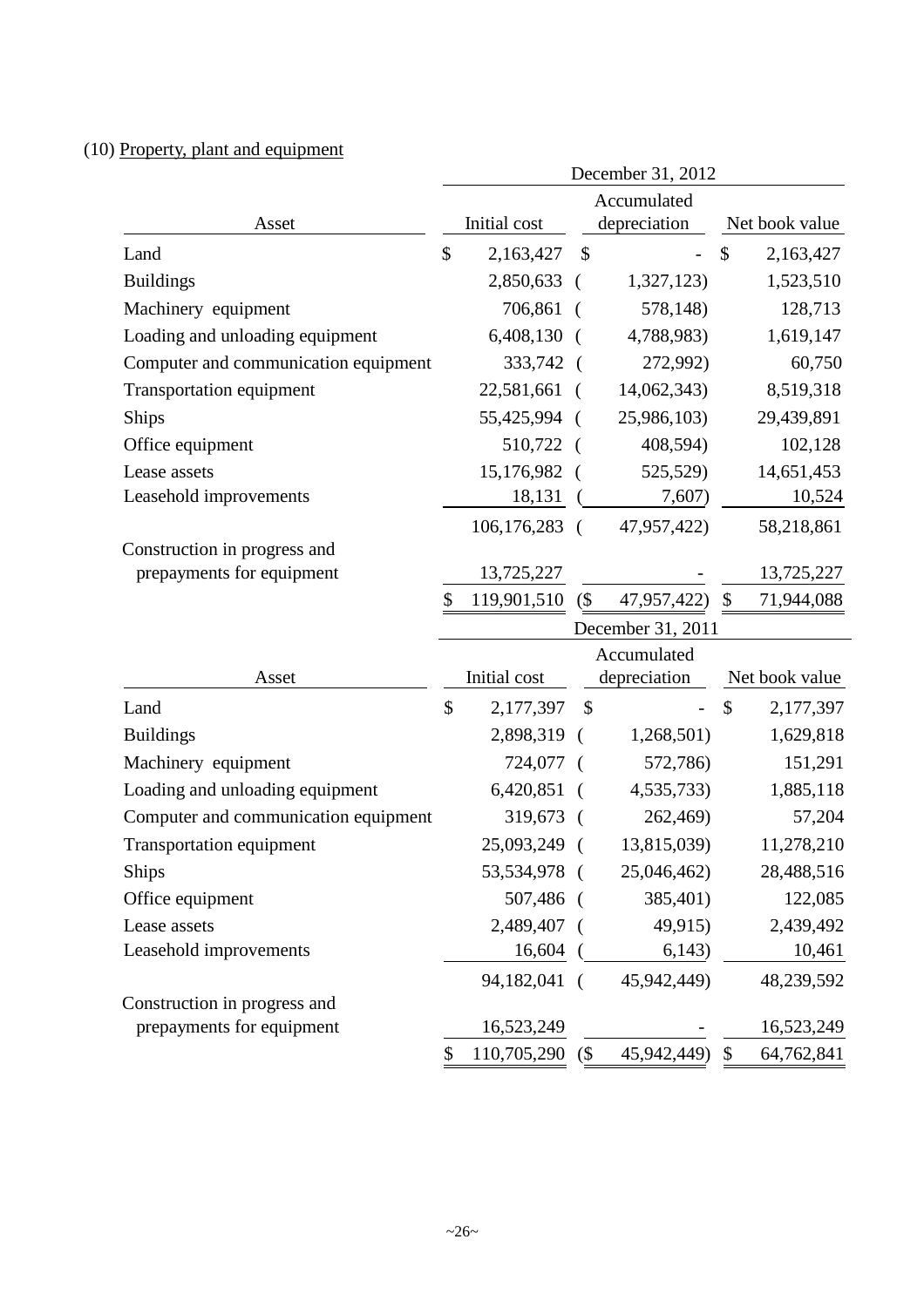(10) Property, plant and equipment

| Asset | December 31, 2012 | | |
|---|---|---|---|
| | Initial cost | Accumulated depreciation | Net book value |
| Land | $ 2,163,427 | $ - | $ 2,163,427 |
| Buildings | 2,850,633 | ( 1,327,123) | 1,523,510 |
| Machinery equipment | 706,861 | ( 578,148) | 128,713 |
| Loading and unloading equipment | 6,408,130 | ( 4,788,983) | 1,619,147 |
| Computer and communication equipment | 333,742 | ( 272,992) | 60,750 |
| Transportation equipment | 22,581,661 | ( 14,062,343) | 8,519,318 |
| Ships | 55,425,994 | ( 25,986,103) | 29,439,891 |
| Office equipment | 510,722 | ( 408,594) | 102,128 |
| Lease assets | 15,176,982 | ( 525,529) | 14,651,453 |
| Leasehold improvements | 18,131 | ( 7,607) | 10,524 |
| | 106,176,283 | ( 47,957,422) | 58,218,861 |
| Construction in progress and prepayments for equipment | 13,725,227 | - | 13,725,227 |
| | $ 119,901,510 | ($ 47,957,422) | $ 71,944,088 |

| Asset | December 31, 2011 | | |
|---|---|---|---|
| | Initial cost | Accumulated depreciation | Net book value |
| Land | $ 2,177,397 | $ - | $ 2,177,397 |
| Buildings | 2,898,319 | ( 1,268,501) | 1,629,818 |
| Machinery equipment | 724,077 | ( 572,786) | 151,291 |
| Loading and unloading equipment | 6,420,851 | ( 4,535,733) | 1,885,118 |
| Computer and communication equipment | 319,673 | ( 262,469) | 57,204 |
| Transportation equipment | 25,093,249 | ( 13,815,039) | 11,278,210 |
| Ships | 53,534,978 | ( 25,046,462) | 28,488,516 |
| Office equipment | 507,486 | ( 385,401) | 122,085 |
| Lease assets | 2,489,407 | ( 49,915) | 2,439,492 |
| Leasehold improvements | 16,604 | ( 6,143) | 10,461 |
| | 94,182,041 | ( 45,942,449) | 48,239,592 |
| Construction in progress and prepayments for equipment | 16,523,249 | - | 16,523,249 |
| | $ 110,705,290 | ($ 45,942,449) | $ 64,762,841 |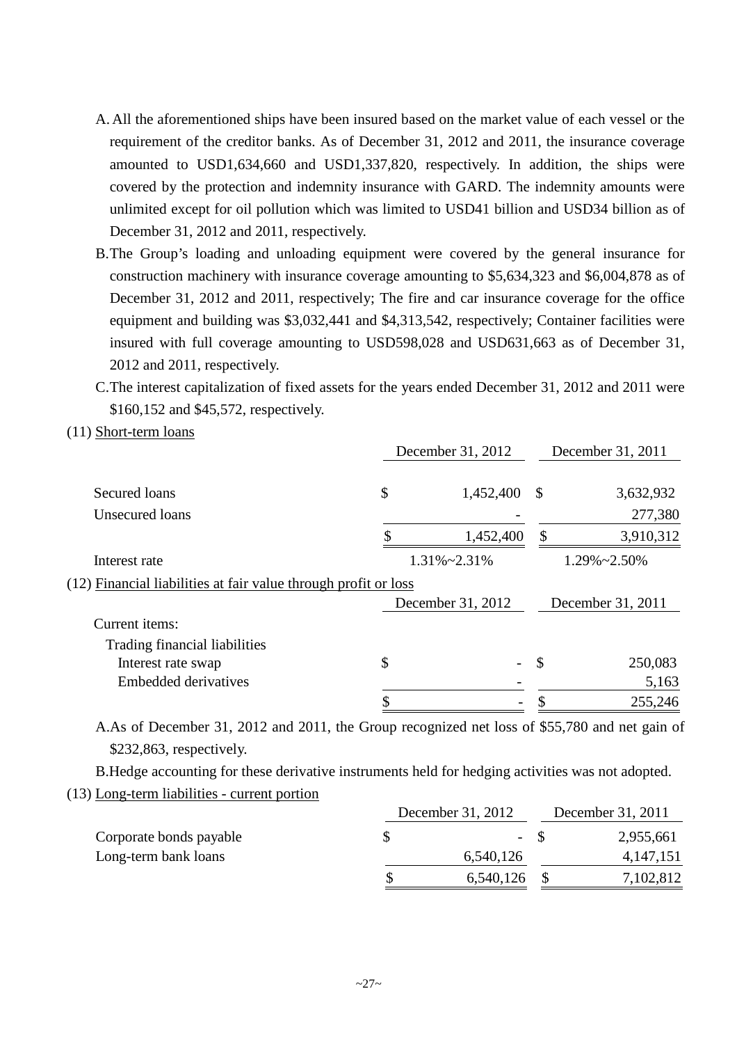A. All the aforementioned ships have been insured based on the market value of each vessel or the requirement of the creditor banks. As of December 31, 2012 and 2011, the insurance coverage amounted to USD1,634,660 and USD1,337,820, respectively. In addition, the ships were covered by the protection and indemnity insurance with GARD. The indemnity amounts were unlimited except for oil pollution which was limited to USD41 billion and USD34 billion as of December 31, 2012 and 2011, respectively.

B. The Group's loading and unloading equipment were covered by the general insurance for construction machinery with insurance coverage amounting to $5,634,323 and $6,004,878 as of December 31, 2012 and 2011, respectively; The fire and car insurance coverage for the office equipment and building was $3,032,441 and $4,313,542, respectively; Container facilities were insured with full coverage amounting to USD598,028 and USD631,663 as of December 31, 2012 and 2011, respectively.

C. The interest capitalization of fixed assets for the years ended December 31, 2012 and 2011 were $160,152 and $45,572, respectively.

(11) Short-term loans

| | December 31, 2012 | December 31, 2011 |
|---|---|---|
| Secured loans | $ 1,452,400 | $ 3,632,932 |
| Unsecured loans | - | 277,380 |
| | $ 1,452,400 | $ 3,910,312 |
| Interest rate | 1.31%~2.31% | 1.29%~2.50% |

(12) Financial liabilities at fair value through profit or loss

| | December 31, 2012 | December 31, 2011 |
|---|---|---|
| Current items: | | |
| Trading financial liabilities | | |
| Interest rate swap | $ - | $ 250,083 |
| Embedded derivatives | - | 5,163 |
| | $ - | $ 255,246 |

A. As of December 31, 2012 and 2011, the Group recognized net loss of $55,780 and net gain of $232,863, respectively.

B. Hedge accounting for these derivative instruments held for hedging activities was not adopted.

(13) Long-term liabilities - current portion

| | December 31, 2012 | December 31, 2011 |
|---|---|---|
| Corporate bonds payable | $ - | $ 2,955,661 |
| Long-term bank loans | 6,540,126 | 4,147,151 |
| | $ 6,540,126 | $ 7,102,812 |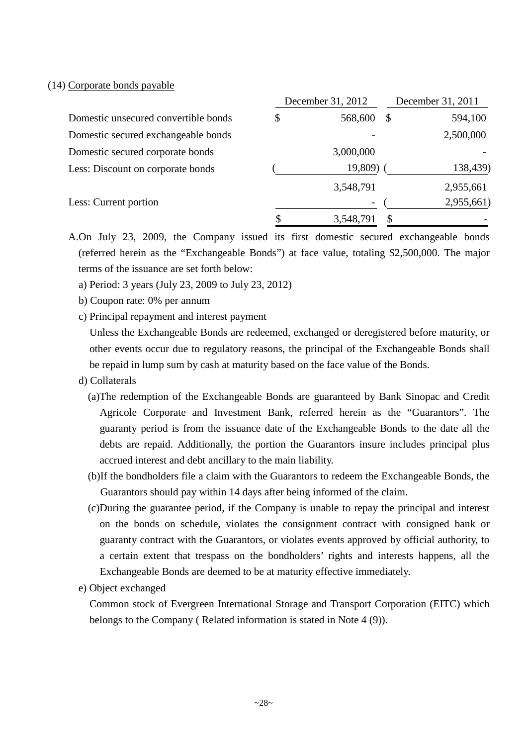(14) Corporate bonds payable

| | December 31, 2012 | December 31, 2011 |
|---|---|---|
| Domestic unsecured convertible bonds | $ 568,600 | $ 594,100 |
| Domestic secured exchangeable bonds | - | 2,500,000 |
| Domestic secured corporate bonds | 3,000,000 | - |
| Less: Discount on corporate bonds | ( 19,809) | ( 138,439) |
| | 3,548,791 | 2,955,661 |
| Less: Current portion | - | ( 2,955,661) |
| | $ 3,548,791 | $ - |

A.On July 23, 2009, the Company issued its first domestic secured exchangeable bonds (referred herein as the "Exchangeable Bonds") at face value, totaling $2,500,000. The major terms of the issuance are set forth below:

a) Period: 3 years (July 23, 2009 to July 23, 2012)

b) Coupon rate: 0% per annum

c) Principal repayment and interest payment

Unless the Exchangeable Bonds are redeemed, exchanged or deregistered before maturity, or other events occur due to regulatory reasons, the principal of the Exchangeable Bonds shall be repaid in lump sum by cash at maturity based on the face value of the Bonds.

d) Collaterals

(a)The redemption of the Exchangeable Bonds are guaranteed by Bank Sinopac and Credit Agricole Corporate and Investment Bank, referred herein as the "Guarantors". The guaranty period is from the issuance date of the Exchangeable Bonds to the date all the debts are repaid. Additionally, the portion the Guarantors insure includes principal plus accrued interest and debt ancillary to the main liability.

(b)If the bondholders file a claim with the Guarantors to redeem the Exchangeable Bonds, the Guarantors should pay within 14 days after being informed of the claim.

(c)During the guarantee period, if the Company is unable to repay the principal and interest on the bonds on schedule, violates the consignment contract with consigned bank or guaranty contract with the Guarantors, or violates events approved by official authority, to a certain extent that trespass on the bondholders' rights and interests happens, all the Exchangeable Bonds are deemed to be at maturity effective immediately.

e) Object exchanged

Common stock of Evergreen International Storage and Transport Corporation (EITC) which belongs to the Company ( Related information is stated in Note 4 (9)).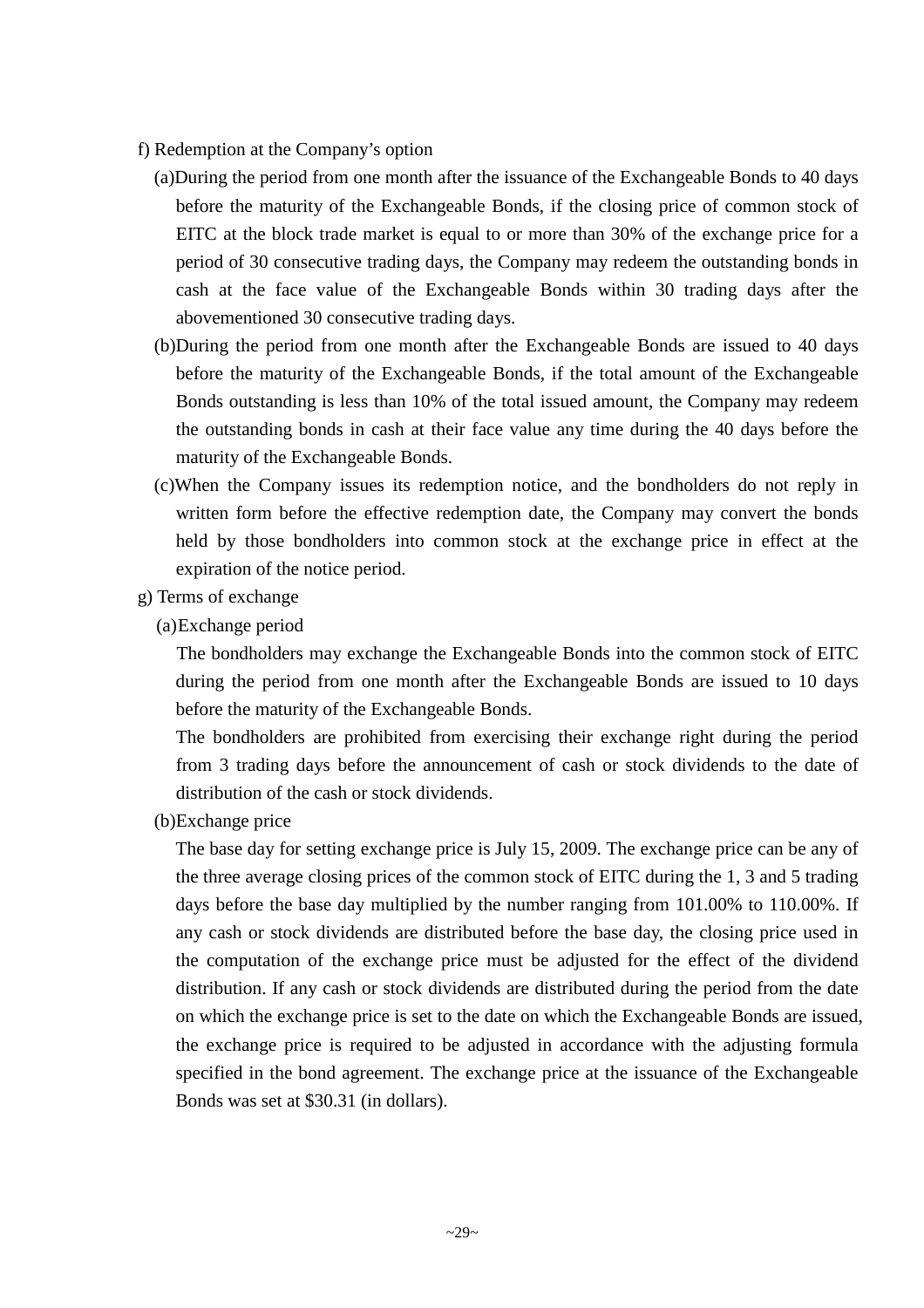f) Redemption at the Company's option

(a)During the period from one month after the issuance of the Exchangeable Bonds to 40 days before the maturity of the Exchangeable Bonds, if the closing price of common stock of EITC at the block trade market is equal to or more than 30% of the exchange price for a period of 30 consecutive trading days, the Company may redeem the outstanding bonds in cash at the face value of the Exchangeable Bonds within 30 trading days after the abovementioned 30 consecutive trading days.

(b)During the period from one month after the Exchangeable Bonds are issued to 40 days before the maturity of the Exchangeable Bonds, if the total amount of the Exchangeable Bonds outstanding is less than 10% of the total issued amount, the Company may redeem the outstanding bonds in cash at their face value any time during the 40 days before the maturity of the Exchangeable Bonds.

(c)When the Company issues its redemption notice, and the bondholders do not reply in written form before the effective redemption date, the Company may convert the bonds held by those bondholders into common stock at the exchange price in effect at the expiration of the notice period.

g) Terms of exchange

(a)Exchange period

The bondholders may exchange the Exchangeable Bonds into the common stock of EITC during the period from one month after the Exchangeable Bonds are issued to 10 days before the maturity of the Exchangeable Bonds.

The bondholders are prohibited from exercising their exchange right during the period from 3 trading days before the announcement of cash or stock dividends to the date of distribution of the cash or stock dividends.

(b)Exchange price

The base day for setting exchange price is July 15, 2009. The exchange price can be any of the three average closing prices of the common stock of EITC during the 1, 3 and 5 trading days before the base day multiplied by the number ranging from 101.00% to 110.00%. If any cash or stock dividends are distributed before the base day, the closing price used in the computation of the exchange price must be adjusted for the effect of the dividend distribution. If any cash or stock dividends are distributed during the period from the date on which the exchange price is set to the date on which the Exchangeable Bonds are issued, the exchange price is required to be adjusted in accordance with the adjusting formula specified in the bond agreement. The exchange price at the issuance of the Exchangeable Bonds was set at $30.31 (in dollars).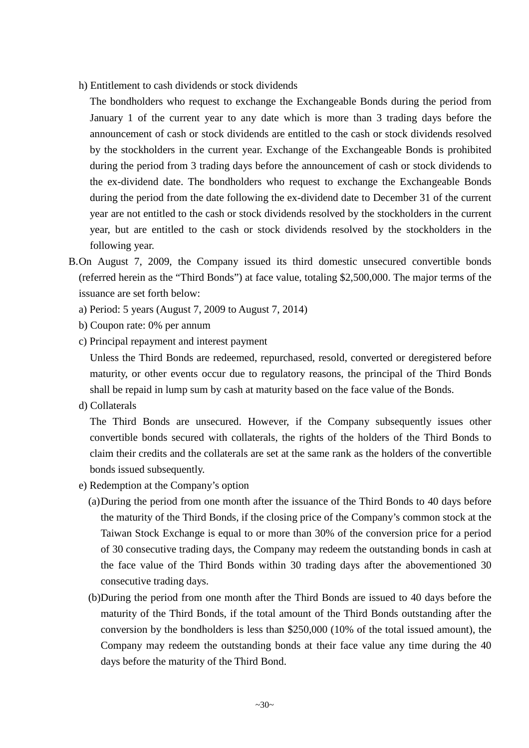h) Entitlement to cash dividends or stock dividends

The bondholders who request to exchange the Exchangeable Bonds during the period from January 1 of the current year to any date which is more than 3 trading days before the announcement of cash or stock dividends are entitled to the cash or stock dividends resolved by the stockholders in the current year. Exchange of the Exchangeable Bonds is prohibited during the period from 3 trading days before the announcement of cash or stock dividends to the ex-dividend date. The bondholders who request to exchange the Exchangeable Bonds during the period from the date following the ex-dividend date to December 31 of the current year are not entitled to the cash or stock dividends resolved by the stockholders in the current year, but are entitled to the cash or stock dividends resolved by the stockholders in the following year.

B. On August 7, 2009, the Company issued its third domestic unsecured convertible bonds (referred herein as the "Third Bonds") at face value, totaling $2,500,000. The major terms of the issuance are set forth below:

a) Period: 5 years (August 7, 2009 to August 7, 2014)

b) Coupon rate: 0% per annum

c) Principal repayment and interest payment

Unless the Third Bonds are redeemed, repurchased, resold, converted or deregistered before maturity, or other events occur due to regulatory reasons, the principal of the Third Bonds shall be repaid in lump sum by cash at maturity based on the face value of the Bonds.

d) Collaterals

The Third Bonds are unsecured. However, if the Company subsequently issues other convertible bonds secured with collaterals, the rights of the holders of the Third Bonds to claim their credits and the collaterals are set at the same rank as the holders of the convertible bonds issued subsequently.

e) Redemption at the Company's option

(a) During the period from one month after the issuance of the Third Bonds to 40 days before the maturity of the Third Bonds, if the closing price of the Company's common stock at the Taiwan Stock Exchange is equal to or more than 30% of the conversion price for a period of 30 consecutive trading days, the Company may redeem the outstanding bonds in cash at the face value of the Third Bonds within 30 trading days after the abovementioned 30 consecutive trading days.

(b) During the period from one month after the Third Bonds are issued to 40 days before the maturity of the Third Bonds, if the total amount of the Third Bonds outstanding after the conversion by the bondholders is less than $250,000 (10% of the total issued amount), the Company may redeem the outstanding bonds at their face value any time during the 40 days before the maturity of the Third Bond.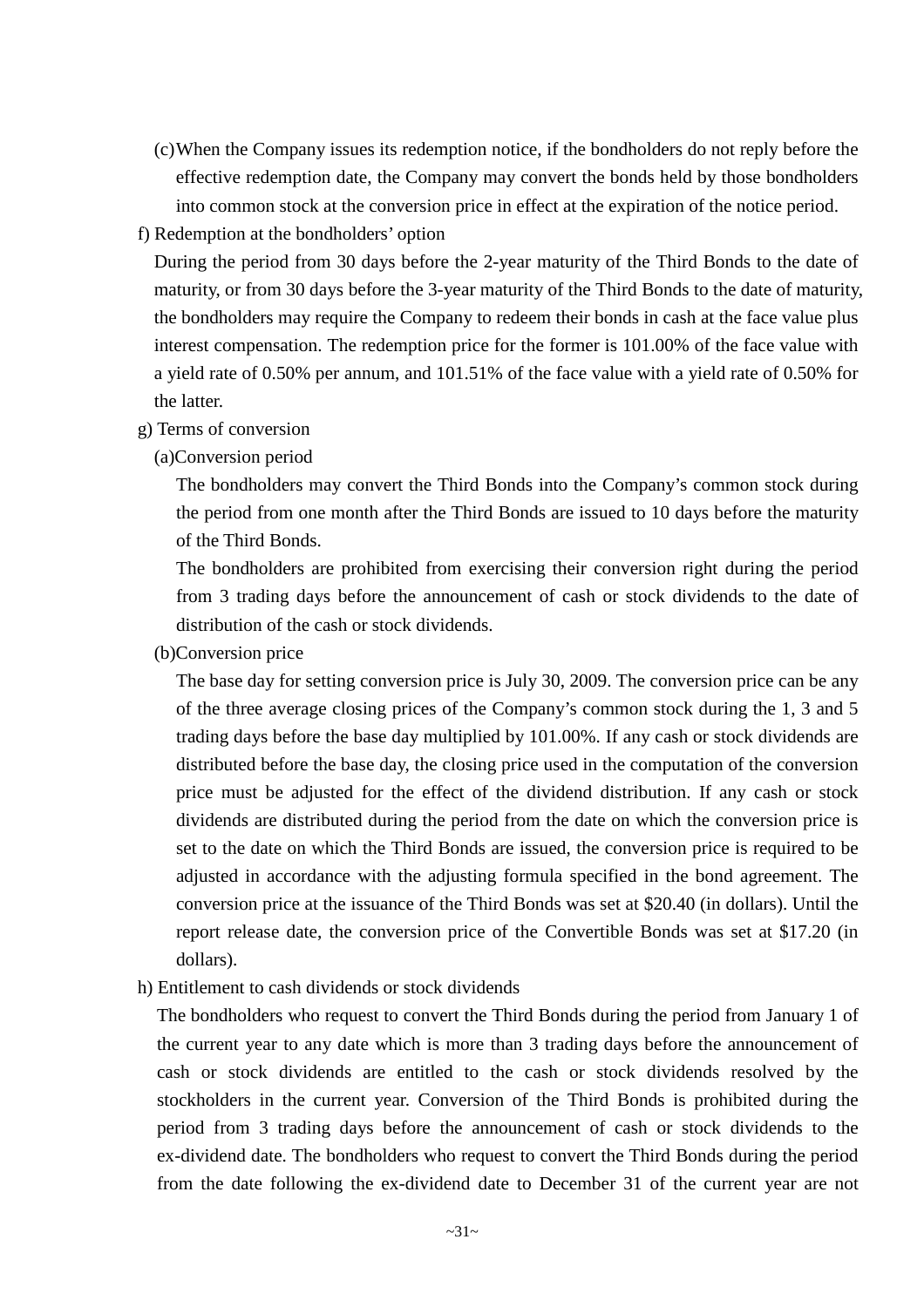(c) When the Company issues its redemption notice, if the bondholders do not reply before the effective redemption date, the Company may convert the bonds held by those bondholders into common stock at the conversion price in effect at the expiration of the notice period.

f) Redemption at the bondholders' option

During the period from 30 days before the 2-year maturity of the Third Bonds to the date of maturity, or from 30 days before the 3-year maturity of the Third Bonds to the date of maturity, the bondholders may require the Company to redeem their bonds in cash at the face value plus interest compensation. The redemption price for the former is 101.00% of the face value with a yield rate of 0.50% per annum, and 101.51% of the face value with a yield rate of 0.50% for the latter.

g) Terms of conversion

(a) Conversion period

The bondholders may convert the Third Bonds into the Company's common stock during the period from one month after the Third Bonds are issued to 10 days before the maturity of the Third Bonds.

The bondholders are prohibited from exercising their conversion right during the period from 3 trading days before the announcement of cash or stock dividends to the date of distribution of the cash or stock dividends.

(b) Conversion price

The base day for setting conversion price is July 30, 2009. The conversion price can be any of the three average closing prices of the Company's common stock during the 1, 3 and 5 trading days before the base day multiplied by 101.00%. If any cash or stock dividends are distributed before the base day, the closing price used in the computation of the conversion price must be adjusted for the effect of the dividend distribution. If any cash or stock dividends are distributed during the period from the date on which the conversion price is set to the date on which the Third Bonds are issued, the conversion price is required to be adjusted in accordance with the adjusting formula specified in the bond agreement. The conversion price at the issuance of the Third Bonds was set at $20.40 (in dollars). Until the report release date, the conversion price of the Convertible Bonds was set at $17.20 (in dollars).

h) Entitlement to cash dividends or stock dividends

The bondholders who request to convert the Third Bonds during the period from January 1 of the current year to any date which is more than 3 trading days before the announcement of cash or stock dividends are entitled to the cash or stock dividends resolved by the stockholders in the current year. Conversion of the Third Bonds is prohibited during the period from 3 trading days before the announcement of cash or stock dividends to the ex-dividend date. The bondholders who request to convert the Third Bonds during the period from the date following the ex-dividend date to December 31 of the current year are not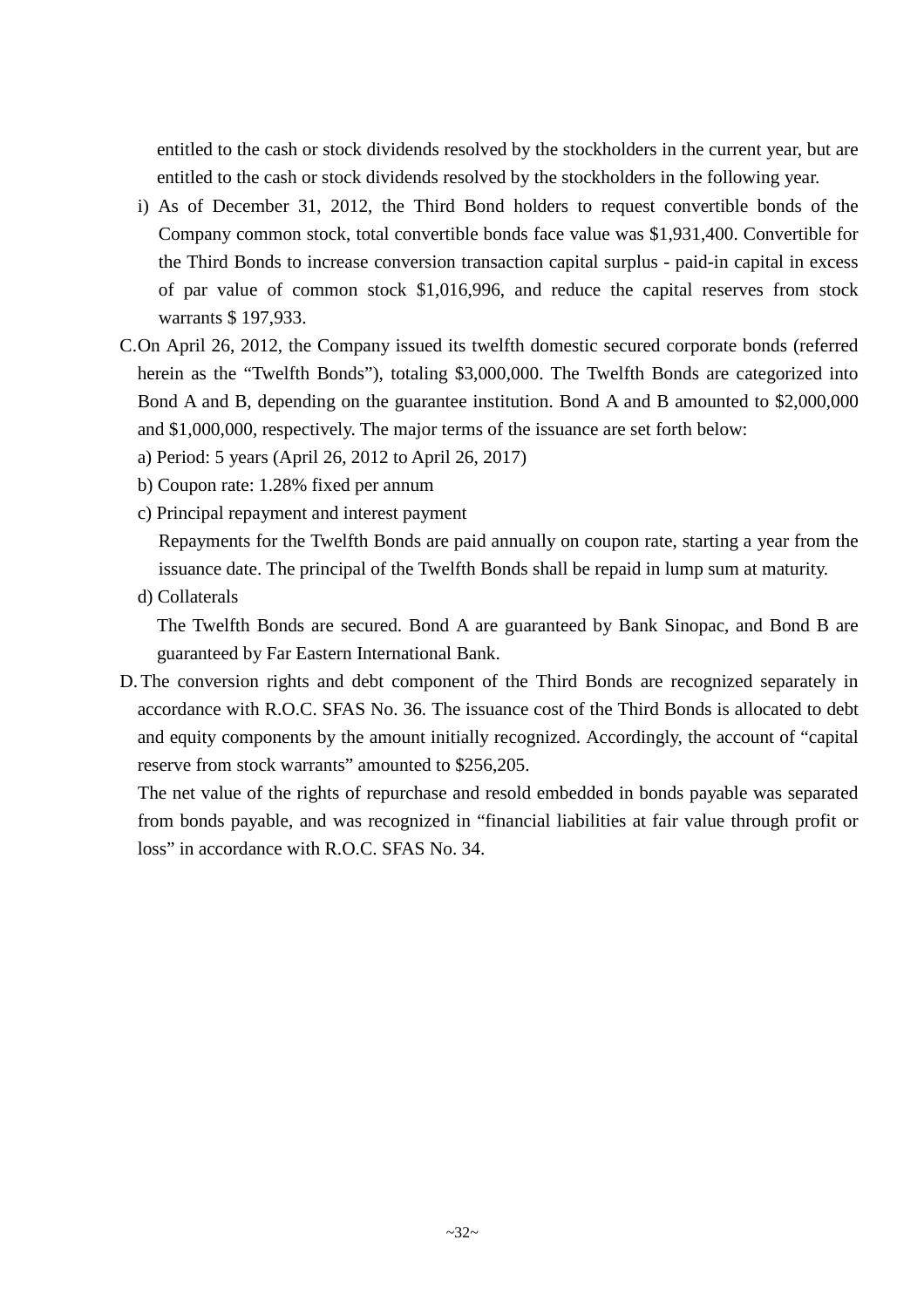entitled to the cash or stock dividends resolved by the stockholders in the current year, but are entitled to the cash or stock dividends resolved by the stockholders in the following year.

i) As of December 31, 2012, the Third Bond holders to request convertible bonds of the Company common stock, total convertible bonds face value was $1,931,400. Convertible for the Third Bonds to increase conversion transaction capital surplus - paid-in capital in excess of par value of common stock $1,016,996, and reduce the capital reserves from stock warrants $ 197,933.

C. On April 26, 2012, the Company issued its twelfth domestic secured corporate bonds (referred herein as the "Twelfth Bonds"), totaling $3,000,000. The Twelfth Bonds are categorized into Bond A and B, depending on the guarantee institution. Bond A and B amounted to $2,000,000 and $1,000,000, respectively. The major terms of the issuance are set forth below:

a) Period: 5 years (April 26, 2012 to April 26, 2017)

b) Coupon rate: 1.28% fixed per annum

c) Principal repayment and interest payment

Repayments for the Twelfth Bonds are paid annually on coupon rate, starting a year from the issuance date. The principal of the Twelfth Bonds shall be repaid in lump sum at maturity.

d) Collaterals

The Twelfth Bonds are secured. Bond A are guaranteed by Bank Sinopac, and Bond B are guaranteed by Far Eastern International Bank.

D. The conversion rights and debt component of the Third Bonds are recognized separately in accordance with R.O.C. SFAS No. 36. The issuance cost of the Third Bonds is allocated to debt and equity components by the amount initially recognized. Accordingly, the account of "capital reserve from stock warrants" amounted to $256,205.

The net value of the rights of repurchase and resold embedded in bonds payable was separated from bonds payable, and was recognized in "financial liabilities at fair value through profit or loss" in accordance with R.O.C. SFAS No. 34.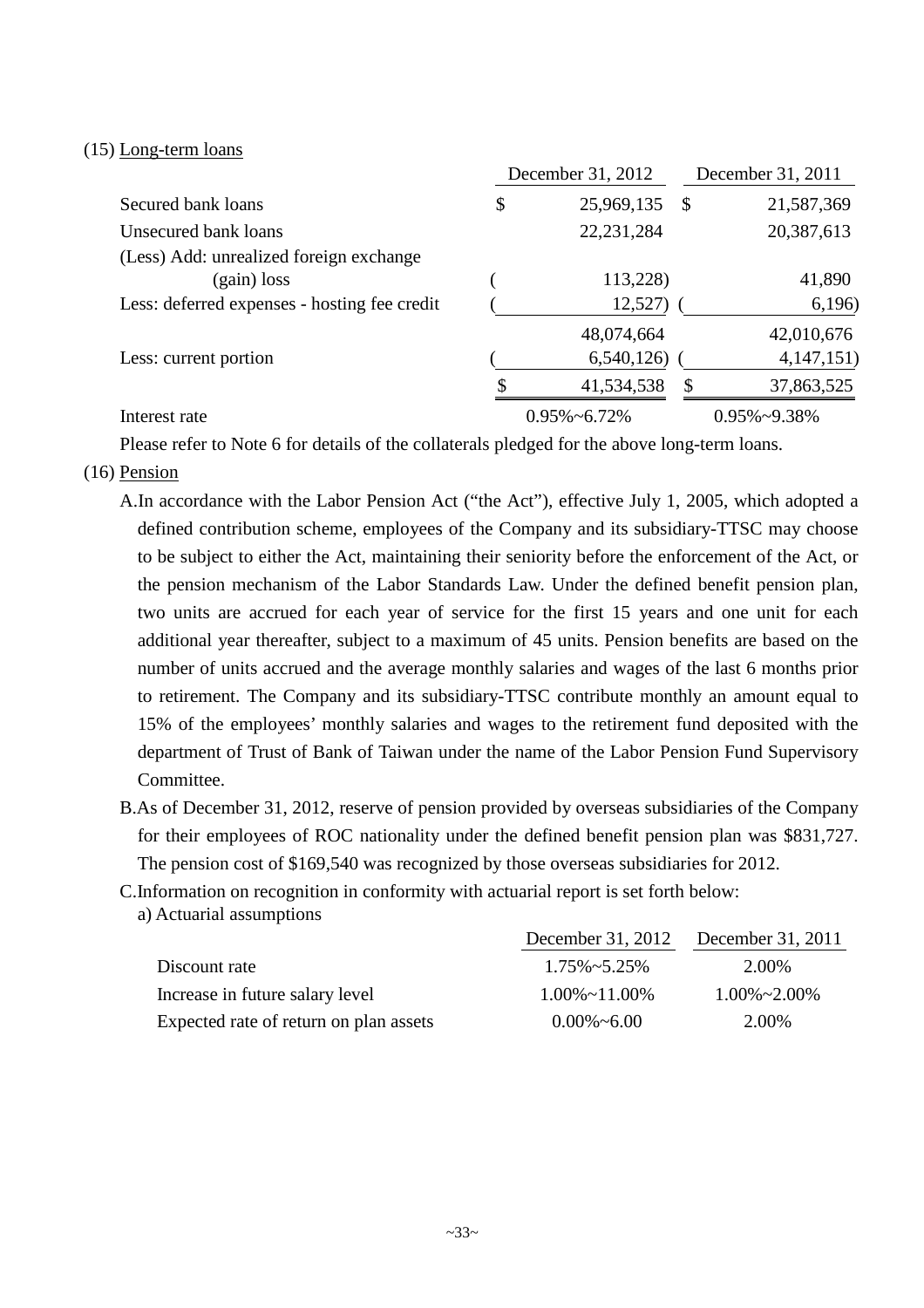(15) Long-term loans

| | December 31, 2012 | December 31, 2011 |
|---|---|---|
| Secured bank loans | $ 25,969,135 | $ 21,587,369 |
| Unsecured bank loans | 22,231,284 | 20,387,613 |
| (Less) Add: unrealized foreign exchange (gain) loss | ( 113,228) | 41,890 |
| Less: deferred expenses - hosting fee credit | ( 12,527) | ( 6,196) |
| | 48,074,664 | 42,010,676 |
| Less: current portion | ( 6,540,126) | ( 4,147,151) |
| | $ 41,534,538 | $ 37,863,525 |
| Interest rate | 0.95%~6.72% | 0.95%~9.38% |

Please refer to Note 6 for details of the collaterals pledged for the above long-term loans.

(16) Pension

A. In accordance with the Labor Pension Act ("the Act"), effective July 1, 2005, which adopted a defined contribution scheme, employees of the Company and its subsidiary-TTSC may choose to be subject to either the Act, maintaining their seniority before the enforcement of the Act, or the pension mechanism of the Labor Standards Law. Under the defined benefit pension plan, two units are accrued for each year of service for the first 15 years and one unit for each additional year thereafter, subject to a maximum of 45 units. Pension benefits are based on the number of units accrued and the average monthly salaries and wages of the last 6 months prior to retirement. The Company and its subsidiary-TTSC contribute monthly an amount equal to 15% of the employees' monthly salaries and wages to the retirement fund deposited with the department of Trust of Bank of Taiwan under the name of the Labor Pension Fund Supervisory Committee.

B. As of December 31, 2012, reserve of pension provided by overseas subsidiaries of the Company for their employees of ROC nationality under the defined benefit pension plan was $831,727. The pension cost of $169,540 was recognized by those overseas subsidiaries for 2012.

C. Information on recognition in conformity with actuarial report is set forth below:

a) Actuarial assumptions

| | December 31, 2012 | December 31, 2011 |
|---|---|---|
| Discount rate | 1.75%~5.25% | 2.00% |
| Increase in future salary level | 1.00%~11.00% | 1.00%~2.00% |
| Expected rate of return on plan assets | 0.00%~6.00 | 2.00% |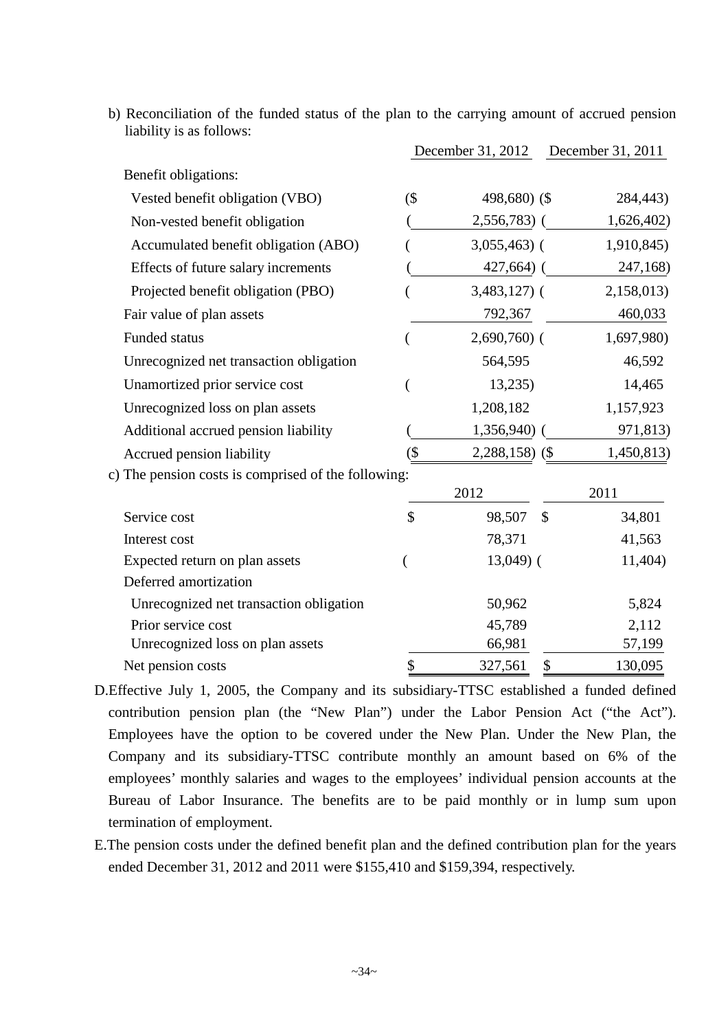b) Reconciliation of the funded status of the plan to the carrying amount of accrued pension liability is as follows:

| | December 31, 2012 | December 31, 2011 |
|---|---|---|
| Benefit obligations: | | |
| Vested benefit obligation (VBO) | ($ 498,680) | ($ 284,443) |
| Non-vested benefit obligation | ( 2,556,783) | ( 1,626,402) |
| Accumulated benefit obligation (ABO) | ( 3,055,463) | ( 1,910,845) |
| Effects of future salary increments | ( 427,664) | ( 247,168) |
| Projected benefit obligation (PBO) | ( 3,483,127) | ( 2,158,013) |
| Fair value of plan assets | 792,367 | 460,033 |
| Funded status | ( 2,690,760) | ( 1,697,980) |
| Unrecognized net transaction obligation | 564,595 | 46,592 |
| Unamortized prior service cost | ( 13,235) | 14,465 |
| Unrecognized loss on plan assets | 1,208,182 | 1,157,923 |
| Additional accrued pension liability | ( 1,356,940) | ( 971,813) |
| Accrued pension liability | ($ 2,288,158) | ($ 1,450,813) |

c) The pension costs is comprised of the following:

| | 2012 | 2011 |
|---|---|---|
| Service cost | $ 98,507 | $ 34,801 |
| Interest cost | 78,371 | 41,563 |
| Expected return on plan assets | ( 13,049) | ( 11,404) |
| Deferred amortization | | |
| Unrecognized net transaction obligation | 50,962 | 5,824 |
| Prior service cost | 45,789 | 2,112 |
| Unrecognized loss on plan assets | 66,981 | 57,199 |
| Net pension costs | $ 327,561 | $ 130,095 |

D. Effective July 1, 2005, the Company and its subsidiary-TTSC established a funded defined contribution pension plan (the "New Plan") under the Labor Pension Act ("the Act"). Employees have the option to be covered under the New Plan. Under the New Plan, the Company and its subsidiary-TTSC contribute monthly an amount based on 6% of the employees' monthly salaries and wages to the employees' individual pension accounts at the Bureau of Labor Insurance. The benefits are to be paid monthly or in lump sum upon termination of employment.

E. The pension costs under the defined benefit plan and the defined contribution plan for the years ended December 31, 2012 and 2011 were $155,410 and $159,394, respectively.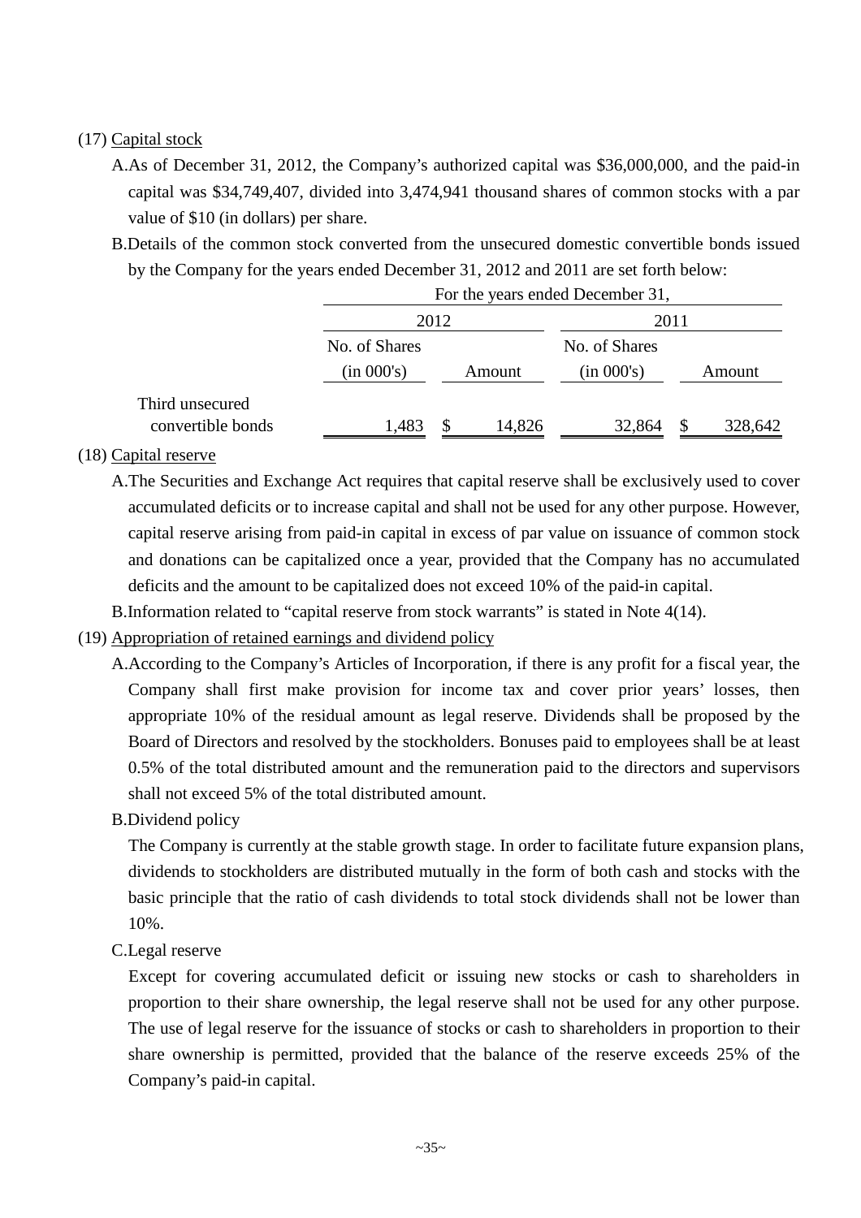(17) Capital stock

A.As of December 31, 2012, the Company's authorized capital was $36,000,000, and the paid-in capital was $34,749,407, divided into 3,474,941 thousand shares of common stocks with a par value of $10 (in dollars) per share.

B.Details of the common stock converted from the unsecured domestic convertible bonds issued by the Company for the years ended December 31, 2012 and 2011 are set forth below:

| | For the years ended December 31, | | | |
|---|---|---|---|---|
| | 2012 | | 2011 | |
| | No. of Shares (in 000's) | Amount | No. of Shares (in 000's) | Amount |
| Third unsecured convertible bonds | 1,483 | $ 14,826 | 32,864 | $ 328,642 |

(18) Capital reserve

A.The Securities and Exchange Act requires that capital reserve shall be exclusively used to cover accumulated deficits or to increase capital and shall not be used for any other purpose. However, capital reserve arising from paid-in capital in excess of par value on issuance of common stock and donations can be capitalized once a year, provided that the Company has no accumulated deficits and the amount to be capitalized does not exceed 10% of the paid-in capital.

B.Information related to "capital reserve from stock warrants" is stated in Note 4(14).

(19) Appropriation of retained earnings and dividend policy

A.According to the Company's Articles of Incorporation, if there is any profit for a fiscal year, the Company shall first make provision for income tax and cover prior years' losses, then appropriate 10% of the residual amount as legal reserve. Dividends shall be proposed by the Board of Directors and resolved by the stockholders. Bonuses paid to employees shall be at least 0.5% of the total distributed amount and the remuneration paid to the directors and supervisors shall not exceed 5% of the total distributed amount.

B.Dividend policy

The Company is currently at the stable growth stage. In order to facilitate future expansion plans, dividends to stockholders are distributed mutually in the form of both cash and stocks with the basic principle that the ratio of cash dividends to total stock dividends shall not be lower than 10%.

C.Legal reserve

Except for covering accumulated deficit or issuing new stocks or cash to shareholders in proportion to their share ownership, the legal reserve shall not be used for any other purpose. The use of legal reserve for the issuance of stocks or cash to shareholders in proportion to their share ownership is permitted, provided that the balance of the reserve exceeds 25% of the Company's paid-in capital.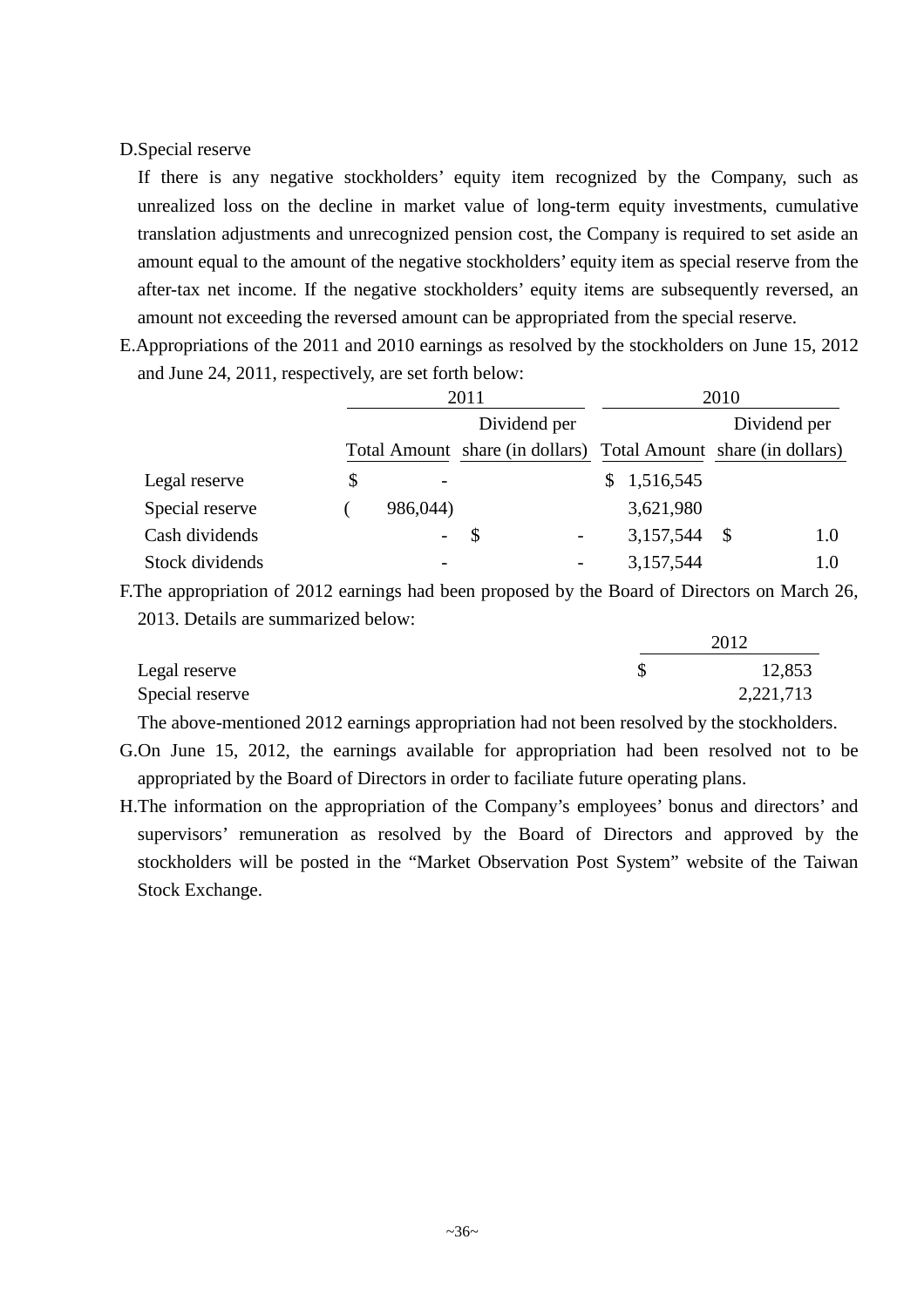D.Special reserve

If there is any negative stockholders' equity item recognized by the Company, such as unrealized loss on the decline in market value of long-term equity investments, cumulative translation adjustments and unrecognized pension cost, the Company is required to set aside an amount equal to the amount of the negative stockholders' equity item as special reserve from the after-tax net income. If the negative stockholders' equity items are subsequently reversed, an amount not exceeding the reversed amount can be appropriated from the special reserve.

E.Appropriations of the 2011 and 2010 earnings as resolved by the stockholders on June 15, 2012 and June 24, 2011, respectively, are set forth below:

| | 2011 | | 2010 | |
|---|---|---|---|---|
| | Total Amount | Dividend per share (in dollars) | Total Amount | Dividend per share (in dollars) |
| Legal reserve | $ - | | $ 1,516,545 | |
| Special reserve | ( 986,044) | | 3,621,980 | |
| Cash dividends | - | $ - | 3,157,544 | $ 1.0 |
| Stock dividends | - | - | 3,157,544 | 1.0 |

F.The appropriation of 2012 earnings had been proposed by the Board of Directors on March 26, 2013. Details are summarized below:

| | 2012 |
|---|---|
| Legal reserve | $ 12,853 |
| Special reserve | 2,221,713 |

The above-mentioned 2012 earnings appropriation had not been resolved by the stockholders.

G.On June 15, 2012, the earnings available for appropriation had been resolved not to be appropriated by the Board of Directors in order to faciliate future operating plans.

H.The information on the appropriation of the Company's employees' bonus and directors' and supervisors' remuneration as resolved by the Board of Directors and approved by the stockholders will be posted in the "Market Observation Post System" website of the Taiwan Stock Exchange.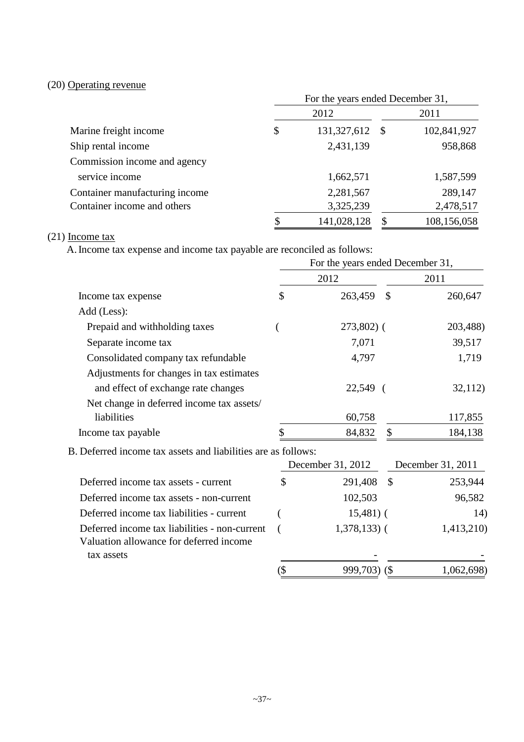(20) Operating revenue

| | For the years ended December 31, | |
|---|---|---|
| | 2012 | 2011 |
| Marine freight income | $ 131,327,612 | $ 102,841,927 |
| Ship rental income | 2,431,139 | 958,868 |
| Commission income and agency service income | 1,662,571 | 1,587,599 |
| Container manufacturing income | 2,281,567 | 289,147 |
| Container income and others | 3,325,239 | 2,478,517 |
| | $ 141,028,128 | $ 108,156,058 |

(21) Income tax

A. Income tax expense and income tax payable are reconciled as follows:

| | For the years ended December 31, | |
|---|---|---|
| | 2012 | 2011 |
| Income tax expense | $ 263,459 | $ 260,647 |
| Add (Less): | | |
| Prepaid and withholding taxes | ( 273,802) | ( 203,488) |
| Separate income tax | 7,071 | 39,517 |
| Consolidated company tax refundable | 4,797 | 1,719 |
| Adjustments for changes in tax estimates and effect of exchange rate changes | 22,549 | ( 32,112) |
| Net change in deferred income tax assets/ liabilities | 60,758 | 117,855 |
| Income tax payable | $ 84,832 | $ 184,138 |

B. Deferred income tax assets and liabilities are as follows:

| | December 31, 2012 | December 31, 2011 |
|---|---|---|
| Deferred income tax assets - current | $ 291,408 | $ 253,944 |
| Deferred income tax assets - non-current | 102,503 | 96,582 |
| Deferred income tax liabilities - current | ( 15,481) | ( 14) |
| Deferred income tax liabilities - non-current | ( 1,378,133) | ( 1,413,210) |
| Valuation allowance for deferred income tax assets | - | - |
| | ($ 999,703) | ($ 1,062,698) |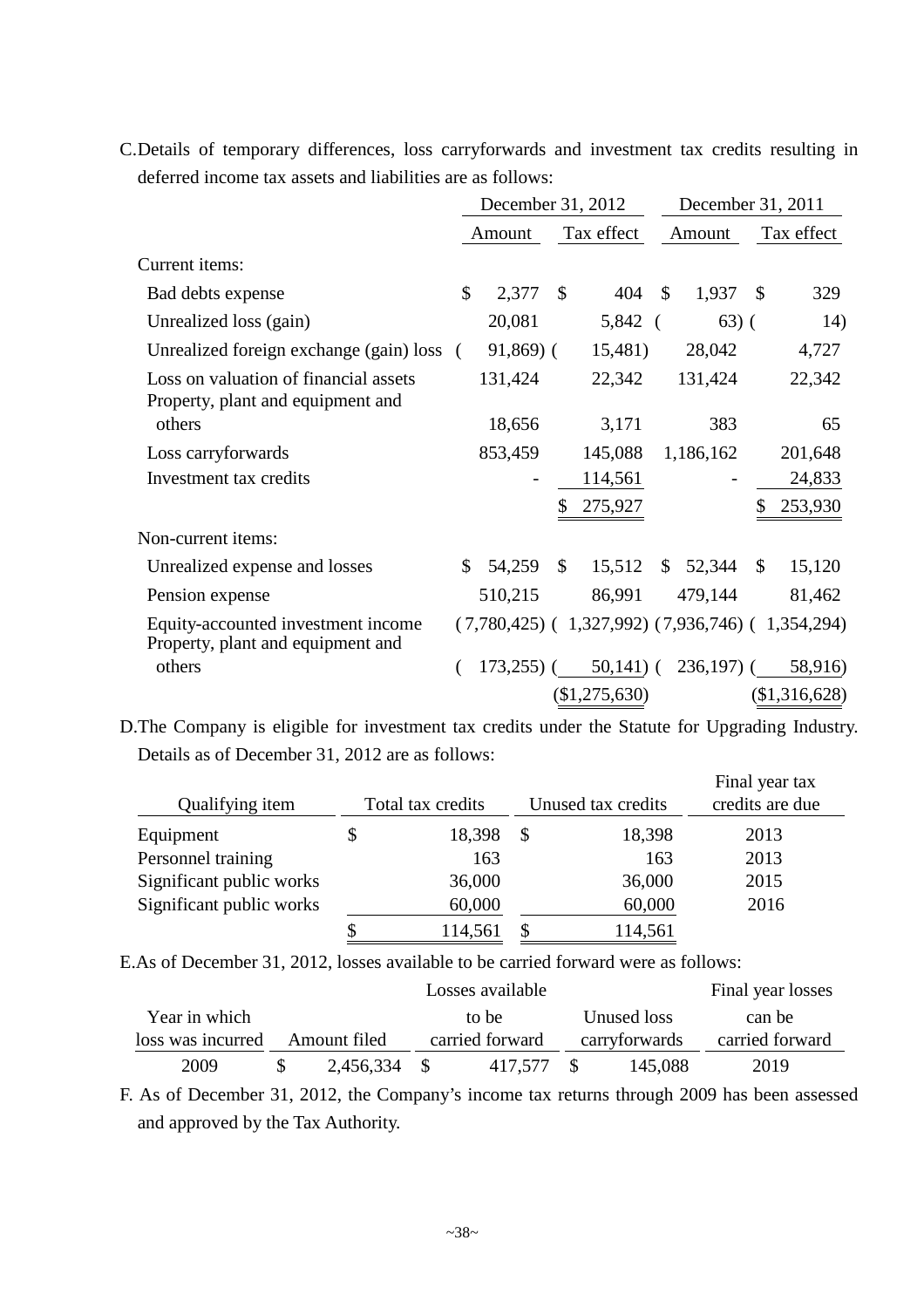C.Details of temporary differences, loss carryforwards and investment tax credits resulting in deferred income tax assets and liabilities are as follows:

| | December 31, 2012 | | December 31, 2011 | |
|---|---|---|---|---|
| | Amount | Tax effect | Amount | Tax effect |
| Current items: | | | | |
| Bad debts expense | $ 2,377 | $ 404 | $ 1,937 | $ 329 |
| Unrealized loss (gain) | 20,081 | 5,842 | ( 63) | ( 14) |
| Unrealized foreign exchange (gain) loss | ( 91,869) | ( 15,481) | 28,042 | 4,727 |
| Loss on valuation of financial assets | 131,424 | 22,342 | 131,424 | 22,342 |
| Property, plant and equipment and others | 18,656 | 3,171 | 383 | 65 |
| Loss carryforwards | 853,459 | 145,088 | 1,186,162 | 201,648 |
| Investment tax credits | - | 114,561 | - | 24,833 |
| | | $ 275,927 | | $ 253,930 |
| Non-current items: | | | | |
| Unrealized expense and losses | $ 54,259 | $ 15,512 | $ 52,344 | $ 15,120 |
| Pension expense | 510,215 | 86,991 | 479,144 | 81,462 |
| Equity-accounted investment income | ( 7,780,425) | ( 1,327,992) | ( 7,936,746) | ( 1,354,294) |
| Property, plant and equipment and others | ( 173,255) | ( 50,141) | ( 236,197) | ( 58,916) |
| | | ($1,275,630) | | ($1,316,628) |

D.The Company is eligible for investment tax credits under the Statute for Upgrading Industry. Details as of December 31, 2012 are as follows:

| Qualifying item | Total tax credits | Unused tax credits | Final year tax credits are due |
|---|---|---|---|
| Equipment | $ 18,398 | $ 18,398 | 2013 |
| Personnel training | 163 | 163 | 2013 |
| Significant public works | 36,000 | 36,000 | 2015 |
| Significant public works | 60,000 | 60,000 | 2016 |
| | $ 114,561 | $ 114,561 | |

E.As of December 31, 2012, losses available to be carried forward were as follows:

| Year in which loss was incurred | Amount filed | Losses available to be carried forward | Unused loss carryforwards | Final year losses can be carried forward |
|---|---|---|---|---|
| 2009 | $ 2,456,334 | $ 417,577 | $ 145,088 | 2019 |

F. As of December 31, 2012, the Company's income tax returns through 2009 has been assessed and approved by the Tax Authority.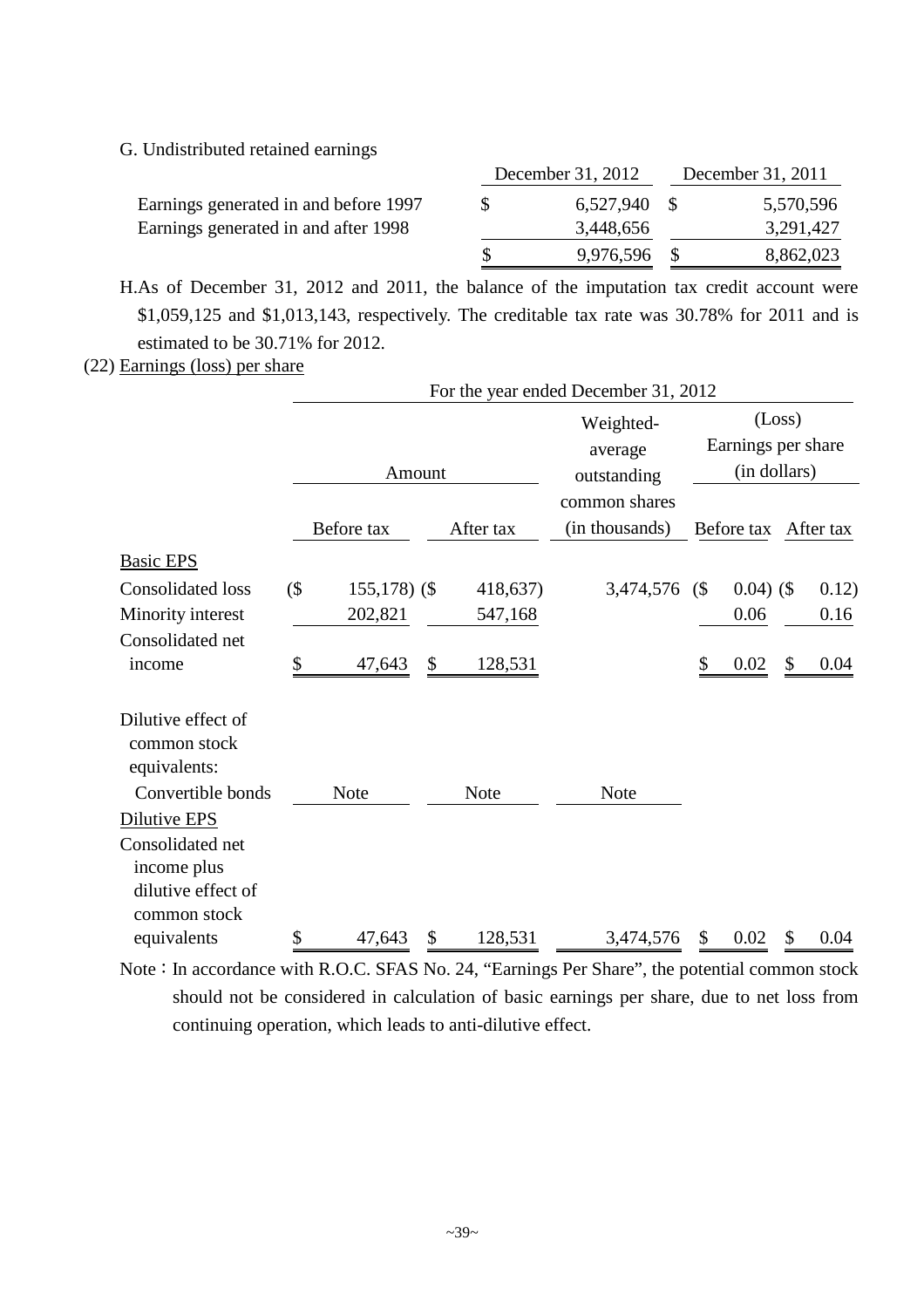G. Undistributed retained earnings

| | December 31, 2012 | December 31, 2011 |
|---|---|---|
| Earnings generated in and before 1997 | $ 6,527,940 | $ 5,570,596 |
| Earnings generated in and after 1998 | 3,448,656 | 3,291,427 |
| | $ 9,976,596 | $ 8,862,023 |

H. As of December 31, 2012 and 2011, the balance of the imputation tax credit account were $1,059,125 and $1,013,143, respectively. The creditable tax rate was 30.78% for 2011 and is estimated to be 30.71% for 2012.

(22) Earnings (loss) per share

| | For the year ended December 31, 2012 | | | | |
|---|---|---|---|---|---|
| | Amount | | Weighted-average outstanding common shares (in thousands) | (Loss) Earnings per share (in dollars) | |
| | Before tax | After tax | | Before tax | After tax |
| Basic EPS | | | | | |
| Consolidated loss | ($ 155,178) | ($ 418,637) | 3,474,576 | ($ 0.04) | ($ 0.12) |
| Minority interest | 202,821 | 547,168 | | 0.06 | 0.16 |
| Consolidated net income | $ 47,643 | $ 128,531 | | $ 0.02 | $ 0.04 |
| Dilutive effect of common stock equivalents: | | | | | |
| Convertible bonds | Note | Note | Note | | |
| Dilutive EPS | | | | | |
| Consolidated net income plus dilutive effect of common stock equivalents | $ 47,643 | $ 128,531 | 3,474,576 | $ 0.02 | $ 0.04 |

Note：In accordance with R.O.C. SFAS No. 24, “Earnings Per Share”, the potential common stock should not be considered in calculation of basic earnings per share, due to net loss from continuing operation, which leads to anti-dilutive effect.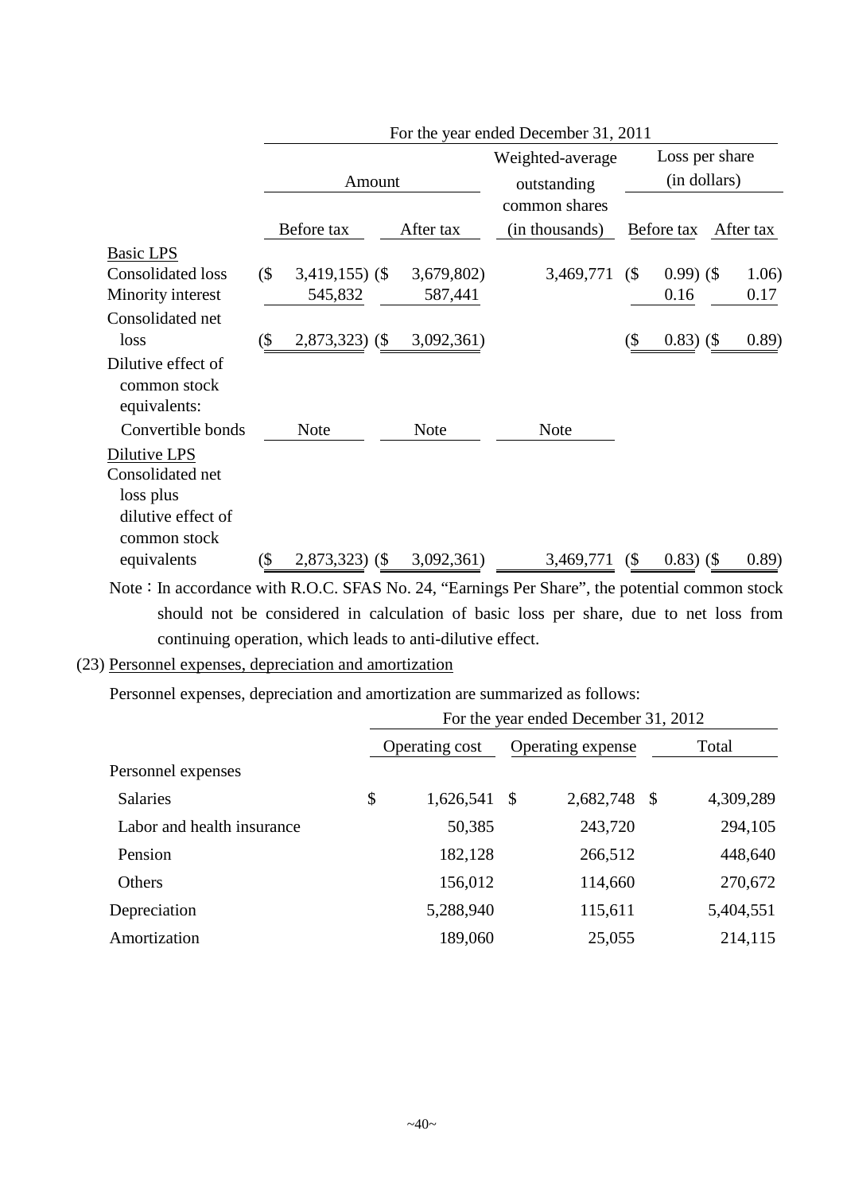| | For the year ended December 31, 2011 | | | | |
|---|---|---|---|---|---|
| | Amount | | Weighted-average outstanding common shares | Loss per share (in dollars) | |
| | Before tax | After tax | (in thousands) | Before tax | After tax |
| Basic LPS | | | | | |
| Consolidated loss | ($ 3,419,155) | ($ 3,679,802) | 3,469,771 | ($ 0.99) | ($ 1.06) |
| Minority interest | 545,832 | 587,441 | | 0.16 | 0.17 |
| Consolidated net loss | ($ 2,873,323) | ($ 3,092,361) | | ($ 0.83) | ($ 0.89) |
| Dilutive effect of common stock equivalents: | | | | | |
| Convertible bonds | Note | Note | Note | | |
| Dilutive LPS | | | | | |
| Consolidated net loss plus dilutive effect of common stock equivalents | ($ 2,873,323) | ($ 3,092,361) | 3,469,771 | ($ 0.83) | ($ 0.89) |

Note：In accordance with R.O.C. SFAS No. 24, "Earnings Per Share", the potential common stock should not be considered in calculation of basic loss per share, due to net loss from continuing operation, which leads to anti-dilutive effect.

(23) Personnel expenses, depreciation and amortization

Personnel expenses, depreciation and amortization are summarized as follows:

| | For the year ended December 31, 2012 | | |
|---|---|---|---|
| | Operating cost | Operating expense | Total |
| Personnel expenses | | | |
| Salaries | $ 1,626,541 | $ 2,682,748 | $ 4,309,289 |
| Labor and health insurance | 50,385 | 243,720 | 294,105 |
| Pension | 182,128 | 266,512 | 448,640 |
| Others | 156,012 | 114,660 | 270,672 |
| Depreciation | 5,288,940 | 115,611 | 5,404,551 |
| Amortization | 189,060 | 25,055 | 214,115 |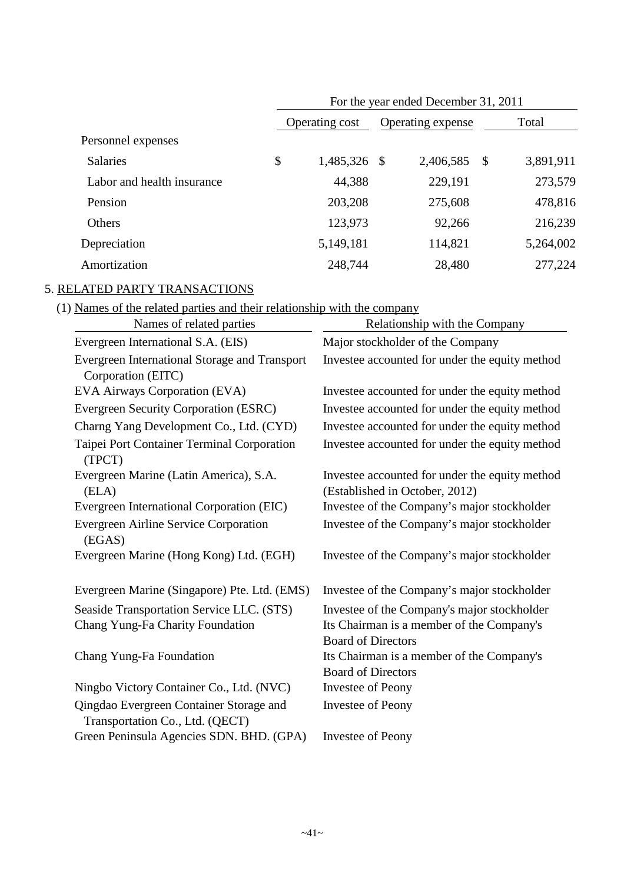| | For the year ended December 31, 2011 | | |
|---|---|---|---|
| | Operating cost | Operating expense | Total |
| Personnel expenses | | | |
| Salaries | $ 1,485,326 | $ 2,406,585 | $ 3,891,911 |
| Labor and health insurance | 44,388 | 229,191 | 273,579 |
| Pension | 203,208 | 275,608 | 478,816 |
| Others | 123,973 | 92,266 | 216,239 |
| Depreciation | 5,149,181 | 114,821 | 5,264,002 |
| Amortization | 248,744 | 28,480 | 277,224 |

## 5. RELATED PARTY TRANSACTIONS

### (1) Names of the related parties and their relationship with the company

| Names of related parties | Relationship with the Company |
|---|---|
| Evergreen International S.A. (EIS) | Major stockholder of the Company |
| Evergreen International Storage and Transport Corporation (EITC) | Investee accounted for under the equity method |
| EVA Airways Corporation (EVA) | Investee accounted for under the equity method |
| Evergreen Security Corporation (ESRC) | Investee accounted for under the equity method |
| Charng Yang Development Co., Ltd. (CYD) | Investee accounted for under the equity method |
| Taipei Port Container Terminal Corporation (TPCT) | Investee accounted for under the equity method |
| Evergreen Marine (Latin America), S.A. (ELA) | Investee accounted for under the equity method (Established in October, 2012) |
| Evergreen International Corporation (EIC) | Investee of the Company's major stockholder |
| Evergreen Airline Service Corporation (EGAS) | Investee of the Company's major stockholder |
| Evergreen Marine (Hong Kong) Ltd. (EGH) | Investee of the Company's major stockholder |
| Evergreen Marine (Singapore) Pte. Ltd. (EMS) | Investee of the Company's major stockholder |
| Seaside Transportation Service LLC. (STS) | Investee of the Company's major stockholder |
| Chang Yung-Fa Charity Foundation | Its Chairman is a member of the Company's Board of Directors |
| Chang Yung-Fa Foundation | Its Chairman is a member of the Company's Board of Directors |
| Ningbo Victory Container Co., Ltd. (NVC) | Investee of Peony |
| Qingdao Evergreen Container Storage and Transportation Co., Ltd. (QECT) | Investee of Peony |
| Green Peninsula Agencies SDN. BHD. (GPA) | Investee of Peony |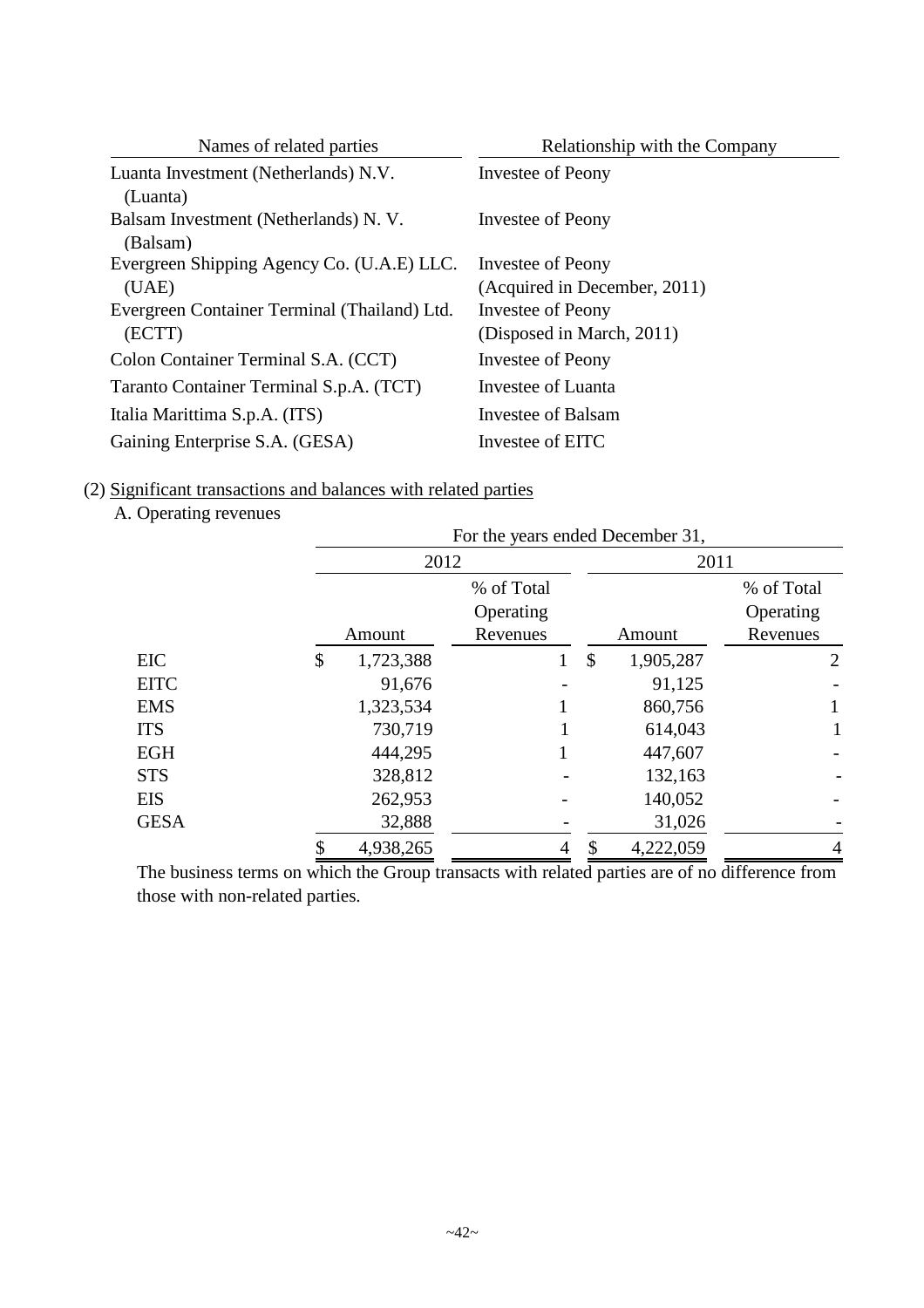| Names of related parties | Relationship with the Company |
|---|---|
| Luanta Investment (Netherlands) N.V. (Luanta) | Investee of Peony |
| Balsam Investment (Netherlands) N. V. (Balsam) | Investee of Peony |
| Evergreen Shipping Agency Co. (U.A.E) LLC. (UAE) | Investee of Peony (Acquired in December, 2011) |
| Evergreen Container Terminal (Thailand) Ltd. (ECTT) | Investee of Peony (Disposed in March, 2011) |
| Colon Container Terminal S.A. (CCT) | Investee of Peony |
| Taranto Container Terminal S.p.A. (TCT) | Investee of Luanta |
| Italia Marittima S.p.A. (ITS) | Investee of Balsam |
| Gaining Enterprise S.A. (GESA) | Investee of EITC |

(2) Significant transactions and balances with related parties

A. Operating revenues

| | For the years ended December 31, | | | |
|---|---|---|---|---|
| | 2012 | | 2011 | |
| | Amount | % of Total Operating Revenues | Amount | % of Total Operating Revenues |
| EIC | $ 1,723,388 | 1 | $ 1,905,287 | 2 |
| EITC | 91,676 | - | 91,125 | - |
| EMS | 1,323,534 | 1 | 860,756 | 1 |
| ITS | 730,719 | 1 | 614,043 | 1 |
| EGH | 444,295 | 1 | 447,607 | - |
| STS | 328,812 | - | 132,163 | - |
| EIS | 262,953 | - | 140,052 | - |
| GESA | 32,888 | - | 31,026 | - |
| | $ 4,938,265 | 4 | $ 4,222,059 | 4 |

The business terms on which the Group transacts with related parties are of no difference from those with non-related parties.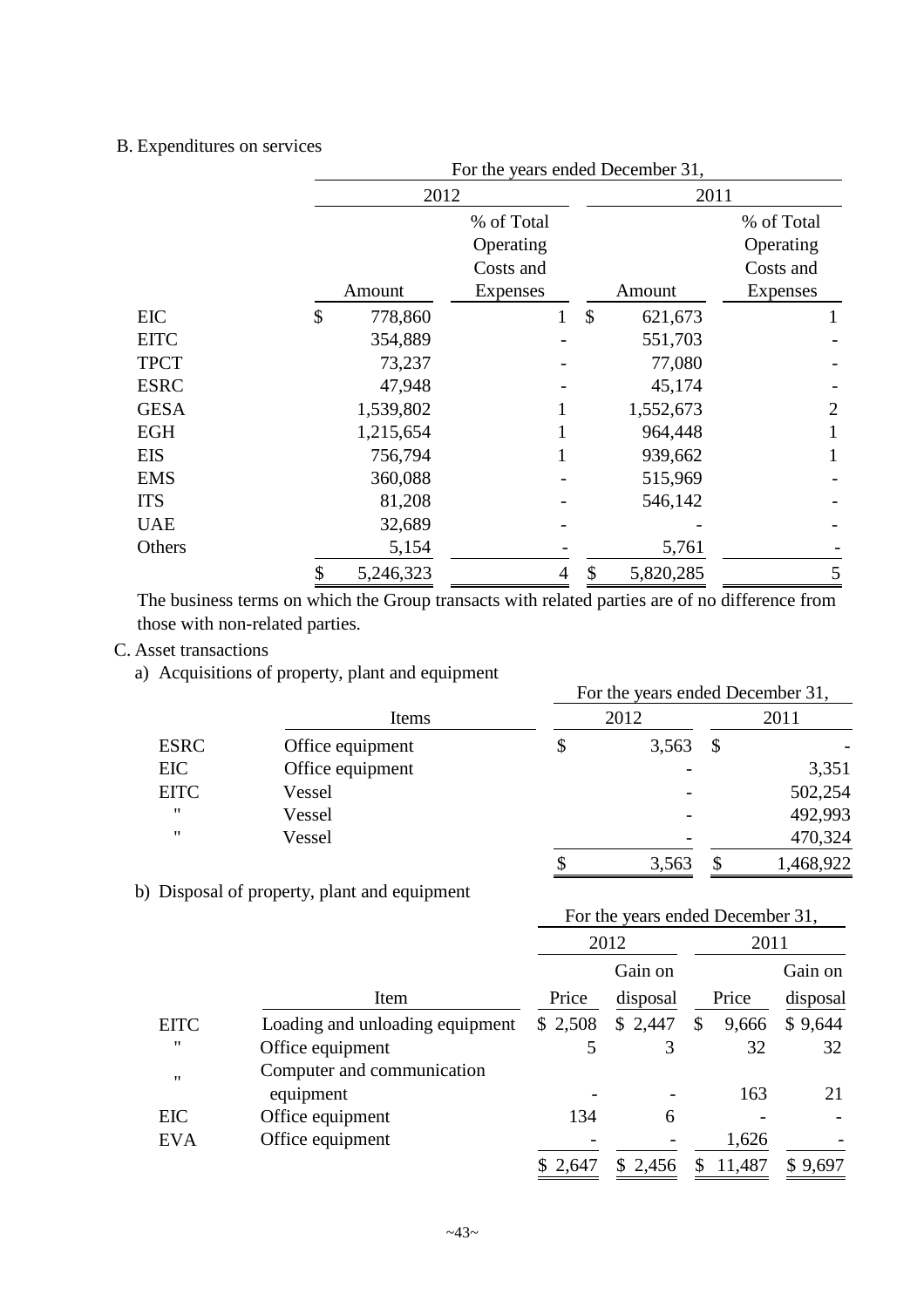B. Expenditures on services

| | For the years ended December 31, | | | |
|---|---|---|---|---|
| | 2012 | | 2011 | |
| | Amount | % of Total Operating Costs and Expenses | Amount | % of Total Operating Costs and Expenses |
| EIC | $ 778,860 | 1 | $ 621,673 | 1 |
| EITC | 354,889 | - | 551,703 | - |
| TPCT | 73,237 | - | 77,080 | - |
| ESRC | 47,948 | - | 45,174 | - |
| GESA | 1,539,802 | 1 | 1,552,673 | 2 |
| EGH | 1,215,654 | 1 | 964,448 | 1 |
| EIS | 756,794 | 1 | 939,662 | 1 |
| EMS | 360,088 | - | 515,969 | - |
| ITS | 81,208 | - | 546,142 | - |
| UAE | 32,689 | - | - | - |
| Others | 5,154 | - | 5,761 | - |
| | $ 5,246,323 | 4 | $ 5,820,285 | 5 |

The business terms on which the Group transacts with related parties are of no difference from those with non-related parties.

C. Asset transactions

a) Acquisitions of property, plant and equipment

| | | For the years ended December 31, | |
|---|---|---|---|
| | Items | 2012 | 2011 |
| ESRC | Office equipment | $ 3,563 | $ - |
| EIC | Office equipment | - | 3,351 |
| EITC | Vessel | - | 502,254 |
| " | Vessel | - | 492,993 |
| " | Vessel | - | 470,324 |
| | | $ 3,563 | $ 1,468,922 |

b) Disposal of property, plant and equipment

| | | For the years ended December 31, | | | |
|---|---|---|---|---|---|
| | | 2012 | | 2011 | |
| | Item | Price | Gain on disposal | Price | Gain on disposal |
| EITC | Loading and unloading equipment | $ 2,508 | $ 2,447 | $ 9,666 | $ 9,644 |
| " | Office equipment | 5 | 3 | 32 | 32 |
| " | Computer and communication equipment | - | - | 163 | 21 |
| EIC | Office equipment | 134 | 6 | - | - |
| EVA | Office equipment | - | - | 1,626 | - |
| | | $ 2,647 | $ 2,456 | $ 11,487 | $ 9,697 |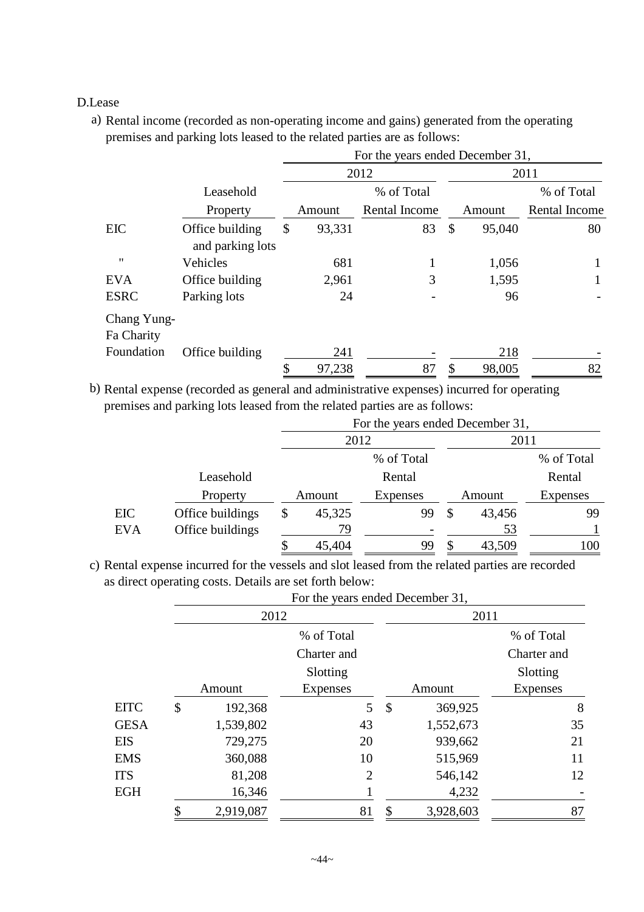D.Lease

a) Rental income (recorded as non-operating income and gains) generated from the operating premises and parking lots leased to the related parties are as follows:

| | Leasehold Property | 2012 Amount | 2012 % of Total Rental Income | 2011 Amount | 2011 % of Total Rental Income |
|---|---|---|---|---|---|
| EIC | Office building and parking lots | $ 93,331 | 83 | $ 95,040 | 80 |
| " | Vehicles | 681 | 1 | 1,056 | 1 |
| EVA | Office building | 2,961 | 3 | 1,595 | 1 |
| ESRC | Parking lots | 24 | - | 96 | - |
| Chang Yung-Fa Charity Foundation | Office building | 241 | - | 218 | - |
| | | $ 97,238 | 87 | $ 98,005 | 82 |

For the years ended December 31,

b) Rental expense (recorded as general and administrative expenses) incurred for operating premises and parking lots leased from the related parties are as follows:

| | Leasehold Property | 2012 Amount | 2012 % of Total Rental Expenses | 2011 Amount | 2011 % of Total Rental Expenses |
|---|---|---|---|---|---|
| EIC | Office buildings | $ 45,325 | 99 | $ 43,456 | 99 |
| EVA | Office buildings | 79 | - | 53 | 1 |
| | | $ 45,404 | 99 | $ 43,509 | 100 |

For the years ended December 31,

c) Rental expense incurred for the vessels and slot leased from the related parties are recorded as direct operating costs. Details are set forth below:

| | 2012 Amount | 2012 % of Total Charter and Slotting Expenses | 2011 Amount | 2011 % of Total Charter and Slotting Expenses |
|---|---|---|---|---|
| EITC | $ 192,368 | 5 | $ 369,925 | 8 |
| GESA | 1,539,802 | 43 | 1,552,673 | 35 |
| EIS | 729,275 | 20 | 939,662 | 21 |
| EMS | 360,088 | 10 | 515,969 | 11 |
| ITS | 81,208 | 2 | 546,142 | 12 |
| EGH | 16,346 | 1 | 4,232 | - |
| | $ 2,919,087 | 81 | $ 3,928,603 | 87 |

For the years ended December 31,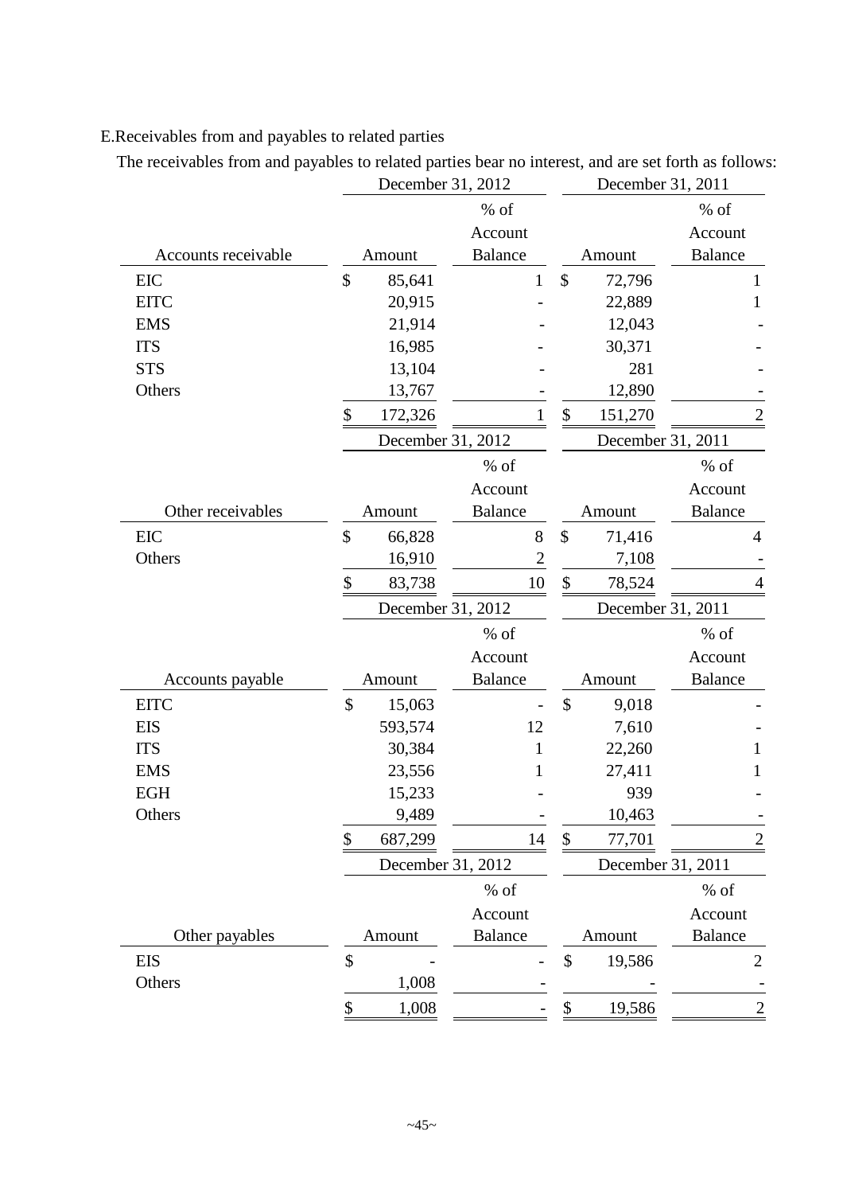E.Receivables from and payables to related parties

The receivables from and payables to related parties bear no interest, and are set forth as follows:

| | December 31, 2012 | | December 31, 2011 | |
|---|---|---|---|---|
| Accounts receivable | Amount | % of Account Balance | Amount | % of Account Balance |
| EIC | $ 85,641 | 1 | $ 72,796 | 1 |
| EITC | 20,915 | - | 22,889 | 1 |
| EMS | 21,914 | - | 12,043 | - |
| ITS | 16,985 | - | 30,371 | - |
| STS | 13,104 | - | 281 | - |
| Others | 13,767 | - | 12,890 | - |
| | $ 172,326 | 1 | $ 151,270 | 2 |

| | December 31, 2012 | | December 31, 2011 | |
|---|---|---|---|---|
| Other receivables | Amount | % of Account Balance | Amount | % of Account Balance |
| EIC | $ 66,828 | 8 | $ 71,416 | 4 |
| Others | 16,910 | 2 | 7,108 | - |
| | $ 83,738 | 10 | $ 78,524 | 4 |

| | December 31, 2012 | | December 31, 2011 | |
|---|---|---|---|---|
| Accounts payable | Amount | % of Account Balance | Amount | % of Account Balance |
| EITC | $ 15,063 | - | $ 9,018 | - |
| EIS | 593,574 | 12 | 7,610 | - |
| ITS | 30,384 | 1 | 22,260 | 1 |
| EMS | 23,556 | 1 | 27,411 | 1 |
| EGH | 15,233 | - | 939 | - |
| Others | 9,489 | - | 10,463 | - |
| | $ 687,299 | 14 | $ 77,701 | 2 |

| | December 31, 2012 | | December 31, 2011 | |
|---|---|---|---|---|
| Other payables | Amount | % of Account Balance | Amount | % of Account Balance |
| EIS | $ - | - | $ 19,586 | 2 |
| Others | 1,008 | - | - | - |
| | $ 1,008 | - | $ 19,586 | 2 |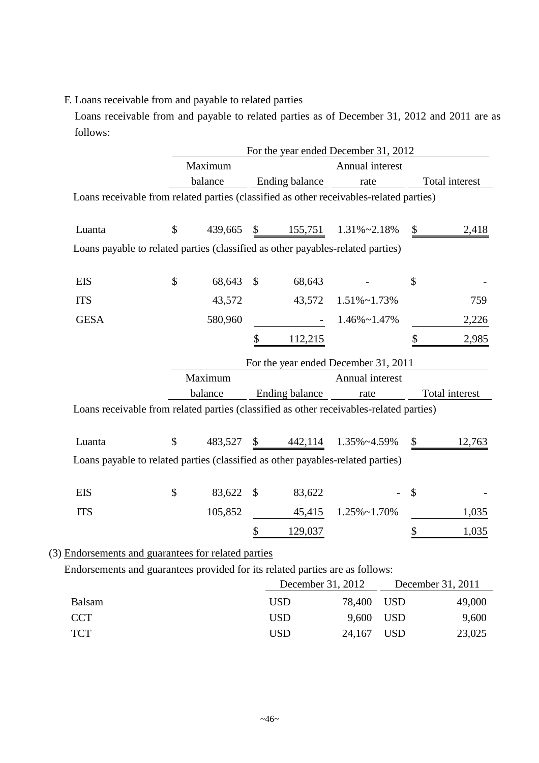F. Loans receivable from and payable to related parties

Loans receivable from and payable to related parties as of December 31, 2012 and 2011 are as follows:

| | For the year ended December 31, 2012 | | | |
|---|---|---|---|---|
| | Maximum balance | Ending balance | Annual interest rate | Total interest |
| Loans receivable from related parties (classified as other receivables-related parties) | | | | |
| Luanta | $ 439,665 | $ 155,751 | 1.31%~2.18% | $ 2,418 |
| Loans payable to related parties (classified as other payables-related parties) | | | | |
| EIS | $ 68,643 | $ 68,643 | - | $ - |
| ITS | 43,572 | 43,572 | 1.51%~1.73% | 759 |
| GESA | 580,960 | - | 1.46%~1.47% | 2,226 |
| | | $ 112,215 | | $ 2,985 |

| | For the year ended December 31, 2011 | | | |
|---|---|---|---|---|
| | Maximum balance | Ending balance | Annual interest rate | Total interest |
| Loans receivable from related parties (classified as other receivables-related parties) | | | | |
| Luanta | $ 483,527 | $ 442,114 | 1.35%~4.59% | $ 12,763 |
| Loans payable to related parties (classified as other payables-related parties) | | | | |
| EIS | $ 83,622 | $ 83,622 | - | $ - |
| ITS | 105,852 | 45,415 | 1.25%~1.70% | 1,035 |
| | | $ 129,037 | | $ 1,035 |

(3) Endorsements and guarantees for related parties

Endorsements and guarantees provided for its related parties are as follows:

| | December 31, 2012 | December 31, 2011 |
|---|---|---|
| Balsam | USD 78,400 | USD 49,000 |
| CCT | USD 9,600 | USD 9,600 |
| TCT | USD 24,167 | USD 23,025 |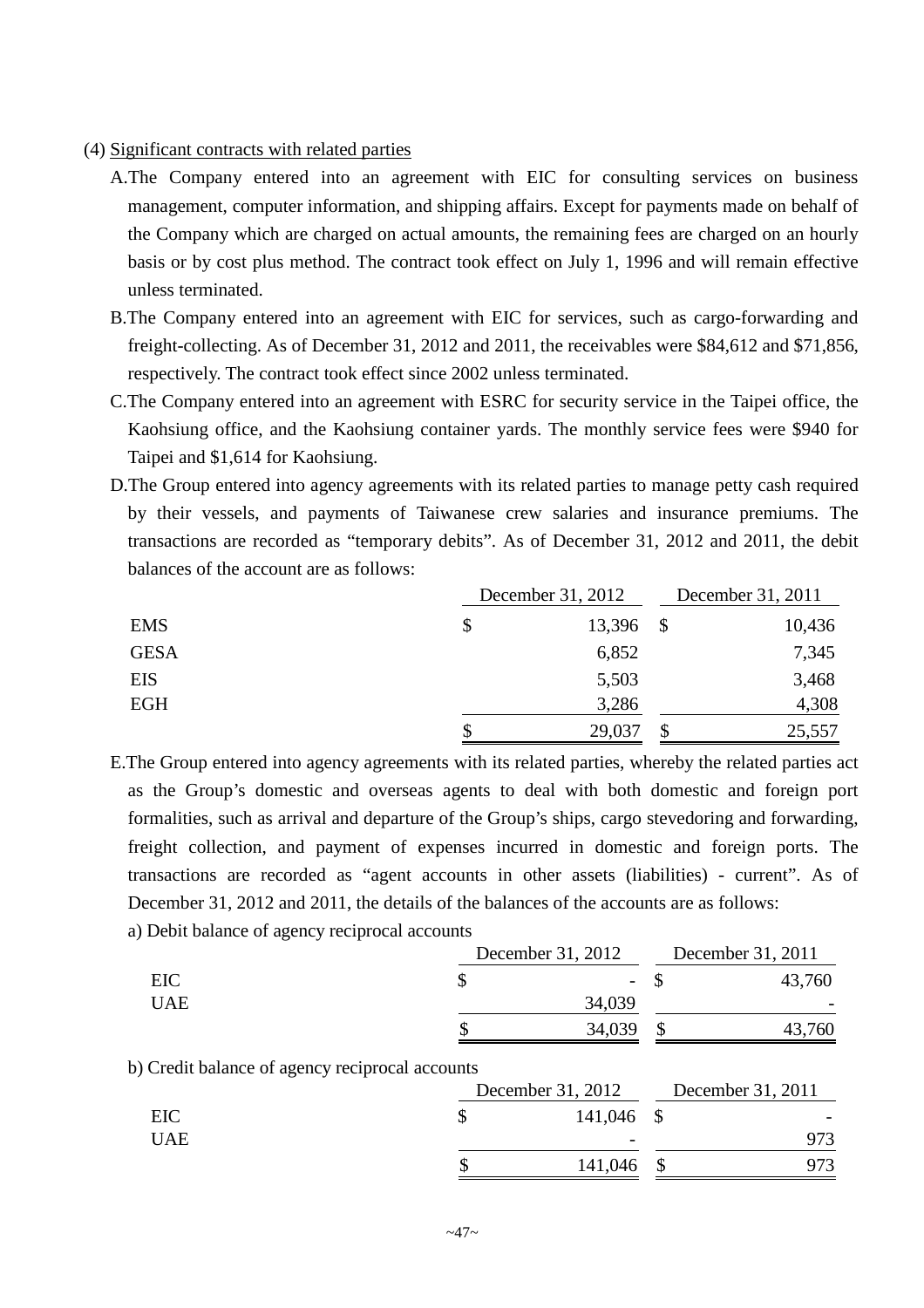(4) Significant contracts with related parties

A. The Company entered into an agreement with EIC for consulting services on business management, computer information, and shipping affairs. Except for payments made on behalf of the Company which are charged on actual amounts, the remaining fees are charged on an hourly basis or by cost plus method. The contract took effect on July 1, 1996 and will remain effective unless terminated.

B. The Company entered into an agreement with EIC for services, such as cargo-forwarding and freight-collecting. As of December 31, 2012 and 2011, the receivables were $84,612 and $71,856, respectively. The contract took effect since 2002 unless terminated.

C. The Company entered into an agreement with ESRC for security service in the Taipei office, the Kaohsiung office, and the Kaohsiung container yards. The monthly service fees were $940 for Taipei and $1,614 for Kaohsiung.

D. The Group entered into agency agreements with its related parties to manage petty cash required by their vessels, and payments of Taiwanese crew salaries and insurance premiums. The transactions are recorded as "temporary debits". As of December 31, 2012 and 2011, the debit balances of the account are as follows:

| | December 31, 2012 | December 31, 2011 |
|---|---|---|
| EMS | $ 13,396 | $ 10,436 |
| GESA | 6,852 | 7,345 |
| EIS | 5,503 | 3,468 |
| EGH | 3,286 | 4,308 |
| | $ 29,037 | $ 25,557 |

E. The Group entered into agency agreements with its related parties, whereby the related parties act as the Group's domestic and overseas agents to deal with both domestic and foreign port formalities, such as arrival and departure of the Group's ships, cargo stevedoring and forwarding, freight collection, and payment of expenses incurred in domestic and foreign ports. The transactions are recorded as "agent accounts in other assets (liabilities) - current". As of December 31, 2012 and 2011, the details of the balances of the accounts are as follows:

a) Debit balance of agency reciprocal accounts

| | December 31, 2012 | December 31, 2011 |
|---|---|---|
| EIC | $ - | $ 43,760 |
| UAE | 34,039 | - |
| | $ 34,039 | $ 43,760 |

b) Credit balance of agency reciprocal accounts

| | December 31, 2012 | December 31, 2011 |
|---|---|---|
| EIC | $ 141,046 | $ - |
| UAE | - | 973 |
| | $ 141,046 | $ 973 |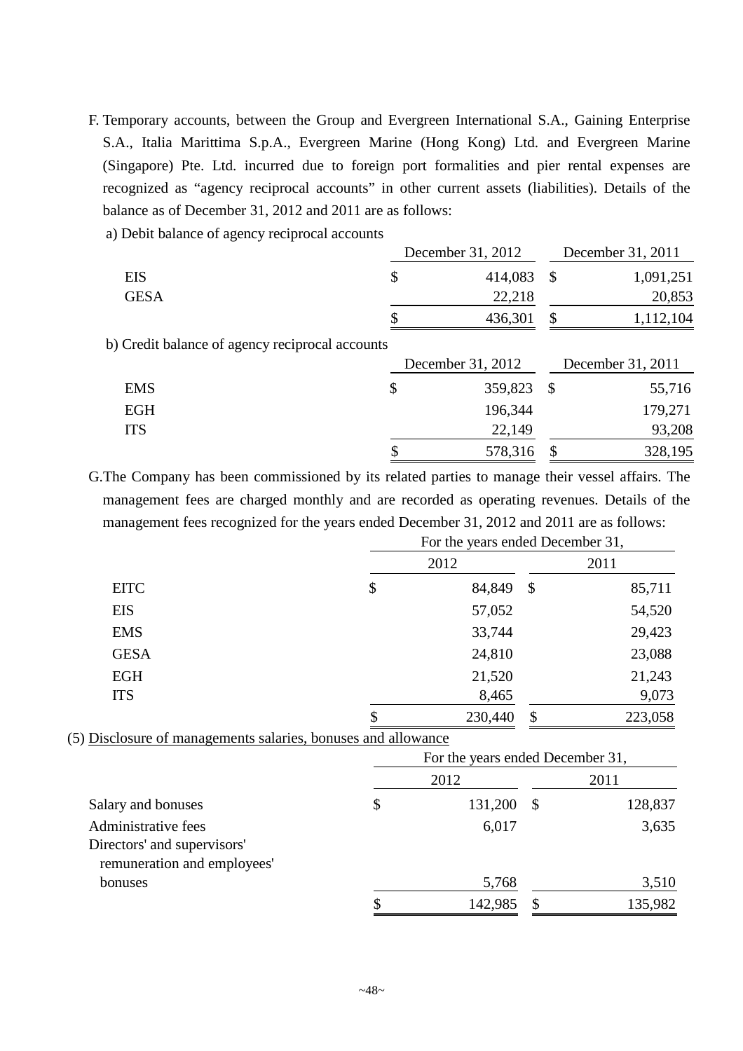F. Temporary accounts, between the Group and Evergreen International S.A., Gaining Enterprise S.A., Italia Marittima S.p.A., Evergreen Marine (Hong Kong) Ltd. and Evergreen Marine (Singapore) Pte. Ltd. incurred due to foreign port formalities and pier rental expenses are recognized as "agency reciprocal accounts" in other current assets (liabilities). Details of the balance as of December 31, 2012 and 2011 are as follows:

a) Debit balance of agency reciprocal accounts

| | December 31, 2012 | December 31, 2011 |
|---|---|---|
| EIS | $ 414,083 | $ 1,091,251 |
| GESA | 22,218 | 20,853 |
| | $ 436,301 | $ 1,112,104 |

b) Credit balance of agency reciprocal accounts

| | December 31, 2012 | December 31, 2011 |
|---|---|---|
| EMS | $ 359,823 | $ 55,716 |
| EGH | 196,344 | 179,271 |
| ITS | 22,149 | 93,208 |
| | $ 578,316 | $ 328,195 |

G. The Company has been commissioned by its related parties to manage their vessel affairs. The management fees are charged monthly and are recorded as operating revenues. Details of the management fees recognized for the years ended December 31, 2012 and 2011 are as follows:

| | For the years ended December 31, | |
|---|---|---|
| | 2012 | 2011 |
| EITC | $ 84,849 | $ 85,711 |
| EIS | 57,052 | 54,520 |
| EMS | 33,744 | 29,423 |
| GESA | 24,810 | 23,088 |
| EGH | 21,520 | 21,243 |
| ITS | 8,465 | 9,073 |
| | $ 230,440 | $ 223,058 |

(5) Disclosure of managements salaries, bonuses and allowance

| | For the years ended December 31, | |
|---|---|---|
| | 2012 | 2011 |
| Salary and bonuses | $ 131,200 | $ 128,837 |
| Administrative fees | 6,017 | 3,635 |
| Directors' and supervisors' remuneration and employees' bonuses | 5,768 | 3,510 |
| | $ 142,985 | $ 135,982 |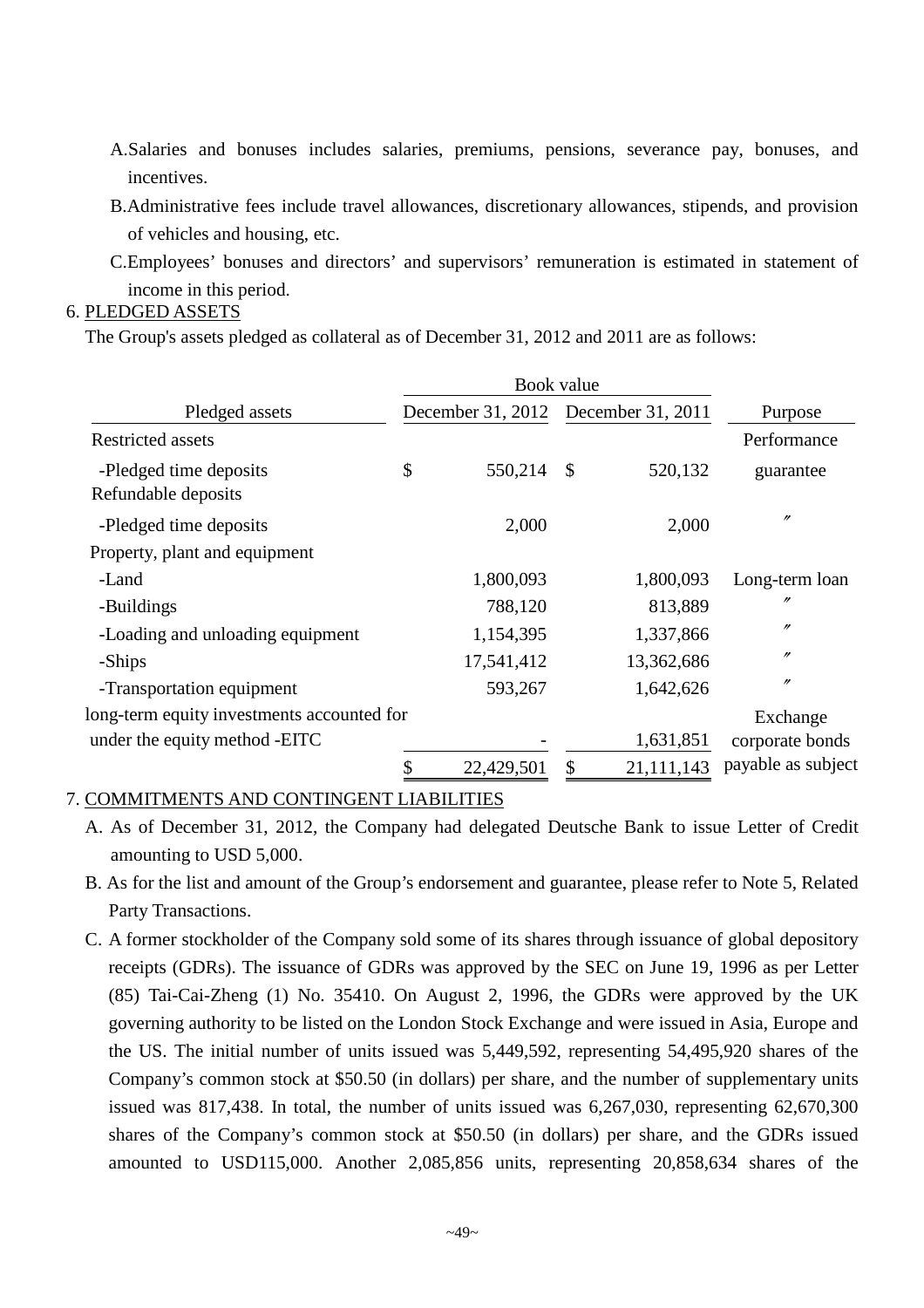A. Salaries and bonuses includes salaries, premiums, pensions, severance pay, bonuses, and incentives.

B. Administrative fees include travel allowances, discretionary allowances, stipends, and provision of vehicles and housing, etc.

C. Employees' bonuses and directors' and supervisors' remuneration is estimated in statement of income in this period.

6. PLEDGED ASSETS

The Group's assets pledged as collateral as of December 31, 2012 and 2011 are as follows:

| Pledged assets | Book value December 31, 2012 | Book value December 31, 2011 | Purpose |
|---|---|---|---|
| Restricted assets | | | Performance |
| -Pledged time deposits | $ 550,214 | $ 520,132 | guarantee |
| Refundable deposits | | | |
| -Pledged time deposits | 2,000 | 2,000 | 〃 |
| Property, plant and equipment | | | |
| -Land | 1,800,093 | 1,800,093 | Long-term loan |
| -Buildings | 788,120 | 813,889 | 〃 |
| -Loading and unloading equipment | 1,154,395 | 1,337,866 | 〃 |
| -Ships | 17,541,412 | 13,362,686 | 〃 |
| -Transportation equipment | 593,267 | 1,642,626 | 〃 |
| long-term equity investments accounted for under the equity method -EITC | - | 1,631,851 | Exchange corporate bonds payable as subject |
| | $ 22,429,501 | $ 21,111,143 | |

7. COMMITMENTS AND CONTINGENT LIABILITIES

A. As of December 31, 2012, the Company had delegated Deutsche Bank to issue Letter of Credit amounting to USD 5,000.

B. As for the list and amount of the Group's endorsement and guarantee, please refer to Note 5, Related Party Transactions.

C. A former stockholder of the Company sold some of its shares through issuance of global depository receipts (GDRs). The issuance of GDRs was approved by the SEC on June 19, 1996 as per Letter (85) Tai-Cai-Zheng (1) No. 35410. On August 2, 1996, the GDRs were approved by the UK governing authority to be listed on the London Stock Exchange and were issued in Asia, Europe and the US. The initial number of units issued was 5,449,592, representing 54,495,920 shares of the Company's common stock at $50.50 (in dollars) per share, and the number of supplementary units issued was 817,438. In total, the number of units issued was 6,267,030, representing 62,670,300 shares of the Company's common stock at $50.50 (in dollars) per share, and the GDRs issued amounted to USD115,000. Another 2,085,856 units, representing 20,858,634 shares of the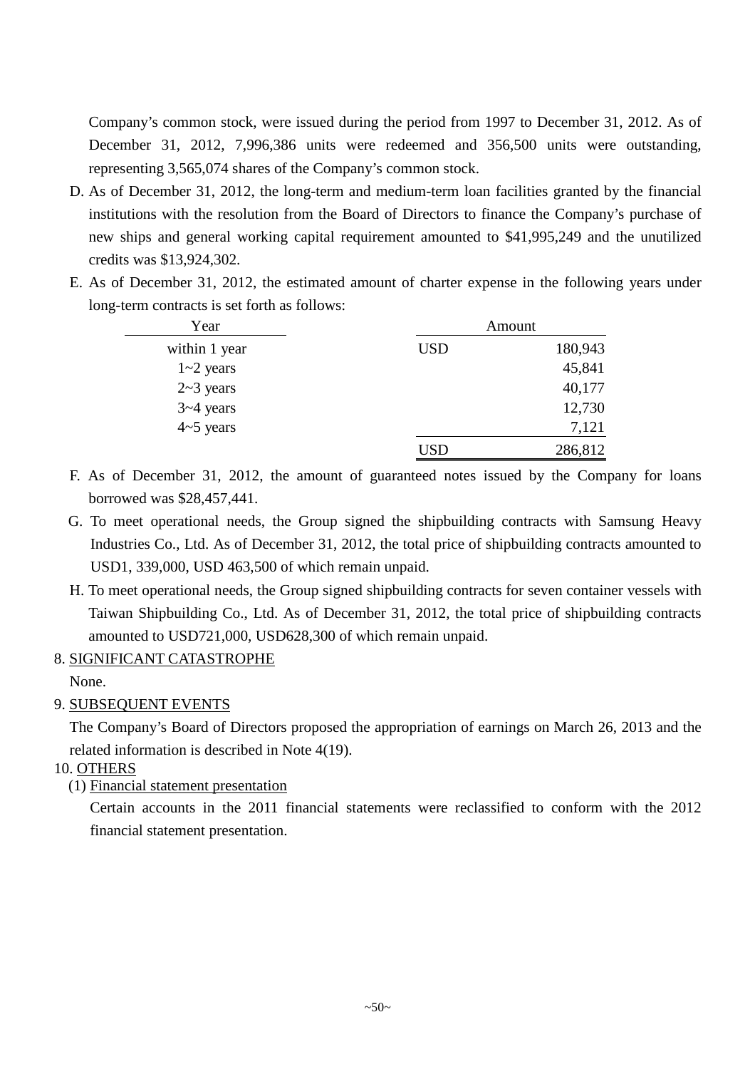Company's common stock, were issued during the period from 1997 to December 31, 2012. As of December 31, 2012, 7,996,386 units were redeemed and 356,500 units were outstanding, representing 3,565,074 shares of the Company's common stock.

D. As of December 31, 2012, the long-term and medium-term loan facilities granted by the financial institutions with the resolution from the Board of Directors to finance the Company's purchase of new ships and general working capital requirement amounted to $41,995,249 and the unutilized credits was $13,924,302.

E. As of December 31, 2012, the estimated amount of charter expense in the following years under long-term contracts is set forth as follows:

| Year | Amount | |
|---|---|---|
| within 1 year | USD | 180,943 |
| 1~2 years | | 45,841 |
| 2~3 years | | 40,177 |
| 3~4 years | | 12,730 |
| 4~5 years | | 7,121 |
| | USD | 286,812 |

F. As of December 31, 2012, the amount of guaranteed notes issued by the Company for loans borrowed was $28,457,441.

G. To meet operational needs, the Group signed the shipbuilding contracts with Samsung Heavy Industries Co., Ltd. As of December 31, 2012, the total price of shipbuilding contracts amounted to USD1, 339,000, USD 463,500 of which remain unpaid.

H. To meet operational needs, the Group signed shipbuilding contracts for seven container vessels with Taiwan Shipbuilding Co., Ltd. As of December 31, 2012, the total price of shipbuilding contracts amounted to USD721,000, USD628,300 of which remain unpaid.

8. SIGNIFICANT CATASTROPHE

None.

9. SUBSEQUENT EVENTS

The Company's Board of Directors proposed the appropriation of earnings on March 26, 2013 and the related information is described in Note 4(19).

10. OTHERS

(1) Financial statement presentation

Certain accounts in the 2011 financial statements were reclassified to conform with the 2012 financial statement presentation.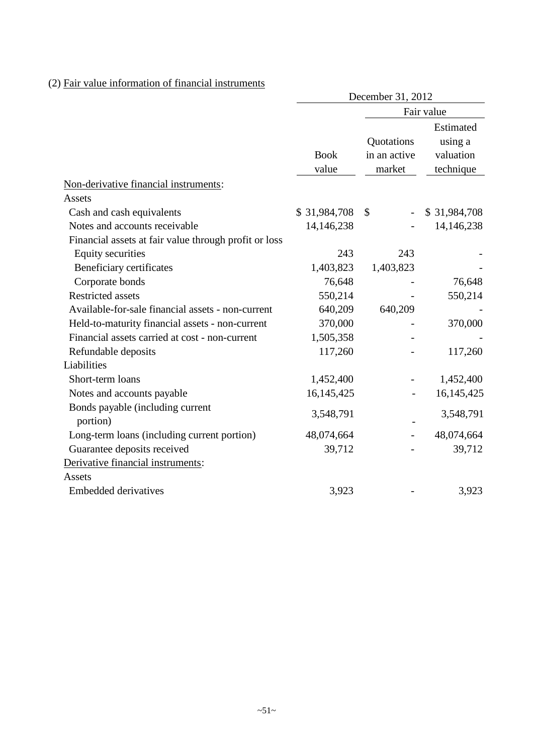(2) Fair value information of financial instruments

| | December 31, 2012 | | |
|---|---|---|---|
| | | Fair value | |
| | Book value | Quotations in an active market | Estimated using a valuation technique |
| Non-derivative financial instruments: | | | |
| Assets | | | |
| Cash and cash equivalents | $ 31,984,708 | $ - | $ 31,984,708 |
| Notes and accounts receivable | 14,146,238 | - | 14,146,238 |
| Financial assets at fair value through profit or loss | | | |
| Equity securities | 243 | 243 | - |
| Beneficiary certificates | 1,403,823 | 1,403,823 | - |
| Corporate bonds | 76,648 | - | 76,648 |
| Restricted assets | 550,214 | - | 550,214 |
| Available-for-sale financial assets - non-current | 640,209 | 640,209 | - |
| Held-to-maturity financial assets - non-current | 370,000 | - | 370,000 |
| Financial assets carried at cost - non-current | 1,505,358 | - | - |
| Refundable deposits | 117,260 | - | 117,260 |
| Liabilities | | | |
| Short-term loans | 1,452,400 | - | 1,452,400 |
| Notes and accounts payable | 16,145,425 | - | 16,145,425 |
| Bonds payable (including current portion) | 3,548,791 | - | 3,548,791 |
| Long-term loans (including current portion) | 48,074,664 | - | 48,074,664 |
| Guarantee deposits received | 39,712 | - | 39,712 |
| Derivative financial instruments: | | | |
| Assets | | | |
| Embedded derivatives | 3,923 | - | 3,923 |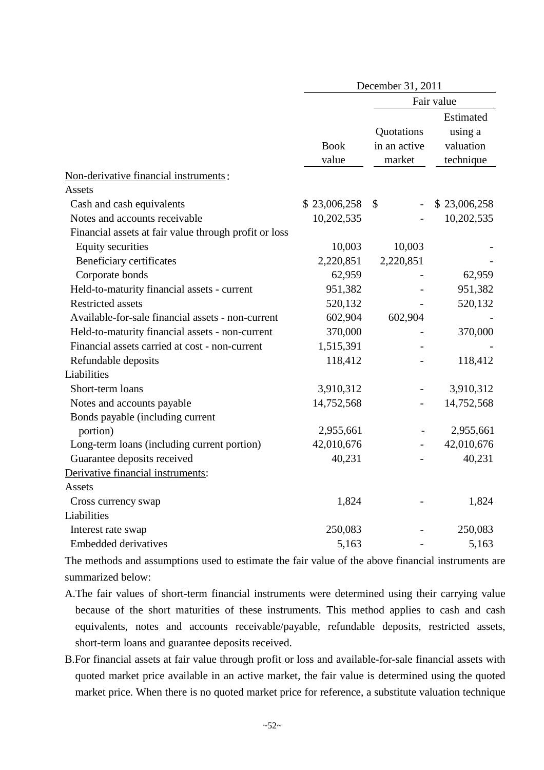| | December 31, 2011 | | |
|---|---|---|---|
| | | Fair value | |
| | Book value | Quotations in an active market | Estimated using a valuation technique |
| Non-derivative financial instruments: | | | |
| Assets | | | |
| Cash and cash equivalents | $ 23,006,258 | $ - | $ 23,006,258 |
| Notes and accounts receivable | 10,202,535 | - | 10,202,535 |
| Financial assets at fair value through profit or loss | | | |
| Equity securities | 10,003 | 10,003 | - |
| Beneficiary certificates | 2,220,851 | 2,220,851 | - |
| Corporate bonds | 62,959 | - | 62,959 |
| Held-to-maturity financial assets - current | 951,382 | - | 951,382 |
| Restricted assets | 520,132 | - | 520,132 |
| Available-for-sale financial assets - non-current | 602,904 | 602,904 | - |
| Held-to-maturity financial assets - non-current | 370,000 | - | 370,000 |
| Financial assets carried at cost - non-current | 1,515,391 | - | - |
| Refundable deposits | 118,412 | - | 118,412 |
| Liabilities | | | |
| Short-term loans | 3,910,312 | - | 3,910,312 |
| Notes and accounts payable | 14,752,568 | - | 14,752,568 |
| Bonds payable (including current portion) | 2,955,661 | - | 2,955,661 |
| Long-term loans (including current portion) | 42,010,676 | - | 42,010,676 |
| Guarantee deposits received | 40,231 | - | 40,231 |
| Derivative financial instruments: | | | |
| Assets | | | |
| Cross currency swap | 1,824 | - | 1,824 |
| Liabilities | | | |
| Interest rate swap | 250,083 | - | 250,083 |
| Embedded derivatives | 5,163 | - | 5,163 |

The methods and assumptions used to estimate the fair value of the above financial instruments are summarized below:

A. The fair values of short-term financial instruments were determined using their carrying value because of the short maturities of these instruments. This method applies to cash and cash equivalents, notes and accounts receivable/payable, refundable deposits, restricted assets, short-term loans and guarantee deposits received.

B. For financial assets at fair value through profit or loss and available-for-sale financial assets with quoted market price available in an active market, the fair value is determined using the quoted market price. When there is no quoted market price for reference, a substitute valuation technique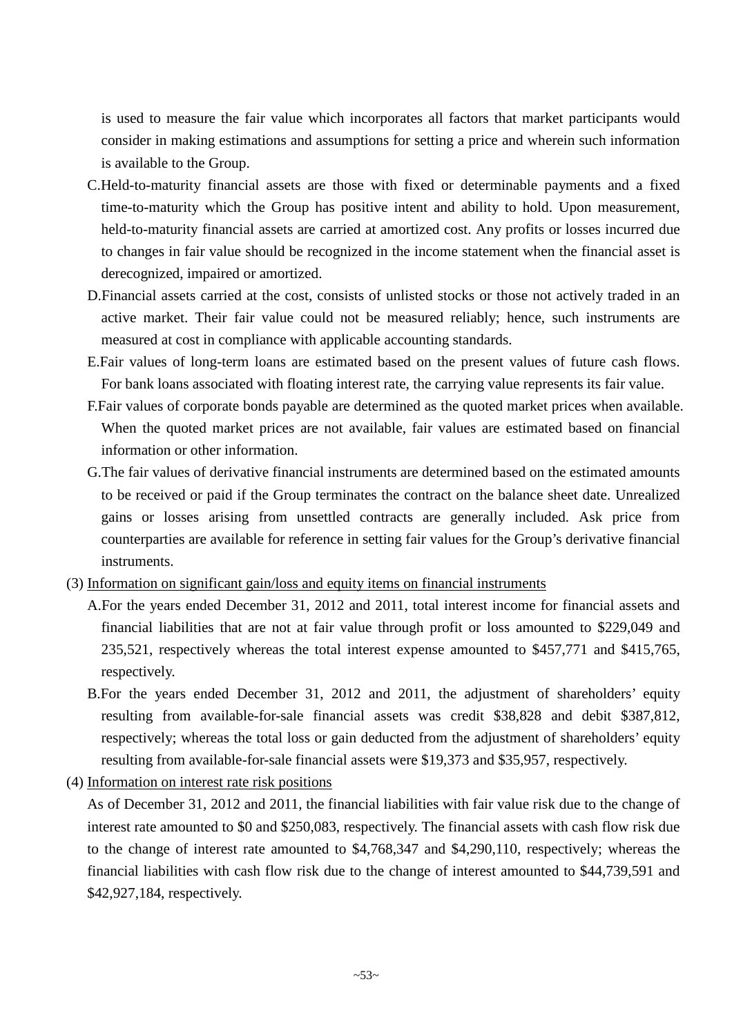is used to measure the fair value which incorporates all factors that market participants would consider in making estimations and assumptions for setting a price and wherein such information is available to the Group.

C. Held-to-maturity financial assets are those with fixed or determinable payments and a fixed time-to-maturity which the Group has positive intent and ability to hold. Upon measurement, held-to-maturity financial assets are carried at amortized cost. Any profits or losses incurred due to changes in fair value should be recognized in the income statement when the financial asset is derecognized, impaired or amortized.

D. Financial assets carried at the cost, consists of unlisted stocks or those not actively traded in an active market. Their fair value could not be measured reliably; hence, such instruments are measured at cost in compliance with applicable accounting standards.

E. Fair values of long-term loans are estimated based on the present values of future cash flows. For bank loans associated with floating interest rate, the carrying value represents its fair value.

F. Fair values of corporate bonds payable are determined as the quoted market prices when available. When the quoted market prices are not available, fair values are estimated based on financial information or other information.

G. The fair values of derivative financial instruments are determined based on the estimated amounts to be received or paid if the Group terminates the contract on the balance sheet date. Unrealized gains or losses arising from unsettled contracts are generally included. Ask price from counterparties are available for reference in setting fair values for the Group's derivative financial instruments.

(3) Information on significant gain/loss and equity items on financial instruments

A. For the years ended December 31, 2012 and 2011, total interest income for financial assets and financial liabilities that are not at fair value through profit or loss amounted to $229,049 and 235,521, respectively whereas the total interest expense amounted to $457,771 and $415,765, respectively.

B. For the years ended December 31, 2012 and 2011, the adjustment of shareholders' equity resulting from available-for-sale financial assets was credit $38,828 and debit $387,812, respectively; whereas the total loss or gain deducted from the adjustment of shareholders' equity resulting from available-for-sale financial assets were $19,373 and $35,957, respectively.

(4) Information on interest rate risk positions

As of December 31, 2012 and 2011, the financial liabilities with fair value risk due to the change of interest rate amounted to $0 and $250,083, respectively. The financial assets with cash flow risk due to the change of interest rate amounted to $4,768,347 and $4,290,110, respectively; whereas the financial liabilities with cash flow risk due to the change of interest amounted to $44,739,591 and $42,927,184, respectively.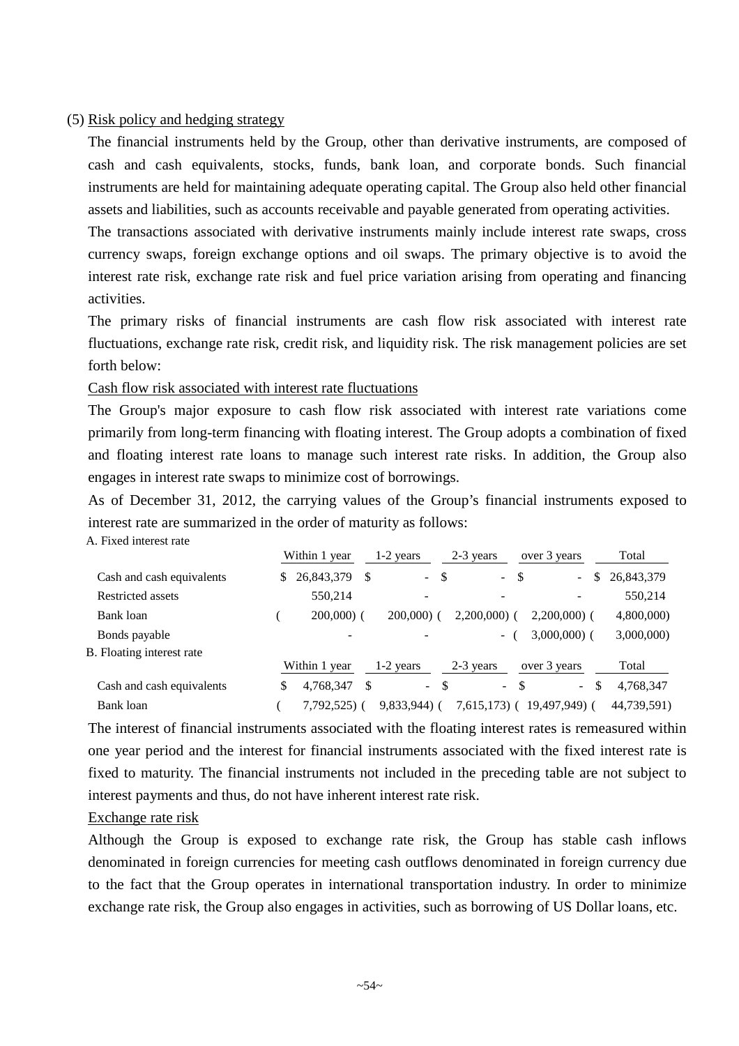(5) Risk policy and hedging strategy

The financial instruments held by the Group, other than derivative instruments, are composed of cash and cash equivalents, stocks, funds, bank loan, and corporate bonds. Such financial instruments are held for maintaining adequate operating capital. The Group also held other financial assets and liabilities, such as accounts receivable and payable generated from operating activities.

The transactions associated with derivative instruments mainly include interest rate swaps, cross currency swaps, foreign exchange options and oil swaps. The primary objective is to avoid the interest rate risk, exchange rate risk and fuel price variation arising from operating and financing activities.

The primary risks of financial instruments are cash flow risk associated with interest rate fluctuations, exchange rate risk, credit risk, and liquidity risk. The risk management policies are set forth below:

Cash flow risk associated with interest rate fluctuations

The Group's major exposure to cash flow risk associated with interest rate variations come primarily from long-term financing with floating interest. The Group adopts a combination of fixed and floating interest rate loans to manage such interest rate risks. In addition, the Group also engages in interest rate swaps to minimize cost of borrowings.

As of December 31, 2012, the carrying values of the Group's financial instruments exposed to interest rate are summarized in the order of maturity as follows:

A. Fixed interest rate

| | Within 1 year | 1-2 years | 2-3 years | over 3 years | Total |
|---|---|---|---|---|---|
| Cash and cash equivalents | $ 26,843,379 | $ - | $ - | $ - | $ 26,843,379 |
| Restricted assets | 550,214 | - | - | - | 550,214 |
| Bank loan | ( 200,000) | ( 200,000) | ( 2,200,000) | ( 2,200,000) | ( 4,800,000) |
| Bonds payable | - | - | - | ( 3,000,000) | ( 3,000,000) |

B. Floating interest rate

| | Within 1 year | 1-2 years | 2-3 years | over 3 years | Total |
|---|---|---|---|---|---|
| Cash and cash equivalents | $ 4,768,347 | $ - | $ - | $ - | $ 4,768,347 |
| Bank loan | ( 7,792,525) | ( 9,833,944) | ( 7,615,173) | ( 19,497,949) | ( 44,739,591) |

The interest of financial instruments associated with the floating interest rates is remeasured within one year period and the interest for financial instruments associated with the fixed interest rate is fixed to maturity. The financial instruments not included in the preceding table are not subject to interest payments and thus, do not have inherent interest rate risk.

Exchange rate risk

Although the Group is exposed to exchange rate risk, the Group has stable cash inflows denominated in foreign currencies for meeting cash outflows denominated in foreign currency due to the fact that the Group operates in international transportation industry. In order to minimize exchange rate risk, the Group also engages in activities, such as borrowing of US Dollar loans, etc.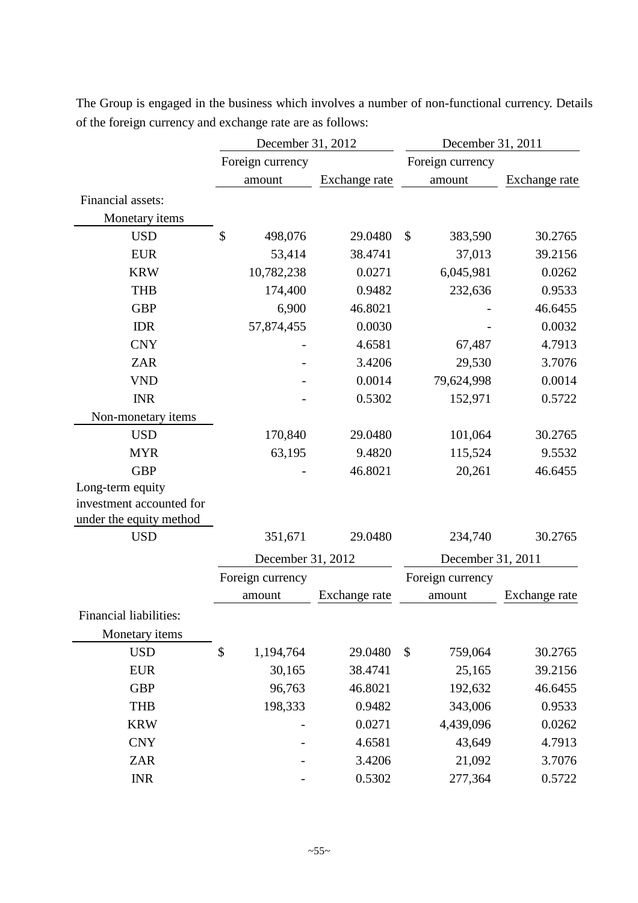The Group is engaged in the business which involves a number of non-functional currency. Details of the foreign currency and exchange rate are as follows:

| | December 31, 2012 | | December 31, 2011 | |
|---|---|---|---|---|
| | Foreign currency amount | Exchange rate | Foreign currency amount | Exchange rate |
| Financial assets: | | | | |
| Monetary items | | | | |
| USD | $ 498,076 | 29.0480 | $ 383,590 | 30.2765 |
| EUR | 53,414 | 38.4741 | 37,013 | 39.2156 |
| KRW | 10,782,238 | 0.0271 | 6,045,981 | 0.0262 |
| THB | 174,400 | 0.9482 | 232,636 | 0.9533 |
| GBP | 6,900 | 46.8021 | - | 46.6455 |
| IDR | 57,874,455 | 0.0030 | - | 0.0032 |
| CNY | - | 4.6581 | 67,487 | 4.7913 |
| ZAR | - | 3.4206 | 29,530 | 3.7076 |
| VND | - | 0.0014 | 79,624,998 | 0.0014 |
| INR | - | 0.5302 | 152,971 | 0.5722 |
| Non-monetary items | | | | |
| USD | 170,840 | 29.0480 | 101,064 | 30.2765 |
| MYR | 63,195 | 9.4820 | 115,524 | 9.5532 |
| GBP | - | 46.8021 | 20,261 | 46.6455 |
| Long-term equity investment accounted for under the equity method | | | | |
| USD | 351,671 | 29.0480 | 234,740 | 30.2765 |

| | December 31, 2012 | | December 31, 2011 | |
|---|---|---|---|---|
| | Foreign currency amount | Exchange rate | Foreign currency amount | Exchange rate |
| Financial liabilities: | | | | |
| Monetary items | | | | |
| USD | $ 1,194,764 | 29.0480 | $ 759,064 | 30.2765 |
| EUR | 30,165 | 38.4741 | 25,165 | 39.2156 |
| GBP | 96,763 | 46.8021 | 192,632 | 46.6455 |
| THB | 198,333 | 0.9482 | 343,006 | 0.9533 |
| KRW | - | 0.0271 | 4,439,096 | 0.0262 |
| CNY | - | 4.6581 | 43,649 | 4.7913 |
| ZAR | - | 3.4206 | 21,092 | 3.7076 |
| INR | - | 0.5302 | 277,364 | 0.5722 |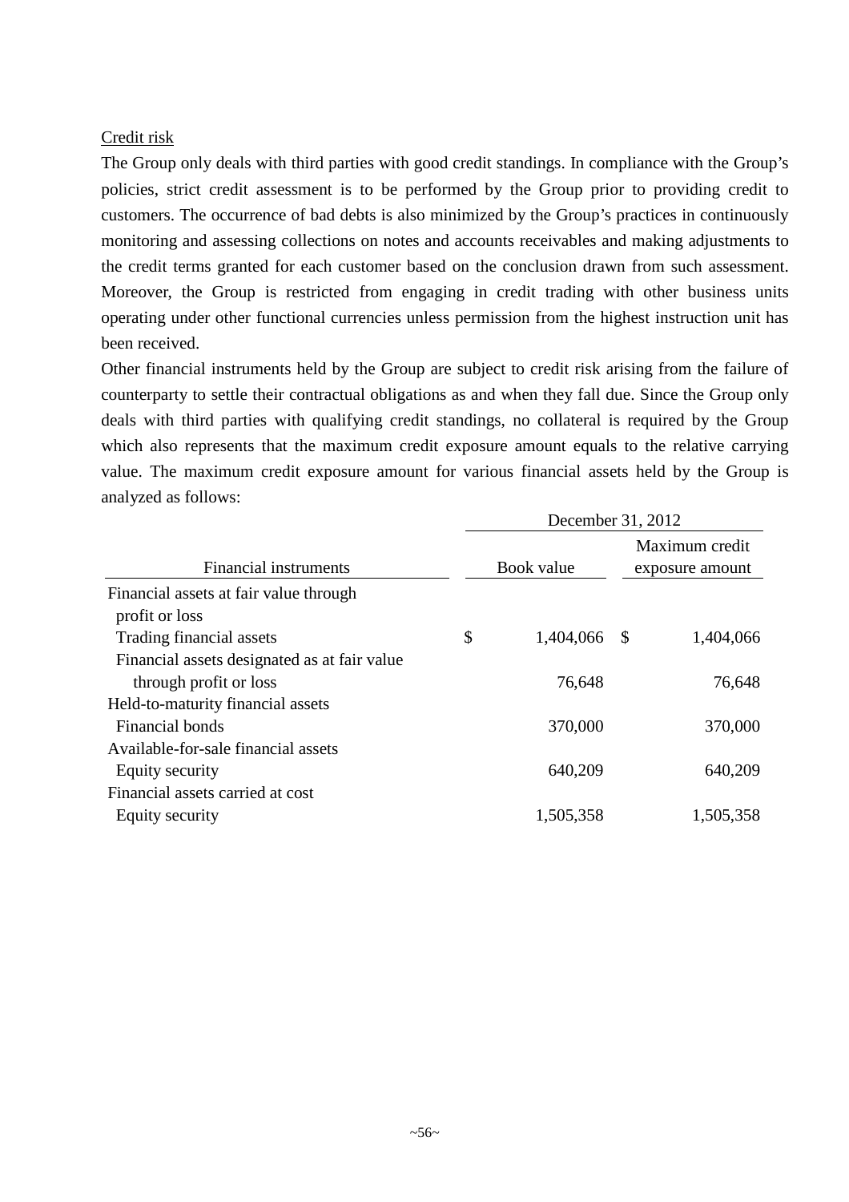Credit risk

The Group only deals with third parties with good credit standings. In compliance with the Group's policies, strict credit assessment is to be performed by the Group prior to providing credit to customers. The occurrence of bad debts is also minimized by the Group's practices in continuously monitoring and assessing collections on notes and accounts receivables and making adjustments to the credit terms granted for each customer based on the conclusion drawn from such assessment. Moreover, the Group is restricted from engaging in credit trading with other business units operating under other functional currencies unless permission from the highest instruction unit has been received.

Other financial instruments held by the Group are subject to credit risk arising from the failure of counterparty to settle their contractual obligations as and when they fall due. Since the Group only deals with third parties with qualifying credit standings, no collateral is required by the Group which also represents that the maximum credit exposure amount equals to the relative carrying value. The maximum credit exposure amount for various financial assets held by the Group is analyzed as follows:

| | December 31, 2012 | |
|---|---|---|
| Financial instruments | Book value | Maximum credit exposure amount |
| Financial assets at fair value through profit or loss | | |
| Trading financial assets | $ 1,404,066 | $ 1,404,066 |
| Financial assets designated as at fair value through profit or loss | 76,648 | 76,648 |
| Held-to-maturity financial assets | | |
| Financial bonds | 370,000 | 370,000 |
| Available-for-sale financial assets | | |
| Equity security | 640,209 | 640,209 |
| Financial assets carried at cost | | |
| Equity security | 1,505,358 | 1,505,358 |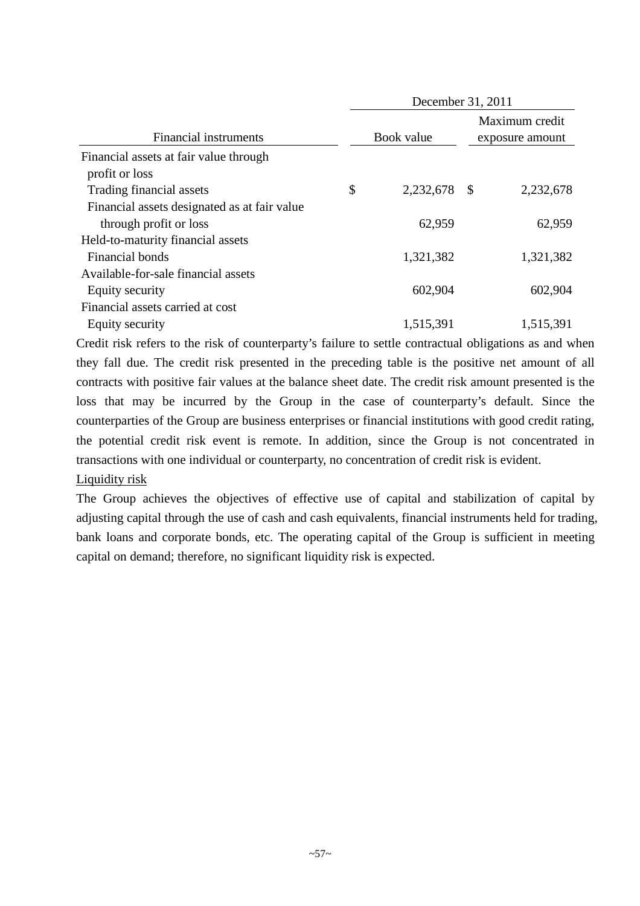| Financial instruments | December 31, 2011 | |
|---|---|---|
| | Book value | Maximum credit exposure amount |
| Financial assets at fair value through profit or loss | | |
| Trading financial assets | $ 2,232,678 | $ 2,232,678 |
| Financial assets designated as at fair value through profit or loss | 62,959 | 62,959 |
| Held-to-maturity financial assets | | |
| Financial bonds | 1,321,382 | 1,321,382 |
| Available-for-sale financial assets | | |
| Equity security | 602,904 | 602,904 |
| Financial assets carried at cost | | |
| Equity security | 1,515,391 | 1,515,391 |

Credit risk refers to the risk of counterparty's failure to settle contractual obligations as and when they fall due. The credit risk presented in the preceding table is the positive net amount of all contracts with positive fair values at the balance sheet date. The credit risk amount presented is the loss that may be incurred by the Group in the case of counterparty's default. Since the counterparties of the Group are business enterprises or financial institutions with good credit rating, the potential credit risk event is remote. In addition, since the Group is not concentrated in transactions with one individual or counterparty, no concentration of credit risk is evident.

Liquidity risk

The Group achieves the objectives of effective use of capital and stabilization of capital by adjusting capital through the use of cash and cash equivalents, financial instruments held for trading, bank loans and corporate bonds, etc. The operating capital of the Group is sufficient in meeting capital on demand; therefore, no significant liquidity risk is expected.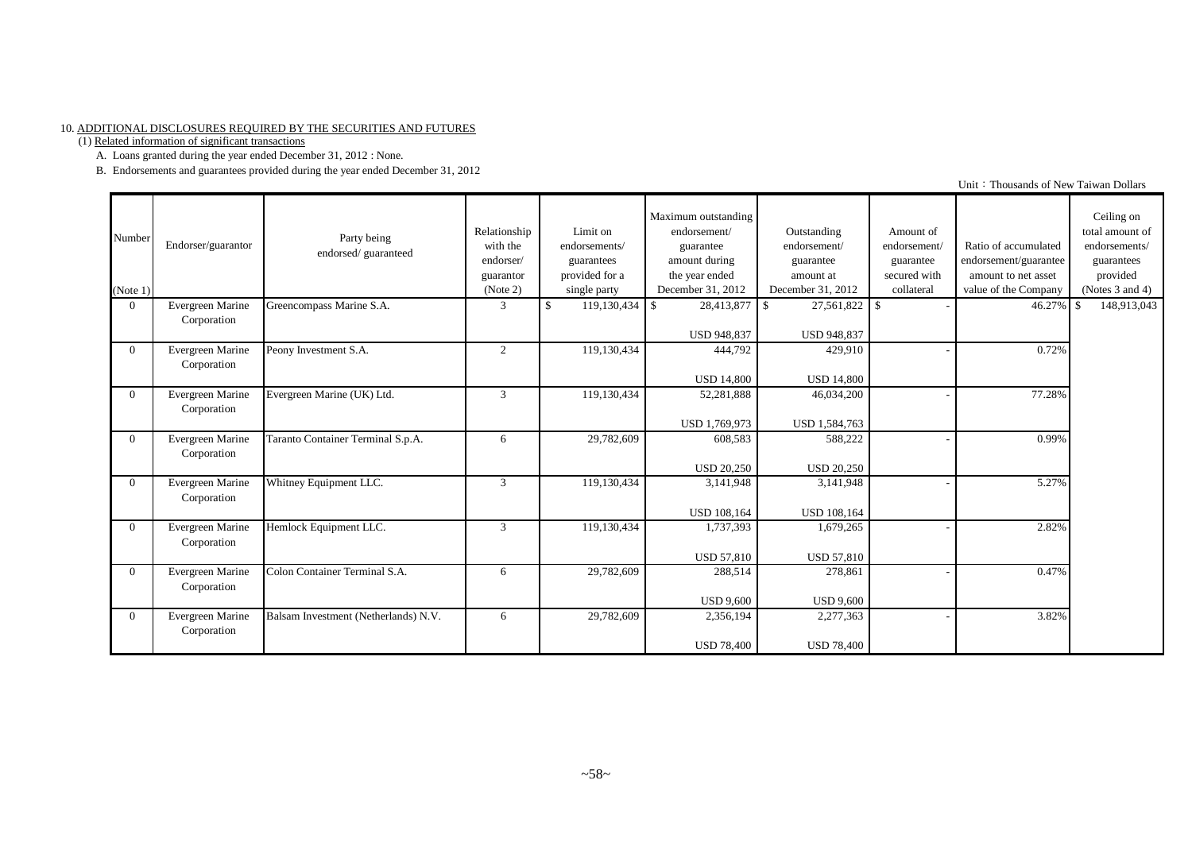10. ADDITIONAL DISCLOSURES REQUIRED BY THE SECURITIES AND FUTURES

(1) Related information of significant transactions

A. Loans granted during the year ended December 31, 2012 : None.

B. Endorsements and guarantees provided during the year ended December 31, 2012

Unit：Thousands of New Taiwan Dollars

| Number (Note 1) | Endorser/guarantor | Party being endorsed/ guaranteed | Relationship with the endorser/ guarantor (Note 2) | Limit on endorsements/ guarantees provided for a single party | Maximum outstanding endorsement/ guarantee amount during the year ended December 31, 2012 | Outstanding endorsement/ guarantee amount at December 31, 2012 | Amount of endorsement/ guarantee secured with collateral | Ratio of accumulated endorsement/guarantee amount to net asset value of the Company | Ceiling on total amount of endorsements/ guarantees provided (Notes 3 and 4) |
|---|---|---|---|---|---|---|---|---|---|
| 0 | Evergreen Marine Corporation | Greencompass Marine S.A. | 3 | $ 119,130,434 | $ 28,413,877<br>USD 948,837 | $ 27,561,822<br>USD 948,837 | $ - | 46.27% | $ 148,913,043 |
| 0 | Evergreen Marine Corporation | Peony Investment S.A. | 2 | 119,130,434 | 444,792<br>USD 14,800 | 429,910<br>USD 14,800 | - | 0.72% | |
| 0 | Evergreen Marine Corporation | Evergreen Marine (UK) Ltd. | 3 | 119,130,434 | 52,281,888<br>USD 1,769,973 | 46,034,200<br>USD 1,584,763 | - | 77.28% | |
| 0 | Evergreen Marine Corporation | Taranto Container Terminal S.p.A. | 6 | 29,782,609 | 608,583<br>USD 20,250 | 588,222<br>USD 20,250 | - | 0.99% | |
| 0 | Evergreen Marine Corporation | Whitney Equipment LLC. | 3 | 119,130,434 | 3,141,948<br>USD 108,164 | 3,141,948<br>USD 108,164 | - | 5.27% | |
| 0 | Evergreen Marine Corporation | Hemlock Equipment LLC. | 3 | 119,130,434 | 1,737,393<br>USD 57,810 | 1,679,265<br>USD 57,810 | - | 2.82% | |
| 0 | Evergreen Marine Corporation | Colon Container Terminal S.A. | 6 | 29,782,609 | 288,514<br>USD 9,600 | 278,861<br>USD 9,600 | - | 0.47% | |
| 0 | Evergreen Marine Corporation | Balsam Investment (Netherlands) N.V. | 6 | 29,782,609 | 2,356,194<br>USD 78,400 | 2,277,363<br>USD 78,400 | - | 3.82% | |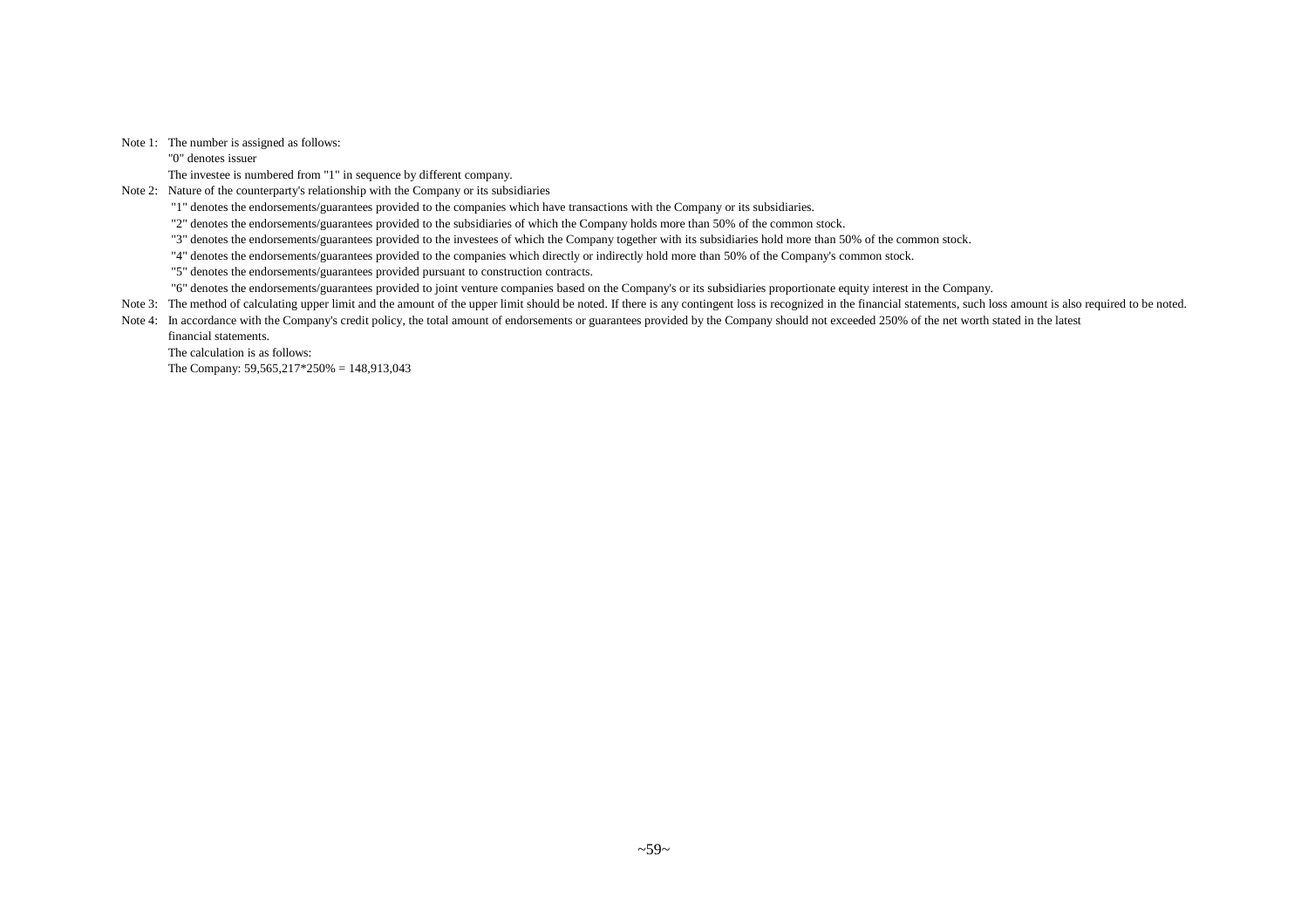Note 1: The number is assigned as follows:

"0" denotes issuer

The investee is numbered from "1" in sequence by different company.

Note 2: Nature of the counterparty's relationship with the Company or its subsidiaries

"1" denotes the endorsements/guarantees provided to the companies which have transactions with the Company or its subsidiaries.

"2" denotes the endorsements/guarantees provided to the subsidiaries of which the Company holds more than 50% of the common stock.

"3" denotes the endorsements/guarantees provided to the investees of which the Company together with its subsidiaries hold more than 50% of the common stock.

"4" denotes the endorsements/guarantees provided to the companies which directly or indirectly hold more than 50% of the Company's common stock.

"5" denotes the endorsements/guarantees provided pursuant to construction contracts.

"6" denotes the endorsements/guarantees provided to joint venture companies based on the Company's or its subsidiaries proportionate equity interest in the Company.

Note 3: The method of calculating upper limit and the amount of the upper limit should be noted. If there is any contingent loss is recognized in the financial statements, such loss amount is also required to be noted.

Note 4: In accordance with the Company's credit policy, the total amount of endorsements or guarantees provided by the Company should not exceeded 250% of the net worth stated in the latest financial statements.

The calculation is as follows:

The Company: 59,565,217*250% = 148,913,043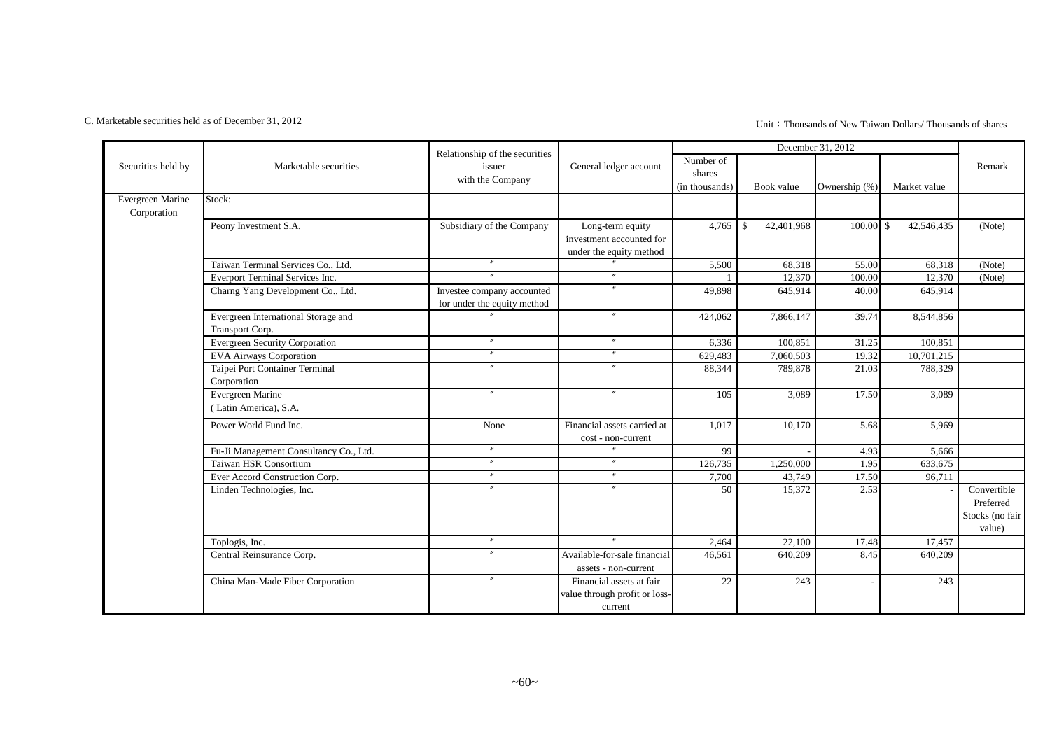C. Marketable securities held as of December 31, 2012

Unit：Thousands of New Taiwan Dollars/ Thousands of shares

| Securities held by | Marketable securities | Relationship of the securities issuer with the Company | General ledger account | December 31, 2012 | | | | Remark |
|---|---|---|---|---|---|---|---|---|
| | | | | Number of shares (in thousands) | Book value | Ownership (%) | Market value | |
| Evergreen Marine Corporation | Stock: | | | | | | | |
| | Peony Investment S.A. | Subsidiary of the Company | Long-term equity investment accounted for under the equity method | 4,765 | $ 42,401,968 | 100.00 | $ 42,546,435 | (Note) |
| | Taiwan Terminal Services Co., Ltd. | 〃 | 〃 | 5,500 | 68,318 | 55.00 | 68,318 | (Note) |
| | Everport Terminal Services Inc. | 〃 | 〃 | 1 | 12,370 | 100.00 | 12,370 | (Note) |
| | Charng Yang Development Co., Ltd. | Investee company accounted for under the equity method | 〃 | 49,898 | 645,914 | 40.00 | 645,914 | |
| | Evergreen International Storage and Transport Corp. | 〃 | 〃 | 424,062 | 7,866,147 | 39.74 | 8,544,856 | |
| | Evergreen Security Corporation | 〃 | 〃 | 6,336 | 100,851 | 31.25 | 100,851 | |
| | EVA Airways Corporation | 〃 | 〃 | 629,483 | 7,060,503 | 19.32 | 10,701,215 | |
| | Taipei Port Container Terminal Corporation | 〃 | 〃 | 88,344 | 789,878 | 21.03 | 788,329 | |
| | Evergreen Marine (Latin America), S.A. | 〃 | 〃 | 105 | 3,089 | 17.50 | 3,089 | |
| | Power World Fund Inc. | None | Financial assets carried at cost - non-current | 1,017 | 10,170 | 5.68 | 5,969 | |
| | Fu-Ji Management Consultancy Co., Ltd. | 〃 | 〃 | 99 | - | 4.93 | 5,666 | |
| | Taiwan HSR Consortium | 〃 | 〃 | 126,735 | 1,250,000 | 1.95 | 633,675 | |
| | Ever Accord Construction Corp. | 〃 | 〃 | 7,700 | 43,749 | 17.50 | 96,711 | |
| | Linden Technologies, Inc. | 〃 | 〃 | 50 | 15,372 | 2.53 | - | Convertible Preferred Stocks (no fair value) |
| | Toplogis, Inc. | 〃 | 〃 | 2,464 | 22,100 | 17.48 | 17,457 | |
| | Central Reinsurance Corp. | 〃 | Available-for-sale financial assets - non-current | 46,561 | 640,209 | 8.45 | 640,209 | |
| | China Man-Made Fiber Corporation | 〃 | Financial assets at fair value through profit or loss-current | 22 | 243 | - | 243 | |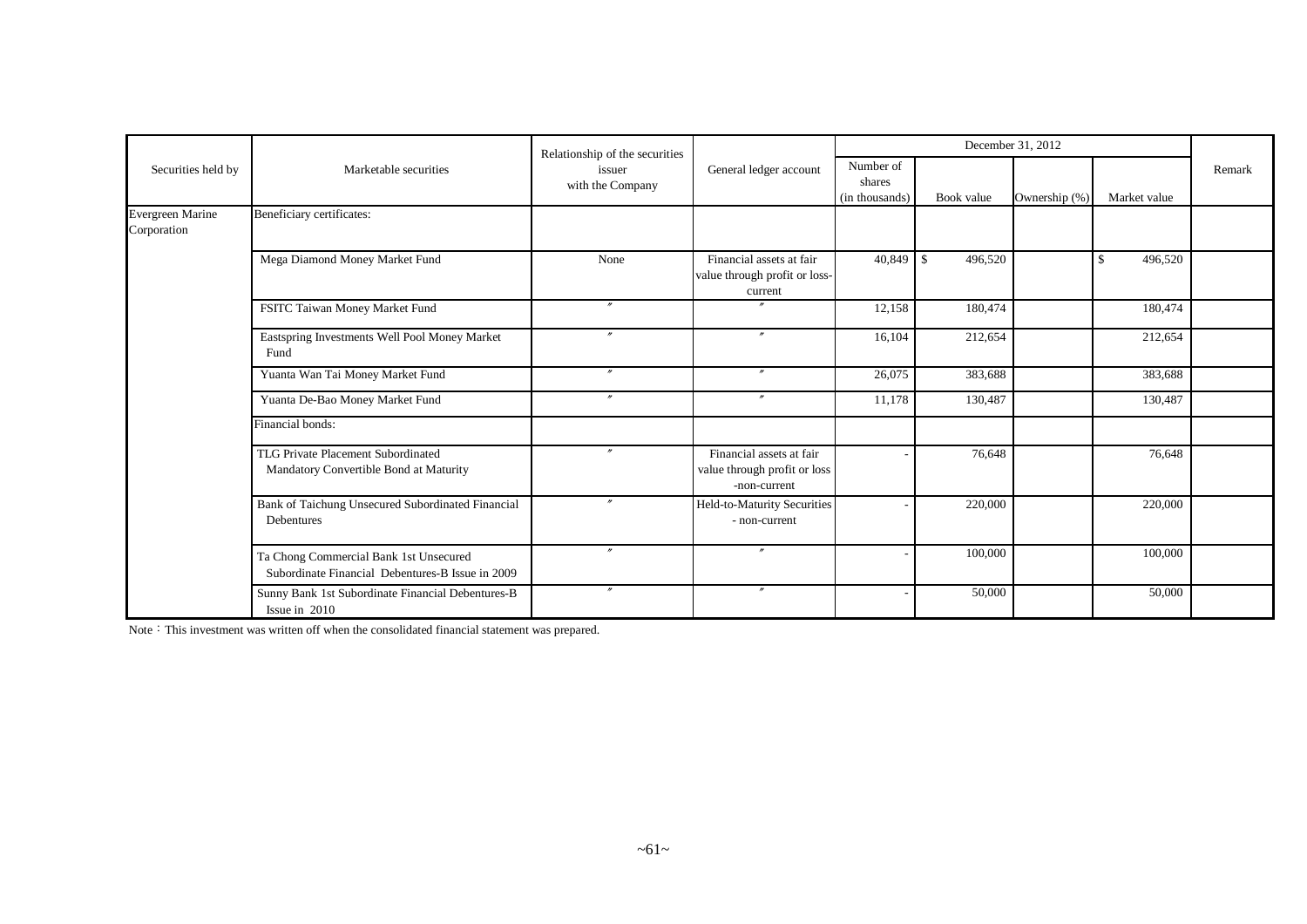| Securities held by | Marketable securities | Relationship of the securities issuer with the Company | General ledger account | December 31, 2012 | | | | Remark |
|---|---|---|---|---|---|---|---|---|
| | | | | Number of shares (in thousands) | Book value | Ownership (%) | Market value | |
| Evergreen Marine Corporation | Beneficiary certificates: | | | | | | | |
| | Mega Diamond Money Market Fund | None | Financial assets at fair value through profit or loss-current | 40,849 | $ 496,520 | | $ 496,520 | |
| | FSITC Taiwan Money Market Fund | 〃 | 〃 | 12,158 | 180,474 | | 180,474 | |
| | Eastspring Investments Well Pool Money Market Fund | 〃 | 〃 | 16,104 | 212,654 | | 212,654 | |
| | Yuanta Wan Tai Money Market Fund | 〃 | 〃 | 26,075 | 383,688 | | 383,688 | |
| | Yuanta De-Bao Money Market Fund | 〃 | 〃 | 11,178 | 130,487 | | 130,487 | |
| | Financial bonds: | | | | | | | |
| | TLG Private Placement Subordinated Mandatory Convertible Bond at Maturity | 〃 | Financial assets at fair value through profit or loss -non-current | - | 76,648 | | 76,648 | |
| | Bank of Taichung Unsecured Subordinated Financial Debentures | 〃 | Held-to-Maturity Securities - non-current | - | 220,000 | | 220,000 | |
| | Ta Chong Commercial Bank 1st Unsecured Subordinate Financial Debentures-B Issue in 2009 | 〃 | 〃 | - | 100,000 | | 100,000 | |
| | Sunny Bank 1st Subordinate Financial Debentures-B Issue in 2010 | 〃 | 〃 | - | 50,000 | | 50,000 | |

Note：This investment was written off when the consolidated financial statement was prepared.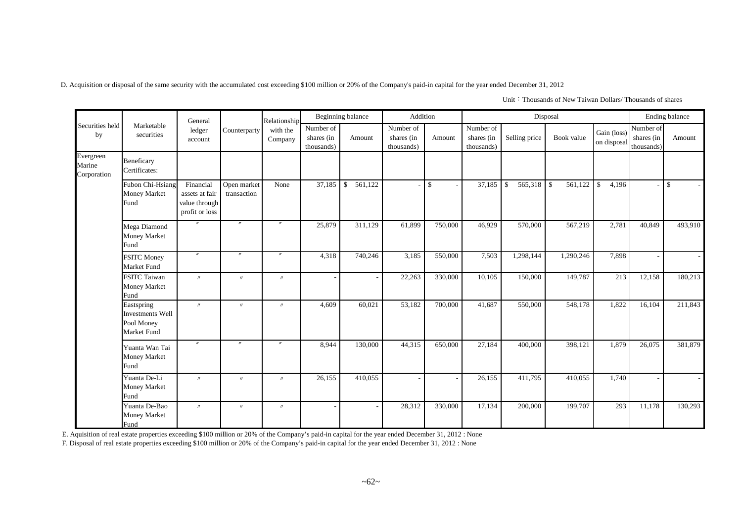D. Acquisition or disposal of the same security with the accumulated cost exceeding $100 million or 20% of the Company's paid-in capital for the year ended December 31, 2012

Unit：Thousands of New Taiwan Dollars/ Thousands of shares

| Securities held by | Marketable securities | General ledger account | Counterparty | Relationship with the Company | Beginning balance | | Addition | | Disposal | | | | Ending balance | |
|---|---|---|---|---|---|---|---|---|---|---|---|---|---|---|
| | | | | | Number of shares (in thousands) | Amount | Number of shares (in thousands) | Amount | Number of shares (in thousands) | Selling price | Book value | Gain (loss) on disposal | Number of shares (in thousands) | Amount |
| Evergreen Marine Corporation | Beneficary Certificates: | | | | | | | | | | | | | |
| | Fubon Chi-Hsiang Money Market Fund | Financial assets at fair value through profit or loss | Open market transaction | None | 37,185 | $ 561,122 | - | $ - | 37,185 | $ 565,318 | $ 561,122 | $ 4,196 | - | $ - |
| | Mega Diamond Money Market Fund | 〃 | 〃 | 〃 | 25,879 | 311,129 | 61,899 | 750,000 | 46,929 | 570,000 | 567,219 | 2,781 | 40,849 | 493,910 |
| | FSITC Money Market Fund | 〃 | 〃 | 〃 | 4,318 | 740,246 | 3,185 | 550,000 | 7,503 | 1,298,144 | 1,290,246 | 7,898 | - | - |
| | FSITC Taiwan Money Market Fund | 〃 | 〃 | 〃 | - | - | 22,263 | 330,000 | 10,105 | 150,000 | 149,787 | 213 | 12,158 | 180,213 |
| | Eastspring Investments Well Pool Money Market Fund | 〃 | 〃 | 〃 | 4,609 | 60,021 | 53,182 | 700,000 | 41,687 | 550,000 | 548,178 | 1,822 | 16,104 | 211,843 |
| | Yuanta Wan Tai Money Market Fund | 〃 | 〃 | 〃 | 8,944 | 130,000 | 44,315 | 650,000 | 27,184 | 400,000 | 398,121 | 1,879 | 26,075 | 381,879 |
| | Yuanta De-Li Money Market Fund | 〃 | 〃 | 〃 | 26,155 | 410,055 | - | - | 26,155 | 411,795 | 410,055 | 1,740 | - | - |
| | Yuanta De-Bao Money Market Fund | 〃 | 〃 | 〃 | - | - | 28,312 | 330,000 | 17,134 | 200,000 | 199,707 | 293 | 11,178 | 130,293 |

E. Aquisition of real estate properties exceeding $100 million or 20% of the Company's paid-in capital for the year ended December 31, 2012 : None

F. Disposal of real estate properties exceeding $100 million or 20% of the Company's paid-in capital for the year ended December 31, 2012 : None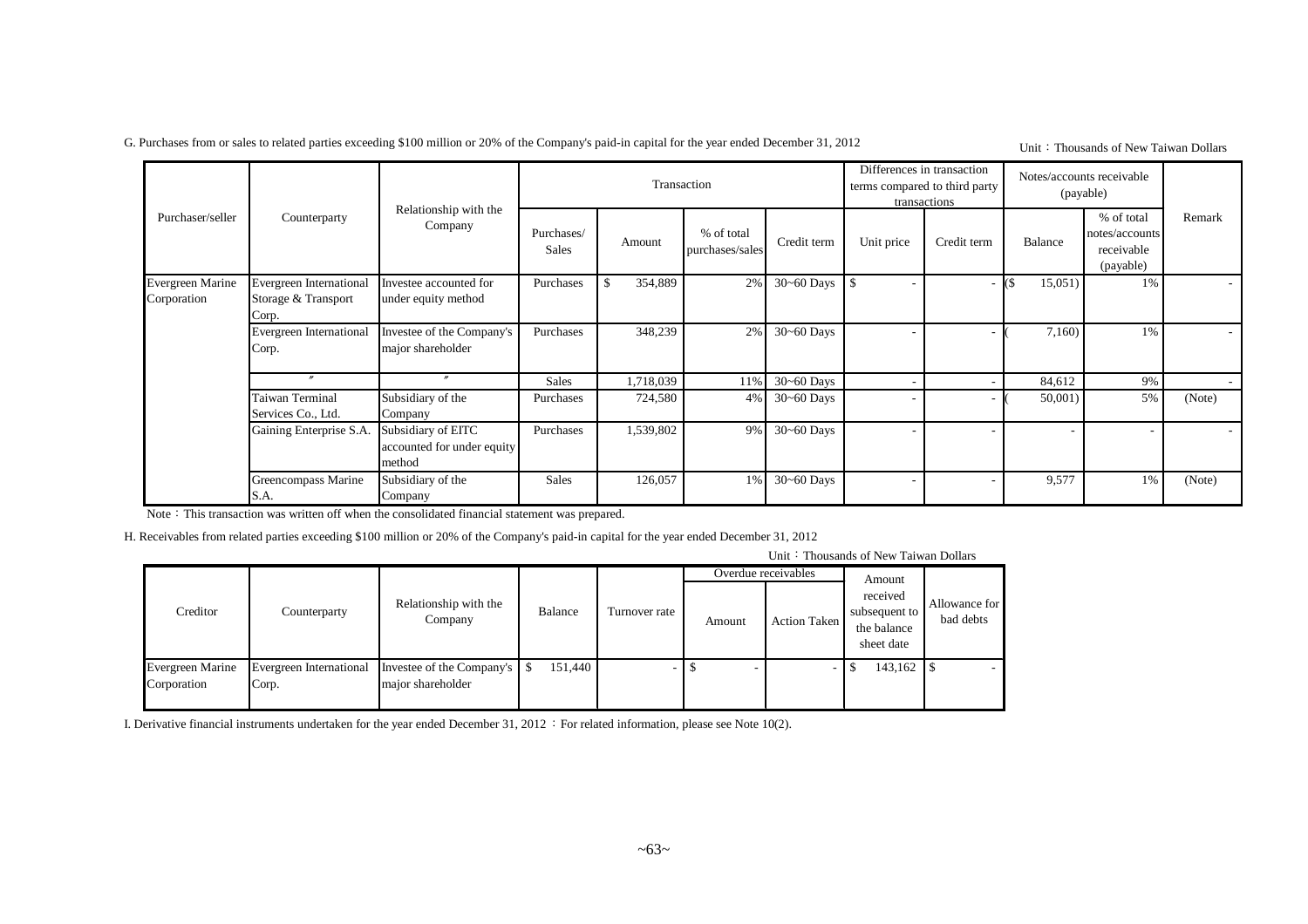G. Purchases from or sales to related parties exceeding \$100 million or 20% of the Company's paid-in capital for the year ended December 31, 2012

Unit：Thousands of New Taiwan Dollars

| Purchaser/seller | Counterparty | Relationship with the Company | Transaction | | | | Differences in transaction terms compared to third party transactions | | Notes/accounts receivable (payable) | | Remark |
|---|---|---|---|---|---|---|---|---|---|---|---|
| | | | Purchases/ Sales | Amount | % of total purchases/sales | Credit term | Unit price | Credit term | Balance | % of total notes/accounts receivable (payable) | |
| Evergreen Marine Corporation | Evergreen International Storage & Transport Corp. | Investee accounted for under equity method | Purchases | $ 354,889 | 2% | 30~60 Days | $ - | - | ($ 15,051) | 1% | - |
| | Evergreen International Corp. | Investee of the Company's major shareholder | Purchases | 348,239 | 2% | 30~60 Days | - | - | ( 7,160) | 1% | - |
| | 〃 | 〃 | Sales | 1,718,039 | 11% | 30~60 Days | - | - | 84,612 | 9% | - |
| | Taiwan Terminal Services Co., Ltd. | Subsidiary of the Company | Purchases | 724,580 | 4% | 30~60 Days | - | - | ( 50,001) | 5% | (Note) |
| | Gaining Enterprise S.A. | Subsidiary of EITC accounted for under equity method | Purchases | 1,539,802 | 9% | 30~60 Days | - | - | - | - | - |
| | Greencompass Marine S.A. | Subsidiary of the Company | Sales | 126,057 | 1% | 30~60 Days | - | - | 9,577 | 1% | (Note) |

Note：This transaction was written off when the consolidated financial statement was prepared.

H. Receivables from related parties exceeding \$100 million or 20% of the Company's paid-in capital for the year ended December 31, 2012

Unit：Thousands of New Taiwan Dollars

| Creditor | Counterparty | Relationship with the Company | Balance | Turnover rate | Overdue receivables | | Amount received subsequent to the balance sheet date | Allowance for bad debts |
|---|---|---|---|---|---|---|---|---|
| | | | | | Amount | Action Taken | | |
| Evergreen Marine Corporation | Evergreen International Corp. | Investee of the Company's major shareholder | $ 151,440 | - | $ - | - | $ 143,162 | $ - |

I. Derivative financial instruments undertaken for the year ended December 31, 2012 ：For related information, please see Note 10(2).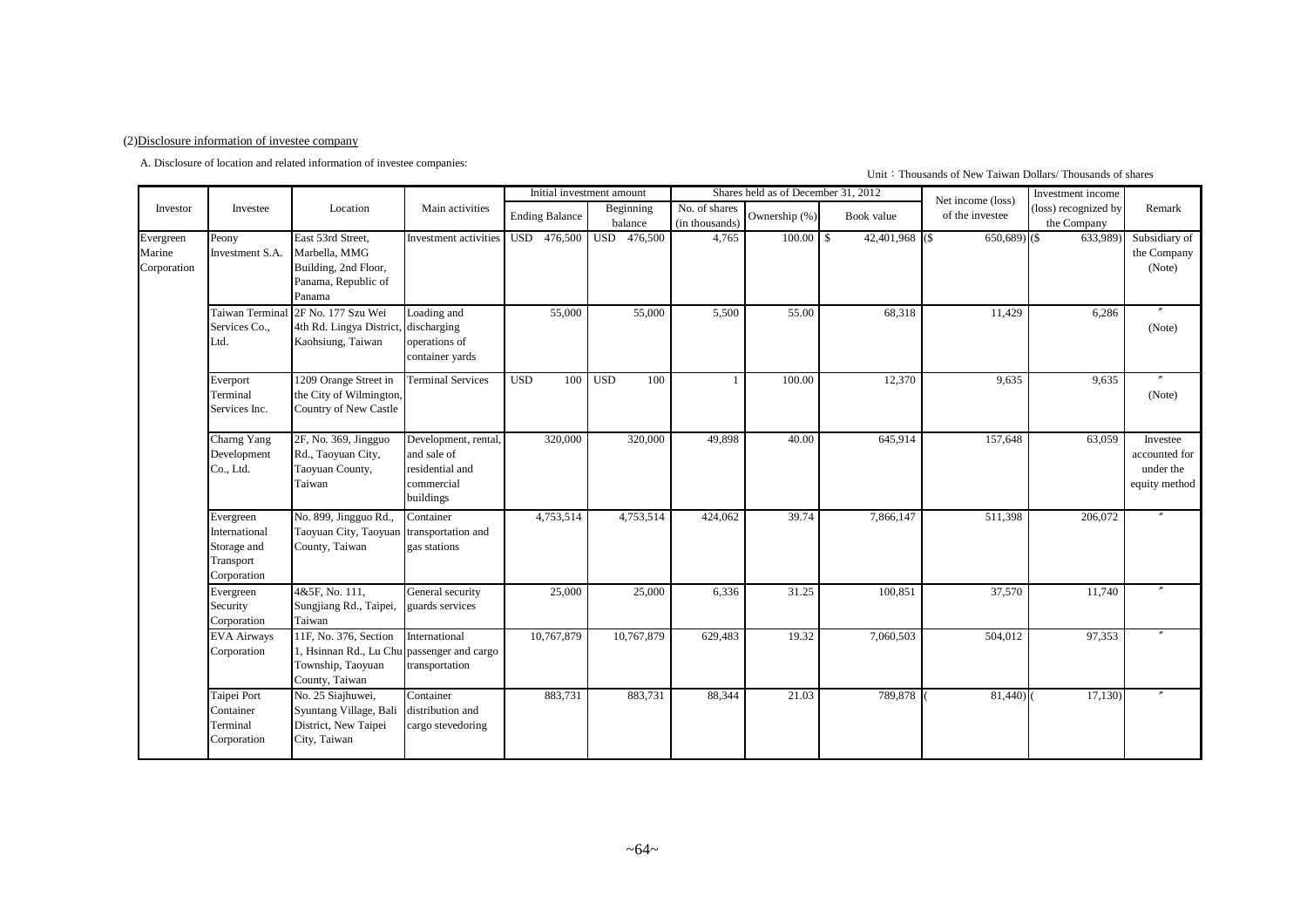(2)Disclosure information of investee company

A. Disclosure of location and related information of investee companies:

Unit：Thousands of New Taiwan Dollars/ Thousands of shares

| Investor | Investee | Location | Main activities | Initial investment amount | | Shares held as of December 31, 2012 | | | Net income (loss) of the investee | Investment income (loss) recognized by the Company | Remark |
|---|---|---|---|---|---|---|---|---|---|---|---|
| | | | | Ending Balance | Beginning balance | No. of shares (in thousands) | Ownership (%) | Book value | | | |
| Evergreen Marine Corporation | Peony Investment S.A. | East 53rd Street, Marbella, MMG Building, 2nd Floor, Panama, Republic of Panama | Investment activities | USD 476,500 | USD 476,500 | 4,765 | 100.00 | $ 42,401,968 | ($ 650,689) | ($ 633,989) | Subsidiary of the Company (Note) |
| | Taiwan Terminal Services Co., Ltd. | 2F No. 177 Szu Wei 4th Rd. Lingya District, Kaohsiung, Taiwan | Loading and discharging operations of container yards | 55,000 | 55,000 | 5,500 | 55.00 | 68,318 | 11,429 | 6,286 | 〃 (Note) |
| | Everport Terminal Services Inc. | 1209 Orange Street in the City of Wilmington, Country of New Castle | Terminal Services | USD 100 | USD 100 | 1 | 100.00 | 12,370 | 9,635 | 9,635 | 〃 (Note) |
| | Charng Yang Development Co., Ltd. | 2F, No. 369, Jingguo Rd., Taoyuan City, Taoyuan County, Taiwan | Development, rental, and sale of residential and commercial buildings | 320,000 | 320,000 | 49,898 | 40.00 | 645,914 | 157,648 | 63,059 | Investee accounted for under the equity method |
| | Evergreen International Storage and Transport Corporation | No. 899, Jingguo Rd., Taoyuan City, Taoyuan County, Taiwan | Container transportation and gas stations | 4,753,514 | 4,753,514 | 424,062 | 39.74 | 7,866,147 | 511,398 | 206,072 | 〃 |
| | Evergreen Security Corporation | 4&5F, No. 111, Sungjiang Rd., Taipei, Taiwan | General security guards services | 25,000 | 25,000 | 6,336 | 31.25 | 100,851 | 37,570 | 11,740 | 〃 |
| | EVA Airways Corporation | 11F, No. 376, Section 1, Hsinnan Rd., Lu Chu Township, Taoyuan County, Taiwan | International passenger and cargo transportation | 10,767,879 | 10,767,879 | 629,483 | 19.32 | 7,060,503 | 504,012 | 97,353 | 〃 |
| | Taipei Port Container Terminal Corporation | No. 25 Siajhuwei, Syuntang Village, Bali District, New Taipei City, Taiwan | Container distribution and cargo stevedoring | 883,731 | 883,731 | 88,344 | 21.03 | 789,878 | ( 81,440) | ( 17,130) | 〃 |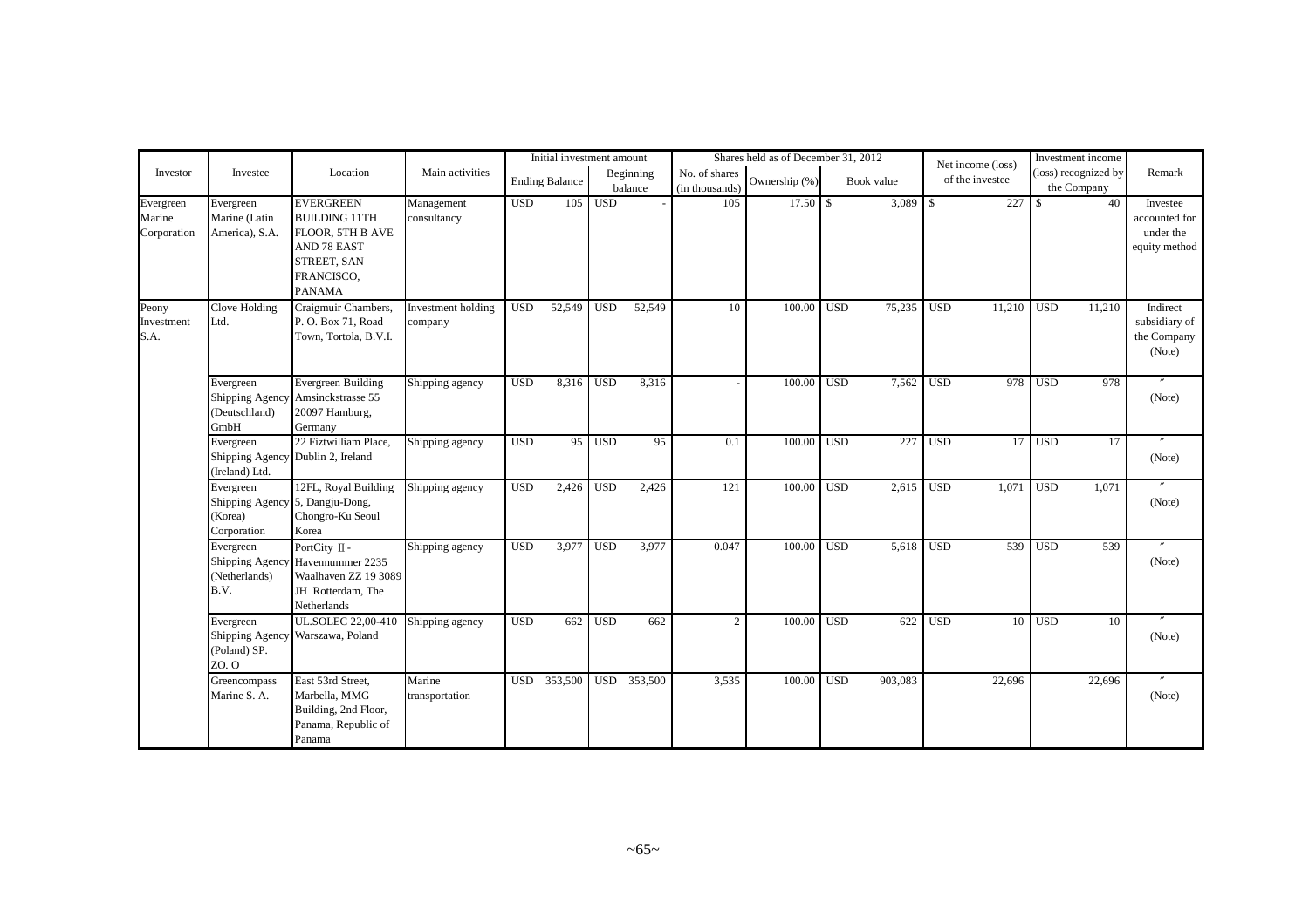| Investor | Investee | Location | Main activities | Initial investment amount | | Shares held as of December 31, 2012 | | | Net income (loss) of the investee | Investment income (loss) recognized by the Company | Remark |
|---|---|---|---|---|---|---|---|---|---|---|---|
| | | | | Ending Balance | Beginning balance | No. of shares (in thousands) | Ownership (%) | Book value | | | |
| Evergreen Marine Corporation | Evergreen Marine (Latin America), S.A. | EVERGREEN BUILDING 11TH FLOOR, 5TH B AVE AND 78 EAST STREET, SAN FRANCISCO, PANAMA | Management consultancy | USD 105 | USD - | 105 | 17.50 | $ 3,089 | $ 227 | $ 40 | Investee accounted for under the equity method |
| Peony Investment S.A. | Clove Holding Ltd. | Craigmuir Chambers, P. O. Box 71, Road Town, Tortola, B.V.I. | Investment holding company | USD 52,549 | USD 52,549 | 10 | 100.00 | USD 75,235 | USD 11,210 | USD 11,210 | Indirect subsidiary of the Company (Note) |
| | Evergreen Shipping Agency (Deutschland) GmbH | Evergreen Building Amsinckstrasse 55 20097 Hamburg, Germany | Shipping agency | USD 8,316 | USD 8,316 | - | 100.00 | USD 7,562 | USD 978 | USD 978 | 〃 (Note) |
| | Evergreen Shipping Agency (Ireland) Ltd. | 22 Fiztwilliam Place, Dublin 2, Ireland | Shipping agency | USD 95 | USD 95 | 0.1 | 100.00 | USD 227 | USD 17 | USD 17 | 〃 (Note) |
| | Evergreen Shipping Agency (Korea) Corporation | 12FL, Royal Building 5, Dangju-Dong, Chongro-Ku Seoul Korea | Shipping agency | USD 2,426 | USD 2,426 | 121 | 100.00 | USD 2,615 | USD 1,071 | USD 1,071 | 〃 (Note) |
| | Evergreen Shipping Agency (Netherlands) B.V. | PortCity Ⅱ - Havennummer 2235 Waalhaven ZZ 19 3089 JH Rotterdam, The Netherlands | Shipping agency | USD 3,977 | USD 3,977 | 0.047 | 100.00 | USD 5,618 | USD 539 | USD 539 | 〃 (Note) |
| | Evergreen Shipping Agency (Poland) SP. ZO. O | UL.SOLEC 22,00-410 Warszawa, Poland | Shipping agency | USD 662 | USD 662 | 2 | 100.00 | USD 622 | USD 10 | USD 10 | 〃 (Note) |
| | Greencompass Marine S. A. | East 53rd Street, Marbella, MMG Building, 2nd Floor, Panama, Republic of Panama | Marine transportation | USD 353,500 | USD 353,500 | 3,535 | 100.00 | USD 903,083 | 22,696 | 22,696 | 〃 (Note) |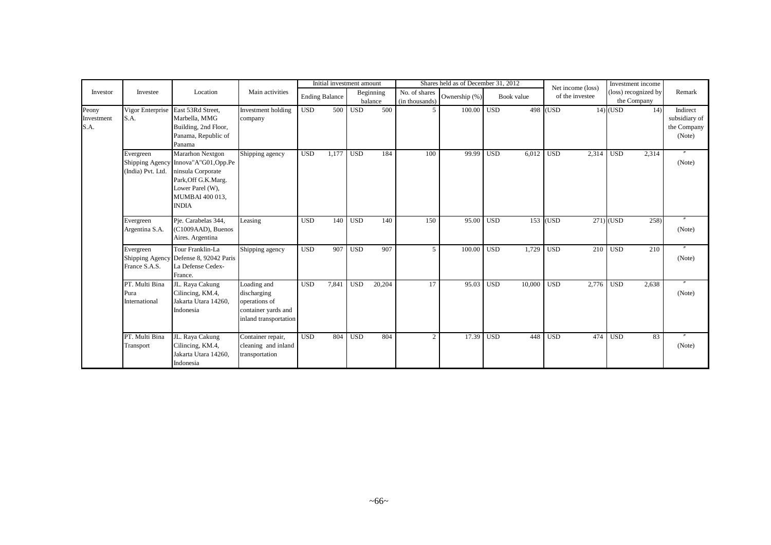| Investor | Investee | Location | Main activities | Initial investment amount | | Shares held as of December 31, 2012 | | | Net income (loss) of the investee | Investment income (loss) recognized by the Company | Remark |
|---|---|---|---|---|---|---|---|---|---|---|---|
| | | | | Ending Balance | Beginning balance | No. of shares (in thousands) | Ownership (%) | Book value | | | |
| Peony Investment S.A. | Vigor Enterprise S.A. | East 53Rd Street, Marbella, MMG Building, 2nd Floor, Panama, Republic of Panama | Investment holding company | USD 500 | USD 500 | 5 | 100.00 | USD 498 | (USD 14) | (USD 14) | Indirect subsidiary of the Company (Note) |
| | Evergreen Shipping Agency (India) Pvt. Ltd. | Mararhon Nextgon Innova"A"G01,Opp.Peninsula Corporate Park,Off G.K.Marg. Lower Parel (W), MUMBAI 400 013, INDIA | Shipping agency | USD 1,177 | USD 184 | 100 | 99.99 | USD 6,012 | USD 2,314 | USD 2,314 | 〃 (Note) |
| | Evergreen Argentina S.A. | Pje. Carabelas 344, (C1009AAD), Buenos Aires. Argentina | Leasing | USD 140 | USD 140 | 150 | 95.00 | USD 153 | (USD 271) | (USD 258) | 〃 (Note) |
| | Evergreen Shipping Agency France S.A.S. | Tour Franklin-La Defense 8, 92042 Paris La Defense Cedex-France. | Shipping agency | USD 907 | USD 907 | 5 | 100.00 | USD 1,729 | USD 210 | USD 210 | 〃 (Note) |
| | PT. Multi Bina Pura International | JL. Raya Cakung Cilincing, KM.4, Jakarta Utara 14260, Indonesia | Loading and discharging operations of container yards and inland transportation | USD 7,841 | USD 20,204 | 17 | 95.03 | USD 10,000 | USD 2,776 | USD 2,638 | 〃 (Note) |
| | PT. Multi Bina Transport | JL. Raya Cakung Cilincing, KM.4, Jakarta Utara 14260, Indonesia | Container repair, cleaning and inland transportation | USD 804 | USD 804 | 2 | 17.39 | USD 448 | USD 474 | USD 83 | 〃 (Note) |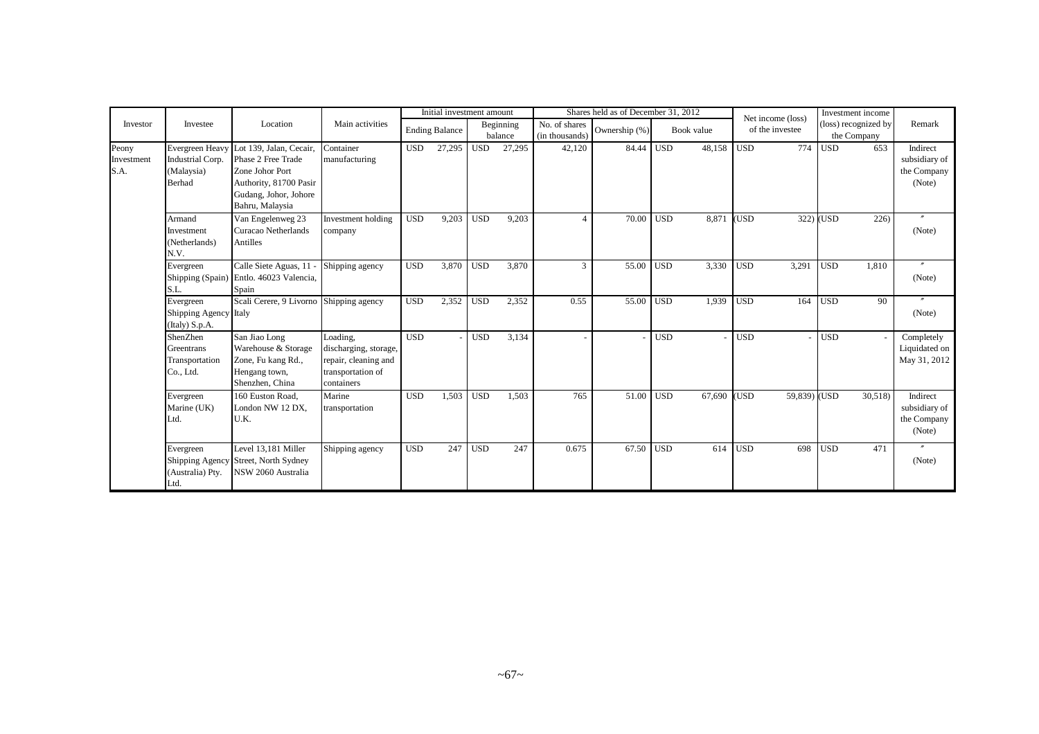| Investor | Investee | Location | Main activities | Initial investment amount | | Shares held as of December 31, 2012 | | | Net income (loss) of the investee | Investment income (loss) recognized by the Company | Remark |
|---|---|---|---|---|---|---|---|---|---|---|---|
| | | | | Ending Balance | Beginning balance | No. of shares (in thousands) | Ownership (%) | Book value | | | |
| Peony Investment S.A. | Evergreen Heavy Industrial Corp. (Malaysia) Berhad | Lot 139, Jalan, Cecair, Phase 2 Free Trade Zone Johor Port Authority, 81700 Pasir Gudang, Johor, Johore Bahru, Malaysia | Container manufacturing | USD 27,295 | USD 27,295 | 42,120 | 84.44 | USD 48,158 | USD 774 | USD 653 | Indirect subsidiary of the Company (Note) |
| | Armand Investment (Netherlands) N.V. | Van Engelenweg 23 Curacao Netherlands Antilles | Investment holding company | USD 9,203 | USD 9,203 | 4 | 70.00 | USD 8,871 | (USD 322) | (USD 226) | 〃 (Note) |
| | Evergreen Shipping (Spain) S.L. | Calle Siete Aguas, 11 - Entlo. 46023 Valencia, Spain | Shipping agency | USD 3,870 | USD 3,870 | 3 | 55.00 | USD 3,330 | USD 3,291 | USD 1,810 | 〃 (Note) |
| | Evergreen Shipping Agency (Italy) S.p.A. | Scali Cerere, 9 Livorno Italy | Shipping agency | USD 2,352 | USD 2,352 | 0.55 | 55.00 | USD 1,939 | USD 164 | USD 90 | 〃 (Note) |
| | ShenZhen Greentrans Transportation Co., Ltd. | San Jiao Long Warehouse & Storage Zone, Fu kang Rd., Hengang town, Shenzhen, China | Loading, discharging, storage, repair, cleaning and transportation of containers | USD - | USD 3,134 | - | - | USD - | USD - | USD - | Completely Liquidated on May 31, 2012 |
| | Evergreen Marine (UK) Ltd. | 160 Euston Road, London NW 12 DX, U.K. | Marine transportation | USD 1,503 | USD 1,503 | 765 | 51.00 | USD 67,690 | (USD 59,839) | (USD 30,518) | Indirect subsidiary of the Company (Note) |
| | Evergreen Shipping Agency (Australia) Pty. Ltd. | Level 13,181 Miller Street, North Sydney NSW 2060 Australia | Shipping agency | USD 247 | USD 247 | 0.675 | 67.50 | USD 614 | USD 698 | USD 471 | 〃 (Note) |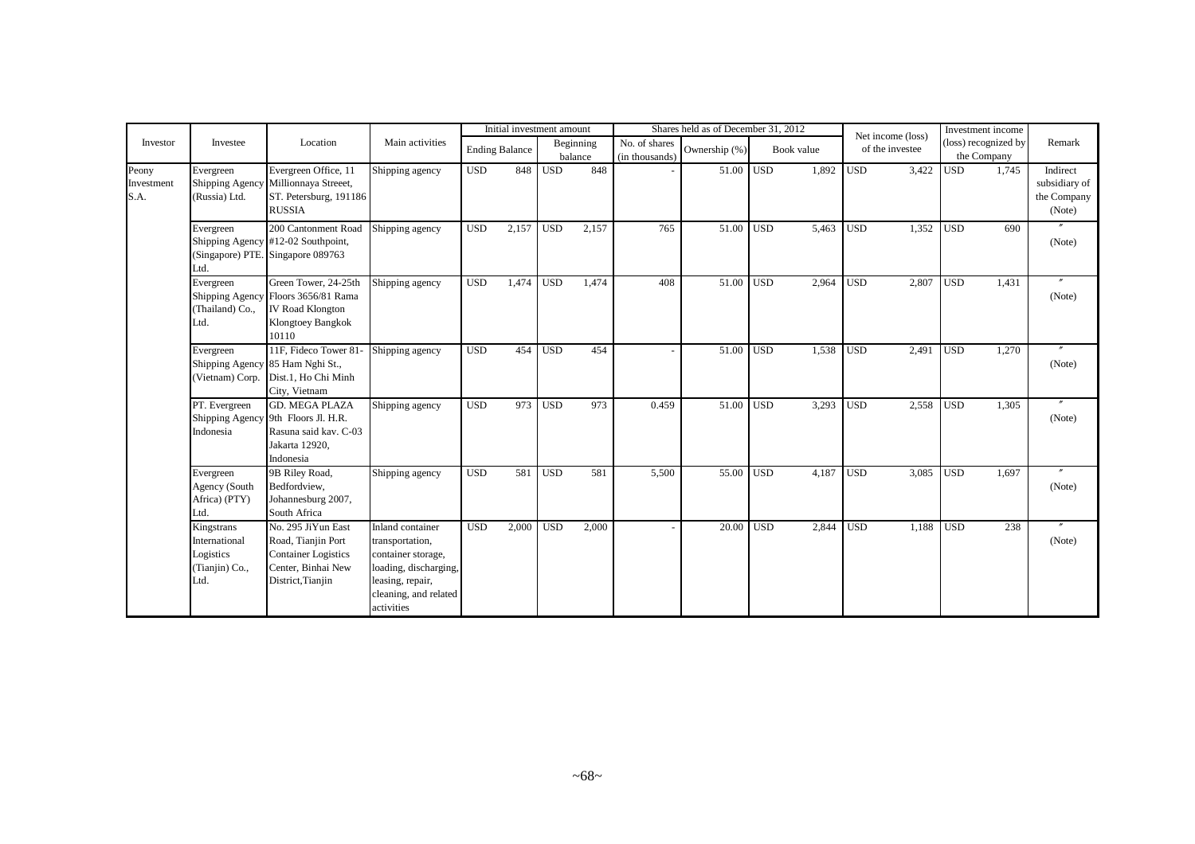| Investor | Investee | Location | Main activities | Initial investment amount | | | | Shares held as of December 31, 2012 | | | | Net income (loss) of the investee | | Investment income (loss) recognized by the Company | | Remark |
|---|---|---|---|---|---|---|---|---|---|---|---|---|---|---|---|---|
| | | | | Ending Balance | | Beginning balance | | No. of shares (in thousands) | Ownership (%) | Book value | | | | | | |
| Peony Investment S.A. | Evergreen Shipping Agency (Russia) Ltd. | Evergreen Office, 11 Millionnaya Streeet, ST. Petersburg, 191186 RUSSIA | Shipping agency | USD | 848 | USD | 848 | - | 51.00 | USD | 1,892 | USD | 3,422 | USD | 1,745 | Indirect subsidiary of the Company (Note) |
| | Evergreen Shipping Agency (Singapore) PTE. Ltd. | 200 Cantonment Road #12-02 Southpoint, Singapore 089763 | Shipping agency | USD | 2,157 | USD | 2,157 | 765 | 51.00 | USD | 5,463 | USD | 1,352 | USD | 690 | 〃 (Note) |
| | Evergreen Shipping Agency (Thailand) Co., Ltd. | Green Tower, 24-25th Floors 3656/81 Rama IV Road Klongton Klongtoey Bangkok 10110 | Shipping agency | USD | 1,474 | USD | 1,474 | 408 | 51.00 | USD | 2,964 | USD | 2,807 | USD | 1,431 | 〃 (Note) |
| | Evergreen Shipping Agency (Vietnam) Corp. | 11F, Fideco Tower 81-85 Ham Nghi St., Dist.1, Ho Chi Minh City, Vietnam | Shipping agency | USD | 454 | USD | 454 | - | 51.00 | USD | 1,538 | USD | 2,491 | USD | 1,270 | 〃 (Note) |
| | PT. Evergreen Shipping Agency Indonesia | GD. MEGA PLAZA 9th Floors Jl. H.R. Rasuna said kav. C-03 Jakarta 12920, Indonesia | Shipping agency | USD | 973 | USD | 973 | 0.459 | 51.00 | USD | 3,293 | USD | 2,558 | USD | 1,305 | 〃 (Note) |
| | Evergreen Agency (South Africa) (PTY) Ltd. | 9B Riley Road, Bedfordview, Johannesburg 2007, South Africa | Shipping agency | USD | 581 | USD | 581 | 5,500 | 55.00 | USD | 4,187 | USD | 3,085 | USD | 1,697 | 〃 (Note) |
| | Kingstrans International Logistics (Tianjin) Co., Ltd. | No. 295 JiYun East Road, Tianjin Port Container Logistics Center, Binhai New District,Tianjin | Inland container transportation, container storage, loading, discharging, leasing, repair, cleaning, and related activities | USD | 2,000 | USD | 2,000 | - | 20.00 | USD | 2,844 | USD | 1,188 | USD | 238 | 〃 (Note) |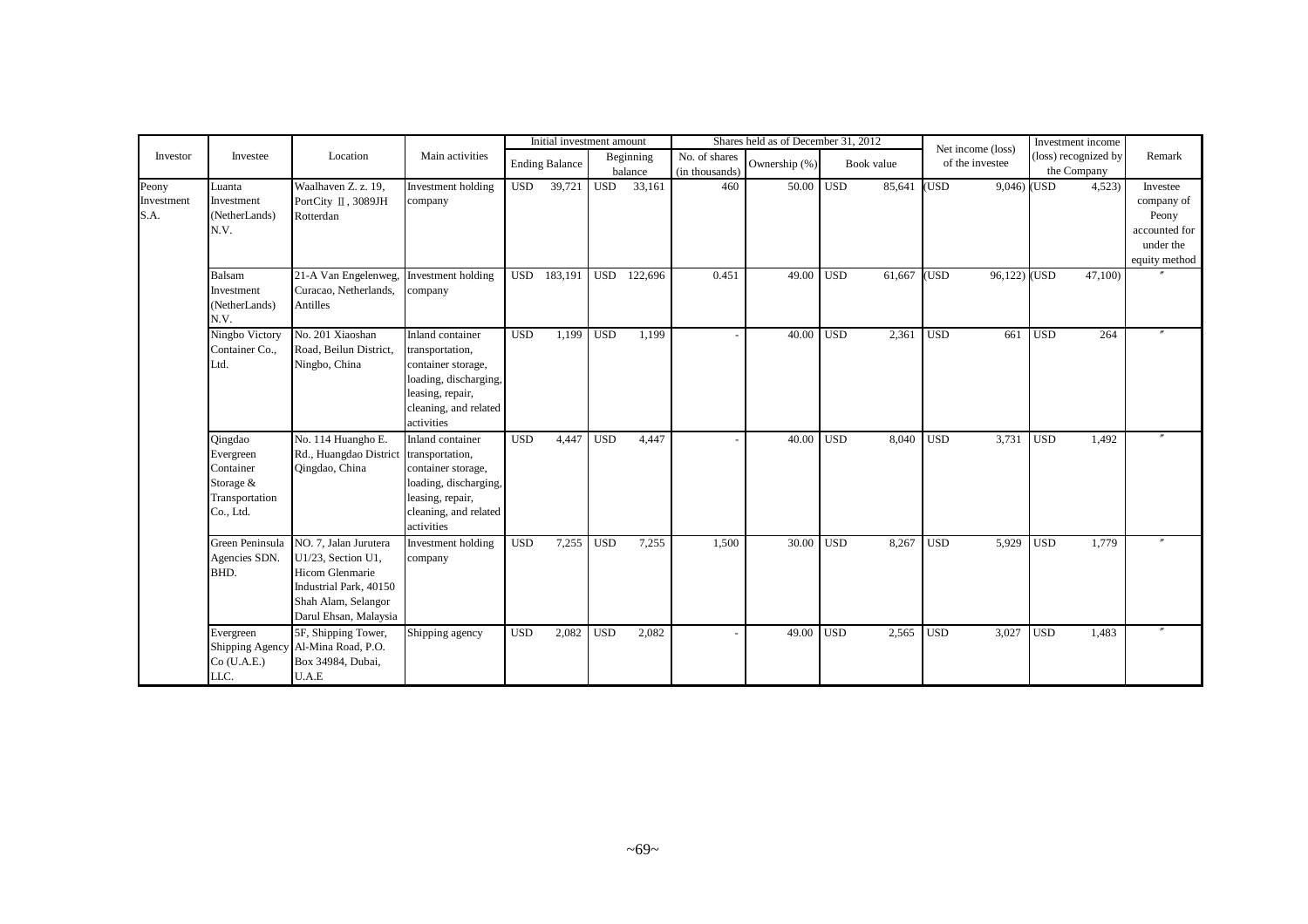| Investor | Investee | Location | Main activities | Initial investment amount | | Shares held as of December 31, 2012 | | | Net income (loss) of the investee | Investment income (loss) recognized by the Company | Remark |
|---|---|---|---|---|---|---|---|---|---|---|---|
| | | | | Ending Balance | Beginning balance | No. of shares (in thousands) | Ownership (%) | Book value | | | |
| Peony Investment S.A. | Luanta Investment (NetherLands) N.V. | Waalhaven Z. z. 19, PortCity Ⅱ, 3089JH Rotterdan | Investment holding company | USD 39,721 | USD 33,161 | 460 | 50.00 | USD 85,641 | (USD 9,046) | (USD 4,523) | Investee company of Peony accounted for under the equity method |
| | Balsam Investment (NetherLands) N.V. | 21-A Van Engelenweg, Curacao, Netherlands, Antilles | Investment holding company | USD 183,191 | USD 122,696 | 0.451 | 49.00 | USD 61,667 | (USD 96,122) | (USD 47,100) | 〃 |
| | Ningbo Victory Container Co., Ltd. | No. 201 Xiaoshan Road, Beilun District, Ningbo, China | Inland container transportation, container storage, loading, discharging, leasing, repair, cleaning, and related activities | USD 1,199 | USD 1,199 | - | 40.00 | USD 2,361 | USD 661 | USD 264 | 〃 |
| | Qingdao Evergreen Container Storage & Transportation Co., Ltd. | No. 114 Huangho E. Rd., Huangdao District Qingdao, China | Inland container transportation, container storage, loading, discharging, leasing, repair, cleaning, and related activities | USD 4,447 | USD 4,447 | - | 40.00 | USD 8,040 | USD 3,731 | USD 1,492 | 〃 |
| | Green Peninsula Agencies SDN. BHD. | NO. 7, Jalan Jurutera U1/23, Section U1, Hicom Glenmarie Industrial Park, 40150 Shah Alam, Selangor Darul Ehsan, Malaysia | Investment holding company | USD 7,255 | USD 7,255 | 1,500 | 30.00 | USD 8,267 | USD 5,929 | USD 1,779 | 〃 |
| | Evergreen Shipping Agency Co (U.A.E.) LLC. | 5F, Shipping Tower, Al-Mina Road, P.O. Box 34984, Dubai, U.A.E | Shipping agency | USD 2,082 | USD 2,082 | - | 49.00 | USD 2,565 | USD 3,027 | USD 1,483 | 〃 |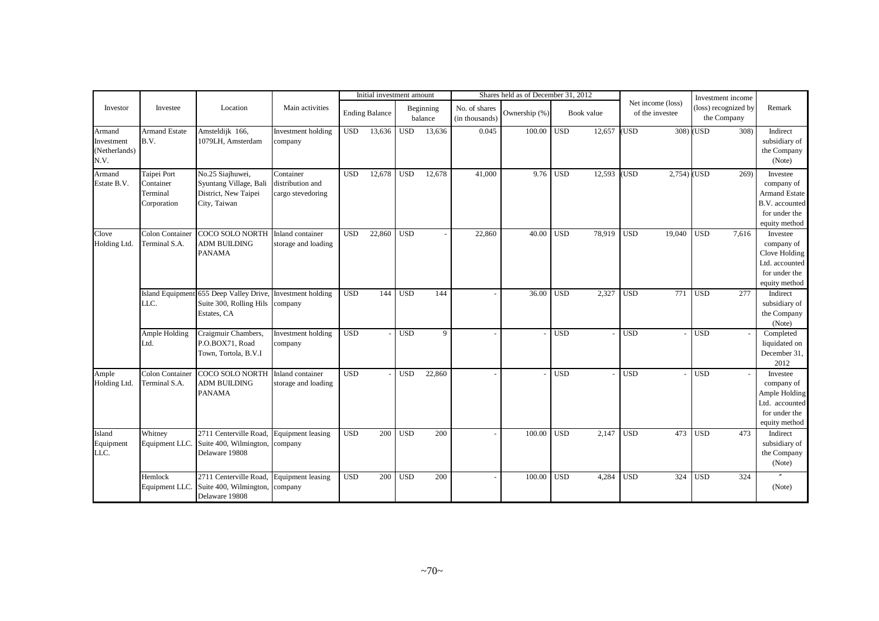| Investor | Investee | Location | Main activities | Initial investment amount | | Shares held as of December 31, 2012 | | | Net income (loss) of the investee | Investment income (loss) recognized by the Company | Remark |
|---|---|---|---|---|---|---|---|---|---|---|---|
| | | | | Ending Balance | Beginning balance | No. of shares (in thousands) | Ownership (%) | Book value | | | |
| Armand Investment (Netherlands) N.V. | Armand Estate B.V. | Amsteldijk 166, 1079LH, Amsterdam | Investment holding company | USD 13,636 | USD 13,636 | 0.045 | 100.00 | USD 12,657 | (USD 308) | (USD 308) | Indirect subsidiary of the Company (Note) |
| Armand Estate B.V. | Taipei Port Container Terminal Corporation | No.25 Siajhuwei, Syuntang Village, Bali District, New Taipei City, Taiwan | Container distribution and cargo stevedoring | USD 12,678 | USD 12,678 | 41,000 | 9.76 | USD 12,593 | (USD 2,754) | (USD 269) | Investee company of Armand Estate B.V. accounted for under the equity method |
| Clove Holding Ltd. | Colon Container Terminal S.A. | COCO SOLO NORTH ADM BUILDING PANAMA | Inland container storage and loading | USD 22,860 | USD - | 22,860 | 40.00 | USD 78,919 | USD 19,040 | USD 7,616 | Investee company of Clove Holding Ltd. accounted for under the equity method |
| | Island Equipment LLC. | 655 Deep Valley Drive, Suite 300, Rolling Hils Estates, CA | Investment holding company | USD 144 | USD 144 | - | 36.00 | USD 2,327 | USD 771 | USD 277 | Indirect subsidiary of the Company (Note) |
| | Ample Holding Ltd. | Craigmuir Chambers, P.O.BOX71, Road Town, Tortola, B.V.I | Investment holding company | USD - | USD 9 | - | - | USD - | USD - | USD - | Completed liquidated on December 31, 2012 |
| Ample Holding Ltd. | Colon Container Terminal S.A. | COCO SOLO NORTH ADM BUILDING PANAMA | Inland container storage and loading | USD - | USD 22,860 | - | - | USD - | USD - | USD - | Investee company of Ample Holding Ltd. accounted for under the equity method |
| Island Equipment LLC. | Whitney Equipment LLC. | 2711 Centerville Road, Suite 400, Wilmington, Delaware 19808 | Equipment leasing company | USD 200 | USD 200 | - | 100.00 | USD 2,147 | USD 473 | USD 473 | Indirect subsidiary of the Company (Note) |
| | Hemlock Equipment LLC. | 2711 Centerville Road, Suite 400, Wilmington, Delaware 19808 | Equipment leasing company | USD 200 | USD 200 | - | 100.00 | USD 4,284 | USD 324 | USD 324 | 〃 (Note) |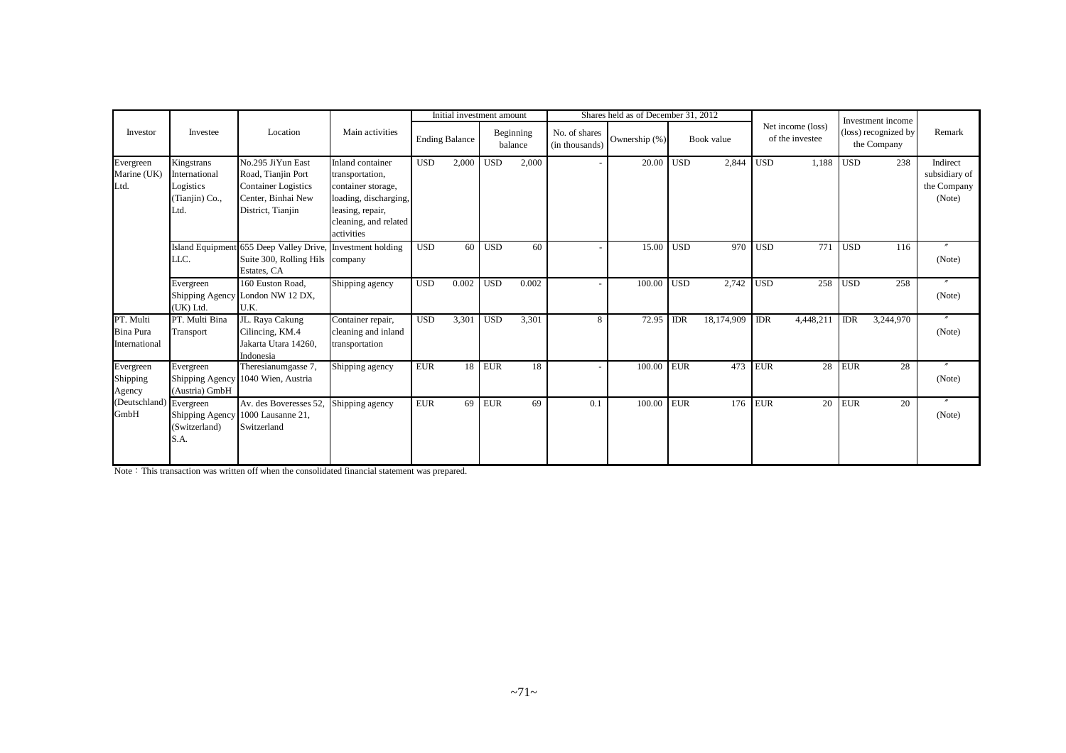| Investor | Investee | Location | Main activities | Initial investment amount | | Shares held as of December 31, 2012 | | | Net income (loss) of the investee | Investment income (loss) recognized by the Company | Remark |
|---|---|---|---|---|---|---|---|---|---|---|---|
| | | | | Ending Balance | Beginning balance | No. of shares (in thousands) | Ownership (%) | Book value | | | |
| Evergreen Marine (UK) Ltd. | Kingstrans International Logistics (Tianjin) Co., Ltd. | No.295 JiYun East Road, Tianjin Port Container Logistics Center, Binhai New District, Tianjin | Inland container transportation, container storage, loading, discharging, leasing, repair, cleaning, and related activities | USD 2,000 | USD 2,000 | - | 20.00 | USD 2,844 | USD 1,188 | USD 238 | Indirect subsidiary of the Company (Note) |
| | Island Equipment LLC. | 655 Deep Valley Drive, Suite 300, Rolling Hils Estates, CA | Investment holding company | USD 60 | USD 60 | - | 15.00 | USD 970 | USD 771 | USD 116 | 〃 (Note) |
| | Evergreen Shipping Agency (UK) Ltd. | 160 Euston Road, London NW 12 DX, U.K. | Shipping agency | USD 0.002 | USD 0.002 | - | 100.00 | USD 2,742 | USD 258 | USD 258 | 〃 (Note) |
| PT. Multi Bina Pura International | PT. Multi Bina Transport | JL. Raya Cakung Cilincing, KM.4 Jakarta Utara 14260, Indonesia | Container repair, cleaning and inland transportation | USD 3,301 | USD 3,301 | 8 | 72.95 | IDR 18,174,909 | IDR 4,448,211 | IDR 3,244,970 | 〃 (Note) |
| Evergreen Shipping Agency (Deutschland) GmbH | Evergreen Shipping Agency (Austria) GmbH | Theresianumgasse 7, 1040 Wien, Austria | Shipping agency | EUR 18 | EUR 18 | - | 100.00 | EUR 473 | EUR 28 | EUR 28 | 〃 (Note) |
| | Evergreen Shipping Agency (Switzerland) S.A. | Av. des Boveresses 52, 1000 Lausanne 21, Switzerland | Shipping agency | EUR 69 | EUR 69 | 0.1 | 100.00 | EUR 176 | EUR 20 | EUR 20 | 〃 (Note) |

Note：This transaction was written off when the consolidated financial statement was prepared.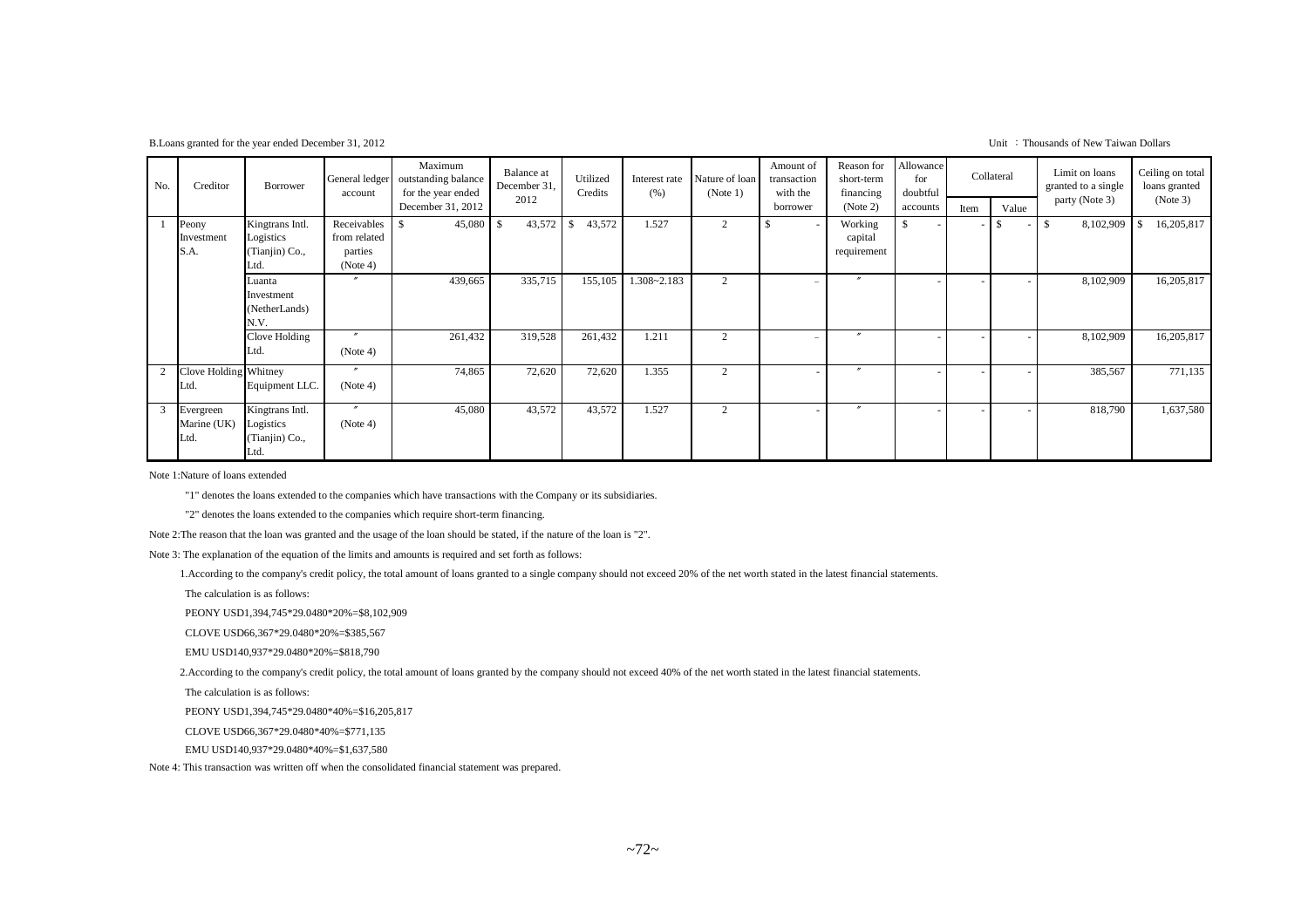B.Loans granted for the year ended December 31, 2012

Unit ：Thousands of New Taiwan Dollars

| No. | Creditor | Borrower | General ledger account | Maximum outstanding balance for the year ended December 31, 2012 | Balance at December 31, 2012 | Utilized Credits | Interest rate (%) | Nature of loan (Note 1) | Amount of transaction with the borrower | Reason for short-term financing (Note 2) | Allowance for doubtful accounts | Collateral | | Limit on loans granted to a single party (Note 3) | Ceiling on total loans granted (Note 3) |
|---|---|---|---|---|---|---|---|---|---|---|---|---|---|---|---|
| | | | | | | | | | | | | Item | Value | | |
| 1 | Peony Investment S.A. | Kingtrans Intl. Logistics (Tianjin) Co., Ltd. | Receivables from related parties (Note 4) | $ 45,080 | $ 43,572 | $ 43,572 | 1.527 | 2 | $ - | Working capital requirement | $ - | - | $ - | $ 8,102,909 | $ 16,205,817 |
| | | Luanta Investment (NetherLands) N.V. | 〃 | 439,665 | 335,715 | 155,105 | 1.308~2.183 | 2 | – | 〃 | - | - | - | 8,102,909 | 16,205,817 |
| | | Clove Holding Ltd. | 〃 (Note 4) | 261,432 | 319,528 | 261,432 | 1.211 | 2 | – | 〃 | - | - | - | 8,102,909 | 16,205,817 |
| 2 | Clove Holding Ltd. | Whitney Equipment LLC. | 〃 (Note 4) | 74,865 | 72,620 | 72,620 | 1.355 | 2 | - | 〃 | - | - | - | 385,567 | 771,135 |
| 3 | Evergreen Marine (UK) Ltd. | Kingtrans Intl. Logistics (Tianjin) Co., Ltd. | 〃 (Note 4) | 45,080 | 43,572 | 43,572 | 1.527 | 2 | - | 〃 | - | - | - | 818,790 | 1,637,580 |

Note 1:Nature of loans extended

"1" denotes the loans extend to the companies which have transactions with the Company or its subsidiaries.

"2" denotes the loans extended to the companies which require short-term financing.

Note 2:The reason that the loan was granted and the usage of the loan should be stated, if the nature of the loan is "2".

Note 3: The explanation of the equation of the limits and amounts is required and set forth as follows:

1.According to the company's credit policy, the total amount of loans granted to a single company should not exceed 20% of the net worth stated in the latest financial statements.

The calculation is as follows:

PEONY USD1,394,745*29.0480*20%=$8,102,909

CLOVE USD66,367*29.0480*20%=$385,567

EMU USD140,937*29.0480*20%=$818,790

2.According to the company's credit policy, the total amount of loans granted by the company should not exceed 40% of the net worth stated in the latest financial statements.

The calculation is as follows:

PEONY USD1,394,745*29.0480*40%=$16,205,817

CLOVE USD66,367*29.0480*40%=$771,135

EMU USD140,937*29.0480*40%=$1,637,580

Note 4: This transaction was written off when the consolidated financial statement was prepared.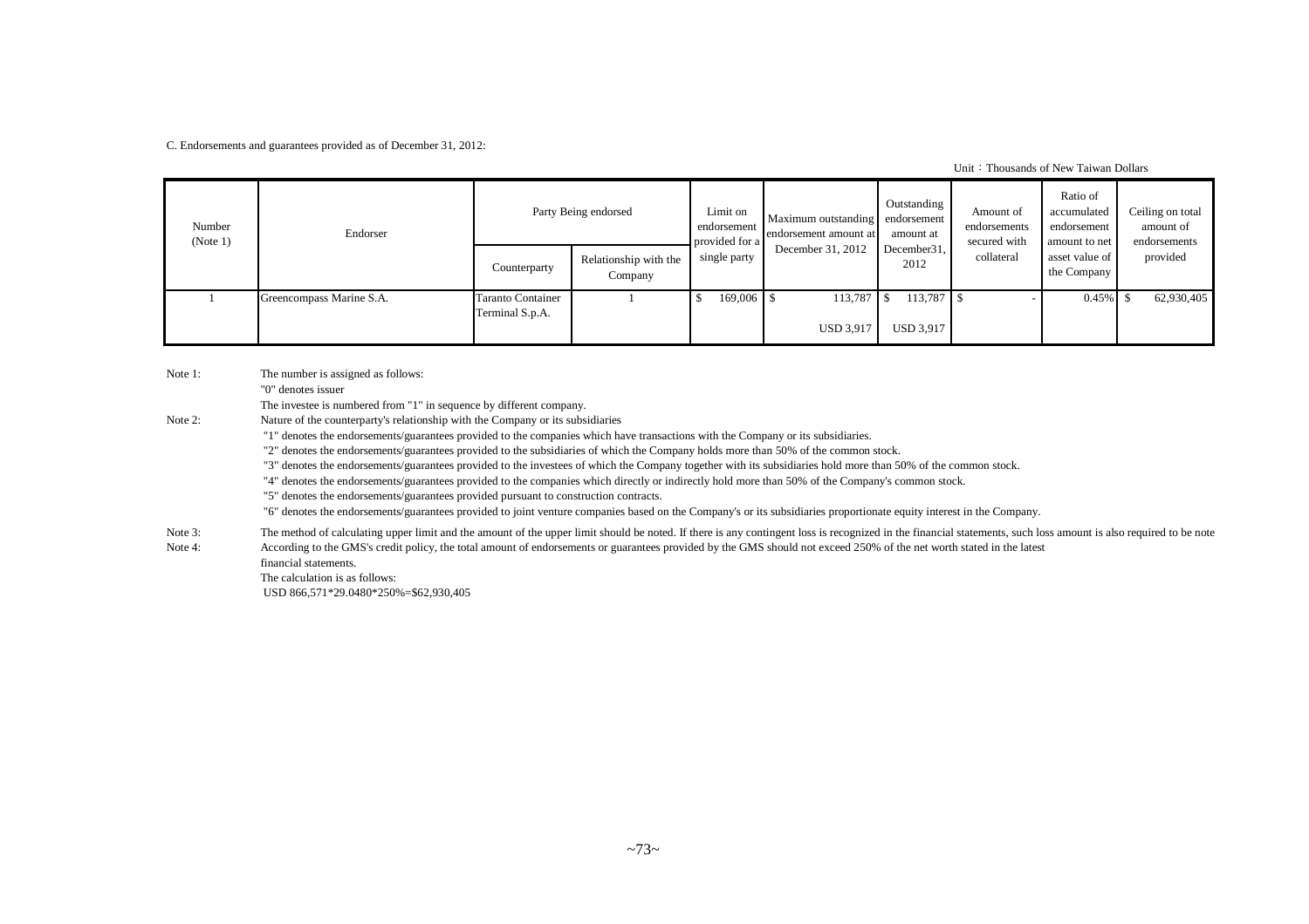C. Endorsements and guarantees provided as of December 31, 2012:

Unit：Thousands of New Taiwan Dollars

| Number (Note 1) | Endorser | Party Being endorsed | | Limit on endorsement provided for a single party | Maximum outstanding endorsement amount at December 31, 2012 | Outstanding endorsement amount at December31, 2012 | Amount of endorsements secured with collateral | Ratio of accumulated endorsement amount to net asset value of the Company | Ceiling on total amount of endorsements provided |
|---|---|---|---|---|---|---|---|---|---|
| | | Counterparty | Relationship with the Company | | | | | | |
| 1 | Greencompass Marine S.A. | Taranto Container Terminal S.p.A. | 1 | $ 169,006 | $ 113,787<br>USD 3,917 | $ 113,787<br>USD 3,917 | $ - | 0.45% | $ 62,930,405 |

Note 1: The number is assigned as follows:
"0" denotes issuer
The investee is numbered from "1" in sequence by different company.

Note 2: Nature of the counterparty's relationship with the Company or its subsidiaries
"1" denotes the endorsements/guarantees provided to the companies which have transactions with the Company or its subsidiaries.
"2" denotes the endorsements/guarantees provided to the subsidiaries of which the Company holds more than 50% of the common stock.
"3" denotes the endorsements/guarantees provided to the investees of which the Company together with its subsidiaries hold more than 50% of the common stock.
"4" denotes the endorsements/guarantees provided to the companies which directly or indirectly hold more than 50% of the Company's common stock.
"5" denotes the endorsements/guarantees provided pursuant to construction contracts.
"6" denotes the endorsements/guarantees provided to joint venture companies based on the Company's or its subsidiaries proportionate equity interest in the Company.

Note 3: The method of calculating upper limit and the amount of the upper limit should be noted. If there is any contingent loss is recognized in the financial statements, such loss amount is also required to be note

Note 4: According to the GMS's credit policy, the total amount of endorsements or guarantees provided by the GMS should not exceed 250% of the net worth stated in the latest financial statements.
The calculation is as follows:
USD 866,571*29.0480*250%=$62,930,405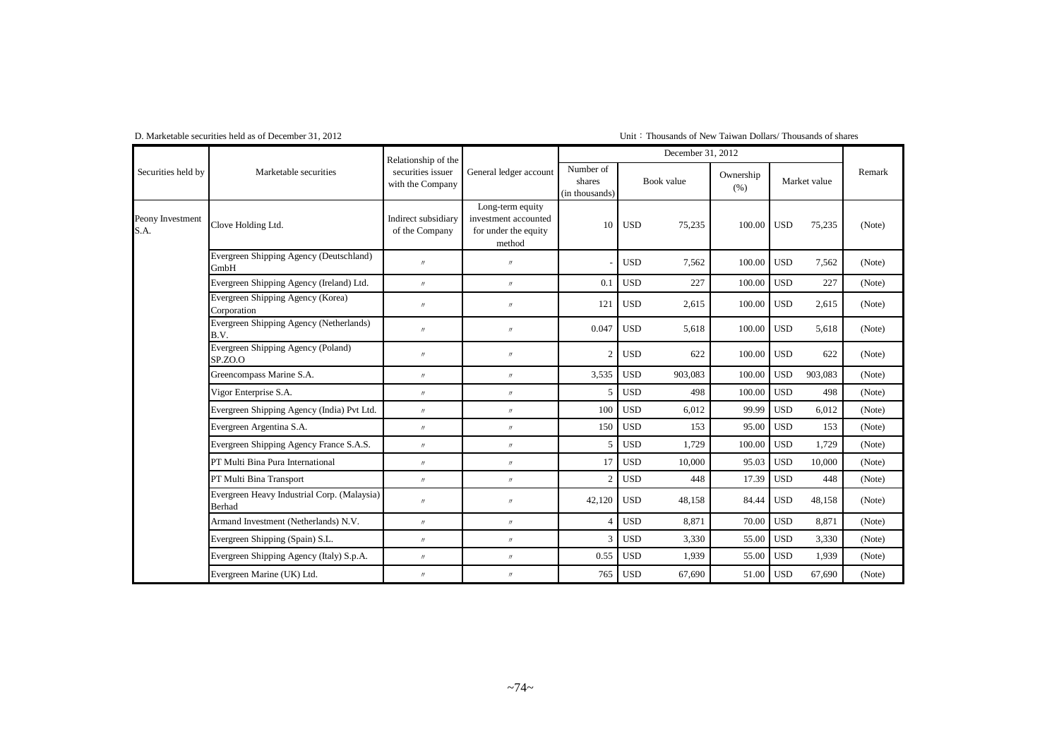D. Marketable securities held as of December 31, 2012

Unit：Thousands of New Taiwan Dollars/ Thousands of shares

| Securities held by | Marketable securities | Relationship of the securities issuer with the Company | General ledger account | December 31, 2012 | | | | | | | Remark |
|---|---|---|---|---|---|---|---|---|---|---|---|
| | | | | Number of shares (in thousands) | Book value | | Ownership (%) | Market value | | | |
| Peony Investment S.A. | Clove Holding Ltd. | Indirect subsidiary of the Company | Long-term equity investment accounted for under the equity method | 10 | USD | 75,235 | 100.00 | USD | 75,235 | | (Note) |
| | Evergreen Shipping Agency (Deutschland) GmbH | 〃 | 〃 | - | USD | 7,562 | 100.00 | USD | 7,562 | | (Note) |
| | Evergreen Shipping Agency (Ireland) Ltd. | 〃 | 〃 | 0.1 | USD | 227 | 100.00 | USD | 227 | | (Note) |
| | Evergreen Shipping Agency (Korea) Corporation | 〃 | 〃 | 121 | USD | 2,615 | 100.00 | USD | 2,615 | | (Note) |
| | Evergreen Shipping Agency (Netherlands) B.V. | 〃 | 〃 | 0.047 | USD | 5,618 | 100.00 | USD | 5,618 | | (Note) |
| | Evergreen Shipping Agency (Poland) SP.ZO.O | 〃 | 〃 | 2 | USD | 622 | 100.00 | USD | 622 | | (Note) |
| | Greencompass Marine S.A. | 〃 | 〃 | 3,535 | USD | 903,083 | 100.00 | USD | 903,083 | | (Note) |
| | Vigor Enterprise S.A. | 〃 | 〃 | 5 | USD | 498 | 100.00 | USD | 498 | | (Note) |
| | Evergreen Shipping Agency (India) Pvt Ltd. | 〃 | 〃 | 100 | USD | 6,012 | 99.99 | USD | 6,012 | | (Note) |
| | Evergreen Argentina S.A. | 〃 | 〃 | 150 | USD | 153 | 95.00 | USD | 153 | | (Note) |
| | Evergreen Shipping Agency France S.A.S. | 〃 | 〃 | 5 | USD | 1,729 | 100.00 | USD | 1,729 | | (Note) |
| | PT Multi Bina Pura International | 〃 | 〃 | 17 | USD | 10,000 | 95.03 | USD | 10,000 | | (Note) |
| | PT Multi Bina Transport | 〃 | 〃 | 2 | USD | 448 | 17.39 | USD | 448 | | (Note) |
| | Evergreen Heavy Industrial Corp. (Malaysia) Berhad | 〃 | 〃 | 42,120 | USD | 48,158 | 84.44 | USD | 48,158 | | (Note) |
| | Armand Investment (Netherlands) N.V. | 〃 | 〃 | 4 | USD | 8,871 | 70.00 | USD | 8,871 | | (Note) |
| | Evergreen Shipping (Spain) S.L. | 〃 | 〃 | 3 | USD | 3,330 | 55.00 | USD | 3,330 | | (Note) |
| | Evergreen Shipping Agency (Italy) S.p.A. | 〃 | 〃 | 0.55 | USD | 1,939 | 55.00 | USD | 1,939 | | (Note) |
| | Evergreen Marine (UK) Ltd. | 〃 | 〃 | 765 | USD | 67,690 | 51.00 | USD | 67,690 | | (Note) |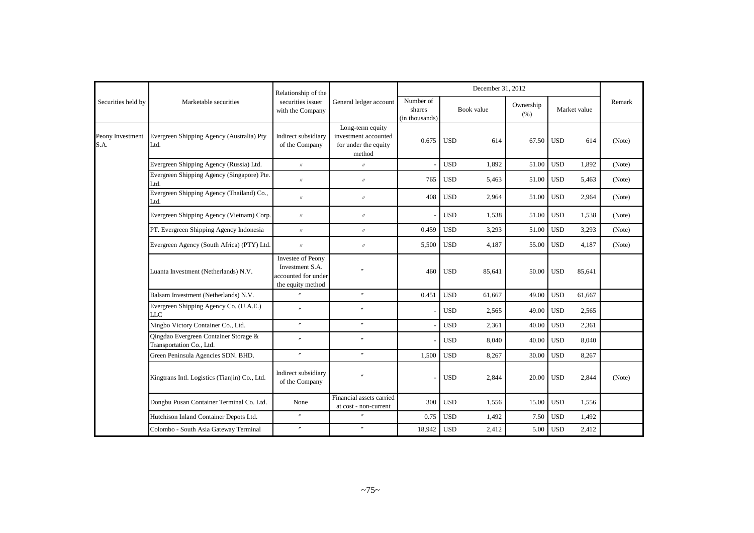| Securities held by | Marketable securities | Relationship of the securities issuer with the Company | General ledger account | December 31, 2012 | | | | | | | Remark |
|---|---|---|---|---|---|---|---|---|---|---|---|
| | | | | Number of shares (in thousands) | Book value | | Ownership (%) | Market value | | | |
| Peony Investment S.A. | Evergreen Shipping Agency (Australia) Pty Ltd. | Indirect subsidiary of the Company | Long-term equity investment accounted for under the equity method | 0.675 | USD | 614 | 67.50 | USD | 614 | | (Note) |
| | Evergreen Shipping Agency (Russia) Ltd. | 〃 | 〃 | - | USD | 1,892 | 51.00 | USD | 1,892 | | (Note) |
| | Evergreen Shipping Agency (Singapore) Pte. Ltd. | 〃 | 〃 | 765 | USD | 5,463 | 51.00 | USD | 5,463 | | (Note) |
| | Evergreen Shipping Agency (Thailand) Co., Ltd. | 〃 | 〃 | 408 | USD | 2,964 | 51.00 | USD | 2,964 | | (Note) |
| | Evergreen Shipping Agency (Vietnam) Corp. | 〃 | 〃 | - | USD | 1,538 | 51.00 | USD | 1,538 | | (Note) |
| | PT. Evergreen Shipping Agency Indonesia | 〃 | 〃 | 0.459 | USD | 3,293 | 51.00 | USD | 3,293 | | (Note) |
| | Evergreen Agency (South Africa) (PTY) Ltd. | 〃 | 〃 | 5,500 | USD | 4,187 | 55.00 | USD | 4,187 | | (Note) |
| | Luanta Investment (Netherlands) N.V. | Investee of Peony Investment S.A. accounted for under the equity method | 〃 | 460 | USD | 85,641 | 50.00 | USD | 85,641 | | |
| | Balsam Investment (Netherlands) N.V. | 〃 | 〃 | 0.451 | USD | 61,667 | 49.00 | USD | 61,667 | | |
| | Evergreen Shipping Agency Co. (U.A.E.) LLC | 〃 | 〃 | - | USD | 2,565 | 49.00 | USD | 2,565 | | |
| | Ningbo Victory Container Co., Ltd. | 〃 | 〃 | - | USD | 2,361 | 40.00 | USD | 2,361 | | |
| | Qingdao Evergreen Container Storage & Transportation Co., Ltd. | 〃 | 〃 | - | USD | 8,040 | 40.00 | USD | 8,040 | | |
| | Green Peninsula Agencies SDN. BHD. | 〃 | 〃 | 1,500 | USD | 8,267 | 30.00 | USD | 8,267 | | |
| | Kingtrans Intl. Logistics (Tianjin) Co., Ltd. | Indirect subsidiary of the Company | 〃 | - | USD | 2,844 | 20.00 | USD | 2,844 | | (Note) |
| | Dongbu Pusan Container Terminal Co. Ltd. | None | Financial assets carried at cost - non-current | 300 | USD | 1,556 | 15.00 | USD | 1,556 | | |
| | Hutchison Inland Container Depots Ltd. | 〃 | 〃 | 0.75 | USD | 1,492 | 7.50 | USD | 1,492 | | |
| | Colombo - South Asia Gateway Terminal | 〃 | 〃 | 18,942 | USD | 2,412 | 5.00 | USD | 2,412 | | |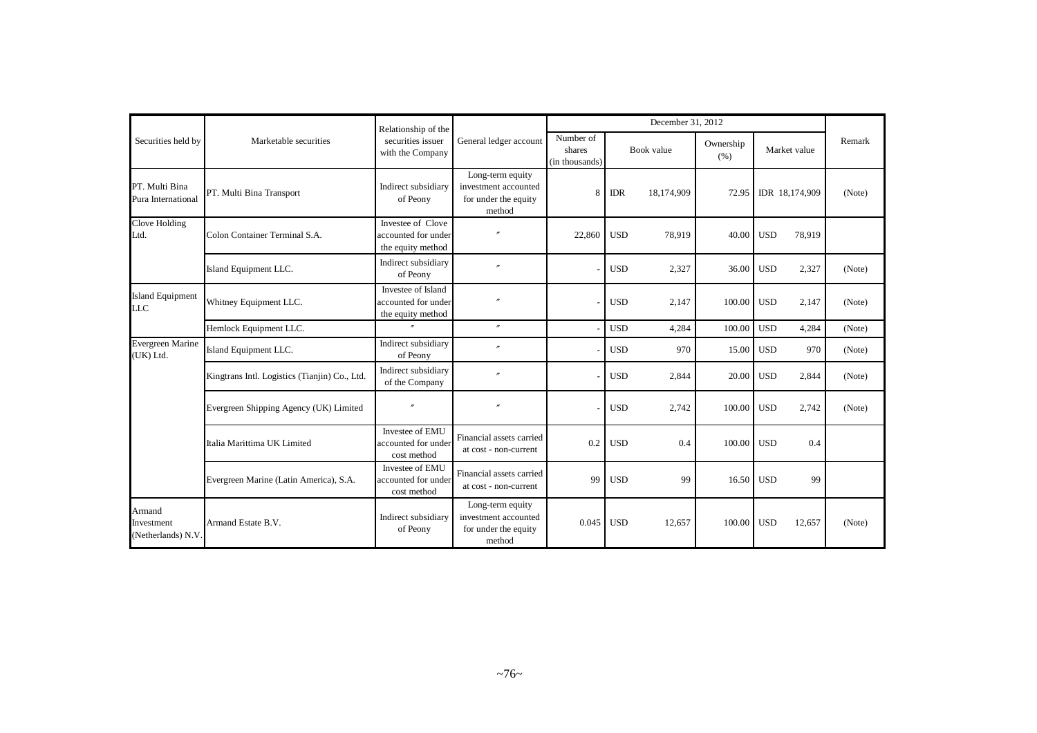| Securities held by | Marketable securities | Relationship of the securities issuer with the Company | General ledger account | December 31, 2012 | | | | | | | Remark |
|---|---|---|---|---|---|---|---|---|---|---|---|
| | | | | Number of shares (in thousands) | Book value | | Ownership (%) | Market value | | | |
| PT. Multi Bina Pura International | PT. Multi Bina Transport | Indirect subsidiary of Peony | Long-term equity investment accounted for under the equity method | 8 | IDR | 18,174,909 | 72.95 | IDR 18,174,909 | | | (Note) |
| Clove Holding Ltd. | Colon Container Terminal S.A. | Investee of Clove accounted for under the equity method | 〃 | 22,860 | USD | 78,919 | 40.00 | USD | 78,919 | | |
| | Island Equipment LLC. | Indirect subsidiary of Peony | 〃 | - | USD | 2,327 | 36.00 | USD | 2,327 | | (Note) |
| Island Equipment LLC | Whitney Equipment LLC. | Investee of Island accounted for under the equity method | 〃 | - | USD | 2,147 | 100.00 | USD | 2,147 | | (Note) |
| | Hemlock Equipment LLC. | 〃 | 〃 | - | USD | 4,284 | 100.00 | USD | 4,284 | | (Note) |
| Evergreen Marine (UK) Ltd. | Island Equipment LLC. | Indirect subsidiary of Peony | 〃 | - | USD | 970 | 15.00 | USD | 970 | | (Note) |
| | Kingtrans Intl. Logistics (Tianjin) Co., Ltd. | Indirect subsidiary of the Company | 〃 | - | USD | 2,844 | 20.00 | USD | 2,844 | | (Note) |
| | Evergreen Shipping Agency (UK) Limited | 〃 | 〃 | - | USD | 2,742 | 100.00 | USD | 2,742 | | (Note) |
| | Italia Marittima UK Limited | Investee of EMU accounted for under cost method | Financial assets carried at cost - non-current | 0.2 | USD | 0.4 | 100.00 | USD | 0.4 | | |
| | Evergreen Marine (Latin America), S.A. | Investee of EMU accounted for under cost method | Financial assets carried at cost - non-current | 99 | USD | 99 | 16.50 | USD | 99 | | |
| Armand Investment (Netherlands) N.V. | Armand Estate B.V. | Indirect subsidiary of Peony | Long-term equity investment accounted for under the equity method | 0.045 | USD | 12,657 | 100.00 | USD | 12,657 | | (Note) |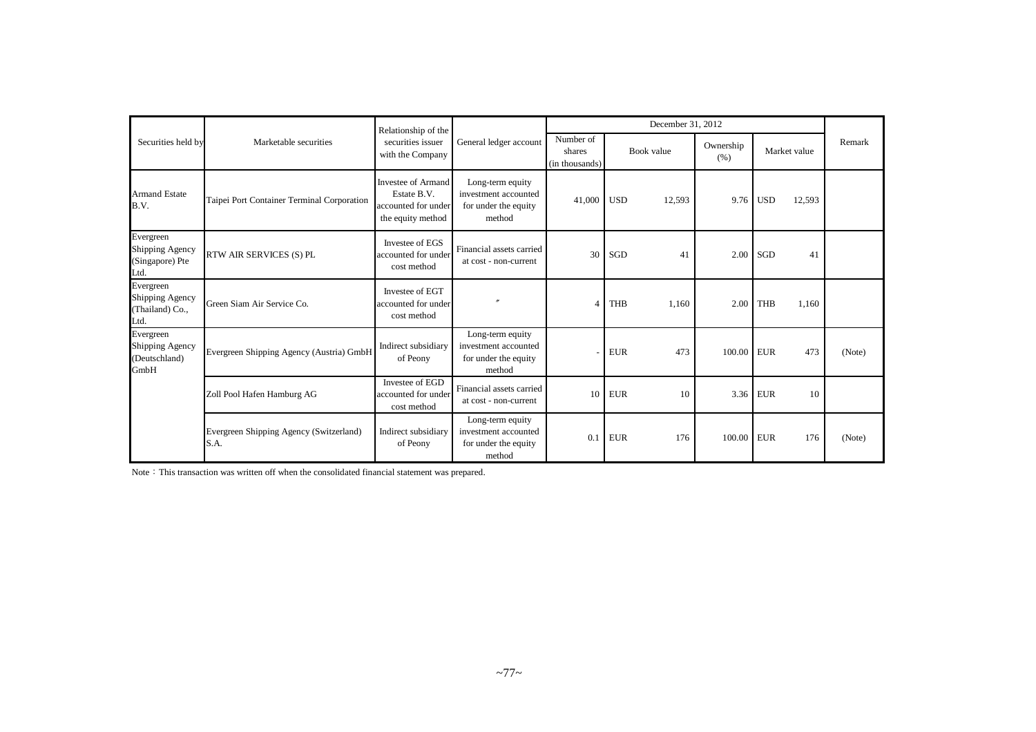| Securities held by | Marketable securities | Relationship of the securities issuer with the Company | General ledger account | December 31, 2012 | | | | | | | Remark |
|---|---|---|---|---|---|---|---|---|---|---|---|
| | | | | Number of shares (in thousands) | Book value | | Ownership (%) | Market value | | | |
| Armand Estate B.V. | Taipei Port Container Terminal Corporation | Investee of Armand Estate B.V. accounted for under the equity method | Long-term equity investment accounted for under the equity method | 41,000 | USD | 12,593 | 9.76 | USD | 12,593 | | |
| Evergreen Shipping Agency (Singapore) Pte Ltd. | RTW AIR SERVICES (S) PL | Investee of EGS accounted for under cost method | Financial assets carried at cost - non-current | 30 | SGD | 41 | 2.00 | SGD | 41 | | |
| Evergreen Shipping Agency (Thailand) Co., Ltd. | Green Siam Air Service Co. | Investee of EGT accounted for under cost method | 〃 | 4 | THB | 1,160 | 2.00 | THB | 1,160 | | |
| Evergreen Shipping Agency (Deutschland) GmbH | Evergreen Shipping Agency (Austria) GmbH | Indirect subsidiary of Peony | Long-term equity investment accounted for under the equity method | - | EUR | 473 | 100.00 | EUR | 473 | | (Note) |
| | Zoll Pool Hafen Hamburg AG | Investee of EGD accounted for under cost method | Financial assets carried at cost - non-current | 10 | EUR | 10 | 3.36 | EUR | 10 | | |
| | Evergreen Shipping Agency (Switzerland) S.A. | Indirect subsidiary of Peony | Long-term equity investment accounted for under the equity method | 0.1 | EUR | 176 | 100.00 | EUR | 176 | | (Note) |

Note：This transaction was written off when the consolidated financial statement was prepared.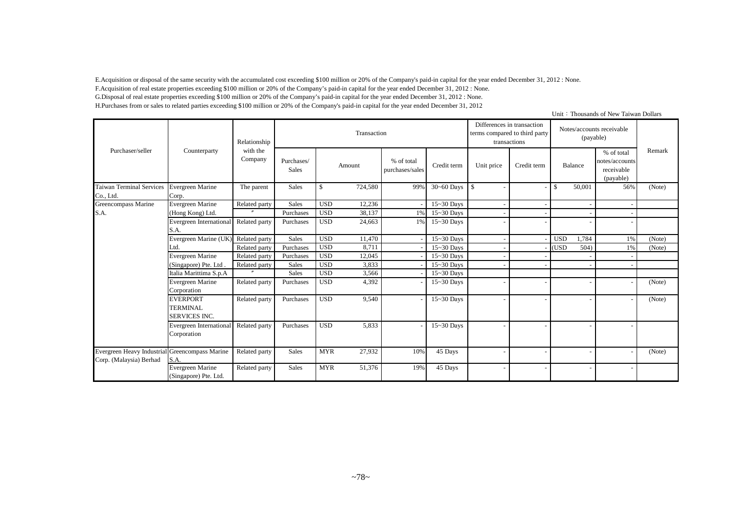E.Acquisition or disposal of the same security with the accumulated cost exceeding $100 million or 20% of the Company's paid-in capital for the year ended December 31, 2012 : None.

F.Acquisition of real estate properties exceeding $100 million or 20% of the Company's paid-in capital for the year ended December 31, 2012 : None.

G.Disposal of real estate properties exceeding $100 million or 20% of the Company's paid-in capital for the year ended December 31, 2012 : None.

H.Purchases from or sales to related parties exceeding $100 million or 20% of the Company's paid-in capital for the year ended December 31, 2012

Unit：Thousands of New Taiwan Dollars

| Purchaser/seller | Counterparty | Relationship with the Company | Transaction | | | | Differences in transaction terms compared to third party transactions | | Notes/accounts receivable (payable) | | Remark |
|---|---|---|---|---|---|---|---|---|---|---|---|
| | | | Purchases/ Sales | Amount | % of total purchases/sales | Credit term | Unit price | Credit term | Balance | % of total notes/accounts receivable (payable) | |
| Taiwan Terminal Services Co., Ltd. | Evergreen Marine Corp. | The parent | Sales | $ 724,580 | 99% | 30~60 Days | $ - | - | $ 50,001 | 56% | (Note) |
| Greencompass Marine S.A. | Evergreen Marine (Hong Kong) Ltd. | Related party | Sales | USD 12,236 | - | 15~30 Days | - | - | - | - | |
| | | 〃 | Purchases | USD 38,137 | 1% | 15~30 Days | - | - | - | - | |
| | Evergreen International S.A. | Related party | Purchases | USD 24,663 | 1% | 15~30 Days | - | - | - | - | |
| | Evergreen Marine (UK) Ltd. | Related party | Sales | USD 11,470 | - | 15~30 Days | - | - | USD 1,784 | 1% | (Note) |
| | | Related party | Purchases | USD 8,711 | - | 15~30 Days | - | - | (USD 504) | 1% | (Note) |
| | Evergreen Marine (Singapore) Pte. Ltd . | Related party | Purchases | USD 12,045 | - | 15~30 Days | - | - | - | - | |
| | | Related party | Sales | USD 3,833 | - | 15~30 Days | - | - | - | - | |
| | Italia Marittima S.p.A | 〃 | Sales | USD 3,566 | - | 15~30 Days | | | | | |
| | Evergreen Marine Corporation | Related party | Purchases | USD 4,392 | - | 15~30 Days | - | - | - | - | (Note) |
| | EVERPORT TERMINAL SERVICES INC. | Related party | Purchases | USD 9,540 | - | 15~30 Days | - | - | - | - | (Note) |
| | Evergreen International Corporation | Related party | Purchases | USD 5,833 | - | 15~30 Days | - | - | - | - | |
| Evergreen Heavy Industrial Corp. (Malaysia) Berhad | Greencompass Marine S.A. | Related party | Sales | MYR 27,932 | 10% | 45 Days | - | - | - | - | (Note) |
| | Evergreen Marine (Singapore) Pte. Ltd. | Related party | Sales | MYR 51,376 | 19% | 45 Days | - | - | - | - | |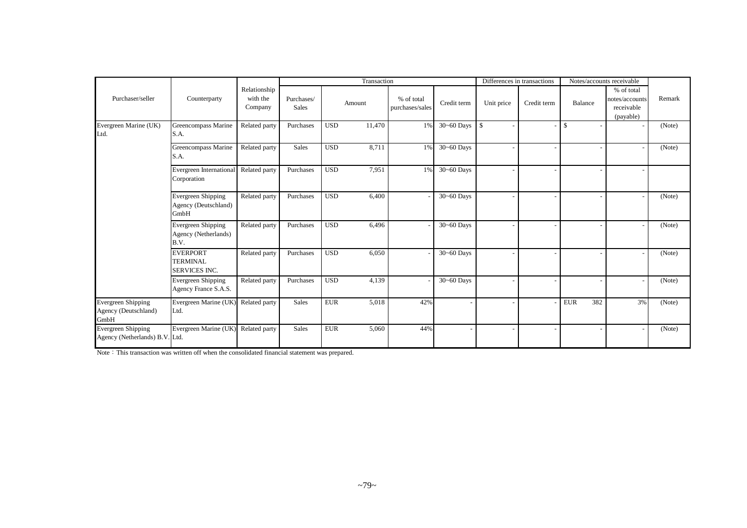| Purchaser/seller | Counterparty | Relationship with the Company | Transaction | | | | Differences in transactions | | Notes/accounts receivable | | Remark |
|---|---|---|---|---|---|---|---|---|---|---|---|
| | | | Purchases/ Sales | Amount | % of total purchases/sales | Credit term | Unit price | Credit term | Balance | % of total notes/accounts receivable (payable) | |
| Evergreen Marine (UK) Ltd. | Greencompass Marine S.A. | Related party | Purchases | USD 11,470 | 1% | 30~60 Days | $ - | - | $ - | - | (Note) |
| | Greencompass Marine S.A. | Related party | Sales | USD 8,711 | 1% | 30~60 Days | - | - | - | - | (Note) |
| | Evergreen International Corporation | Related party | Purchases | USD 7,951 | 1% | 30~60 Days | - | - | - | - | |
| | Evergreen Shipping Agency (Deutschland) GmbH | Related party | Purchases | USD 6,400 | - | 30~60 Days | - | - | - | - | (Note) |
| | Evergreen Shipping Agency (Netherlands) B.V. | Related party | Purchases | USD 6,496 | - | 30~60 Days | - | - | - | - | (Note) |
| | EVERPORT TERMINAL SERVICES INC. | Related party | Purchases | USD 6,050 | - | 30~60 Days | - | - | - | - | (Note) |
| | Evergreen Shipping Agency France S.A.S. | Related party | Purchases | USD 4,139 | - | 30~60 Days | - | - | - | - | (Note) |
| Evergreen Shipping Agency (Deutschland) GmbH | Evergreen Marine (UK) Ltd. | Related party | Sales | EUR 5,018 | 42% | - | - | - | EUR 382 | 3% | (Note) |
| Evergreen Shipping Agency (Netherlands) B.V. | Evergreen Marine (UK) Ltd. | Related party | Sales | EUR 5,060 | 44% | - | - | - | - | - | (Note) |

Note：This transaction was written off when the consolidated financial statement was prepared.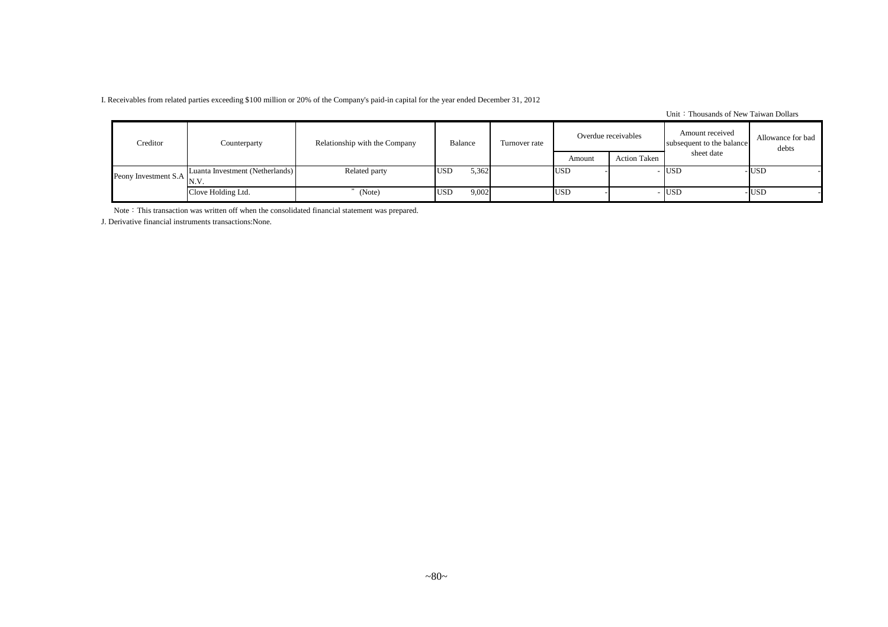I. Receivables from related parties exceeding $100 million or 20% of the Company's paid-in capital for the year ended December 31, 2012

Unit：Thousands of New Taiwan Dollars

| Creditor | Counterparty | Relationship with the Company | Balance | Turnover rate | Overdue receivables | | Amount received subsequent to the balance sheet date | Allowance for bad debts |
|---|---|---|---|---|---|---|---|---|
| | | | | | Amount | Action Taken | | |
| Peony Investment S.A | Luanta Investment (Netherlands) N.V. | Related party | USD 5,362 | | USD - | - | USD - | USD - |
| | Clove Holding Ltd. | 〃 (Note) | USD 9,002 | | USD - | - | USD - | USD - |

Note：This transaction was written off when the consolidated financial statement was prepared.

J. Derivative financial instruments transactions:None.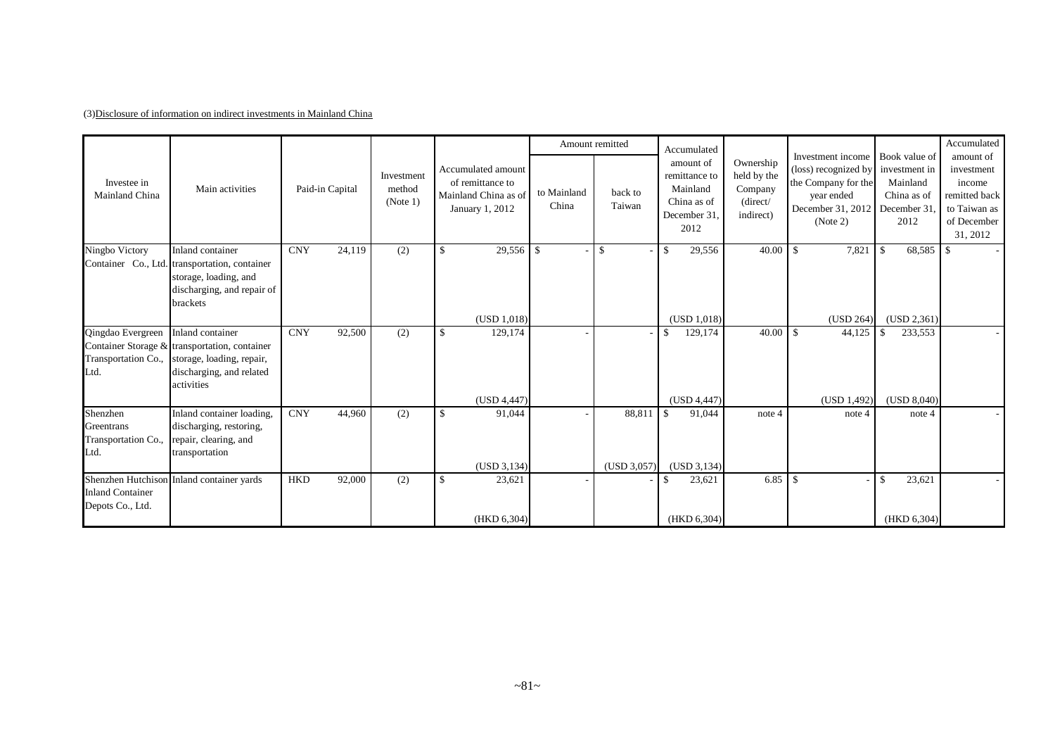(3)Disclosure of information on indirect investments in Mainland China

| Investee in Mainland China | Main activities | Paid-in Capital | | Investment method (Note 1) | Accumulated amount of remittance to Mainland China as of January 1, 2012 | Amount remitted | | Accumulated amount of remittance to Mainland China as of December 31, 2012 | Ownership held by the Company (direct/ indirect) | Investment income (loss) recognized by the Company for the year ended December 31, 2012 (Note 2) | Book value of investment in Mainland China as of December 31, 2012 | Accumulated amount of investment income remitted back to Taiwan as of December 31, 2012 |
|---|---|---|---|---|---|---|---|---|---|---|---|---|
| | | | | | | to Mainland China | back to Taiwan | | | | | |
| Ningbo Victory Container Co., Ltd. | Inland container transportation, container storage, loading, and discharging, and repair of brackets | CNY | 24,119 | (2) | $ 29,556<br>(USD 1,018) | $ - | $ - | $ 29,556<br>(USD 1,018) | 40.00 | $ 7,821<br>(USD 264) | $ 68,585<br>(USD 2,361) | $ - |
| Qingdao Evergreen Container Storage & Transportation Co., Ltd. | Inland container transportation, container storage, loading, repair, discharging, and related activities | CNY | 92,500 | (2) | $ 129,174<br>(USD 4,447) | - | - | $ 129,174<br>(USD 4,447) | 40.00 | $ 44,125<br>(USD 1,492) | $ 233,553<br>(USD 8,040) | - |
| Shenzhen Greentrans Transportation Co., Ltd. | Inland container loading, discharging, restoring, repair, clearing, and transportation | CNY | 44,960 | (2) | $ 91,044<br>(USD 3,134) | - | 88,811<br>(USD 3,057) | $ 91,044<br>(USD 3,134) | note 4 | note 4 | note 4 | - |
| Shenzhen Hutchison Inland Container Depots Co., Ltd. | Inland container yards | HKD | 92,000 | (2) | $ 23,621<br>(HKD 6,304) | - | - | $ 23,621<br>(HKD 6,304) | 6.85 | $ - | $ 23,621<br>(HKD 6,304) | - |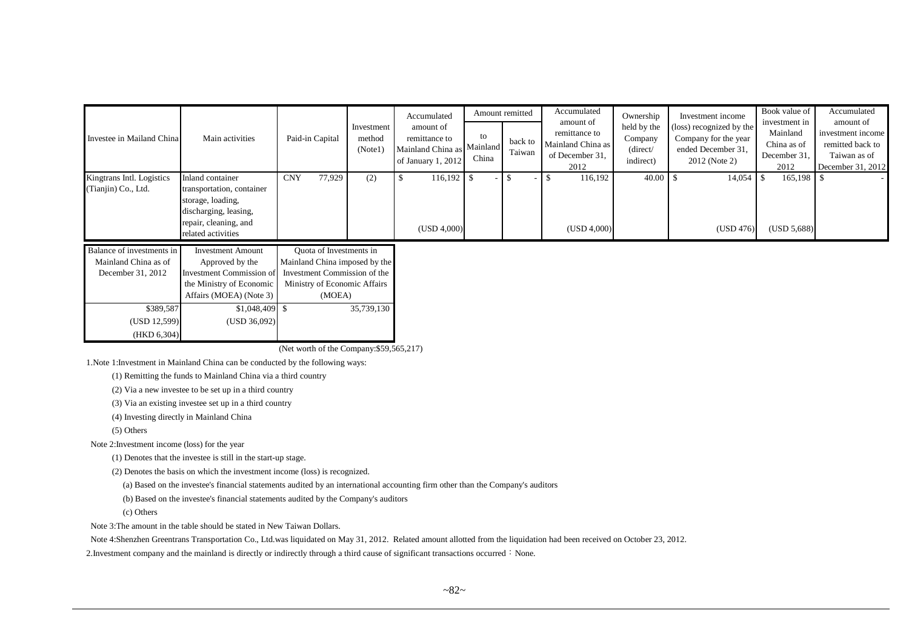| Investee in Mailand China | Main activities | Paid-in Capital | Investment method (Note1) | Accumulated amount of remittance to Mainland China as of January 1, 2012 | Amount remitted | | Accumulated amount of remittance to Mainland China as of December 31, 2012 | Ownership held by the Company (direct/ indirect) | Investment income (loss) recognized by the Company for the year ended December 31, 2012 (Note 2) | Book value of investment in Mainland China as of December 31, 2012 | Accumulated amount of investment income remitted back to Taiwan as of December 31, 2012 |
|---|---|---|---|---|---|---|---|---|---|---|---|
| | | | | | to Mainland China | back to Taiwan | | | | | |
| Kingtrans Intl. Logistics (Tianjin) Co., Ltd. | Inland container transportation, container storage, loading, discharging, leasing, repair, cleaning, and related activities | CNY 77,929 | (2) | $ 116,192 (USD 4,000) | $ - | $ - | $ 116,192 (USD 4,000) | 40.00 | $ 14,054 (USD 476) | $ 165,198 (USD 5,688) | $ - |

| Balance of investments in Mainland China as of December 31, 2012 | Investment Amount Approved by the Investment Commission of the Ministry of Economic Affairs (MOEA) (Note 3) | Quota of Investments in Mainland China imposed by the Investment Commission of the Ministry of Economic Affairs (MOEA) |
|---|---|---|
| $389,587 (USD 12,599) (HKD 6,304) | $1,048,409 (USD 36,092) | $ 35,739,130 |

(Net worth of the Company:$59,565,217)

1.Note 1:Investment in Mainland China can be conducted by the following ways:

(1) Remitting the funds to Mainland China via a third country

(2) Via a new investee to be set up in a third country

(3) Via an existing investee set up in a third country

(4) Investing directly in Mainland China

(5) Others

Note 2:Investment income (loss) for the year

(1) Denotes that the investee is still in the start-up stage.

(2) Denotes the basis on which the investment income (loss) is recognized.

(a) Based on the investee's financial statements audited by an international accounting firm other than the Company's auditors

(b) Based on the investee's financial statements audited by the Company's auditors

(c) Others

Note 3:The amount in the table should be stated in New Taiwan Dollars.

Note 4:Shenzhen Greentrans Transportation Co., Ltd.was liquidated on May 31, 2012. Related amount allotted from the liquidation had been received on October 23, 2012.

2.Investment company and the mainland is directly or indirectly through a third cause of significant transactions occurred：None.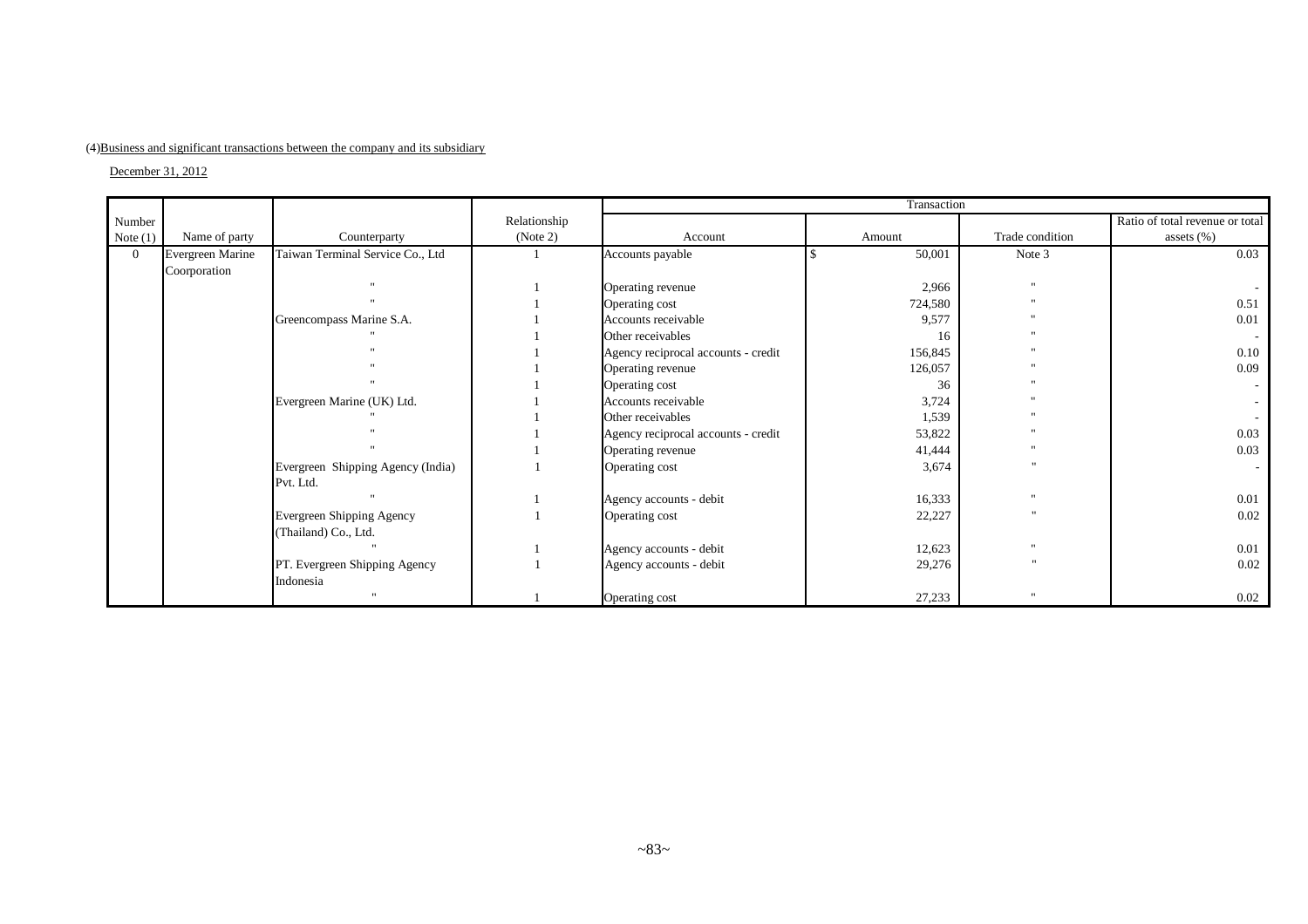(4)Business and significant transactions between the company and its subsidiary

December 31, 2012

| Number Note (1) | Name of party | Counterparty | Relationship (Note 2) | Transaction | | | |
|---|---|---|---|---|---|---|---|
| | | | | Account | Amount | Trade condition | Ratio of total revenue or total assets (%) |
| 0 | Evergreen Marine Coorporation | Taiwan Terminal Service Co., Ltd | 1 | Accounts payable | $ 50,001 | Note 3 | 0.03 |
| | | " | 1 | Operating revenue | 2,966 | " | - |
| | | " | 1 | Operating cost | 724,580 | " | 0.51 |
| | | Greencompass Marine S.A. | 1 | Accounts receivable | 9,577 | " | 0.01 |
| | | " | 1 | Other receivables | 16 | " | - |
| | | " | 1 | Agency reciprocal accounts - credit | 156,845 | " | 0.10 |
| | | " | 1 | Operating revenue | 126,057 | " | 0.09 |
| | | " | 1 | Operating cost | 36 | " | - |
| | | Evergreen Marine (UK) Ltd. | 1 | Accounts receivable | 3,724 | " | - |
| | | " | 1 | Other receivables | 1,539 | " | - |
| | | " | 1 | Agency reciprocal accounts - credit | 53,822 | " | 0.03 |
| | | " | 1 | Operating revenue | 41,444 | " | 0.03 |
| | | Evergreen Shipping Agency (India) Pvt. Ltd. | 1 | Operating cost | 3,674 | " | - |
| | | " | 1 | Agency accounts - debit | 16,333 | " | 0.01 |
| | | Evergreen Shipping Agency (Thailand) Co., Ltd. | 1 | Operating cost | 22,227 | " | 0.02 |
| | | " | 1 | Agency accounts - debit | 12,623 | " | 0.01 |
| | | PT. Evergreen Shipping Agency Indonesia | 1 | Agency accounts - debit | 29,276 | " | 0.02 |
| | | " | 1 | Operating cost | 27,233 | " | 0.02 |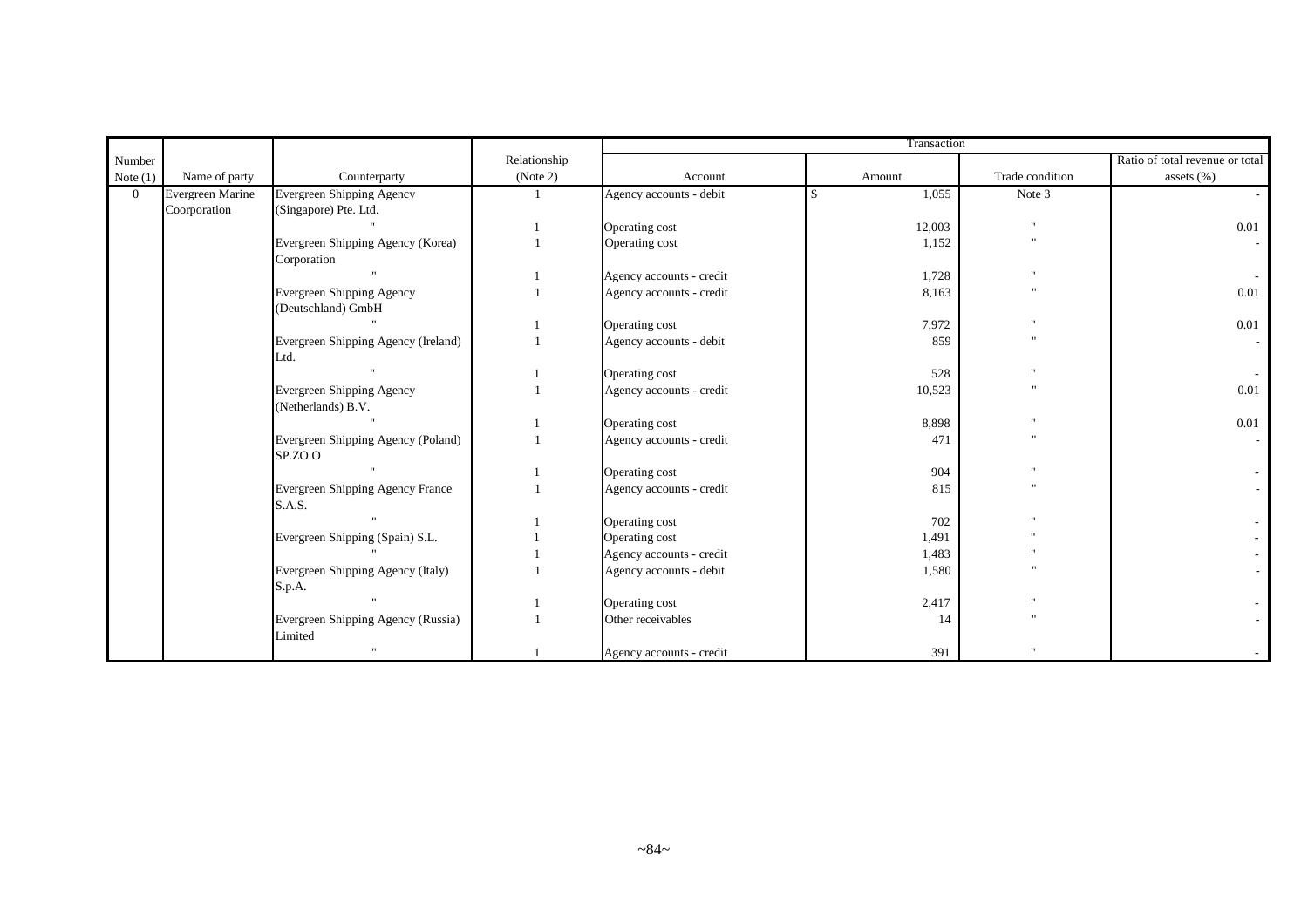| Number Note (1) | Name of party | Counterparty | Relationship (Note 2) | Transaction | | | |
|---|---|---|---|---|---|---|---|
| | | | | Account | Amount | Trade condition | Ratio of total revenue or total assets (%) |
| 0 | Evergreen Marine Coorporation | Evergreen Shipping Agency (Singapore) Pte. Ltd. | 1 | Agency accounts - debit | $ 1,055 | Note 3 | - |
| | | " | 1 | Operating cost | 12,003 | " | 0.01 |
| | | Evergreen Shipping Agency (Korea) Corporation | 1 | Operating cost | 1,152 | " | - |
| | | " | 1 | Agency accounts - credit | 1,728 | " | - |
| | | Evergreen Shipping Agency (Deutschland) GmbH | 1 | Agency accounts - credit | 8,163 | " | 0.01 |
| | | " | 1 | Operating cost | 7,972 | " | 0.01 |
| | | Evergreen Shipping Agency (Ireland) Ltd. | 1 | Agency accounts - debit | 859 | " | - |
| | | " | 1 | Operating cost | 528 | " | - |
| | | Evergreen Shipping Agency (Netherlands) B.V. | 1 | Agency accounts - credit | 10,523 | " | 0.01 |
| | | " | 1 | Operating cost | 8,898 | " | 0.01 |
| | | Evergreen Shipping Agency (Poland) SP.ZO.O | 1 | Agency accounts - credit | 471 | " | - |
| | | " | 1 | Operating cost | 904 | " | - |
| | | Evergreen Shipping Agency France S.A.S. | 1 | Agency accounts - credit | 815 | " | - |
| | | " | 1 | Operating cost | 702 | " | - |
| | | Evergreen Shipping (Spain) S.L. | 1 | Operating cost | 1,491 | " | - |
| | | " | 1 | Agency accounts - credit | 1,483 | " | - |
| | | Evergreen Shipping Agency (Italy) S.p.A. | 1 | Agency accounts - debit | 1,580 | " | - |
| | | " | 1 | Operating cost | 2,417 | " | - |
| | | Evergreen Shipping Agency (Russia) Limited | 1 | Other receivables | 14 | " | - |
| | | " | 1 | Agency accounts - credit | 391 | " | - |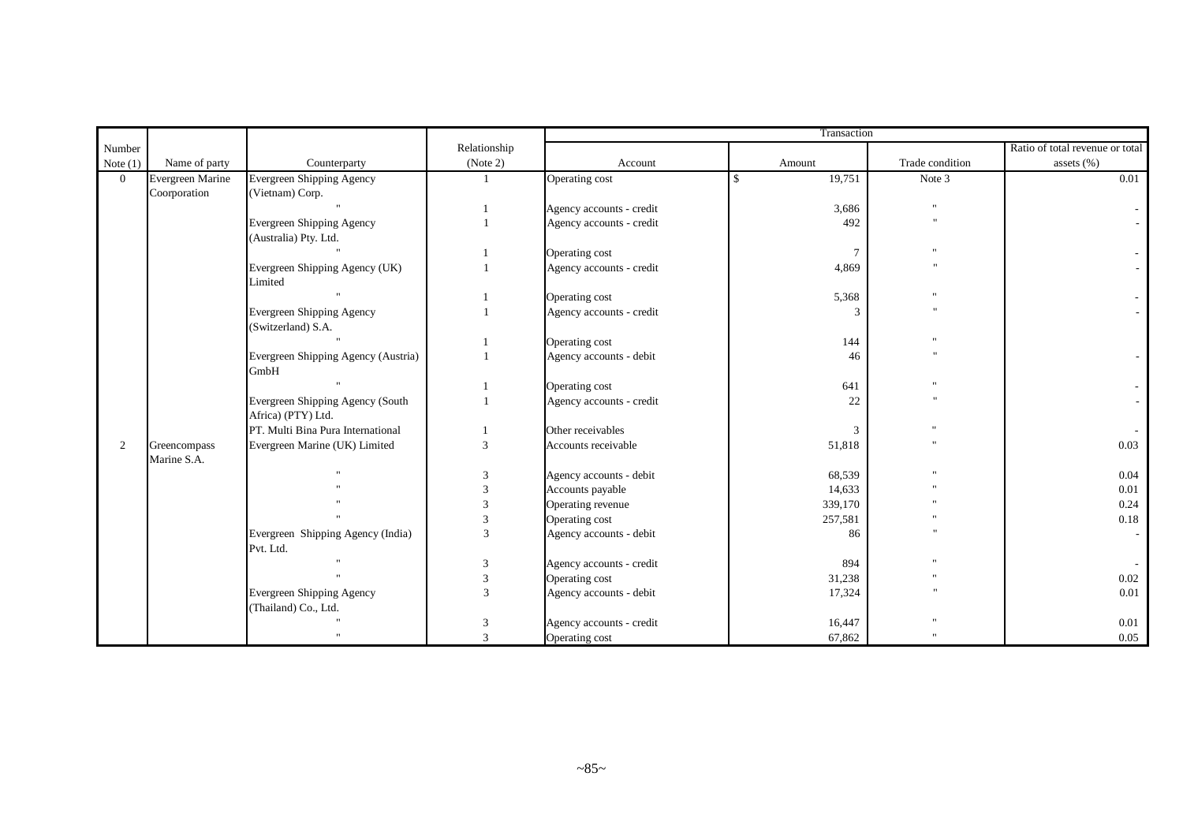| Number Note (1) | Name of party | Counterparty | Relationship (Note 2) | Transaction | | | |
|---|---|---|---|---|---|---|---|
| | | | | Account | Amount | Trade condition | Ratio of total revenue or total assets (%) |
| 0 | Evergreen Marine Coorporation | Evergreen Shipping Agency (Vietnam) Corp. | 1 | Operating cost | $ 19,751 | Note 3 | 0.01 |
| | | " | 1 | Agency accounts - credit | 3,686 | " | - |
| | | Evergreen Shipping Agency (Australia) Pty. Ltd. | 1 | Agency accounts - credit | 492 | " | - |
| | | " | 1 | Operating cost | 7 | " | - |
| | | Evergreen Shipping Agency (UK) Limited | 1 | Agency accounts - credit | 4,869 | " | - |
| | | " | 1 | Operating cost | 5,368 | " | - |
| | | Evergreen Shipping Agency (Switzerland) S.A. | 1 | Agency accounts - credit | 3 | " | - |
| | | " | 1 | Operating cost | 144 | " | |
| | | Evergreen Shipping Agency (Austria) GmbH | 1 | Agency accounts - debit | 46 | " | - |
| | | " | 1 | Operating cost | 641 | " | - |
| | | Evergreen Shipping Agency (South Africa) (PTY) Ltd. | 1 | Agency accounts - credit | 22 | " | - |
| | | PT. Multi Bina Pura International | 1 | Other receivables | 3 | " | - |
| 2 | Greencompass Marine S.A. | Evergreen Marine (UK) Limited | 3 | Accounts receivable | 51,818 | " | 0.03 |
| | | " | 3 | Agency accounts - debit | 68,539 | " | 0.04 |
| | | " | 3 | Accounts payable | 14,633 | " | 0.01 |
| | | " | 3 | Operating revenue | 339,170 | " | 0.24 |
| | | " | 3 | Operating cost | 257,581 | " | 0.18 |
| | | Evergreen Shipping Agency (India) Pvt. Ltd. | 3 | Agency accounts - debit | 86 | " | - |
| | | " | 3 | Agency accounts - credit | 894 | " | - |
| | | " | 3 | Operating cost | 31,238 | " | 0.02 |
| | | Evergreen Shipping Agency (Thailand) Co., Ltd. | 3 | Agency accounts - debit | 17,324 | " | 0.01 |
| | | " | 3 | Agency accounts - credit | 16,447 | " | 0.01 |
| | | " | 3 | Operating cost | 67,862 | " | 0.05 |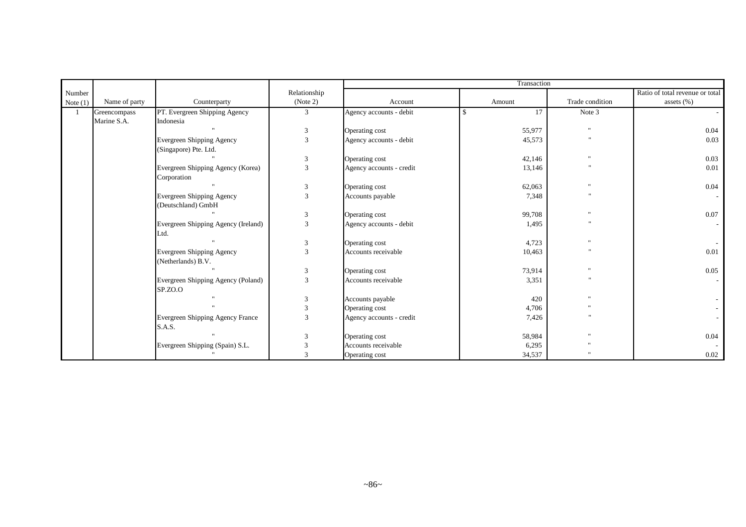| Number Note (1) | Name of party | Counterparty | Relationship (Note 2) | Transaction | | | |
|---|---|---|---|---|---|---|---|
| | | | | Account | Amount | Trade condition | Ratio of total revenue or total assets (%) |
| 1 | Greencompass Marine S.A. | PT. Evergreen Shipping Agency Indonesia | 3 | Agency accounts - debit | $ 17 | Note 3 | - |
| | | " | 3 | Operating cost | 55,977 | " | 0.04 |
| | | Evergreen Shipping Agency (Singapore) Pte. Ltd. | 3 | Agency accounts - debit | 45,573 | " | 0.03 |
| | | " | 3 | Operating cost | 42,146 | " | 0.03 |
| | | Evergreen Shipping Agency (Korea) Corporation | 3 | Agency accounts - credit | 13,146 | " | 0.01 |
| | | " | 3 | Operating cost | 62,063 | " | 0.04 |
| | | Evergreen Shipping Agency (Deutschland) GmbH | 3 | Accounts payable | 7,348 | " | - |
| | | " | 3 | Operating cost | 99,708 | " | 0.07 |
| | | Evergreen Shipping Agency (Ireland) Ltd. | 3 | Agency accounts - debit | 1,495 | " | - |
| | | " | 3 | Operating cost | 4,723 | " | - |
| | | Evergreen Shipping Agency (Netherlands) B.V. | 3 | Accounts receivable | 10,463 | " | 0.01 |
| | | " | 3 | Operating cost | 73,914 | " | 0.05 |
| | | Evergreen Shipping Agency (Poland) SP.ZO.O | 3 | Accounts receivable | 3,351 | " | - |
| | | " | 3 | Accounts payable | 420 | " | - |
| | | " | 3 | Operating cost | 4,706 | " | - |
| | | Evergreen Shipping Agency France S.A.S. | 3 | Agency accounts - credit | 7,426 | " | - |
| | | " | 3 | Operating cost | 58,984 | " | 0.04 |
| | | Evergreen Shipping (Spain) S.L. | 3 | Accounts receivable | 6,295 | " | - |
| | | " | 3 | Operating cost | 34,537 | " | 0.02 |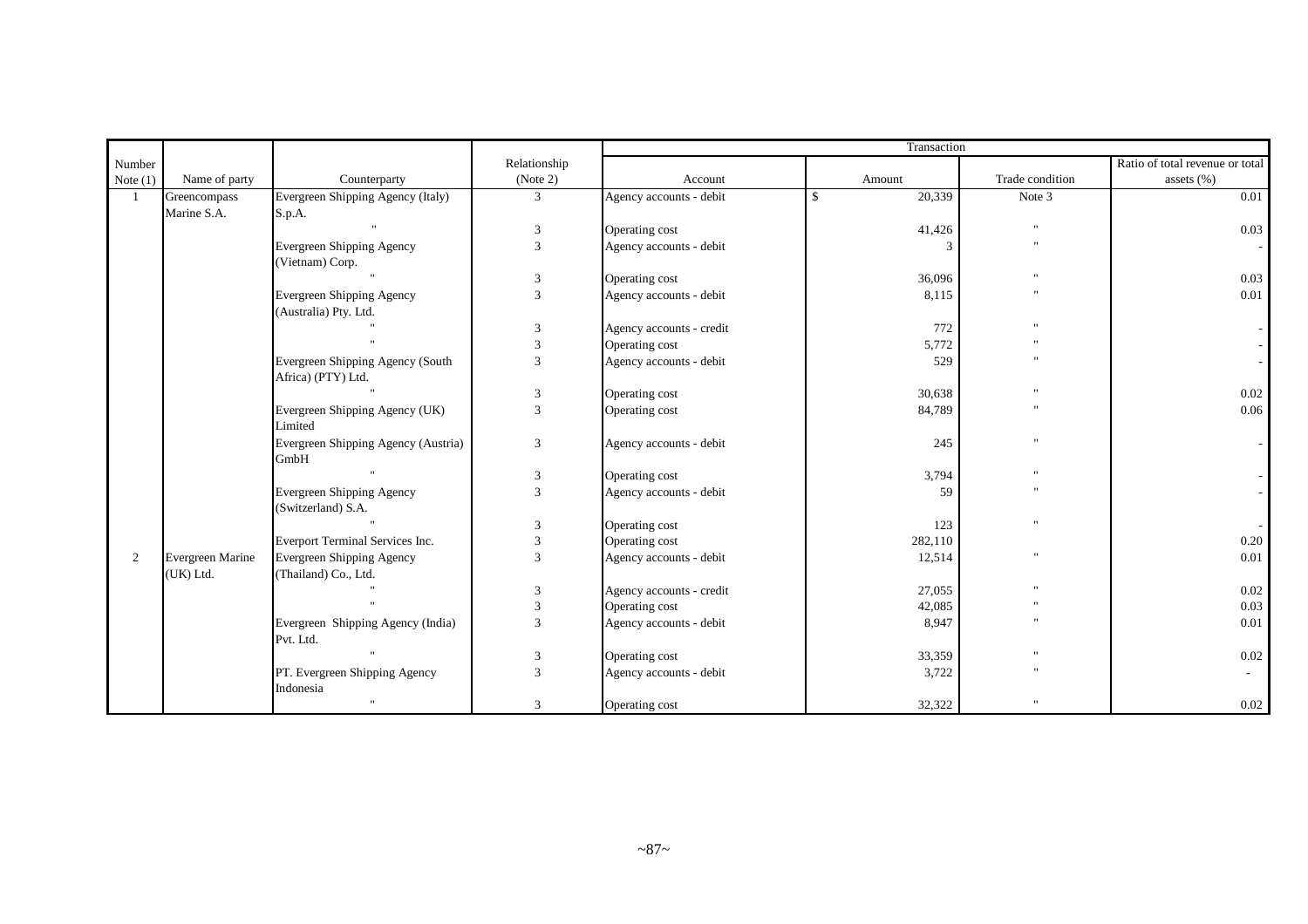| Number Note (1) | Name of party | Counterparty | Relationship (Note 2) | Transaction | | | |
|---|---|---|---|---|---|---|---|
| | | | | Account | Amount | Trade condition | Ratio of total revenue or total assets (%) |
| 1 | Greencompass Marine S.A. | Evergreen Shipping Agency (Italy) S.p.A. | 3 | Agency accounts - debit | $ 20,339 | Note 3 | 0.01 |
| | | " | 3 | Operating cost | 41,426 | " | 0.03 |
| | | Evergreen Shipping Agency (Vietnam) Corp. | 3 | Agency accounts - debit | 3 | " | - |
| | | " | 3 | Operating cost | 36,096 | " | 0.03 |
| | | Evergreen Shipping Agency (Australia) Pty. Ltd. | 3 | Agency accounts - debit | 8,115 | " | 0.01 |
| | | " | 3 | Agency accounts - credit | 772 | " | - |
| | | " | 3 | Operating cost | 5,772 | " | - |
| | | Evergreen Shipping Agency (South Africa) (PTY) Ltd. | 3 | Agency accounts - debit | 529 | " | - |
| | | " | 3 | Operating cost | 30,638 | " | 0.02 |
| | | Evergreen Shipping Agency (UK) Limited | 3 | Operating cost | 84,789 | " | 0.06 |
| | | Evergreen Shipping Agency (Austria) GmbH | 3 | Agency accounts - debit | 245 | " | - |
| | | " | 3 | Operating cost | 3,794 | " | - |
| | | Evergreen Shipping Agency (Switzerland) S.A. | 3 | Agency accounts - debit | 59 | " | - |
| | | " | 3 | Operating cost | 123 | " | - |
| | | Everport Terminal Services Inc. | 3 | Operating cost | 282,110 | | 0.20 |
| 2 | Evergreen Marine (UK) Ltd. | Evergreen Shipping Agency (Thailand) Co., Ltd. | 3 | Agency accounts - debit | 12,514 | " | 0.01 |
| | | " | 3 | Agency accounts - credit | 27,055 | " | 0.02 |
| | | " | 3 | Operating cost | 42,085 | " | 0.03 |
| | | Evergreen Shipping Agency (India) Pvt. Ltd. | 3 | Agency accounts - debit | 8,947 | " | 0.01 |
| | | " | 3 | Operating cost | 33,359 | " | 0.02 |
| | | PT. Evergreen Shipping Agency Indonesia | 3 | Agency accounts - debit | 3,722 | " | - |
| | | " | 3 | Operating cost | 32,322 | " | 0.02 |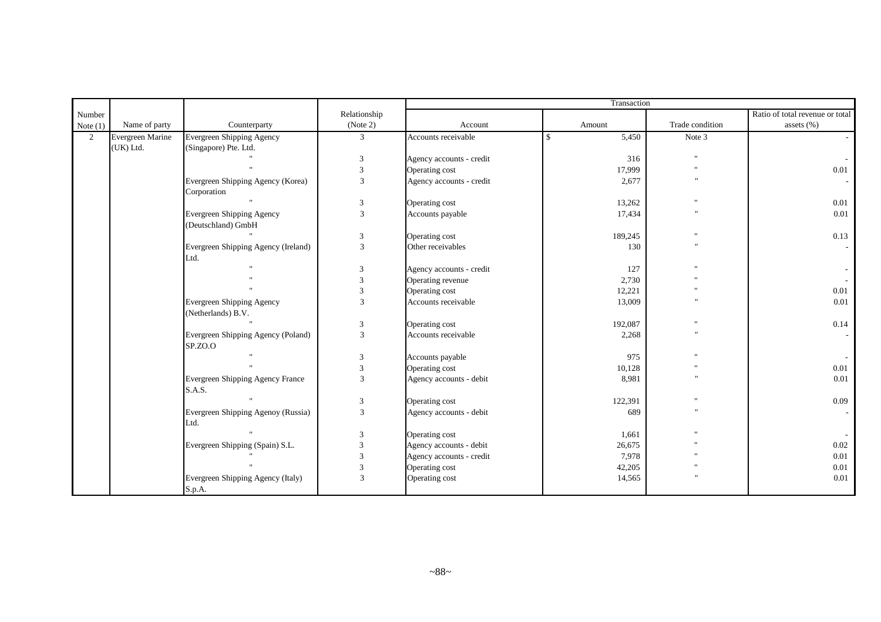| Number Note (1) | Name of party | Counterparty | Relationship (Note 2) | Transaction | | | |
|---|---|---|---|---|---|---|---|
| | | | | Account | Amount | Trade condition | Ratio of total revenue or total assets (%) |
| 2 | Evergreen Marine (UK) Ltd. | Evergreen Shipping Agency (Singapore) Pte. Ltd. | 3 | Accounts receivable | $ 5,450 | Note 3 | - |
| | | " | 3 | Agency accounts - credit | 316 | " | - |
| | | " | 3 | Operating cost | 17,999 | " | 0.01 |
| | | Evergreen Shipping Agency (Korea) Corporation | 3 | Agency accounts - credit | 2,677 | " | - |
| | | " | 3 | Operating cost | 13,262 | " | 0.01 |
| | | Evergreen Shipping Agency (Deutschland) GmbH | 3 | Accounts payable | 17,434 | " | 0.01 |
| | | " | 3 | Operating cost | 189,245 | " | 0.13 |
| | | Evergreen Shipping Agency (Ireland) Ltd. | 3 | Other receivables | 130 | " | - |
| | | " | 3 | Agency accounts - credit | 127 | " | - |
| | | " | 3 | Operating revenue | 2,730 | " | - |
| | | " | 3 | Operating cost | 12,221 | " | 0.01 |
| | | Evergreen Shipping Agency (Netherlands) B.V. | 3 | Accounts receivable | 13,009 | " | 0.01 |
| | | " | 3 | Operating cost | 192,087 | " | 0.14 |
| | | Evergreen Shipping Agency (Poland) SP.ZO.O | 3 | Accounts receivable | 2,268 | " | - |
| | | " | 3 | Accounts payable | 975 | " | - |
| | | " | 3 | Operating cost | 10,128 | " | 0.01 |
| | | Evergreen Shipping Agency France S.A.S. | 3 | Agency accounts - debit | 8,981 | " | 0.01 |
| | | " | 3 | Operating cost | 122,391 | " | 0.09 |
| | | Evergreen Shipping Agenoy (Russia) Ltd. | 3 | Agency accounts - debit | 689 | " | - |
| | | " | 3 | Operating cost | 1,661 | " | - |
| | | Evergreen Shipping (Spain) S.L. | 3 | Agency accounts - debit | 26,675 | " | 0.02 |
| | | " | 3 | Agency accounts - credit | 7,978 | " | 0.01 |
| | | " | 3 | Operating cost | 42,205 | " | 0.01 |
| | | Evergreen Shipping Agency (Italy) S.p.A. | 3 | Operating cost | 14,565 | " | 0.01 |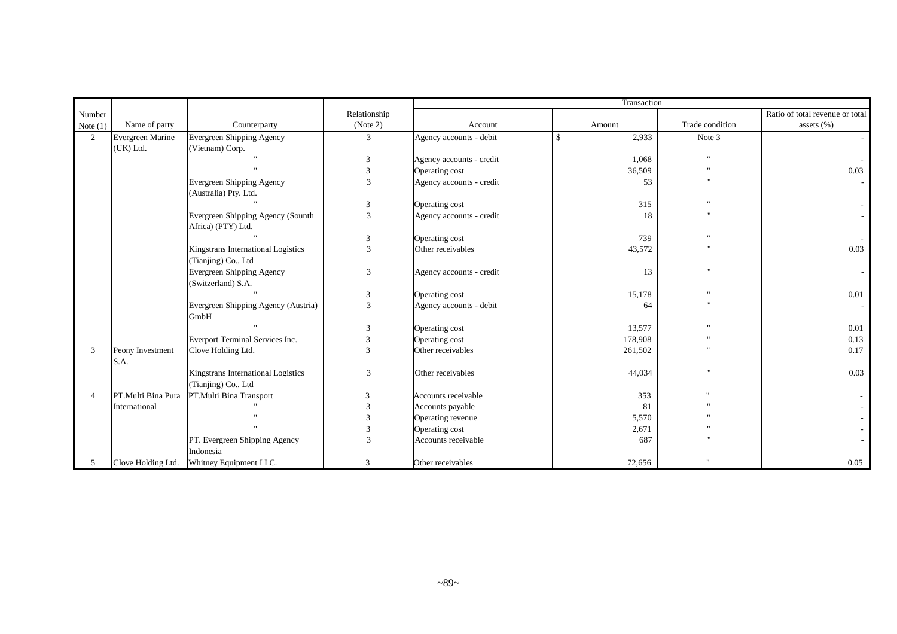| Number Note (1) | Name of party | Counterparty | Relationship (Note 2) | Transaction | | | |
|---|---|---|---|---|---|---|---|
| | | | | Account | Amount | Trade condition | Ratio of total revenue or total assets (%) |
| 2 | Evergreen Marine (UK) Ltd. | Evergreen Shipping Agency (Vietnam) Corp. | 3 | Agency accounts - debit | $ 2,933 | Note 3 | - |
| | | " | 3 | Agency accounts - credit | 1,068 | " | - |
| | | " | 3 | Operating cost | 36,509 | " | 0.03 |
| | | Evergreen Shipping Agency (Australia) Pty. Ltd. | 3 | Agency accounts - credit | 53 | " | - |
| | | " | 3 | Operating cost | 315 | " | - |
| | | Evergreen Shipping Agency (Sounth Africa) (PTY) Ltd. | 3 | Agency accounts - credit | 18 | " | - |
| | | " | 3 | Operating cost | 739 | " | - |
| | | Kingstrans International Logistics (Tianjing) Co., Ltd | 3 | Other receivables | 43,572 | " | 0.03 |
| | | Evergreen Shipping Agency (Switzerland) S.A. | 3 | Agency accounts - credit | 13 | " | - |
| | | " | 3 | Operating cost | 15,178 | " | 0.01 |
| | | Evergreen Shipping Agency (Austria) GmbH | 3 | Agency accounts - debit | 64 | " | - |
| | | " | 3 | Operating cost | 13,577 | " | 0.01 |
| | | Everport Terminal Services Inc. | 3 | Operating cost | 178,908 | " | 0.13 |
| 3 | Peony Investment S.A. | Clove Holding Ltd. | 3 | Other receivables | 261,502 | " | 0.17 |
| | | Kingstrans International Logistics (Tianjing) Co., Ltd | 3 | Other receivables | 44,034 | " | 0.03 |
| 4 | PT.Multi Bina Pura International | PT.Multi Bina Transport | 3 | Accounts receivable | 353 | " | - |
| | | " | 3 | Accounts payable | 81 | " | - |
| | | " | 3 | Operating revenue | 5,570 | " | - |
| | | " | 3 | Operating cost | 2,671 | " | - |
| | | PT. Evergreen Shipping Agency Indonesia | 3 | Accounts receivable | 687 | " | - |
| 5 | Clove Holding Ltd. | Whitney Equipment LLC. | 3 | Other receivables | 72,656 | " | 0.05 |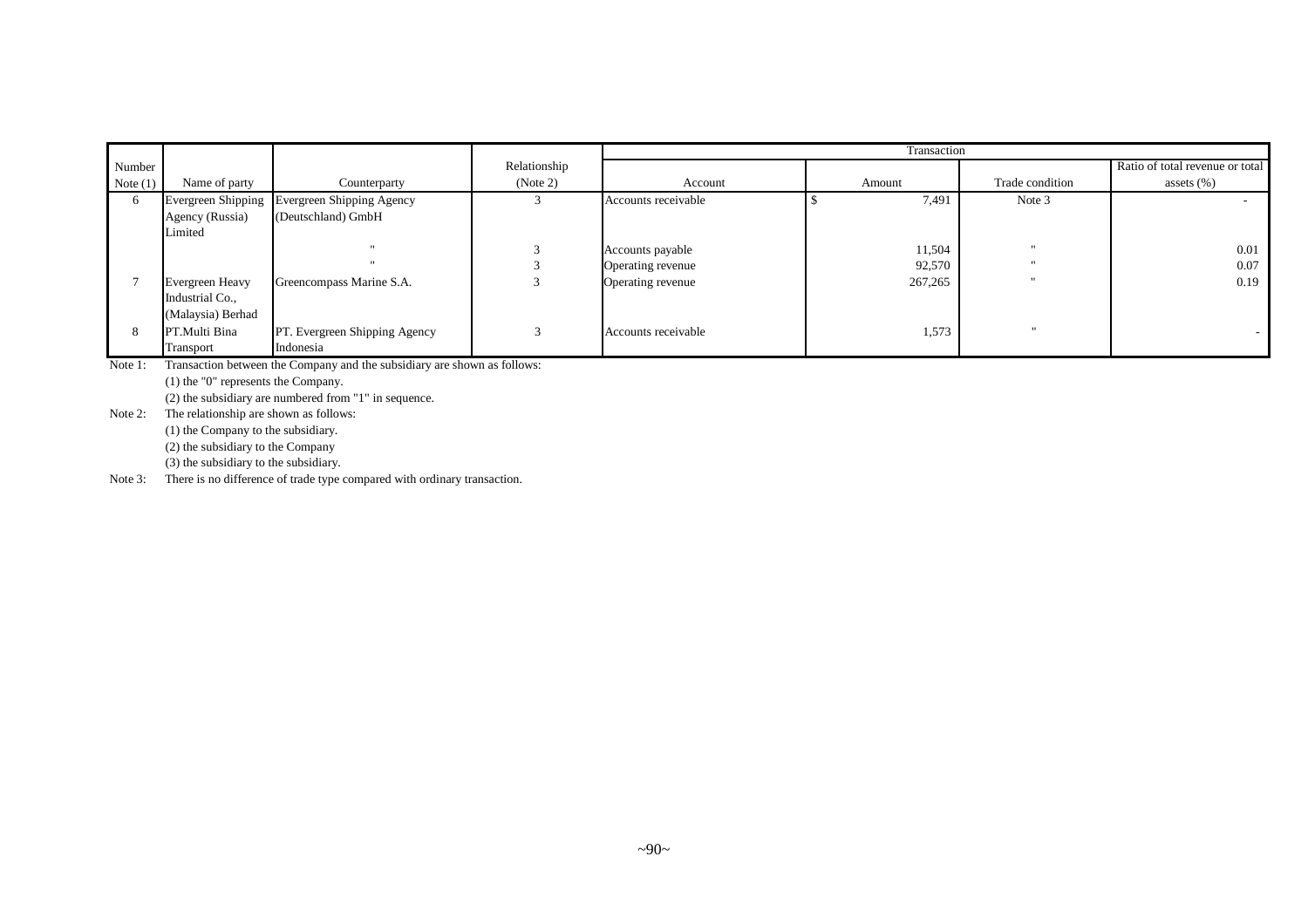| Number Note (1) | Name of party | Counterparty | Relationship (Note 2) | Transaction | | | |
|---|---|---|---|---|---|---|---|
| | | | | Account | Amount | Trade condition | Ratio of total revenue or total assets (%) |
| 6 | Evergreen Shipping Agency (Russia) Limited | Evergreen Shipping Agency (Deutschland) GmbH | 3 | Accounts receivable | $ 7,491 | Note 3 | - |
| | | " | 3 | Accounts payable | 11,504 | " | 0.01 |
| | | " | 3 | Operating revenue | 92,570 | " | 0.07 |
| 7 | Evergreen Heavy Industrial Co., (Malaysia) Berhad | Greencompass Marine S.A. | 3 | Operating revenue | 267,265 | " | 0.19 |
| 8 | PT.Multi Bina Transport | PT. Evergreen Shipping Agency Indonesia | 3 | Accounts receivable | 1,573 | " | - |

Note 1: Transaction between the Company and the subsidiary are shown as follows:

(1) the "0" represents the Company.

(2) the subsidiary are numbered from "1" in sequence.

Note 2: The relationship are shown as follows:

(1) the Company to the subsidiary.

(2) the subsidiary to the Company

(3) the subsidiary to the subsidiary.

Note 3: There is no difference of trade type compared with ordinary transaction.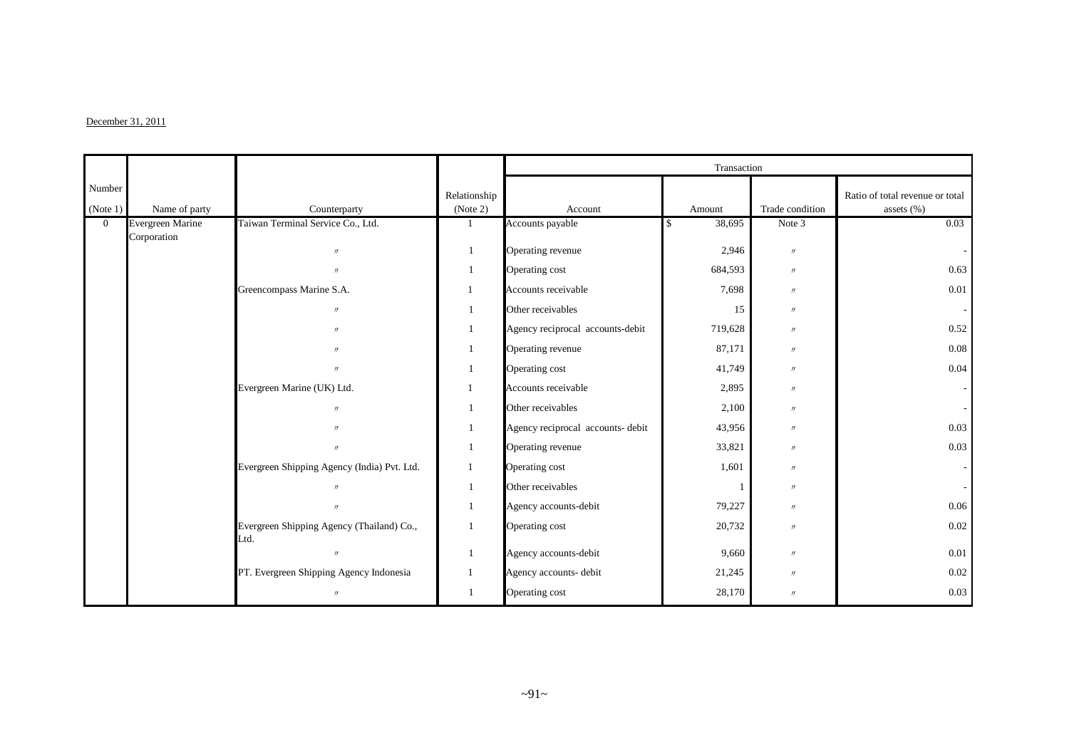December 31, 2011

| Number (Note 1) | Name of party | Counterparty | Relationship (Note 2) | Transaction | | | |
|---|---|---|---|---|---|---|---|
| | | | | Account | Amount | Trade condition | Ratio of total revenue or total assets (%) |
| 0 | Evergreen Marine Corporation | Taiwan Terminal Service Co., Ltd. | 1 | Accounts payable | $ 38,695 | Note 3 | 0.03 |
| | | 〃 | 1 | Operating revenue | 2,946 | 〃 | - |
| | | 〃 | 1 | Operating cost | 684,593 | 〃 | 0.63 |
| | | Greencompass Marine S.A. | 1 | Accounts receivable | 7,698 | 〃 | 0.01 |
| | | 〃 | 1 | Other receivables | 15 | 〃 | - |
| | | 〃 | 1 | Agency reciprocal accounts-debit | 719,628 | 〃 | 0.52 |
| | | 〃 | 1 | Operating revenue | 87,171 | 〃 | 0.08 |
| | | 〃 | 1 | Operating cost | 41,749 | 〃 | 0.04 |
| | | Evergreen Marine (UK) Ltd. | 1 | Accounts receivable | 2,895 | 〃 | - |
| | | 〃 | 1 | Other receivables | 2,100 | 〃 | - |
| | | 〃 | 1 | Agency reciprocal accounts- debit | 43,956 | 〃 | 0.03 |
| | | 〃 | 1 | Operating revenue | 33,821 | 〃 | 0.03 |
| | | Evergreen Shipping Agency (India) Pvt. Ltd. | 1 | Operating cost | 1,601 | 〃 | - |
| | | 〃 | 1 | Other receivables | 1 | 〃 | - |
| | | 〃 | 1 | Agency accounts-debit | 79,227 | 〃 | 0.06 |
| | | Evergreen Shipping Agency (Thailand) Co., Ltd. | 1 | Operating cost | 20,732 | 〃 | 0.02 |
| | | 〃 | 1 | Agency accounts-debit | 9,660 | 〃 | 0.01 |
| | | PT. Evergreen Shipping Agency Indonesia | 1 | Agency accounts- debit | 21,245 | 〃 | 0.02 |
| | | 〃 | 1 | Operating cost | 28,170 | 〃 | 0.03 |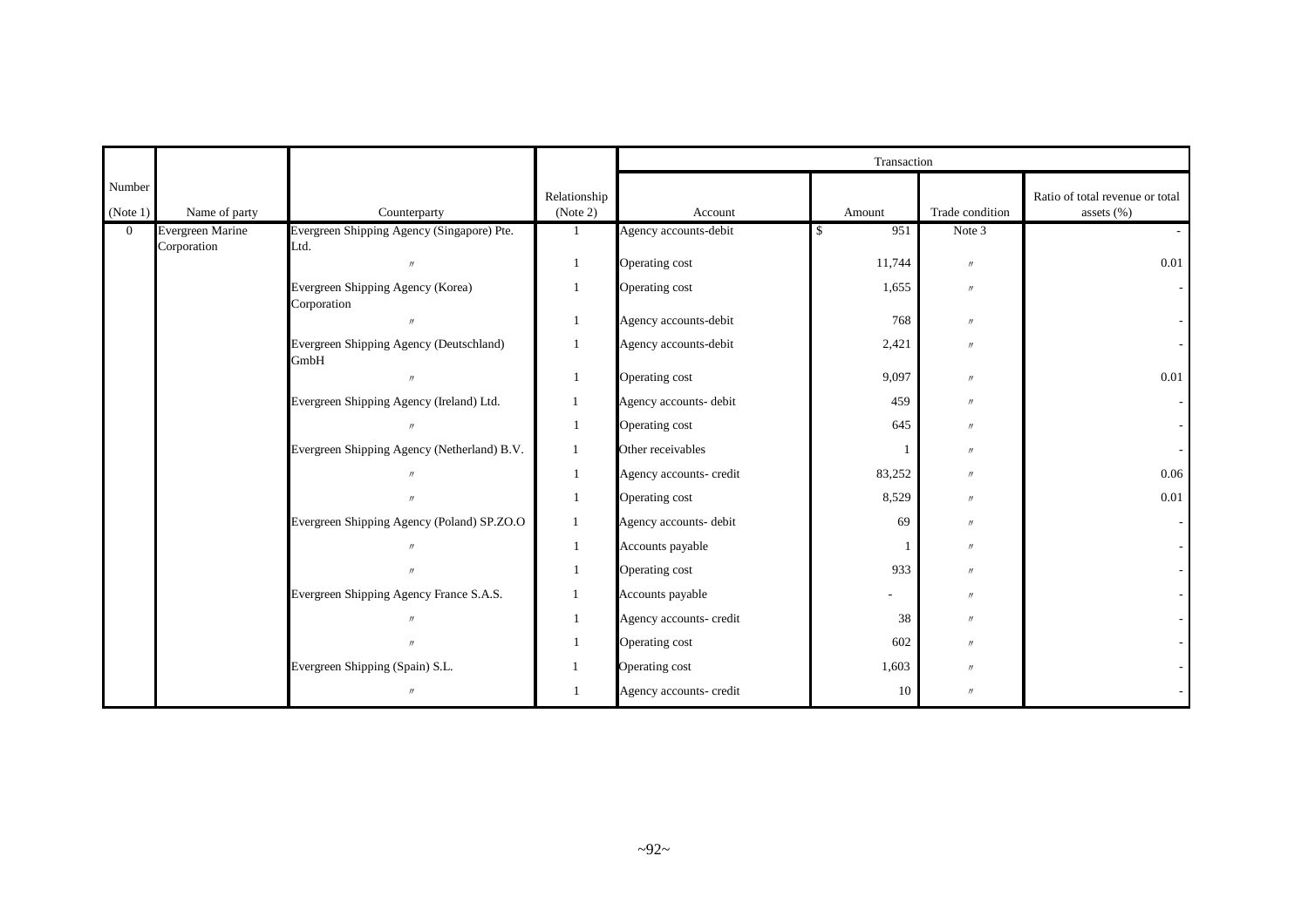| Number (Note 1) | Name of party | Counterparty | Relationship (Note 2) | Transaction | | | |
|---|---|---|---|---|---|---|---|
| | | | | Account | Amount | Trade condition | Ratio of total revenue or total assets (%) |
| 0 | Evergreen Marine Corporation | Evergreen Shipping Agency (Singapore) Pte. Ltd. | 1 | Agency accounts-debit | $ 951 | Note 3 | - |
| | | 〃 | 1 | Operating cost | 11,744 | 〃 | 0.01 |
| | | Evergreen Shipping Agency (Korea) Corporation | 1 | Operating cost | 1,655 | 〃 | - |
| | | 〃 | 1 | Agency accounts-debit | 768 | 〃 | - |
| | | Evergreen Shipping Agency (Deutschland) GmbH | 1 | Agency accounts-debit | 2,421 | 〃 | - |
| | | 〃 | 1 | Operating cost | 9,097 | 〃 | 0.01 |
| | | Evergreen Shipping Agency (Ireland) Ltd. | 1 | Agency accounts- debit | 459 | 〃 | - |
| | | 〃 | 1 | Operating cost | 645 | 〃 | - |
| | | Evergreen Shipping Agency (Netherland) B.V. | 1 | Other receivables | 1 | 〃 | - |
| | | 〃 | 1 | Agency accounts- credit | 83,252 | 〃 | 0.06 |
| | | 〃 | 1 | Operating cost | 8,529 | 〃 | 0.01 |
| | | Evergreen Shipping Agency (Poland) SP.ZO.O | 1 | Agency accounts- debit | 69 | 〃 | - |
| | | 〃 | 1 | Accounts payable | 1 | 〃 | - |
| | | 〃 | 1 | Operating cost | 933 | 〃 | - |
| | | Evergreen Shipping Agency France S.A.S. | 1 | Accounts payable | - | 〃 | - |
| | | 〃 | 1 | Agency accounts- credit | 38 | 〃 | - |
| | | 〃 | 1 | Operating cost | 602 | 〃 | - |
| | | Evergreen Shipping (Spain) S.L. | 1 | Operating cost | 1,603 | 〃 | - |
| | | 〃 | 1 | Agency accounts- credit | 10 | 〃 | - |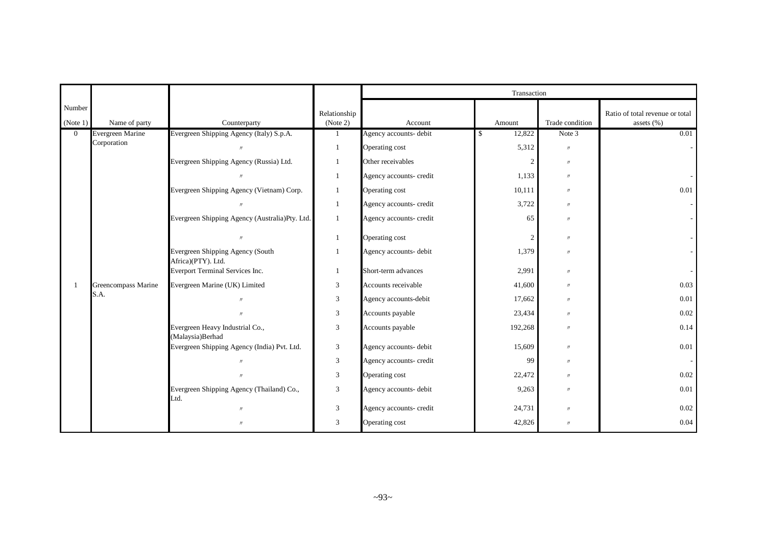| Number (Note 1) | Name of party | Counterparty | Relationship (Note 2) | Transaction | | | |
|---|---|---|---|---|---|---|---|
| | | | | Account | Amount | Trade condition | Ratio of total revenue or total assets (%) |
| 0 | Evergreen Marine Corporation | Evergreen Shipping Agency (Italy) S.p.A. | 1 | Agency accounts- debit | $ 12,822 | Note 3 | 0.01 |
| | | 〃 | 1 | Operating cost | 5,312 | 〃 | - |
| | | Evergreen Shipping Agency (Russia) Ltd. | 1 | Other receivables | 2 | 〃 | |
| | | 〃 | 1 | Agency accounts- credit | 1,133 | 〃 | - |
| | | Evergreen Shipping Agency (Vietnam) Corp. | 1 | Operating cost | 10,111 | 〃 | 0.01 |
| | | 〃 | 1 | Agency accounts- credit | 3,722 | 〃 | - |
| | | Evergreen Shipping Agency (Australia)Pty. Ltd. | 1 | Agency accounts- credit | 65 | 〃 | - |
| | | 〃 | 1 | Operating cost | 2 | 〃 | - |
| | | Evergreen Shipping Agency (South Africa)(PTY). Ltd. | 1 | Agency accounts- debit | 1,379 | 〃 | - |
| | | Everport Terminal Services Inc. | 1 | Short-term advances | 2,991 | 〃 | - |
| 1 | Greencompass Marine S.A. | Evergreen Marine (UK) Limited | 3 | Accounts receivable | 41,600 | 〃 | 0.03 |
| | | 〃 | 3 | Agency accounts-debit | 17,662 | 〃 | 0.01 |
| | | 〃 | 3 | Accounts payable | 23,434 | 〃 | 0.02 |
| | | Evergreen Heavy Industrial Co., (Malaysia)Berhad | 3 | Accounts payable | 192,268 | 〃 | 0.14 |
| | | Evergreen Shipping Agency (India) Pvt. Ltd. | 3 | Agency accounts- debit | 15,609 | 〃 | 0.01 |
| | | 〃 | 3 | Agency accounts- credit | 99 | 〃 | - |
| | | 〃 | 3 | Operating cost | 22,472 | 〃 | 0.02 |
| | | Evergreen Shipping Agency (Thailand) Co., Ltd. | 3 | Agency accounts- debit | 9,263 | 〃 | 0.01 |
| | | 〃 | 3 | Agency accounts- credit | 24,731 | 〃 | 0.02 |
| | | 〃 | 3 | Operating cost | 42,826 | 〃 | 0.04 |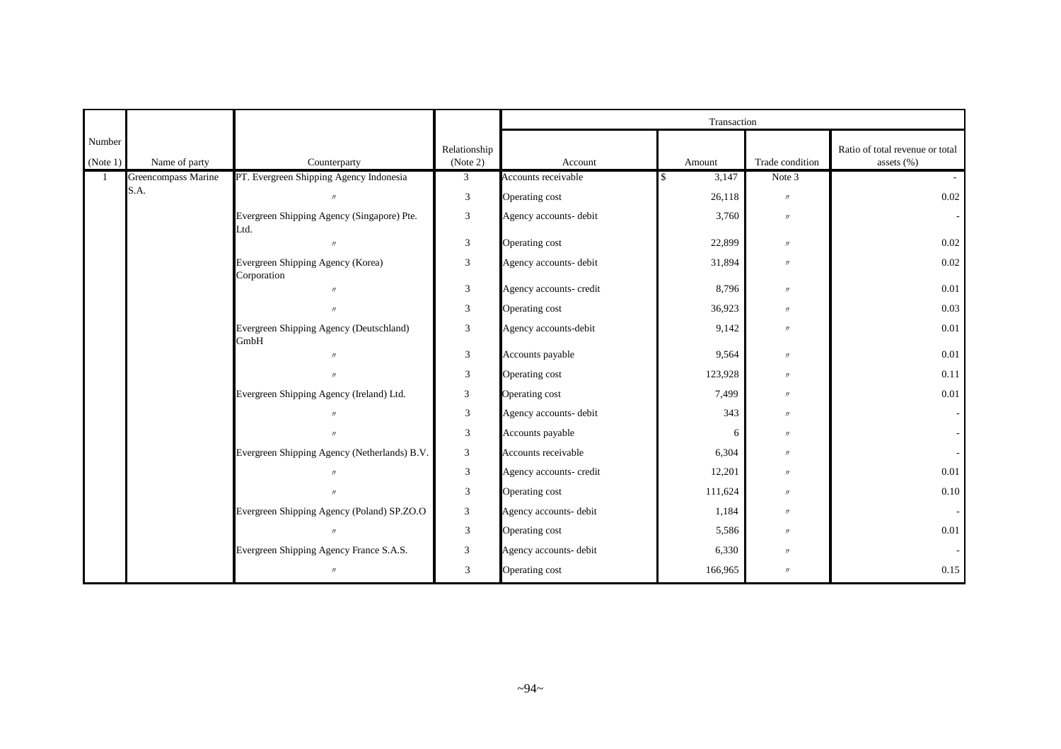| Number (Note 1) | Name of party | Counterparty | Relationship (Note 2) | Transaction | | | |
|---|---|---|---|---|---|---|---|
| | | | | Account | Amount | Trade condition | Ratio of total revenue or total assets (%) |
| 1 | Greencompass Marine S.A. | PT. Evergreen Shipping Agency Indonesia | 3 | Accounts receivable | $ 3,147 | Note 3 | - |
| | | 〃 | 3 | Operating cost | 26,118 | 〃 | 0.02 |
| | | Evergreen Shipping Agency (Singapore) Pte. Ltd. | 3 | Agency accounts- debit | 3,760 | 〃 | - |
| | | 〃 | 3 | Operating cost | 22,899 | 〃 | 0.02 |
| | | Evergreen Shipping Agency (Korea) Corporation | 3 | Agency accounts- debit | 31,894 | 〃 | 0.02 |
| | | 〃 | 3 | Agency accounts- credit | 8,796 | 〃 | 0.01 |
| | | 〃 | 3 | Operating cost | 36,923 | 〃 | 0.03 |
| | | Evergreen Shipping Agency (Deutschland) GmbH | 3 | Agency accounts-debit | 9,142 | 〃 | 0.01 |
| | | 〃 | 3 | Accounts payable | 9,564 | 〃 | 0.01 |
| | | 〃 | 3 | Operating cost | 123,928 | 〃 | 0.11 |
| | | Evergreen Shipping Agency (Ireland) Ltd. | 3 | Operating cost | 7,499 | 〃 | 0.01 |
| | | 〃 | 3 | Agency accounts- debit | 343 | 〃 | - |
| | | 〃 | 3 | Accounts payable | 6 | 〃 | - |
| | | Evergreen Shipping Agency (Netherlands) B.V. | 3 | Accounts receivable | 6,304 | 〃 | - |
| | | 〃 | 3 | Agency accounts- credit | 12,201 | 〃 | 0.01 |
| | | 〃 | 3 | Operating cost | 111,624 | 〃 | 0.10 |
| | | Evergreen Shipping Agency (Poland) SP.ZO.O | 3 | Agency accounts- debit | 1,184 | 〃 | - |
| | | 〃 | 3 | Operating cost | 5,586 | 〃 | 0.01 |
| | | Evergreen Shipping Agency France S.A.S. | 3 | Agency accounts- debit | 6,330 | 〃 | - |
| | | 〃 | 3 | Operating cost | 166,965 | 〃 | 0.15 |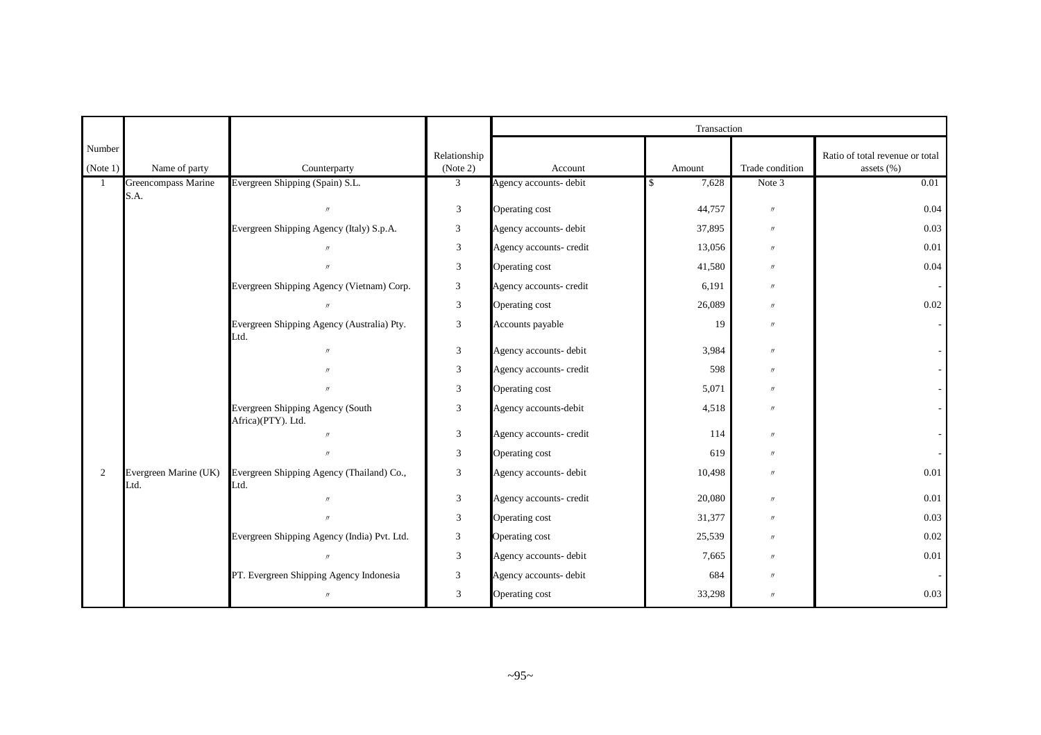| Number (Note 1) | Name of party | Counterparty | Relationship (Note 2) | Transaction | | | |
|---|---|---|---|---|---|---|---|
| | | | | Account | Amount | Trade condition | Ratio of total revenue or total assets (%) |
| 1 | Greencompass Marine S.A. | Evergreen Shipping (Spain) S.L. | 3 | Agency accounts- debit | $ 7,628 | Note 3 | 0.01 |
| | | 〃 | 3 | Operating cost | 44,757 | 〃 | 0.04 |
| | | Evergreen Shipping Agency (Italy) S.p.A. | 3 | Agency accounts- debit | 37,895 | 〃 | 0.03 |
| | | 〃 | 3 | Agency accounts- credit | 13,056 | 〃 | 0.01 |
| | | 〃 | 3 | Operating cost | 41,580 | 〃 | 0.04 |
| | | Evergreen Shipping Agency (Vietnam) Corp. | 3 | Agency accounts- credit | 6,191 | 〃 | - |
| | | 〃 | 3 | Operating cost | 26,089 | 〃 | 0.02 |
| | | Evergreen Shipping Agency (Australia) Pty. Ltd. | 3 | Accounts payable | 19 | 〃 | - |
| | | 〃 | 3 | Agency accounts- debit | 3,984 | 〃 | - |
| | | 〃 | 3 | Agency accounts- credit | 598 | 〃 | - |
| | | 〃 | 3 | Operating cost | 5,071 | 〃 | - |
| | | Evergreen Shipping Agency (South Africa)(PTY). Ltd. | 3 | Agency accounts-debit | 4,518 | 〃 | - |
| | | 〃 | 3 | Agency accounts- credit | 114 | 〃 | - |
| | | 〃 | 3 | Operating cost | 619 | 〃 | - |
| 2 | Evergreen Marine (UK) Ltd. | Evergreen Shipping Agency (Thailand) Co., Ltd. | 3 | Agency accounts- debit | 10,498 | 〃 | 0.01 |
| | | 〃 | 3 | Agency accounts- credit | 20,080 | 〃 | 0.01 |
| | | 〃 | 3 | Operating cost | 31,377 | 〃 | 0.03 |
| | | Evergreen Shipping Agency (India) Pvt. Ltd. | 3 | Operating cost | 25,539 | 〃 | 0.02 |
| | | 〃 | 3 | Agency accounts- debit | 7,665 | 〃 | 0.01 |
| | | PT. Evergreen Shipping Agency Indonesia | 3 | Agency accounts- debit | 684 | 〃 | - |
| | | 〃 | 3 | Operating cost | 33,298 | 〃 | 0.03 |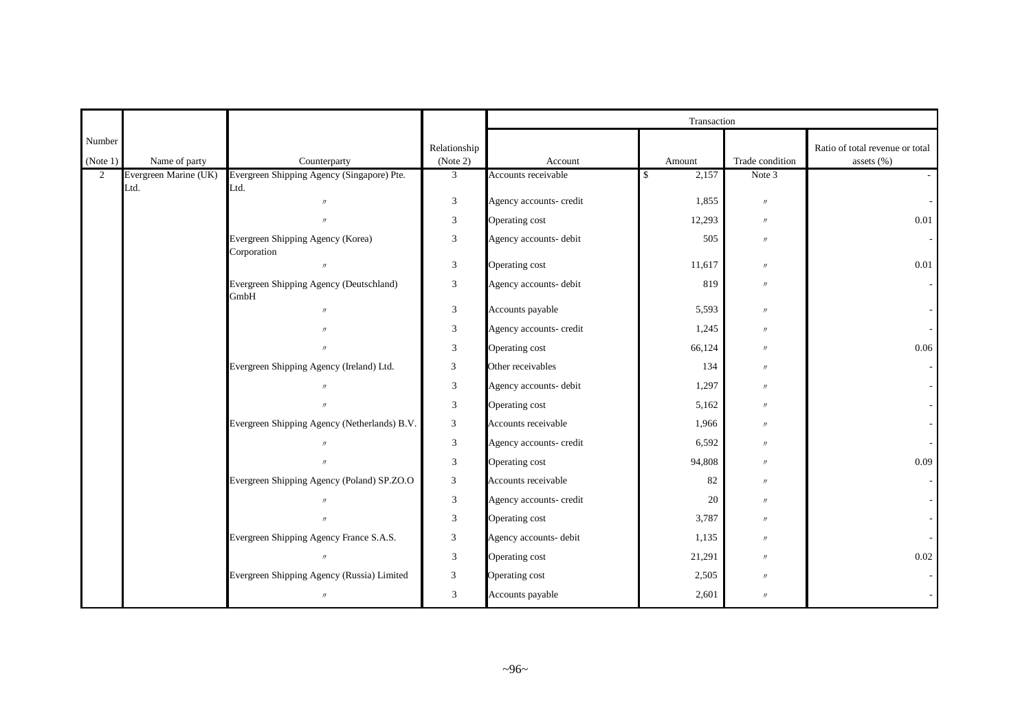| Number (Note 1) | Name of party | Counterparty | Relationship (Note 2) | Transaction | | | |
|---|---|---|---|---|---|---|---|
| | | | | Account | Amount | Trade condition | Ratio of total revenue or total assets (%) |
| 2 | Evergreen Marine (UK) Ltd. | Evergreen Shipping Agency (Singapore) Pte. Ltd. | 3 | Accounts receivable | $ 2,157 | Note 3 | - |
| | | 〃 | 3 | Agency accounts- credit | 1,855 | 〃 | - |
| | | 〃 | 3 | Operating cost | 12,293 | 〃 | 0.01 |
| | | Evergreen Shipping Agency (Korea) Corporation | 3 | Agency accounts- debit | 505 | 〃 | - |
| | | 〃 | 3 | Operating cost | 11,617 | 〃 | 0.01 |
| | | Evergreen Shipping Agency (Deutschland) GmbH | 3 | Agency accounts- debit | 819 | 〃 | - |
| | | 〃 | 3 | Accounts payable | 5,593 | 〃 | - |
| | | 〃 | 3 | Agency accounts- credit | 1,245 | 〃 | - |
| | | 〃 | 3 | Operating cost | 66,124 | 〃 | 0.06 |
| | | Evergreen Shipping Agency (Ireland) Ltd. | 3 | Other receivables | 134 | 〃 | - |
| | | 〃 | 3 | Agency accounts- debit | 1,297 | 〃 | - |
| | | 〃 | 3 | Operating cost | 5,162 | 〃 | - |
| | | Evergreen Shipping Agency (Netherlands) B.V. | 3 | Accounts receivable | 1,966 | 〃 | - |
| | | 〃 | 3 | Agency accounts- credit | 6,592 | 〃 | - |
| | | 〃 | 3 | Operating cost | 94,808 | 〃 | 0.09 |
| | | Evergreen Shipping Agency (Poland) SP.ZO.O | 3 | Accounts receivable | 82 | 〃 | - |
| | | 〃 | 3 | Agency accounts- credit | 20 | 〃 | - |
| | | 〃 | 3 | Operating cost | 3,787 | 〃 | - |
| | | Evergreen Shipping Agency France S.A.S. | 3 | Agency accounts- debit | 1,135 | 〃 | - |
| | | 〃 | 3 | Operating cost | 21,291 | 〃 | 0.02 |
| | | Evergreen Shipping Agency (Russia) Limited | 3 | Operating cost | 2,505 | 〃 | - |
| | | 〃 | 3 | Accounts payable | 2,601 | 〃 | - |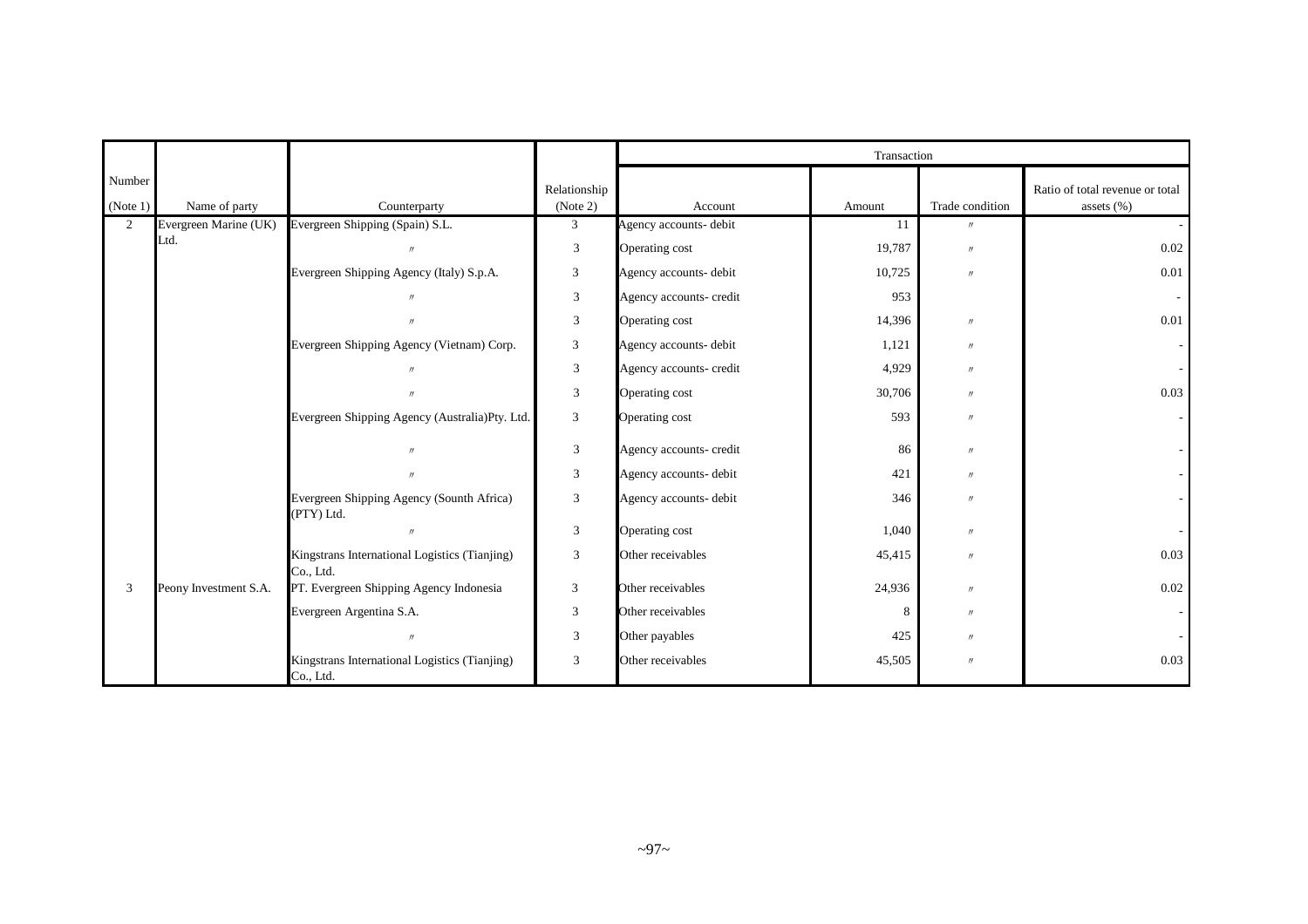| Number (Note 1) | Name of party | Counterparty | Relationship (Note 2) | Transaction | | | |
|---|---|---|---|---|---|---|---|
| | | | | Account | Amount | Trade condition | Ratio of total revenue or total assets (%) |
| 2 | Evergreen Marine (UK) Ltd. | Evergreen Shipping (Spain) S.L. | 3 | Agency accounts- debit | 11 | 〃 | - |
| | | 〃 | 3 | Operating cost | 19,787 | 〃 | 0.02 |
| | | Evergreen Shipping Agency (Italy) S.p.A. | 3 | Agency accounts- debit | 10,725 | 〃 | 0.01 |
| | | 〃 | 3 | Agency accounts- credit | 953 | | - |
| | | 〃 | 3 | Operating cost | 14,396 | 〃 | 0.01 |
| | | Evergreen Shipping Agency (Vietnam) Corp. | 3 | Agency accounts- debit | 1,121 | 〃 | - |
| | | 〃 | 3 | Agency accounts- credit | 4,929 | 〃 | - |
| | | 〃 | 3 | Operating cost | 30,706 | 〃 | 0.03 |
| | | Evergreen Shipping Agency (Australia)Pty. Ltd. | 3 | Operating cost | 593 | 〃 | - |
| | | 〃 | 3 | Agency accounts- credit | 86 | 〃 | - |
| | | 〃 | 3 | Agency accounts- debit | 421 | 〃 | - |
| | | Evergreen Shipping Agency (Sounth Africa) (PTY) Ltd. | 3 | Agency accounts- debit | 346 | 〃 | - |
| | | 〃 | 3 | Operating cost | 1,040 | 〃 | - |
| | | Kingstrans International Logistics (Tianjing) Co., Ltd. | 3 | Other receivables | 45,415 | 〃 | 0.03 |
| 3 | Peony Investment S.A. | PT. Evergreen Shipping Agency Indonesia | 3 | Other receivables | 24,936 | 〃 | 0.02 |
| | | Evergreen Argentina S.A. | 3 | Other receivables | 8 | 〃 | - |
| | | 〃 | 3 | Other payables | 425 | 〃 | - |
| | | Kingstrans International Logistics (Tianjing) Co., Ltd. | 3 | Other receivables | 45,505 | 〃 | 0.03 |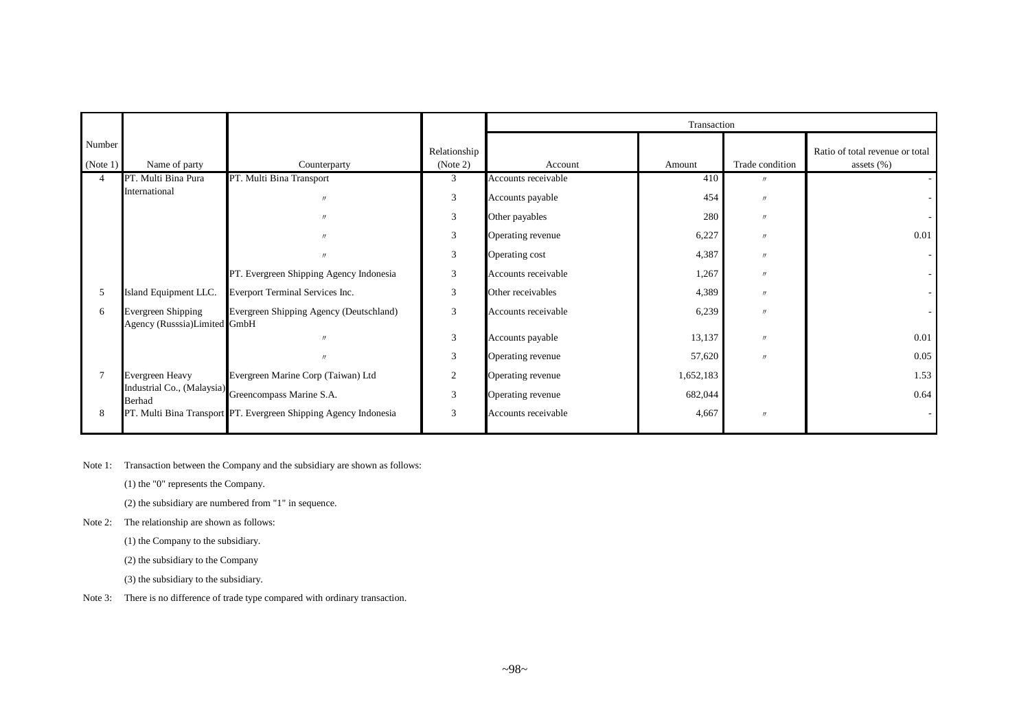| Number (Note 1) | Name of party | Counterparty | Relationship (Note 2) | Transaction | | | |
|---|---|---|---|---|---|---|---|
| | | | | Account | Amount | Trade condition | Ratio of total revenue or total assets (%) |
| 4 | PT. Multi Bina Pura International | PT. Multi Bina Transport | 3 | Accounts receivable | 410 | 〃 | - |
| | | 〃 | 3 | Accounts payable | 454 | 〃 | - |
| | | 〃 | 3 | Other payables | 280 | 〃 | - |
| | | 〃 | 3 | Operating revenue | 6,227 | 〃 | 0.01 |
| | | 〃 | 3 | Operating cost | 4,387 | 〃 | - |
| | | PT. Evergreen Shipping Agency Indonesia | 3 | Accounts receivable | 1,267 | 〃 | - |
| 5 | Island Equipment LLC. | Everport Terminal Services Inc. | 3 | Other receivables | 4,389 | 〃 | - |
| 6 | Evergreen Shipping Agency (Russsia)Limited | Evergreen Shipping Agency (Deutschland) GmbH | 3 | Accounts receivable | 6,239 | 〃 | - |
| | | 〃 | 3 | Accounts payable | 13,137 | 〃 | 0.01 |
| | | 〃 | 3 | Operating revenue | 57,620 | 〃 | 0.05 |
| 7 | Evergreen Heavy Industrial Co., (Malaysia) Berhad | Evergreen Marine Corp (Taiwan) Ltd | 2 | Operating revenue | 1,652,183 | | 1.53 |
| | | Greencompass Marine S.A. | 3 | Operating revenue | 682,044 | | 0.64 |
| 8 | PT. Multi Bina Transport | PT. Evergreen Shipping Agency Indonesia | 3 | Accounts receivable | 4,667 | 〃 | - |

Note 1: Transaction between the Company and the subsidiary are shown as follows:

(1) the "0" represents the Company.

(2) the subsidiary are numbered from "1" in sequence.

Note 2: The relationship are shown as follows:

(1) the Company to the subsidiary.

(2) the subsidiary to the Company

(3) the subsidiary to the subsidiary.

Note 3: There is no difference of trade type compared with ordinary transaction.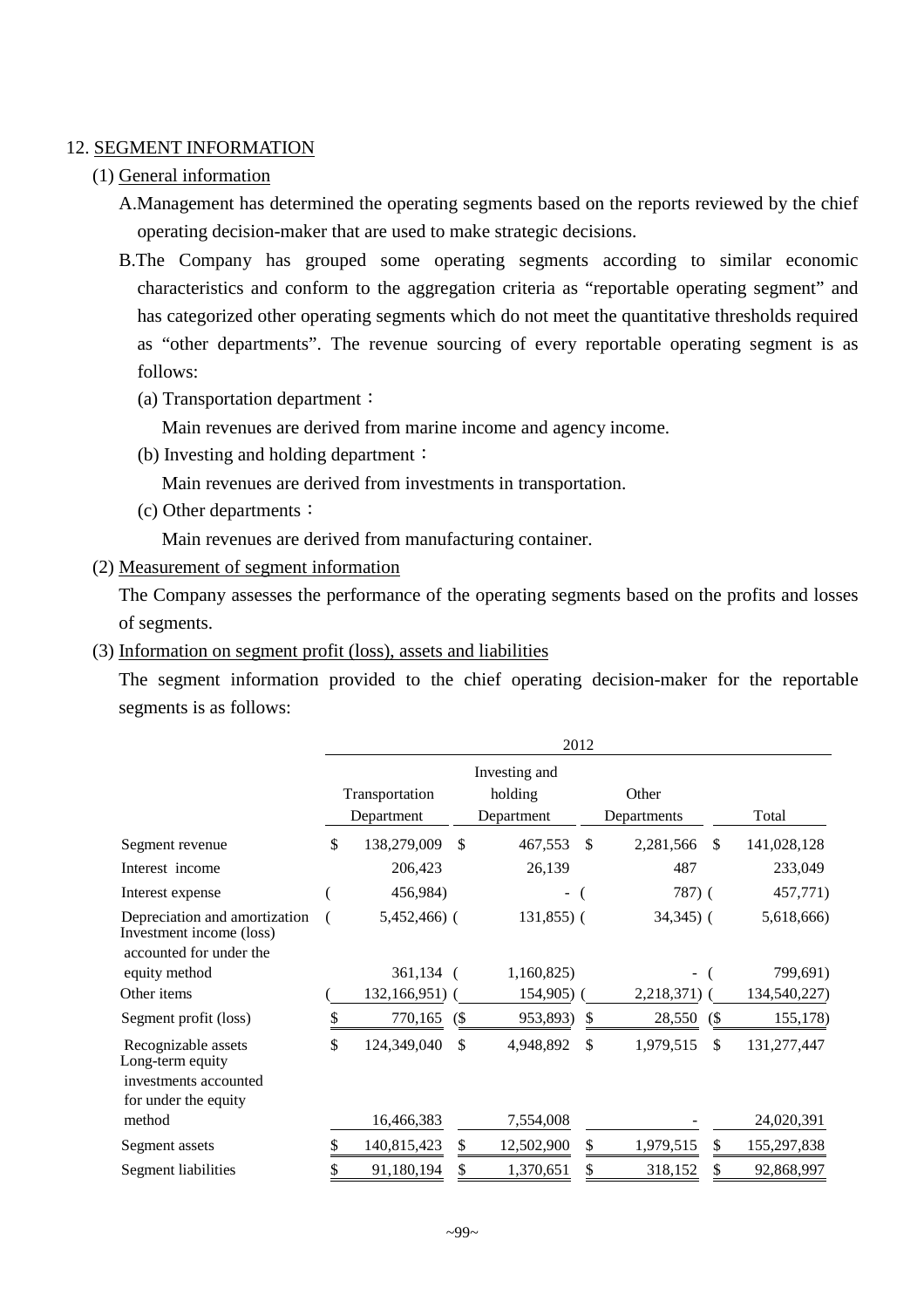12. SEGMENT INFORMATION

(1) General information

A.Management has determined the operating segments based on the reports reviewed by the chief operating decision-maker that are used to make strategic decisions.

B.The Company has grouped some operating segments according to similar economic characteristics and conform to the aggregation criteria as “reportable operating segment” and has categorized other operating segments which do not meet the quantitative thresholds required as “other departments”. The revenue sourcing of every reportable operating segment is as follows:

(a) Transportation department：

Main revenues are derived from marine income and agency income.

(b) Investing and holding department：

Main revenues are derived from investments in transportation.

(c) Other departments：

Main revenues are derived from manufacturing container.

(2) Measurement of segment information

The Company assesses the performance of the operating segments based on the profits and losses of segments.

(3) Information on segment profit (loss), assets and liabilities

The segment information provided to the chief operating decision-maker for the reportable segments is as follows:

| | 2012 | | | |
|---|---|---|---|---|
| | Transportation Department | Investing and holding Department | Other Departments | Total |
| Segment revenue | $ 138,279,009 | $ 467,553 | $ 2,281,566 | $ 141,028,128 |
| Interest income | 206,423 | 26,139 | 487 | 233,049 |
| Interest expense | ( 456,984) | - | ( 787) | ( 457,771) |
| Depreciation and amortization | ( 5,452,466) | ( 131,855) | ( 34,345) | ( 5,618,666) |
| Investment income (loss) accounted for under the equity method | 361,134 | ( 1,160,825) | - | ( 799,691) |
| Other items | ( 132,166,951) | ( 154,905) | ( 2,218,371) | ( 134,540,227) |
| Segment profit (loss) | $ 770,165 | ($ 953,893) | $ 28,550 | ($ 155,178) |
| Recognizable assets | $ 124,349,040 | $ 4,948,892 | $ 1,979,515 | $ 131,277,447 |
| Long-term equity investments accounted for under the equity method | 16,466,383 | 7,554,008 | - | 24,020,391 |
| Segment assets | $ 140,815,423 | $ 12,502,900 | $ 1,979,515 | $ 155,297,838 |
| Segment liabilities | $ 91,180,194 | $ 1,370,651 | $ 318,152 | $ 92,868,997 |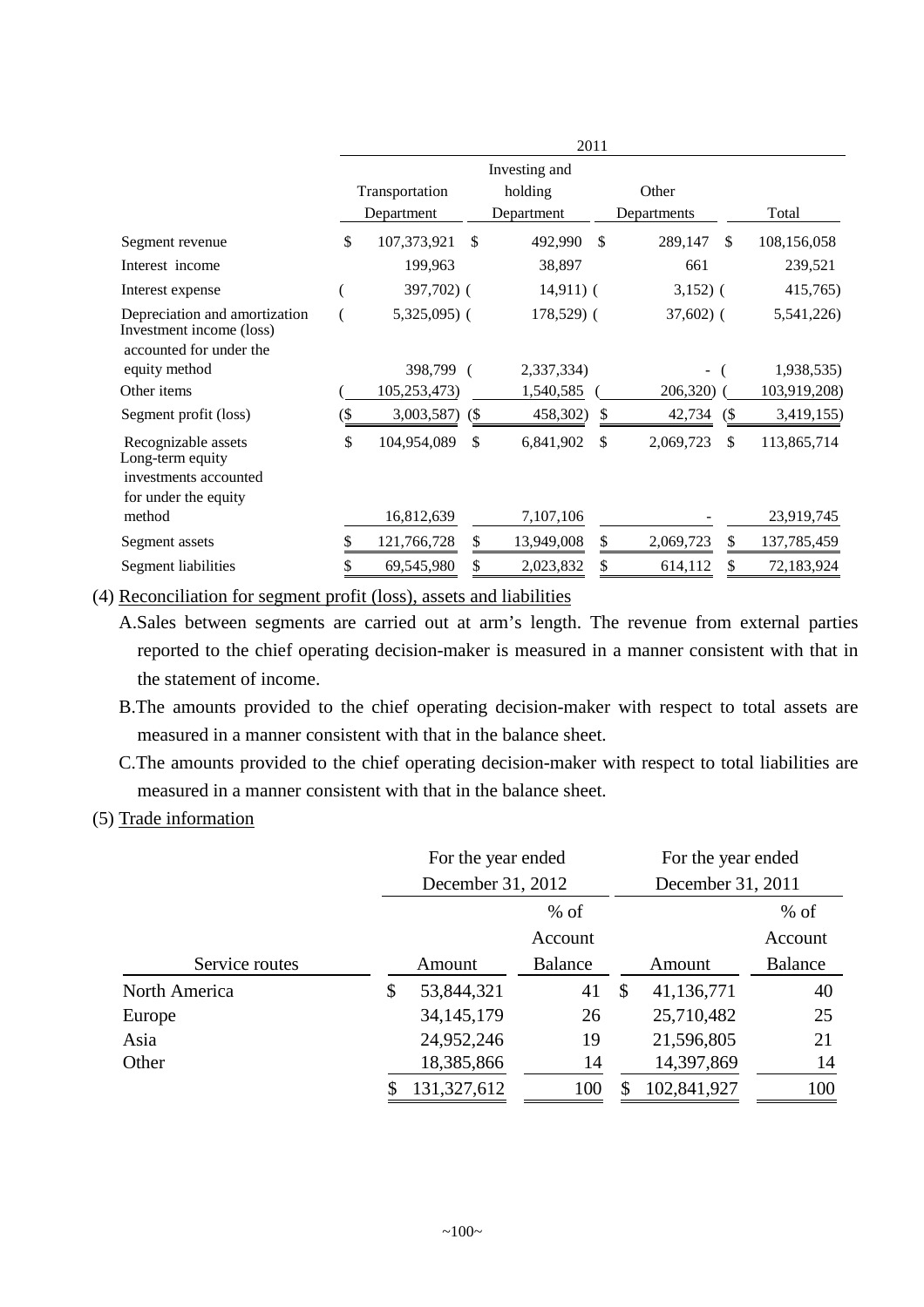| | 2011 | | | |
|---|---|---|---|---|
| | Transportation Department | Investing and holding Department | Other Departments | Total |
| Segment revenue | $ 107,373,921 | $ 492,990 | $ 289,147 | $ 108,156,058 |
| Interest income | 199,963 | 38,897 | 661 | 239,521 |
| Interest expense | ( 397,702) | ( 14,911) | ( 3,152) | ( 415,765) |
| Depreciation and amortization | ( 5,325,095) | ( 178,529) | ( 37,602) | ( 5,541,226) |
| Investment income (loss) accounted for under the equity method | 398,799 | ( 2,337,334) | - | ( 1,938,535) |
| Other items | ( 105,253,473) | 1,540,585 | ( 206,320) | ( 103,919,208) |
| Segment profit (loss) | ($ 3,003,587) | ($ 458,302) | $ 42,734 | ($ 3,419,155) |
| Recognizable assets | $ 104,954,089 | $ 6,841,902 | $ 2,069,723 | $ 113,865,714 |
| Long-term equity investments accounted for under the equity method | 16,812,639 | 7,107,106 | - | 23,919,745 |
| Segment assets | $ 121,766,728 | $ 13,949,008 | $ 2,069,723 | $ 137,785,459 |
| Segment liabilities | $ 69,545,980 | $ 2,023,832 | $ 614,112 | $ 72,183,924 |

(4) Reconciliation for segment profit (loss), assets and liabilities

A. Sales between segments are carried out at arm's length. The revenue from external parties reported to the chief operating decision-maker is measured in a manner consistent with that in the statement of income.

B. The amounts provided to the chief operating decision-maker with respect to total assets are measured in a manner consistent with that in the balance sheet.

C. The amounts provided to the chief operating decision-maker with respect to total liabilities are measured in a manner consistent with that in the balance sheet.

(5) Trade information

| | For the year ended December 31, 2012 | | For the year ended December 31, 2011 | |
|---|---|---|---|---|
| Service routes | Amount | % of Account Balance | Amount | % of Account Balance |
| North America | $ 53,844,321 | 41 | $ 41,136,771 | 40 |
| Europe | 34,145,179 | 26 | 25,710,482 | 25 |
| Asia | 24,952,246 | 19 | 21,596,805 | 21 |
| Other | 18,385,866 | 14 | 14,397,869 | 14 |
| | $ 131,327,612 | 100 | $ 102,841,927 | 100 |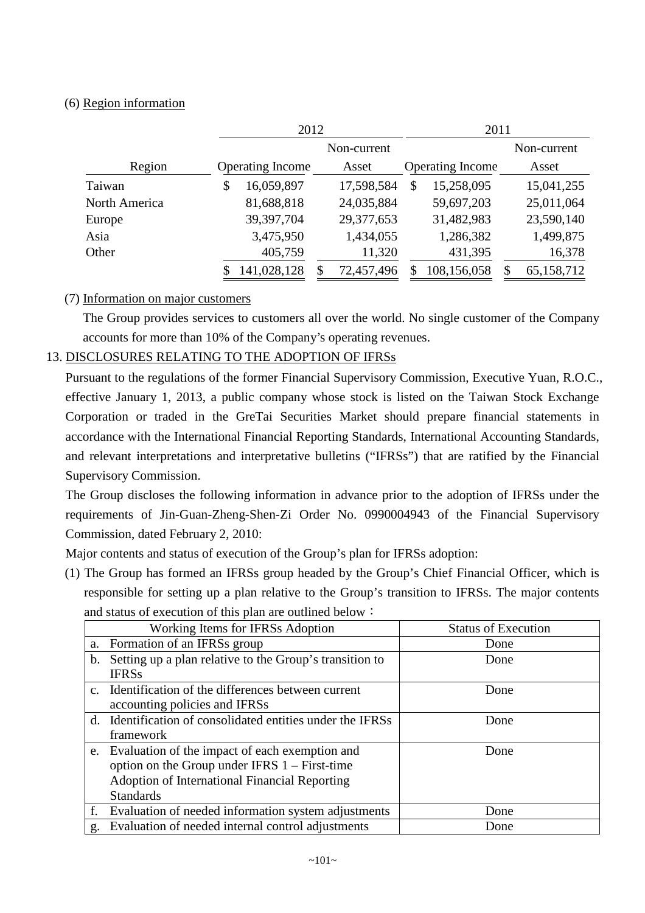(6) Region information

| Region | 2012 | | 2011 | |
|---|---|---|---|---|
| | Operating Income | Non-current Asset | Operating Income | Non-current Asset |
| Taiwan | $ 16,059,897 | 17,598,584 | $ 15,258,095 | 15,041,255 |
| North America | 81,688,818 | 24,035,884 | 59,697,203 | 25,011,064 |
| Europe | 39,397,704 | 29,377,653 | 31,482,983 | 23,590,140 |
| Asia | 3,475,950 | 1,434,055 | 1,286,382 | 1,499,875 |
| Other | 405,759 | 11,320 | 431,395 | 16,378 |
| | $ 141,028,128 | $ 72,457,496 | $ 108,156,058 | $ 65,158,712 |

(7) Information on major customers

The Group provides services to customers all over the world. No single customer of the Company accounts for more than 10% of the Company's operating revenues.

13. DISCLOSURES RELATING TO THE ADOPTION OF IFRSs

Pursuant to the regulations of the former Financial Supervisory Commission, Executive Yuan, R.O.C., effective January 1, 2013, a public company whose stock is listed on the Taiwan Stock Exchange Corporation or traded in the GreTai Securities Market should prepare financial statements in accordance with the International Financial Reporting Standards, International Accounting Standards, and relevant interpretations and interpretative bulletins ("IFRSs") that are ratified by the Financial Supervisory Commission.

The Group discloses the following information in advance prior to the adoption of IFRSs under the requirements of Jin-Guan-Zheng-Shen-Zi Order No. 0990004943 of the Financial Supervisory Commission, dated February 2, 2010:

Major contents and status of execution of the Group's plan for IFRSs adoption:

(1) The Group has formed an IFRSs group headed by the Group's Chief Financial Officer, which is responsible for setting up a plan relative to the Group's transition to IFRSs. The major contents and status of execution of this plan are outlined below：

| Working Items for IFRSs Adoption | Status of Execution |
|---|---|
| a. Formation of an IFRSs group | Done |
| b. Setting up a plan relative to the Group's transition to IFRSs | Done |
| c. Identification of the differences between current accounting policies and IFRSs | Done |
| d. Identification of consolidated entities under the IFRSs framework | Done |
| e. Evaluation of the impact of each exemption and option on the Group under IFRS 1 – First-time Adoption of International Financial Reporting Standards | Done |
| f. Evaluation of needed information system adjustments | Done |
| g. Evaluation of needed internal control adjustments | Done |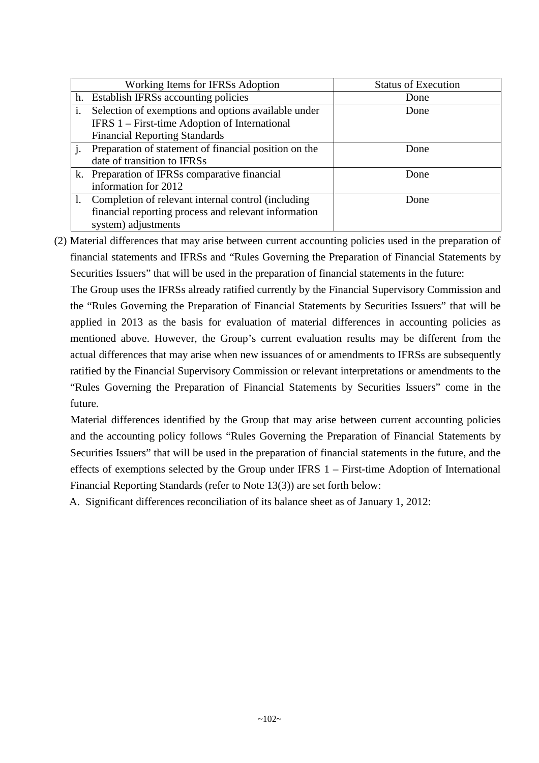| Working Items for IFRSs Adoption | Status of Execution |
|---|---|
| h. Establish IFRSs accounting policies | Done |
| i. Selection of exemptions and options available under IFRS 1 – First-time Adoption of International Financial Reporting Standards | Done |
| j. Preparation of statement of financial position on the date of transition to IFRSs | Done |
| k. Preparation of IFRSs comparative financial information for 2012 | Done |
| l. Completion of relevant internal control (including financial reporting process and relevant information system) adjustments | Done |

(2) Material differences that may arise between current accounting policies used in the preparation of financial statements and IFRSs and “Rules Governing the Preparation of Financial Statements by Securities Issuers” that will be used in the preparation of financial statements in the future:

The Group uses the IFRSs already ratified currently by the Financial Supervisory Commission and the “Rules Governing the Preparation of Financial Statements by Securities Issuers” that will be applied in 2013 as the basis for evaluation of material differences in accounting policies as mentioned above. However, the Group’s current evaluation results may be different from the actual differences that may arise when new issuances of or amendments to IFRSs are subsequently ratified by the Financial Supervisory Commission or relevant interpretations or amendments to the “Rules Governing the Preparation of Financial Statements by Securities Issuers” come in the future.

Material differences identified by the Group that may arise between current accounting policies and the accounting policy follows “Rules Governing the Preparation of Financial Statements by Securities Issuers” that will be used in the preparation of financial statements in the future, and the effects of exemptions selected by the Group under IFRS 1 – First-time Adoption of International Financial Reporting Standards (refer to Note 13(3)) are set forth below:

A. Significant differences reconciliation of its balance sheet as of January 1, 2012: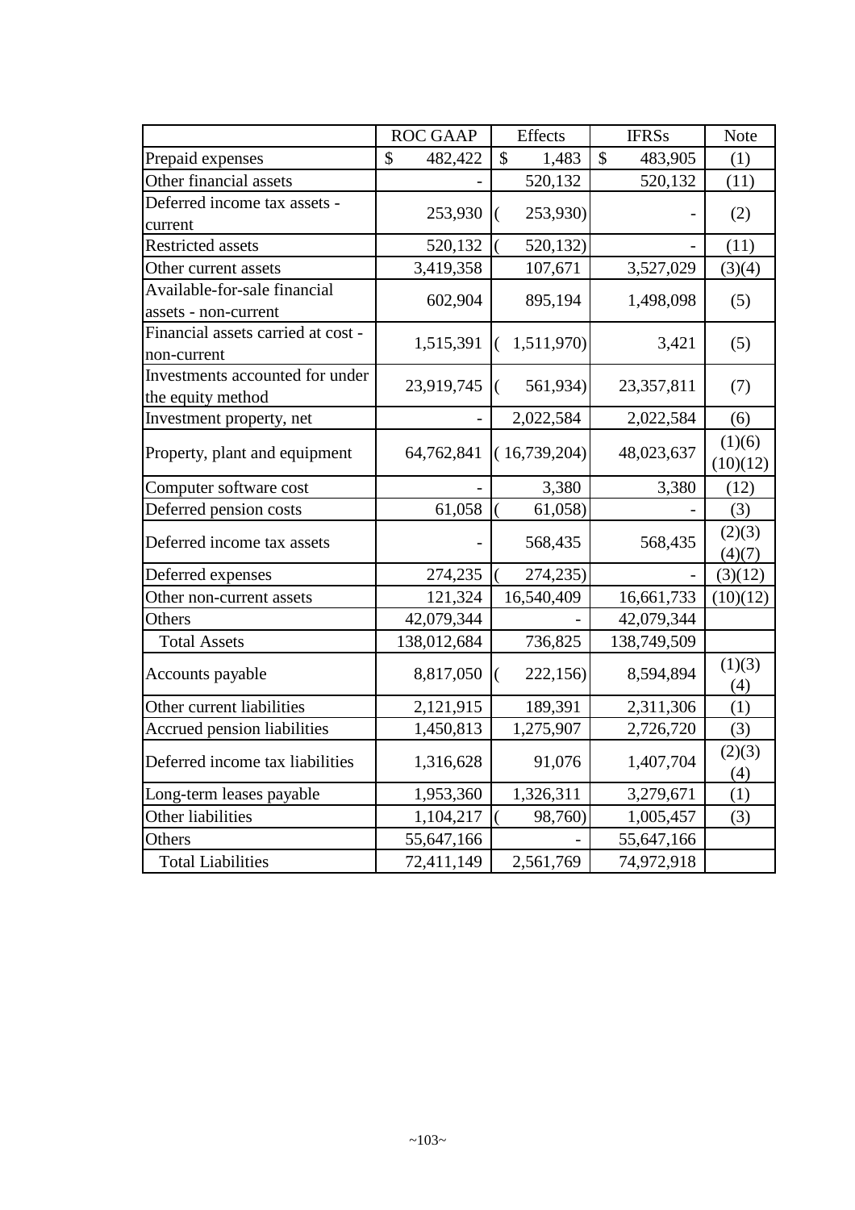|  | ROC GAAP | Effects | IFRSs | Note |
|---|---|---|---|---|
| Prepaid expenses | $ 482,422 | $ 1,483 | $ 483,905 | (1) |
| Other financial assets | - | 520,132 | 520,132 | (11) |
| Deferred income tax assets - current | 253,930 | ( 253,930) | - | (2) |
| Restricted assets | 520,132 | ( 520,132) | - | (11) |
| Other current assets | 3,419,358 | 107,671 | 3,527,029 | (3)(4) |
| Available-for-sale financial assets - non-current | 602,904 | 895,194 | 1,498,098 | (5) |
| Financial assets carried at cost - non-current | 1,515,391 | ( 1,511,970) | 3,421 | (5) |
| Investments accounted for under the equity method | 23,919,745 | ( 561,934) | 23,357,811 | (7) |
| Investment property, net | - | 2,022,584 | 2,022,584 | (6) |
| Property, plant and equipment | 64,762,841 | ( 16,739,204) | 48,023,637 | (1)(6)(10)(12) |
| Computer software cost | - | 3,380 | 3,380 | (12) |
| Deferred pension costs | 61,058 | ( 61,058) | - | (3) |
| Deferred income tax assets | - | 568,435 | 568,435 | (2)(3)(4)(7) |
| Deferred expenses | 274,235 | ( 274,235) | - | (3)(12) |
| Other non-current assets | 121,324 | 16,540,409 | 16,661,733 | (10)(12) |
| Others | 42,079,344 | - | 42,079,344 |  |
| Total Assets | 138,012,684 | 736,825 | 138,749,509 |  |
| Accounts payable | 8,817,050 | ( 222,156) | 8,594,894 | (1)(3)(4) |
| Other current liabilities | 2,121,915 | 189,391 | 2,311,306 | (1) |
| Accrued pension liabilities | 1,450,813 | 1,275,907 | 2,726,720 | (3) |
| Deferred income tax liabilities | 1,316,628 | 91,076 | 1,407,704 | (2)(3)(4) |
| Long-term leases payable | 1,953,360 | 1,326,311 | 3,279,671 | (1) |
| Other liabilities | 1,104,217 | ( 98,760) | 1,005,457 | (3) |
| Others | 55,647,166 | - | 55,647,166 |  |
| Total Liabilities | 72,411,149 | 2,561,769 | 74,972,918 |  |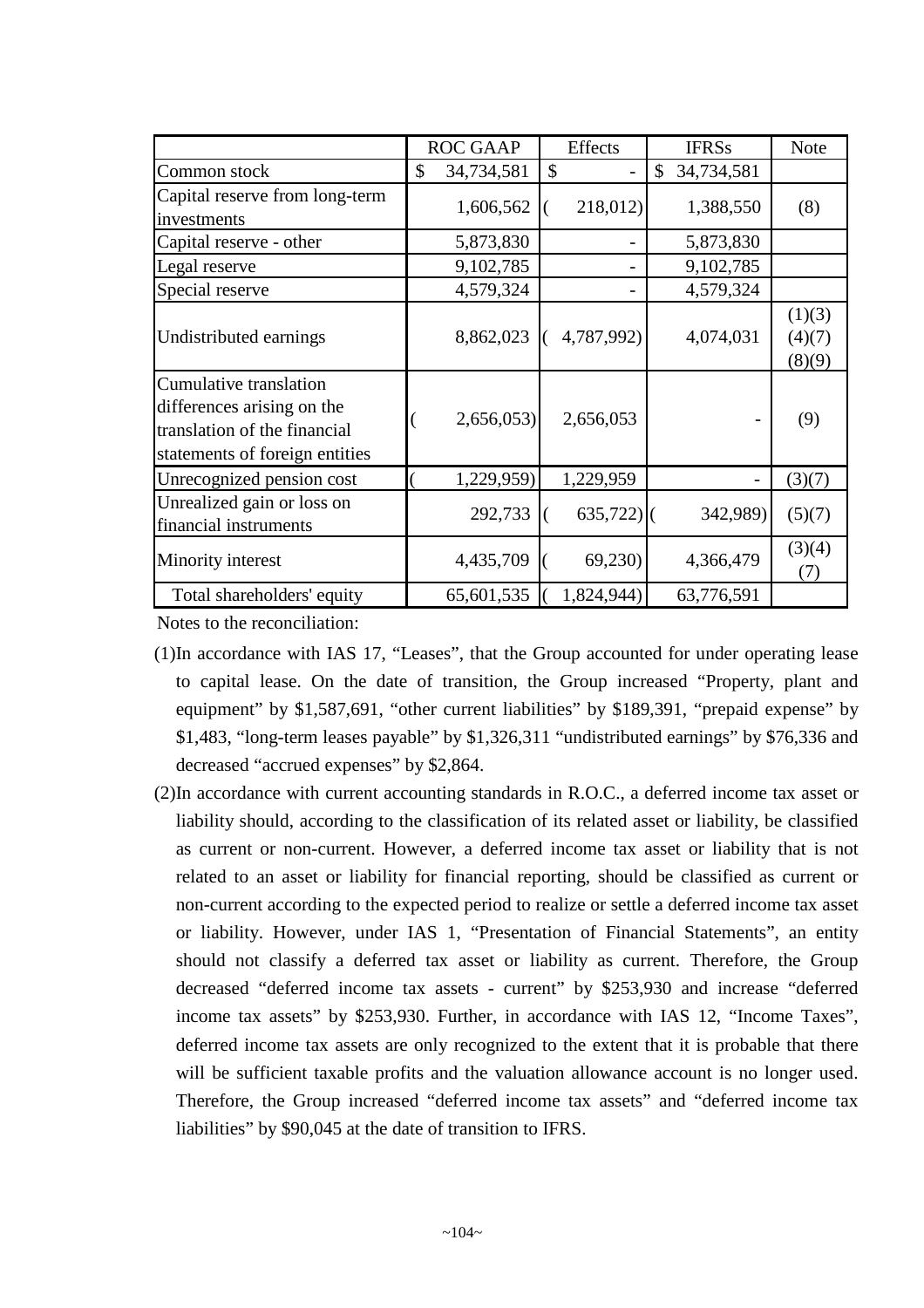|  | ROC GAAP | Effects | IFRSs | Note |
|---|---|---|---|---|
| Common stock | $ 34,734,581 | $ - | $ 34,734,581 |  |
| Capital reserve from long-term investments | 1,606,562 | ( 218,012) | 1,388,550 | (8) |
| Capital reserve - other | 5,873,830 | - | 5,873,830 |  |
| Legal reserve | 9,102,785 | - | 9,102,785 |  |
| Special reserve | 4,579,324 | - | 4,579,324 |  |
| Undistributed earnings | 8,862,023 | ( 4,787,992) | 4,074,031 | (1)(3)(4)(7)(8)(9) |
| Cumulative translation differences arising on the translation of the financial statements of foreign entities | ( 2,656,053) | 2,656,053 | - | (9) |
| Unrecognized pension cost | ( 1,229,959) | 1,229,959 | - | (3)(7) |
| Unrealized gain or loss on financial instruments | 292,733 | ( 635,722) | ( 342,989) | (5)(7) |
| Minority interest | 4,435,709 | ( 69,230) | 4,366,479 | (3)(4)(7) |
| Total shareholders' equity | 65,601,535 | ( 1,824,944) | 63,776,591 |  |

Notes to the reconciliation:

(1) In accordance with IAS 17, "Leases", that the Group accounted for under operating lease to capital lease. On the date of transition, the Group increased "Property, plant and equipment" by $1,587,691, "other current liabilities" by $189,391, "prepaid expense" by $1,483, "long-term leases payable" by $1,326,311 "undistributed earnings" by $76,336 and decreased "accrued expenses" by $2,864.

(2) In accordance with current accounting standards in R.O.C., a deferred income tax asset or liability should, according to the classification of its related asset or liability, be classified as current or non-current. However, a deferred income tax asset or liability that is not related to an asset or liability for financial reporting, should be classified as current or non-current according to the expected period to realize or settle a deferred income tax asset or liability. However, under IAS 1, "Presentation of Financial Statements", an entity should not classify a deferred tax asset or liability as current. Therefore, the Group decreased "deferred income tax assets - current" by $253,930 and increase "deferred income tax assets" by $253,930. Further, in accordance with IAS 12, "Income Taxes", deferred income tax assets are only recognized to the extent that it is probable that there will be sufficient taxable profits and the valuation allowance account is no longer used. Therefore, the Group increased "deferred income tax assets" and "deferred income tax liabilities" by $90,045 at the date of transition to IFRS.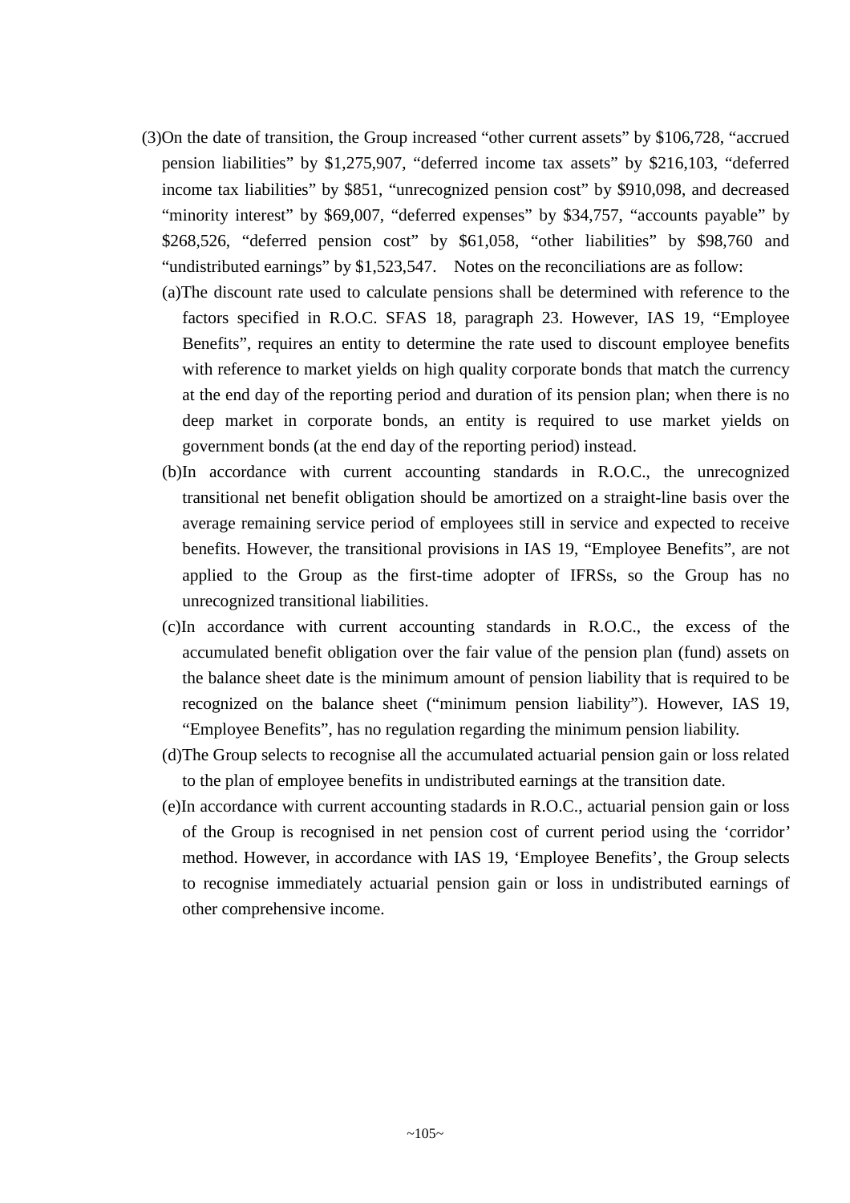(3) On the date of transition, the Group increased “other current assets” by $106,728, “accrued pension liabilities” by $1,275,907, “deferred income tax assets” by $216,103, “deferred income tax liabilities” by $851, “unrecognized pension cost” by $910,098, and decreased “minority interest” by $69,007, “deferred expenses” by $34,757, “accounts payable” by $268,526, “deferred pension cost” by $61,058, “other liabilities” by $98,760 and “undistributed earnings” by $1,523,547. Notes on the reconciliations are as follow:

(a) The discount rate used to calculate pensions shall be determined with reference to the factors specified in R.O.C. SFAS 18, paragraph 23. However, IAS 19, “Employee Benefits”, requires an entity to determine the rate used to discount employee benefits with reference to market yields on high quality corporate bonds that match the currency at the end day of the reporting period and duration of its pension plan; when there is no deep market in corporate bonds, an entity is required to use market yields on government bonds (at the end day of the reporting period) instead.

(b) In accordance with current accounting standards in R.O.C., the unrecognized transitional net benefit obligation should be amortized on a straight-line basis over the average remaining service period of employees still in service and expected to receive benefits. However, the transitional provisions in IAS 19, “Employee Benefits”, are not applied to the Group as the first-time adopter of IFRSs, so the Group has no unrecognized transitional liabilities.

(c) In accordance with current accounting standards in R.O.C., the excess of the accumulated benefit obligation over the fair value of the pension plan (fund) assets on the balance sheet date is the minimum amount of pension liability that is required to be recognized on the balance sheet (“minimum pension liability”). However, IAS 19, “Employee Benefits”, has no regulation regarding the minimum pension liability.

(d) The Group selects to recognise all the accumulated actuarial pension gain or loss related to the plan of employee benefits in undistributed earnings at the transition date.

(e) In accordance with current accounting stadards in R.O.C., actuarial pension gain or loss of the Group is recognised in net pension cost of current period using the ‘corridor’ method. However, in accordance with IAS 19, ‘Employee Benefits’, the Group selects to recognise immediately actuarial pension gain or loss in undistributed earnings of other comprehensive income.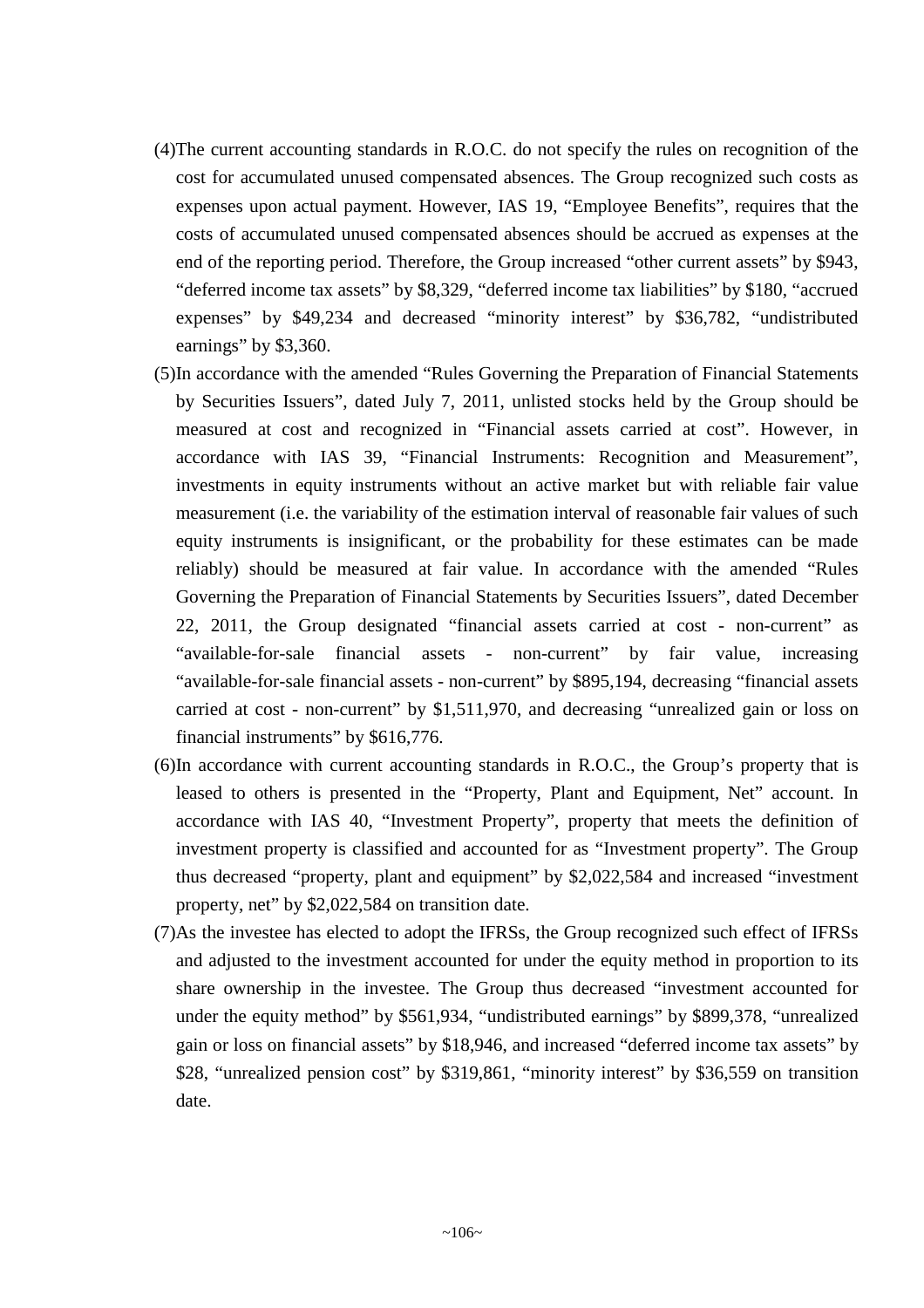(4)The current accounting standards in R.O.C. do not specify the rules on recognition of the cost for accumulated unused compensated absences. The Group recognized such costs as expenses upon actual payment. However, IAS 19, "Employee Benefits", requires that the costs of accumulated unused compensated absences should be accrued as expenses at the end of the reporting period. Therefore, the Group increased "other current assets" by $943, "deferred income tax assets" by $8,329, "deferred income tax liabilities" by $180, "accrued expenses" by $49,234 and decreased "minority interest" by $36,782, "undistributed earnings" by $3,360.

(5)In accordance with the amended "Rules Governing the Preparation of Financial Statements by Securities Issuers", dated July 7, 2011, unlisted stocks held by the Group should be measured at cost and recognized in "Financial assets carried at cost". However, in accordance with IAS 39, "Financial Instruments: Recognition and Measurement", investments in equity instruments without an active market but with reliable fair value measurement (i.e. the variability of the estimation interval of reasonable fair values of such equity instruments is insignificant, or the probability for these estimates can be made reliably) should be measured at fair value. In accordance with the amended "Rules Governing the Preparation of Financial Statements by Securities Issuers", dated December 22, 2011, the Group designated "financial assets carried at cost - non-current" as "available-for-sale financial assets - non-current" by fair value, increasing "available-for-sale financial assets - non-current" by $895,194, decreasing "financial assets carried at cost - non-current" by $1,511,970, and decreasing "unrealized gain or loss on financial instruments" by $616,776.

(6)In accordance with current accounting standards in R.O.C., the Group's property that is leased to others is presented in the "Property, Plant and Equipment, Net" account. In accordance with IAS 40, "Investment Property", property that meets the definition of investment property is classified and accounted for as "Investment property". The Group thus decreased "property, plant and equipment" by $2,022,584 and increased "investment property, net" by $2,022,584 on transition date.

(7)As the investee has elected to adopt the IFRSs, the Group recognized such effect of IFRSs and adjusted to the investment accounted for under the equity method in proportion to its share ownership in the investee. The Group thus decreased "investment accounted for under the equity method" by $561,934, "undistributed earnings" by $899,378, "unrealized gain or loss on financial assets" by $18,946, and increased "deferred income tax assets" by $28, "unrealized pension cost" by $319,861, "minority interest" by $36,559 on transition date.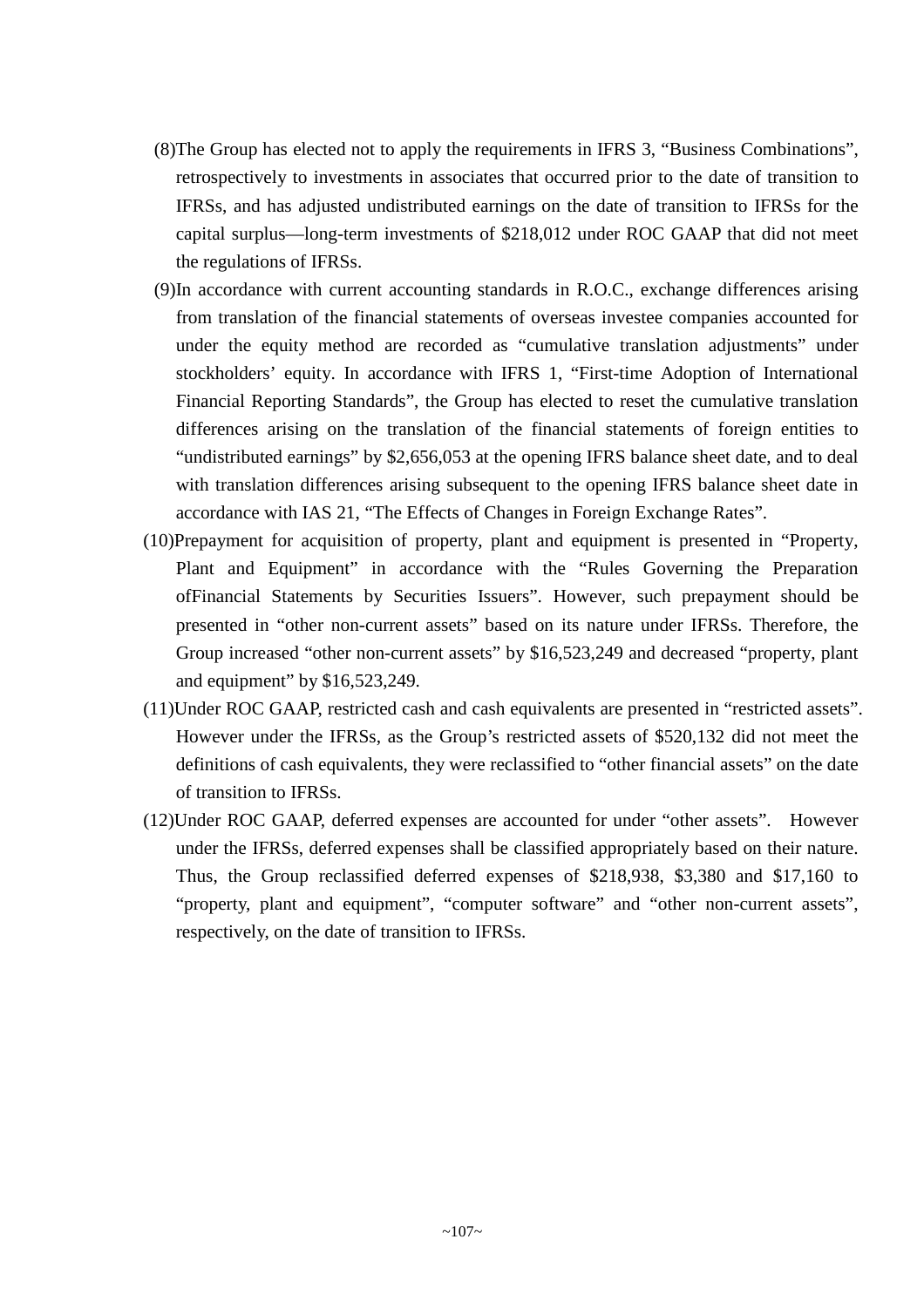(8)The Group has elected not to apply the requirements in IFRS 3, "Business Combinations", retrospectively to investments in associates that occurred prior to the date of transition to IFRSs, and has adjusted undistributed earnings on the date of transition to IFRSs for the capital surplus—long-term investments of $218,012 under ROC GAAP that did not meet the regulations of IFRSs.

(9)In accordance with current accounting standards in R.O.C., exchange differences arising from translation of the financial statements of overseas investee companies accounted for under the equity method are recorded as "cumulative translation adjustments" under stockholders' equity. In accordance with IFRS 1, "First-time Adoption of International Financial Reporting Standards", the Group has elected to reset the cumulative translation differences arising on the translation of the financial statements of foreign entities to "undistributed earnings" by $2,656,053 at the opening IFRS balance sheet date, and to deal with translation differences arising subsequent to the opening IFRS balance sheet date in accordance with IAS 21, "The Effects of Changes in Foreign Exchange Rates".

(10)Prepayment for acquisition of property, plant and equipment is presented in "Property, Plant and Equipment" in accordance with the "Rules Governing the Preparation ofFinancial Statements by Securities Issuers". However, such prepayment should be presented in "other non-current assets" based on its nature under IFRSs. Therefore, the Group increased "other non-current assets" by $16,523,249 and decreased "property, plant and equipment" by $16,523,249.

(11)Under ROC GAAP, restricted cash and cash equivalents are presented in "restricted assets". However under the IFRSs, as the Group's restricted assets of $520,132 did not meet the definitions of cash equivalents, they were reclassified to "other financial assets" on the date of transition to IFRSs.

(12)Under ROC GAAP, deferred expenses are accounted for under "other assets". However under the IFRSs, deferred expenses shall be classified appropriately based on their nature. Thus, the Group reclassified deferred expenses of $218,938, $3,380 and $17,160 to "property, plant and equipment", "computer software" and "other non-current assets", respectively, on the date of transition to IFRSs.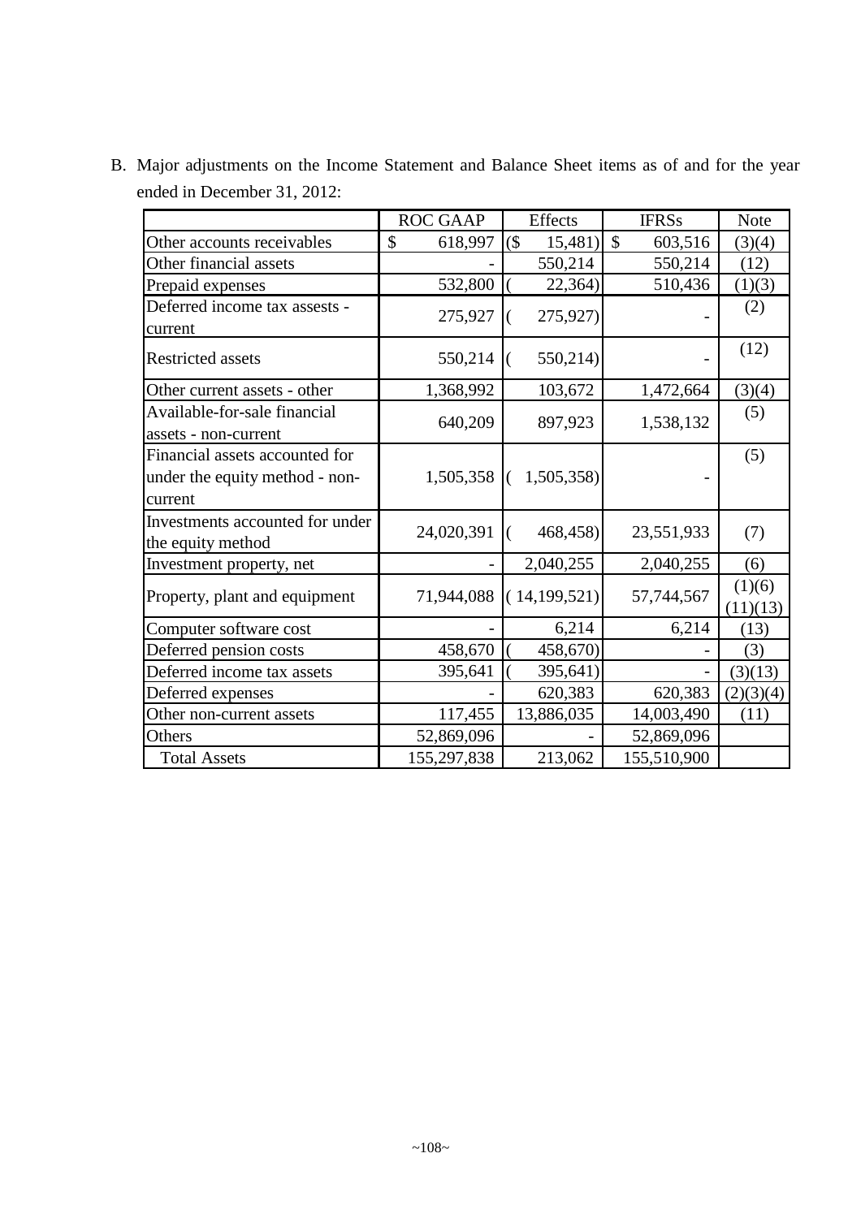B. Major adjustments on the Income Statement and Balance Sheet items as of and for the year ended in December 31, 2012:

| | ROC GAAP | Effects | IFRSs | Note |
|---|---|---|---|---|
| Other accounts receivables | $ 618,997 | ($ 15,481) | $ 603,516 | (3)(4) |
| Other financial assets | - | 550,214 | 550,214 | (12) |
| Prepaid expenses | 532,800 | ( 22,364) | 510,436 | (1)(3) |
| Deferred income tax assests - current | 275,927 | ( 275,927) | - | (2) |
| Restricted assets | 550,214 | ( 550,214) | - | (12) |
| Other current assets - other | 1,368,992 | 103,672 | 1,472,664 | (3)(4) |
| Available-for-sale financial assets - non-current | 640,209 | 897,923 | 1,538,132 | (5) |
| Financial assets accounted for under the equity method - non-current | 1,505,358 | ( 1,505,358) | - | (5) |
| Investments accounted for under the equity method | 24,020,391 | ( 468,458) | 23,551,933 | (7) |
| Investment property, net | - | 2,040,255 | 2,040,255 | (6) |
| Property, plant and equipment | 71,944,088 | ( 14,199,521) | 57,744,567 | (1)(6) (11)(13) |
| Computer software cost | - | 6,214 | 6,214 | (13) |
| Deferred pension costs | 458,670 | ( 458,670) | - | (3) |
| Deferred income tax assets | 395,641 | ( 395,641) | - | (3)(13) |
| Deferred expenses | - | 620,383 | 620,383 | (2)(3)(4) |
| Other non-current assets | 117,455 | 13,886,035 | 14,003,490 | (11) |
| Others | 52,869,096 | - | 52,869,096 | |
| Total Assets | 155,297,838 | 213,062 | 155,510,900 | |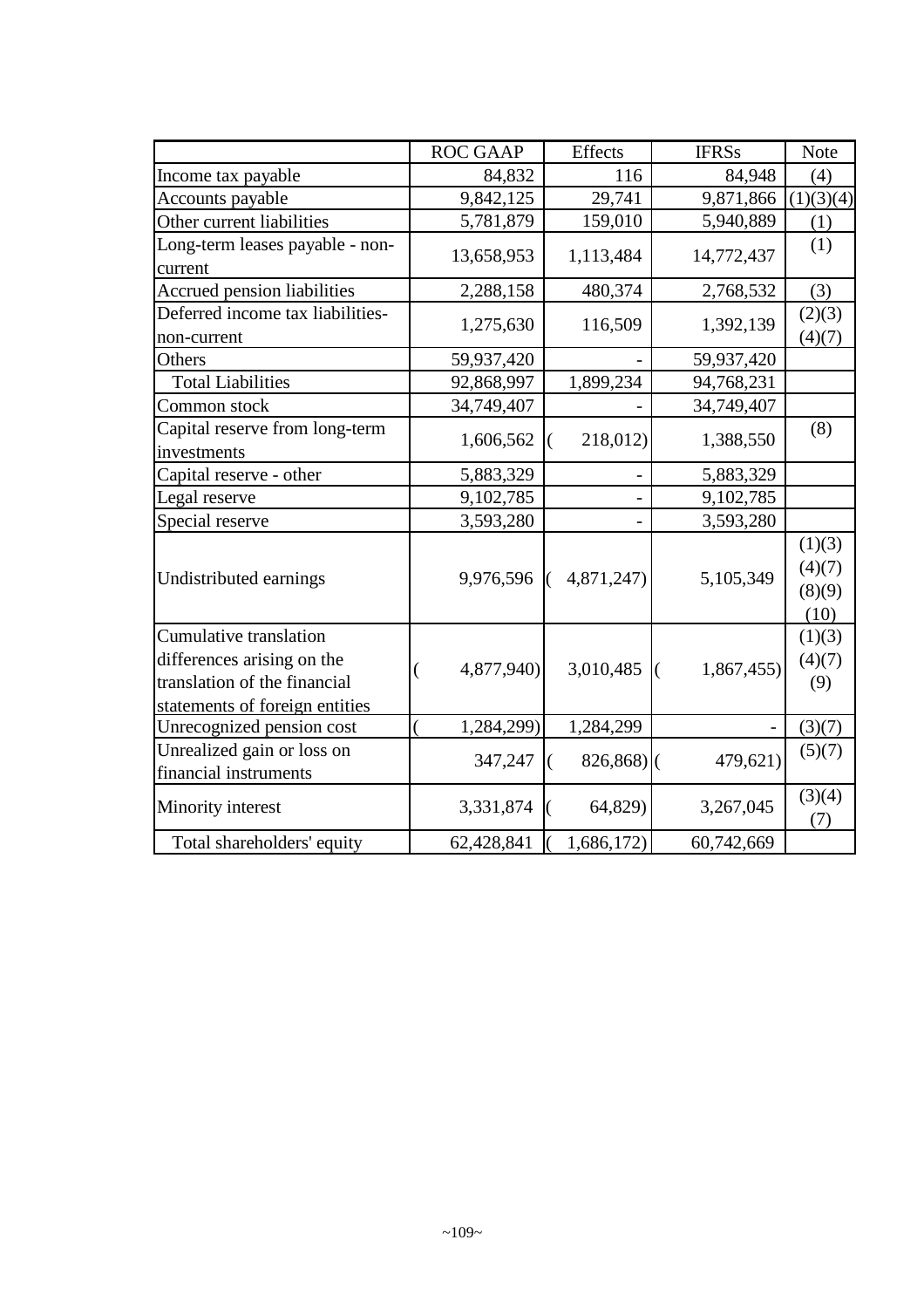| | ROC GAAP | Effects | IFRSs | Note |
|---|---|---|---|---|
| Income tax payable | 84,832 | 116 | 84,948 | (4) |
| Accounts payable | 9,842,125 | 29,741 | 9,871,866 | (1)(3)(4) |
| Other current liabilities | 5,781,879 | 159,010 | 5,940,889 | (1) |
| Long-term leases payable - non-current | 13,658,953 | 1,113,484 | 14,772,437 | (1) |
| Accrued pension liabilities | 2,288,158 | 480,374 | 2,768,532 | (3) |
| Deferred income tax liabilities-non-current | 1,275,630 | 116,509 | 1,392,139 | (2)(3)(4)(7) |
| Others | 59,937,420 | - | 59,937,420 | |
| Total Liabilities | 92,868,997 | 1,899,234 | 94,768,231 | |
| Common stock | 34,749,407 | - | 34,749,407 | |
| Capital reserve from long-term investments | 1,606,562 | ( 218,012) | 1,388,550 | (8) |
| Capital reserve - other | 5,883,329 | - | 5,883,329 | |
| Legal reserve | 9,102,785 | - | 9,102,785 | |
| Special reserve | 3,593,280 | - | 3,593,280 | |
| Undistributed earnings | 9,976,596 | ( 4,871,247) | 5,105,349 | (1)(3)(4)(7)(8)(9)(10) |
| Cumulative translation differences arising on the translation of the financial statements of foreign entities | ( 4,877,940) | 3,010,485 | ( 1,867,455) | (1)(3)(4)(7)(9) |
| Unrecognized pension cost | ( 1,284,299) | 1,284,299 | - | (3)(7) |
| Unrealized gain or loss on financial instruments | 347,247 | ( 826,868) | ( 479,621) | (5)(7) |
| Minority interest | 3,331,874 | ( 64,829) | 3,267,045 | (3)(4)(7) |
| Total shareholders' equity | 62,428,841 | ( 1,686,172) | 60,742,669 | |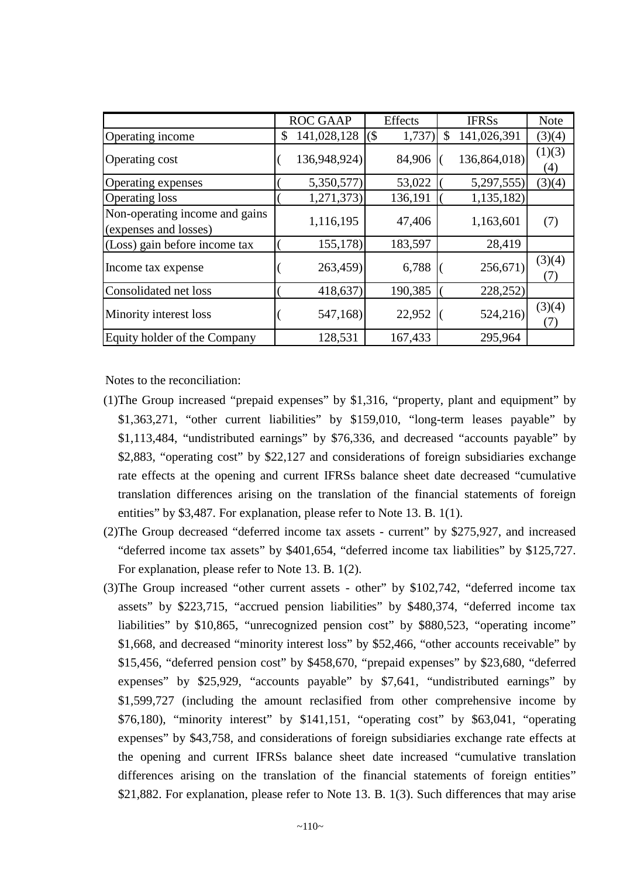| | ROC GAAP | Effects | IFRSs | Note |
|---|---|---|---|---|
| Operating income | $ 141,028,128 | ($ 1,737) | $ 141,026,391 | (3)(4) |
| Operating cost | ( 136,948,924) | 84,906 | ( 136,864,018) | (1)(3)(4) |
| Operating expenses | ( 5,350,577) | 53,022 | ( 5,297,555) | (3)(4) |
| Operating loss | ( 1,271,373) | 136,191 | ( 1,135,182) | |
| Non-operating income and gains (expenses and losses) | 1,116,195 | 47,406 | 1,163,601 | (7) |
| (Loss) gain before income tax | ( 155,178) | 183,597 | 28,419 | |
| Income tax expense | ( 263,459) | 6,788 | ( 256,671) | (3)(4)(7) |
| Consolidated net loss | ( 418,637) | 190,385 | ( 228,252) | |
| Minority interest loss | ( 547,168) | 22,952 | ( 524,216) | (3)(4)(7) |
| Equity holder of the Company | 128,531 | 167,433 | 295,964 | |

Notes to the reconciliation:

(1)The Group increased "prepaid expenses" by $1,316, "property, plant and equipment" by $1,363,271, "other current liabilities" by $159,010, "long-term leases payable" by $1,113,484, "undistributed earnings" by $76,336, and decreased "accounts payable" by $2,883, "operating cost" by $22,127 and considerations of foreign subsidiaries exchange rate effects at the opening and current IFRSs balance sheet date decreased "cumulative translation differences arising on the translation of the financial statements of foreign entities" by $3,487. For explanation, please refer to Note 13. B. 1(1).

(2)The Group decreased "deferred income tax assets - current" by $275,927, and increased "deferred income tax assets" by $401,654, "deferred income tax liabilities" by $125,727. For explanation, please refer to Note 13. B. 1(2).

(3)The Group increased "other current assets - other" by $102,742, "deferred income tax assets" by $223,715, "accrued pension liabilities" by $480,374, "deferred income tax liabilities" by $10,865, "unrecognized pension cost" by $880,523, "operating income" $1,668, and decreased "minority interest loss" by $52,466, "other accounts receivable" by $15,456, "deferred pension cost" by $458,670, "prepaid expenses" by $23,680, "deferred expenses" by $25,929, "accounts payable" by $7,641, "undistributed earnings" by $1,599,727 (including the amount reclasified from other comprehensive income by $76,180), "minority interest" by $141,151, "operating cost" by $63,041, "operating expenses" by $43,758, and considerations of foreign subsidiaries exchange rate effects at the opening and current IFRSs balance sheet date increased "cumulative translation differences arising on the translation of the financial statements of foreign entities" $21,882. For explanation, please refer to Note 13. B. 1(3). Such differences that may arise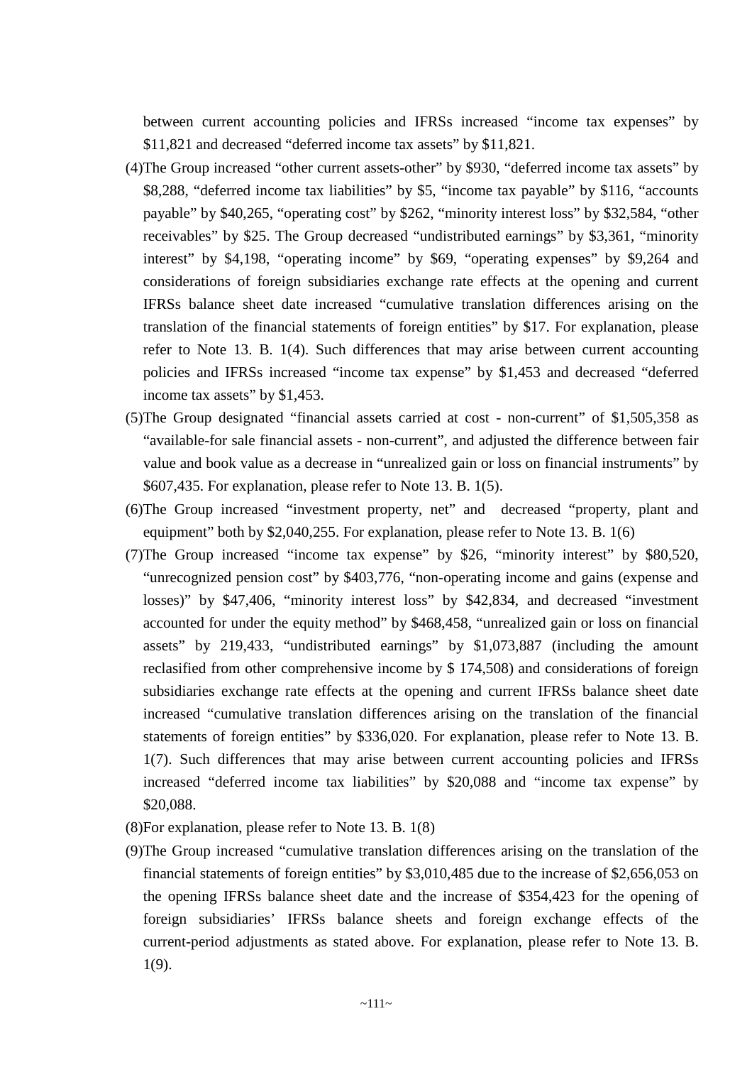between current accounting policies and IFRSs increased "income tax expenses" by $11,821 and decreased "deferred income tax assets" by $11,821.

(4)The Group increased "other current assets-other" by $930, "deferred income tax assets" by $8,288, "deferred income tax liabilities" by $5, "income tax payable" by $116, "accounts payable" by $40,265, "operating cost" by $262, "minority interest loss" by $32,584, "other receivables" by $25. The Group decreased "undistributed earnings" by $3,361, "minority interest" by $4,198, "operating income" by $69, "operating expenses" by $9,264 and considerations of foreign subsidiaries exchange rate effects at the opening and current IFRSs balance sheet date increased "cumulative translation differences arising on the translation of the financial statements of foreign entities" by $17. For explanation, please refer to Note 13. B. 1(4). Such differences that may arise between current accounting policies and IFRSs increased "income tax expense" by $1,453 and decreased "deferred income tax assets" by $1,453.

(5)The Group designated "financial assets carried at cost - non-current" of $1,505,358 as "available-for sale financial assets - non-current", and adjusted the difference between fair value and book value as a decrease in "unrealized gain or loss on financial instruments" by $607,435. For explanation, please refer to Note 13. B. 1(5).

(6)The Group increased "investment property, net" and decreased "property, plant and equipment" both by $2,040,255. For explanation, please refer to Note 13. B. 1(6)

(7)The Group increased "income tax expense" by $26, "minority interest" by $80,520, "unrecognized pension cost" by $403,776, "non-operating income and gains (expense and losses)" by $47,406, "minority interest loss" by $42,834, and decreased "investment accounted for under the equity method" by $468,458, "unrealized gain or loss on financial assets" by 219,433, "undistributed earnings" by $1,073,887 (including the amount reclasified from other comprehensive income by $ 174,508) and considerations of foreign subsidiaries exchange rate effects at the opening and current IFRSs balance sheet date increased "cumulative translation differences arising on the translation of the financial statements of foreign entities" by $336,020. For explanation, please refer to Note 13. B. 1(7). Such differences that may arise between current accounting policies and IFRSs increased "deferred income tax liabilities" by $20,088 and "income tax expense" by $20,088.

(8)For explanation, please refer to Note 13. B. 1(8)

(9)The Group increased "cumulative translation differences arising on the translation of the financial statements of foreign entities" by $3,010,485 due to the increase of $2,656,053 on the opening IFRSs balance sheet date and the increase of $354,423 for the opening of foreign subsidiaries' IFRSs balance sheets and foreign exchange effects of the current-period adjustments as stated above. For explanation, please refer to Note 13. B. 1(9).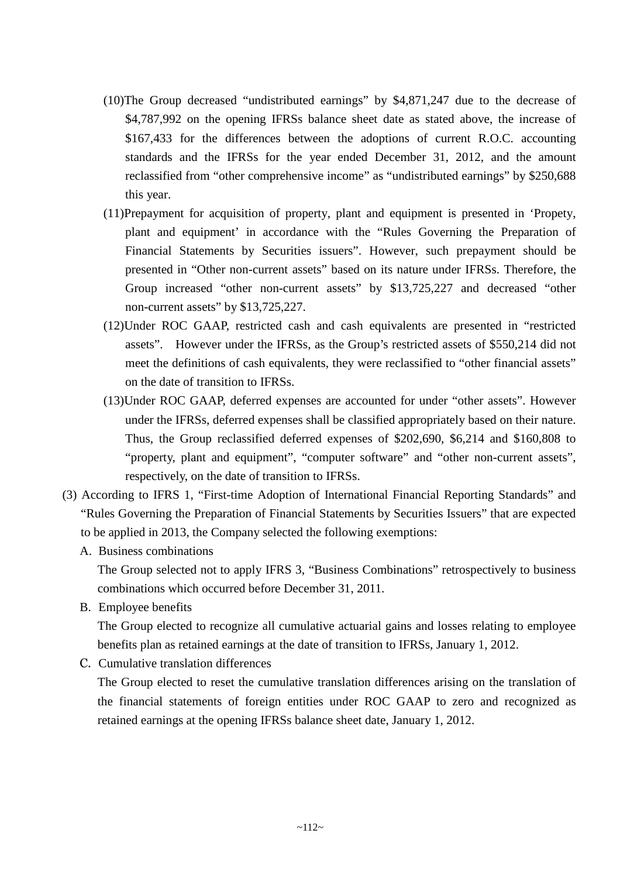(10) The Group decreased “undistributed earnings” by $4,871,247 due to the decrease of $4,787,992 on the opening IFRSs balance sheet date as stated above, the increase of $167,433 for the differences between the adoptions of current R.O.C. accounting standards and the IFRSs for the year ended December 31, 2012, and the amount reclassified from “other comprehensive income” as “undistributed earnings” by $250,688 this year.

(11) Prepayment for acquisition of property, plant and equipment is presented in ‘Propety, plant and equipment’ in accordance with the “Rules Governing the Preparation of Financial Statements by Securities issuers”. However, such prepayment should be presented in “Other non-current assets” based on its nature under IFRSs. Therefore, the Group increased “other non-current assets” by $13,725,227 and decreased “other non-current assets” by $13,725,227.

(12) Under ROC GAAP, restricted cash and cash equivalents are presented in “restricted assets”. However under the IFRSs, as the Group’s restricted assets of $550,214 did not meet the definitions of cash equivalents, they were reclassified to “other financial assets” on the date of transition to IFRSs.

(13) Under ROC GAAP, deferred expenses are accounted for under “other assets”. However under the IFRSs, deferred expenses shall be classified appropriately based on their nature. Thus, the Group reclassified deferred expenses of $202,690, $6,214 and $160,808 to “property, plant and equipment”, “computer software” and “other non-current assets”, respectively, on the date of transition to IFRSs.

(3) According to IFRS 1, “First-time Adoption of International Financial Reporting Standards” and “Rules Governing the Preparation of Financial Statements by Securities Issuers” that are expected to be applied in 2013, the Company selected the following exemptions:

A. Business combinations

The Group selected not to apply IFRS 3, “Business Combinations” retrospectively to business combinations which occurred before December 31, 2011.

B. Employee benefits

The Group elected to recognize all cumulative actuarial gains and losses relating to employee benefits plan as retained earnings at the date of transition to IFRSs, January 1, 2012.

C. Cumulative translation differences

The Group elected to reset the cumulative translation differences arising on the translation of the financial statements of foreign entities under ROC GAAP to zero and recognized as retained earnings at the opening IFRSs balance sheet date, January 1, 2012.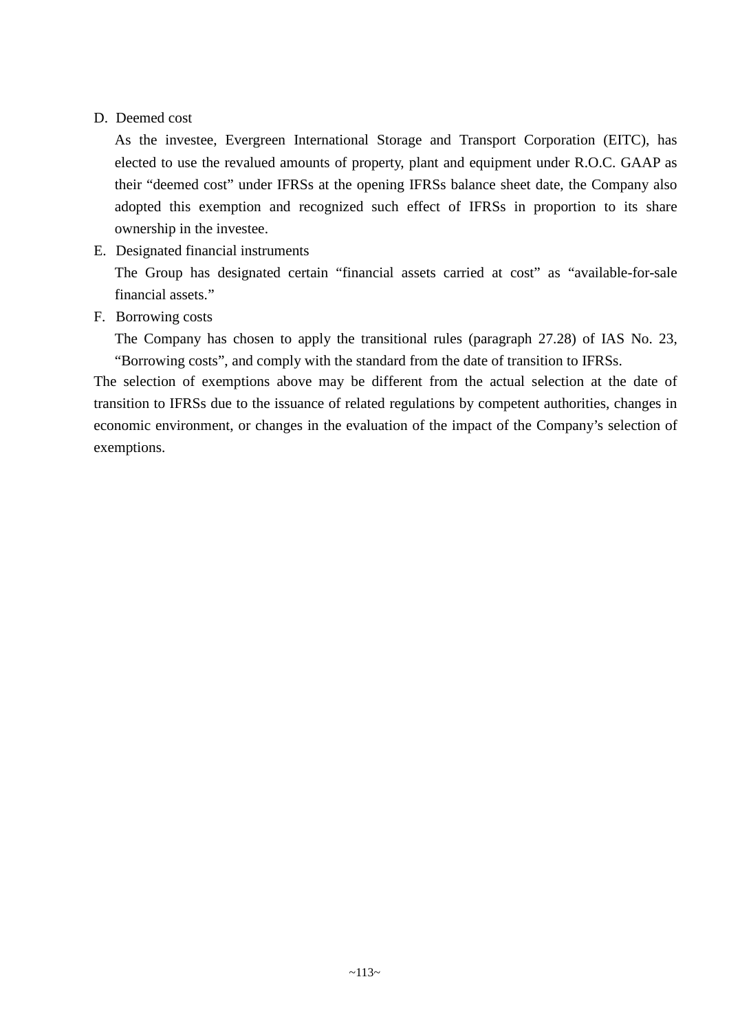D. Deemed cost

As the investee, Evergreen International Storage and Transport Corporation (EITC), has elected to use the revalued amounts of property, plant and equipment under R.O.C. GAAP as their "deemed cost" under IFRSs at the opening IFRSs balance sheet date, the Company also adopted this exemption and recognized such effect of IFRSs in proportion to its share ownership in the investee.

E. Designated financial instruments

The Group has designated certain "financial assets carried at cost" as "available-for-sale financial assets."

F. Borrowing costs

The Company has chosen to apply the transitional rules (paragraph 27.28) of IAS No. 23, "Borrowing costs", and comply with the standard from the date of transition to IFRSs.

The selection of exemptions above may be different from the actual selection at the date of transition to IFRSs due to the issuance of related regulations by competent authorities, changes in economic environment, or changes in the evaluation of the impact of the Company's selection of exemptions.